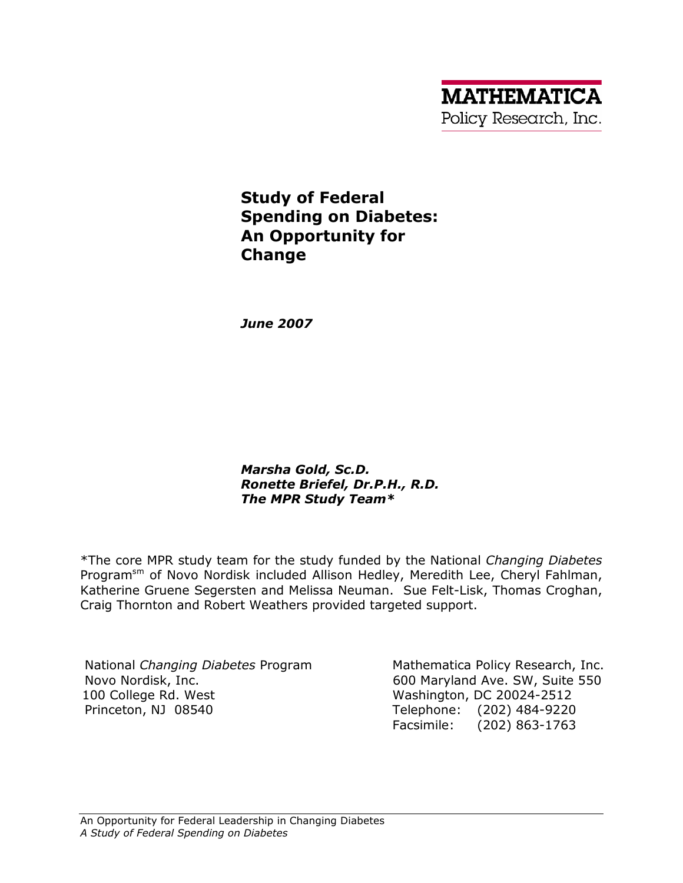MATHEMATICA
Policy Research, Inc.

# Study of Federal Spending on Diabetes: An Opportunity for Change

***June 2007***

***Marsha Gold, Sc.D.***
***Ronette Briefel, Dr.P.H., R.D.***
***The MPR Study Team****

*The core MPR study team for the study funded by the National *Changing Diabetes* Program[sm] of Novo Nordisk included Allison Hedley, Meredith Lee, Cheryl Fahlman, Katherine Gruene Segersten and Melissa Neuman. Sue Felt-Lisk, Thomas Croghan, Craig Thornton and Robert Weathers provided targeted support.

National *Changing Diabetes* Program
Novo Nordisk, Inc.
100 College Rd. West
Princeton, NJ 08540

Mathematica Policy Research, Inc.
600 Maryland Ave. SW, Suite 550
Washington, DC 20024-2512
Telephone: (202) 484-9220
Facsimile: (202) 863-1763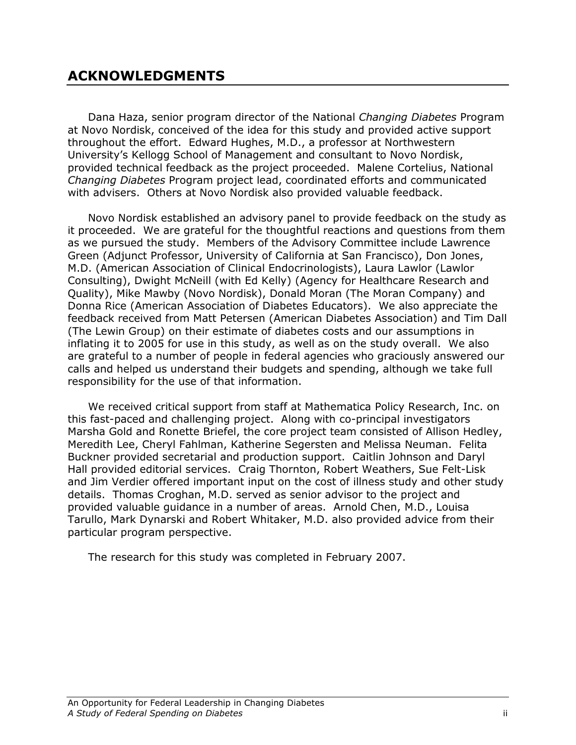## ACKNOWLEDGMENTS

Dana Haza, senior program director of the National *Changing Diabetes* Program at Novo Nordisk, conceived of the idea for this study and provided active support throughout the effort. Edward Hughes, M.D., a professor at Northwestern University's Kellogg School of Management and consultant to Novo Nordisk, provided technical feedback as the project proceeded. Malene Cortelius, National *Changing Diabetes* Program project lead, coordinated efforts and communicated with advisers. Others at Novo Nordisk also provided valuable feedback.

Novo Nordisk established an advisory panel to provide feedback on the study as it proceeded. We are grateful for the thoughtful reactions and questions from them as we pursued the study. Members of the Advisory Committee include Lawrence Green (Adjunct Professor, University of California at San Francisco), Don Jones, M.D. (American Association of Clinical Endocrinologists), Laura Lawlor (Lawlor Consulting), Dwight McNeill (with Ed Kelly) (Agency for Healthcare Research and Quality), Mike Mawby (Novo Nordisk), Donald Moran (The Moran Company) and Donna Rice (American Association of Diabetes Educators). We also appreciate the feedback received from Matt Petersen (American Diabetes Association) and Tim Dall (The Lewin Group) on their estimate of diabetes costs and our assumptions in inflating it to 2005 for use in this study, as well as on the study overall. We also are grateful to a number of people in federal agencies who graciously answered our calls and helped us understand their budgets and spending, although we take full responsibility for the use of that information.

We received critical support from staff at Mathematica Policy Research, Inc. on this fast-paced and challenging project. Along with co-principal investigators Marsha Gold and Ronette Briefel, the core project team consisted of Allison Hedley, Meredith Lee, Cheryl Fahlman, Katherine Segersten and Melissa Neuman. Felita Buckner provided secretarial and production support. Caitlin Johnson and Daryl Hall provided editorial services. Craig Thornton, Robert Weathers, Sue Felt-Lisk and Jim Verdier offered important input on the cost of illness study and other study details. Thomas Croghan, M.D. served as senior advisor to the project and provided valuable guidance in a number of areas. Arnold Chen, M.D., Louisa Tarullo, Mark Dynarski and Robert Whitaker, M.D. also provided advice from their particular program perspective.

The research for this study was completed in February 2007.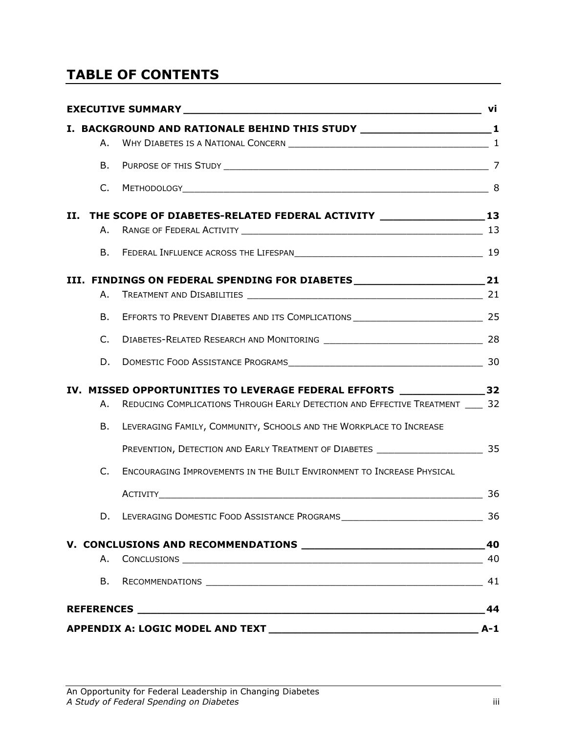# TABLE OF CONTENTS

**EXECUTIVE SUMMARY** vi

**I. BACKGROUND AND RATIONALE BEHIND THIS STUDY** 1

- A. WHY DIABETES IS A NATIONAL CONCERN 1
- B. PURPOSE OF THIS STUDY 7
- C. METHODOLOGY 8

**II. THE SCOPE OF DIABETES-RELATED FEDERAL ACTIVITY** 13

- A. RANGE OF FEDERAL ACTIVITY 13
- B. FEDERAL INFLUENCE ACROSS THE LIFESPAN 19

**III. FINDINGS ON FEDERAL SPENDING FOR DIABETES** 21

- A. TREATMENT AND DISABILITIES 21
- B. EFFORTS TO PREVENT DIABETES AND ITS COMPLICATIONS 25
- C. DIABETES-RELATED RESEARCH AND MONITORING 28
- D. DOMESTIC FOOD ASSISTANCE PROGRAMS 30

**IV. MISSED OPPORTUNITIES TO LEVERAGE FEDERAL EFFORTS** 32

- A. REDUCING COMPLICATIONS THROUGH EARLY DETECTION AND EFFECTIVE TREATMENT 32
- B. LEVERAGING FAMILY, COMMUNITY, SCHOOLS AND THE WORKPLACE TO INCREASE PREVENTION, DETECTION AND EARLY TREATMENT OF DIABETES 35
- C. ENCOURAGING IMPROVEMENTS IN THE BUILT ENVIRONMENT TO INCREASE PHYSICAL ACTIVITY 36
- D. LEVERAGING DOMESTIC FOOD ASSISTANCE PROGRAMS 36

**V. CONCLUSIONS AND RECOMMENDATIONS** 40

- A. CONCLUSIONS 40
- B. RECOMMENDATIONS 41

**REFERENCES** 44

**APPENDIX A: LOGIC MODEL AND TEXT** A-1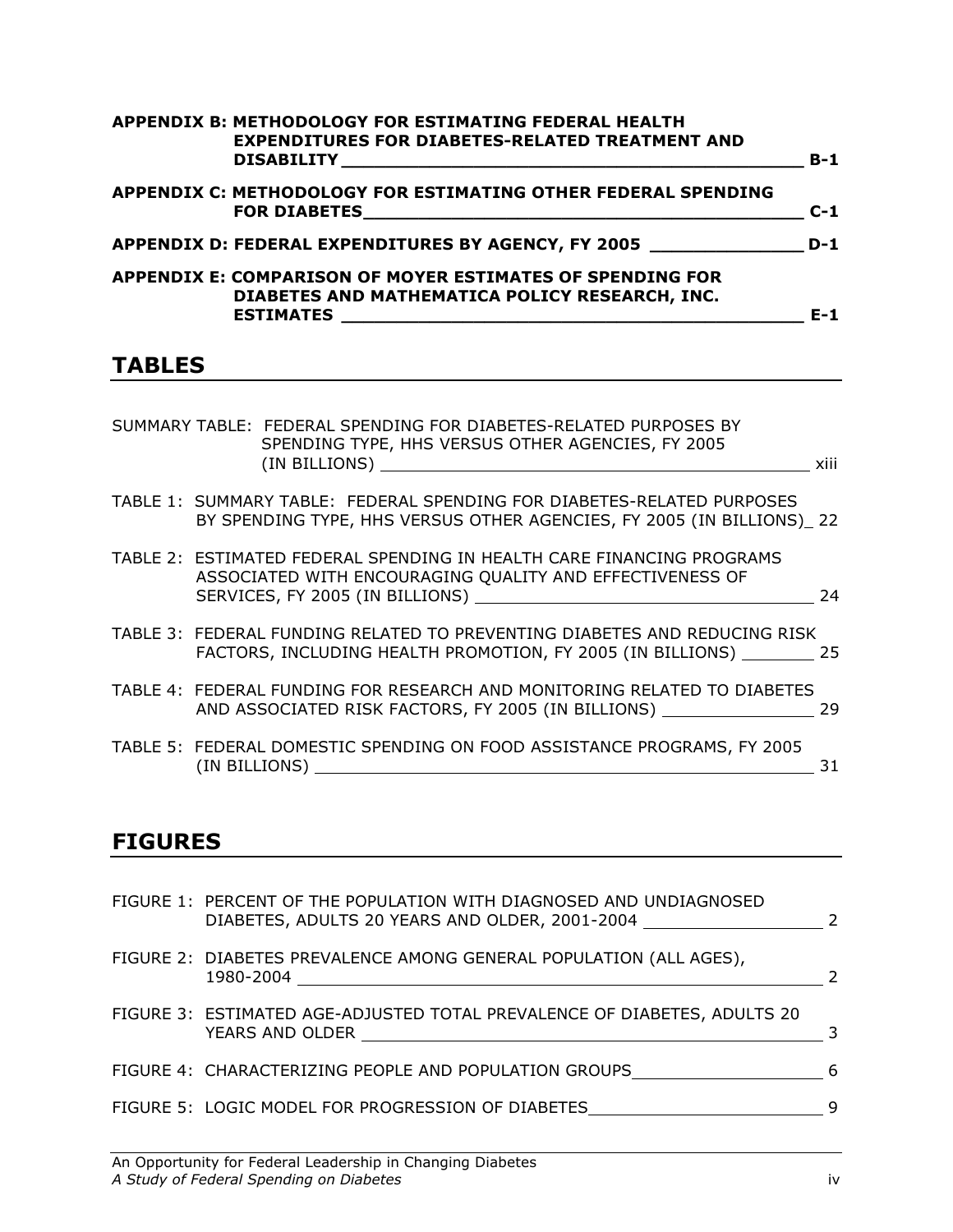**APPENDIX B: METHODOLOGY FOR ESTIMATING FEDERAL HEALTH EXPENDITURES FOR DIABETES-RELATED TREATMENT AND DISABILITY** _____ **B-1**

**APPENDIX C: METHODOLOGY FOR ESTIMATING OTHER FEDERAL SPENDING FOR DIABETES** _____ **C-1**

**APPENDIX D: FEDERAL EXPENDITURES BY AGENCY, FY 2005** _____ **D-1**

**APPENDIX E: COMPARISON OF MOYER ESTIMATES OF SPENDING FOR DIABETES AND MATHEMATICA POLICY RESEARCH, INC. ESTIMATES** _____ **E-1**

## TABLES

SUMMARY TABLE: FEDERAL SPENDING FOR DIABETES-RELATED PURPOSES BY SPENDING TYPE, HHS VERSUS OTHER AGENCIES, FY 2005 (IN BILLIONS) _____ xiii

TABLE 1: SUMMARY TABLE: FEDERAL SPENDING FOR DIABETES-RELATED PURPOSES BY SPENDING TYPE, HHS VERSUS OTHER AGENCIES, FY 2005 (IN BILLIONS) _____ 22

TABLE 2: ESTIMATED FEDERAL SPENDING IN HEALTH CARE FINANCING PROGRAMS ASSOCIATED WITH ENCOURAGING QUALITY AND EFFECTIVENESS OF SERVICES, FY 2005 (IN BILLIONS) _____ 24

TABLE 3: FEDERAL FUNDING RELATED TO PREVENTING DIABETES AND REDUCING RISK FACTORS, INCLUDING HEALTH PROMOTION, FY 2005 (IN BILLIONS) _____ 25

TABLE 4: FEDERAL FUNDING FOR RESEARCH AND MONITORING RELATED TO DIABETES AND ASSOCIATED RISK FACTORS, FY 2005 (IN BILLIONS) _____ 29

TABLE 5: FEDERAL DOMESTIC SPENDING ON FOOD ASSISTANCE PROGRAMS, FY 2005 (IN BILLIONS) _____ 31

## FIGURES

FIGURE 1: PERCENT OF THE POPULATION WITH DIAGNOSED AND UNDIAGNOSED DIABETES, ADULTS 20 YEARS AND OLDER, 2001-2004 _____ 2

FIGURE 2: DIABETES PREVALENCE AMONG GENERAL POPULATION (ALL AGES), 1980-2004 _____ 2

FIGURE 3: ESTIMATED AGE-ADJUSTED TOTAL PREVALENCE OF DIABETES, ADULTS 20 YEARS AND OLDER _____ 3

FIGURE 4: CHARACTERIZING PEOPLE AND POPULATION GROUPS _____ 6

FIGURE 5: LOGIC MODEL FOR PROGRESSION OF DIABETES _____ 9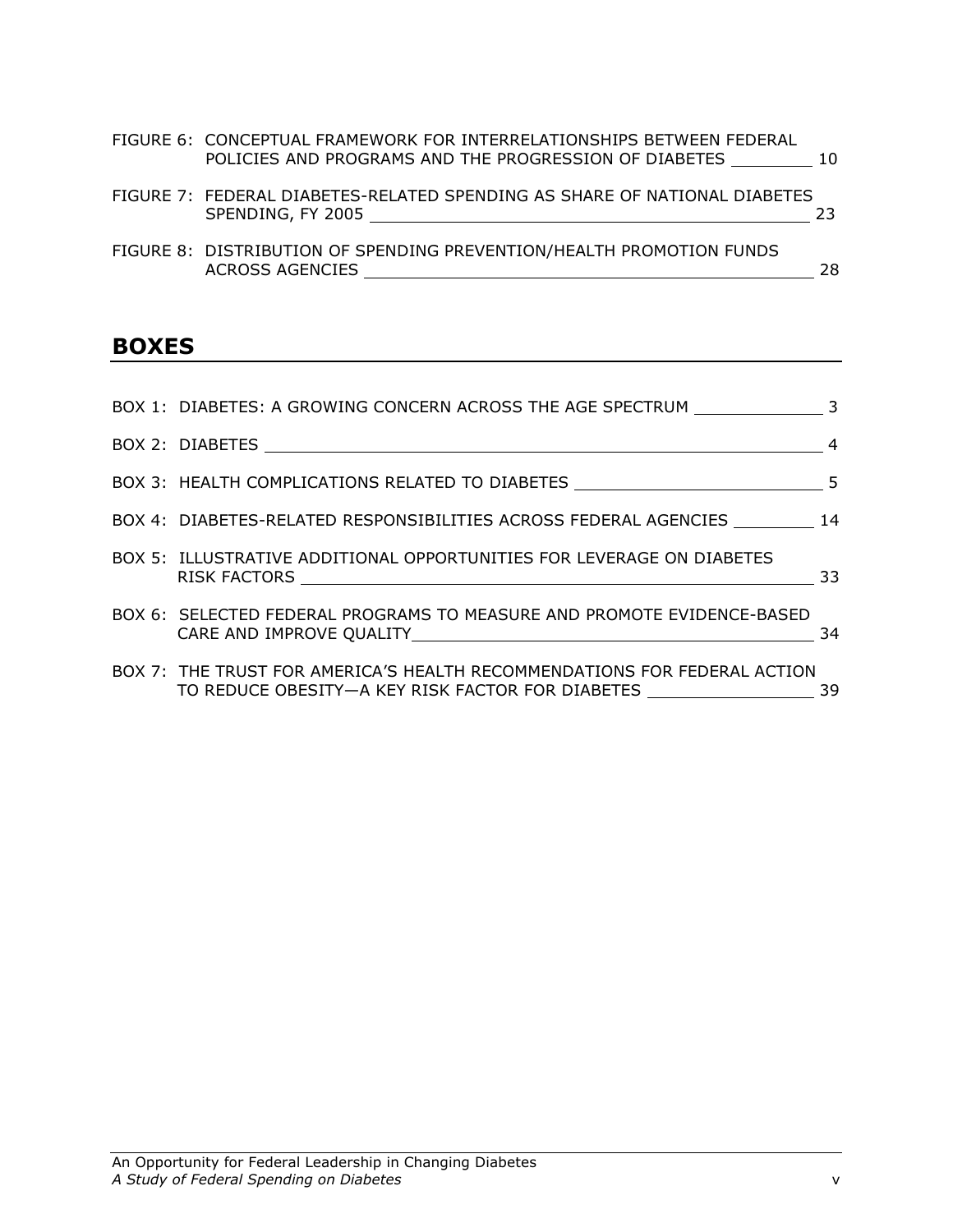FIGURE 6: CONCEPTUAL FRAMEWORK FOR INTERRELATIONSHIPS BETWEEN FEDERAL POLICIES AND PROGRAMS AND THE PROGRESSION OF DIABETES 10

FIGURE 7: FEDERAL DIABETES-RELATED SPENDING AS SHARE OF NATIONAL DIABETES SPENDING, FY 2005 23

FIGURE 8: DISTRIBUTION OF SPENDING PREVENTION/HEALTH PROMOTION FUNDS ACROSS AGENCIES 28

## BOXES

BOX 1: DIABETES: A GROWING CONCERN ACROSS THE AGE SPECTRUM 3

BOX 2: DIABETES 4

BOX 3: HEALTH COMPLICATIONS RELATED TO DIABETES 5

BOX 4: DIABETES-RELATED RESPONSIBILITIES ACROSS FEDERAL AGENCIES 14

BOX 5: ILLUSTRATIVE ADDITIONAL OPPORTUNITIES FOR LEVERAGE ON DIABETES RISK FACTORS 33

BOX 6: SELECTED FEDERAL PROGRAMS TO MEASURE AND PROMOTE EVIDENCE-BASED CARE AND IMPROVE QUALITY 34

BOX 7: THE TRUST FOR AMERICA'S HEALTH RECOMMENDATIONS FOR FEDERAL ACTION TO REDUCE OBESITY—A KEY RISK FACTOR FOR DIABETES 39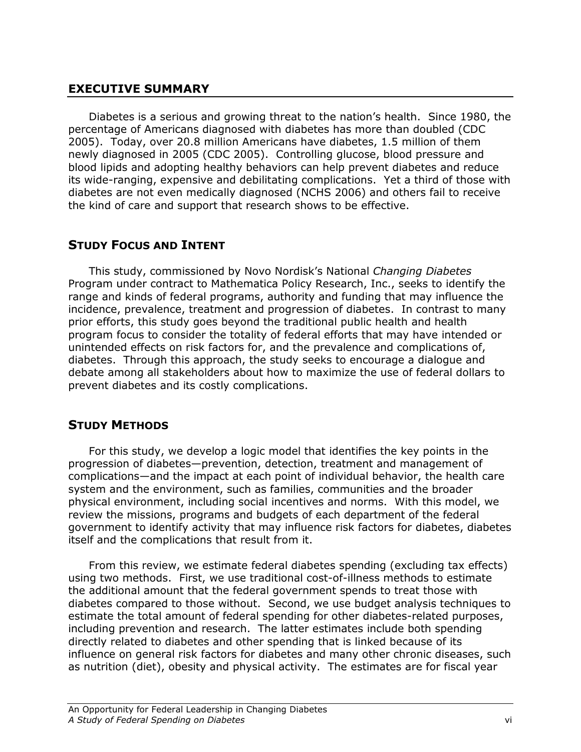## EXECUTIVE SUMMARY

Diabetes is a serious and growing threat to the nation's health. Since 1980, the percentage of Americans diagnosed with diabetes has more than doubled (CDC 2005). Today, over 20.8 million Americans have diabetes, 1.5 million of them newly diagnosed in 2005 (CDC 2005). Controlling glucose, blood pressure and blood lipids and adopting healthy behaviors can help prevent diabetes and reduce its wide-ranging, expensive and debilitating complications. Yet a third of those with diabetes are not even medically diagnosed (NCHS 2006) and others fail to receive the kind of care and support that research shows to be effective.

### STUDY FOCUS AND INTENT

This study, commissioned by Novo Nordisk's National *Changing Diabetes* Program under contract to Mathematica Policy Research, Inc., seeks to identify the range and kinds of federal programs, authority and funding that may influence the incidence, prevalence, treatment and progression of diabetes. In contrast to many prior efforts, this study goes beyond the traditional public health and health program focus to consider the totality of federal efforts that may have intended or unintended effects on risk factors for, and the prevalence and complications of, diabetes. Through this approach, the study seeks to encourage a dialogue and debate among all stakeholders about how to maximize the use of federal dollars to prevent diabetes and its costly complications.

### STUDY METHODS

For this study, we develop a logic model that identifies the key points in the progression of diabetes—prevention, detection, treatment and management of complications—and the impact at each point of individual behavior, the health care system and the environment, such as families, communities and the broader physical environment, including social incentives and norms. With this model, we review the missions, programs and budgets of each department of the federal government to identify activity that may influence risk factors for diabetes, diabetes itself and the complications that result from it.

From this review, we estimate federal diabetes spending (excluding tax effects) using two methods. First, we use traditional cost-of-illness methods to estimate the additional amount that the federal government spends to treat those with diabetes compared to those without. Second, we use budget analysis techniques to estimate the total amount of federal spending for other diabetes-related purposes, including prevention and research. The latter estimates include both spending directly related to diabetes and other spending that is linked because of its influence on general risk factors for diabetes and many other chronic diseases, such as nutrition (diet), obesity and physical activity. The estimates are for fiscal year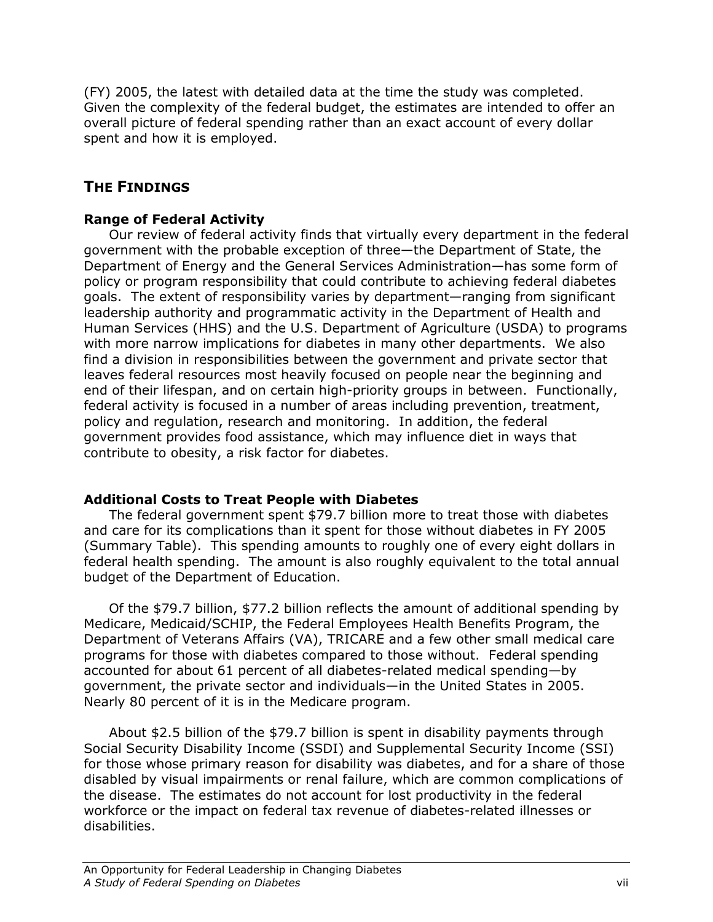(FY) 2005, the latest with detailed data at the time the study was completed. Given the complexity of the federal budget, the estimates are intended to offer an overall picture of federal spending rather than an exact account of every dollar spent and how it is employed.

## THE FINDINGS

### Range of Federal Activity

Our review of federal activity finds that virtually every department in the federal government with the probable exception of three—the Department of State, the Department of Energy and the General Services Administration—has some form of policy or program responsibility that could contribute to achieving federal diabetes goals. The extent of responsibility varies by department—ranging from significant leadership authority and programmatic activity in the Department of Health and Human Services (HHS) and the U.S. Department of Agriculture (USDA) to programs with more narrow implications for diabetes in many other departments. We also find a division in responsibilities between the government and private sector that leaves federal resources most heavily focused on people near the beginning and end of their lifespan, and on certain high-priority groups in between. Functionally, federal activity is focused in a number of areas including prevention, treatment, policy and regulation, research and monitoring. In addition, the federal government provides food assistance, which may influence diet in ways that contribute to obesity, a risk factor for diabetes.

### Additional Costs to Treat People with Diabetes

The federal government spent $79.7 billion more to treat those with diabetes and care for its complications than it spent for those without diabetes in FY 2005 (Summary Table). This spending amounts to roughly one of every eight dollars in federal health spending. The amount is also roughly equivalent to the total annual budget of the Department of Education.

Of the $79.7 billion, $77.2 billion reflects the amount of additional spending by Medicare, Medicaid/SCHIP, the Federal Employees Health Benefits Program, the Department of Veterans Affairs (VA), TRICARE and a few other small medical care programs for those with diabetes compared to those without. Federal spending accounted for about 61 percent of all diabetes-related medical spending—by government, the private sector and individuals—in the United States in 2005. Nearly 80 percent of it is in the Medicare program.

About $2.5 billion of the $79.7 billion is spent in disability payments through Social Security Disability Income (SSDI) and Supplemental Security Income (SSI) for those whose primary reason for disability was diabetes, and for a share of those disabled by visual impairments or renal failure, which are common complications of the disease. The estimates do not account for lost productivity in the federal workforce or the impact on federal tax revenue of diabetes-related illnesses or disabilities.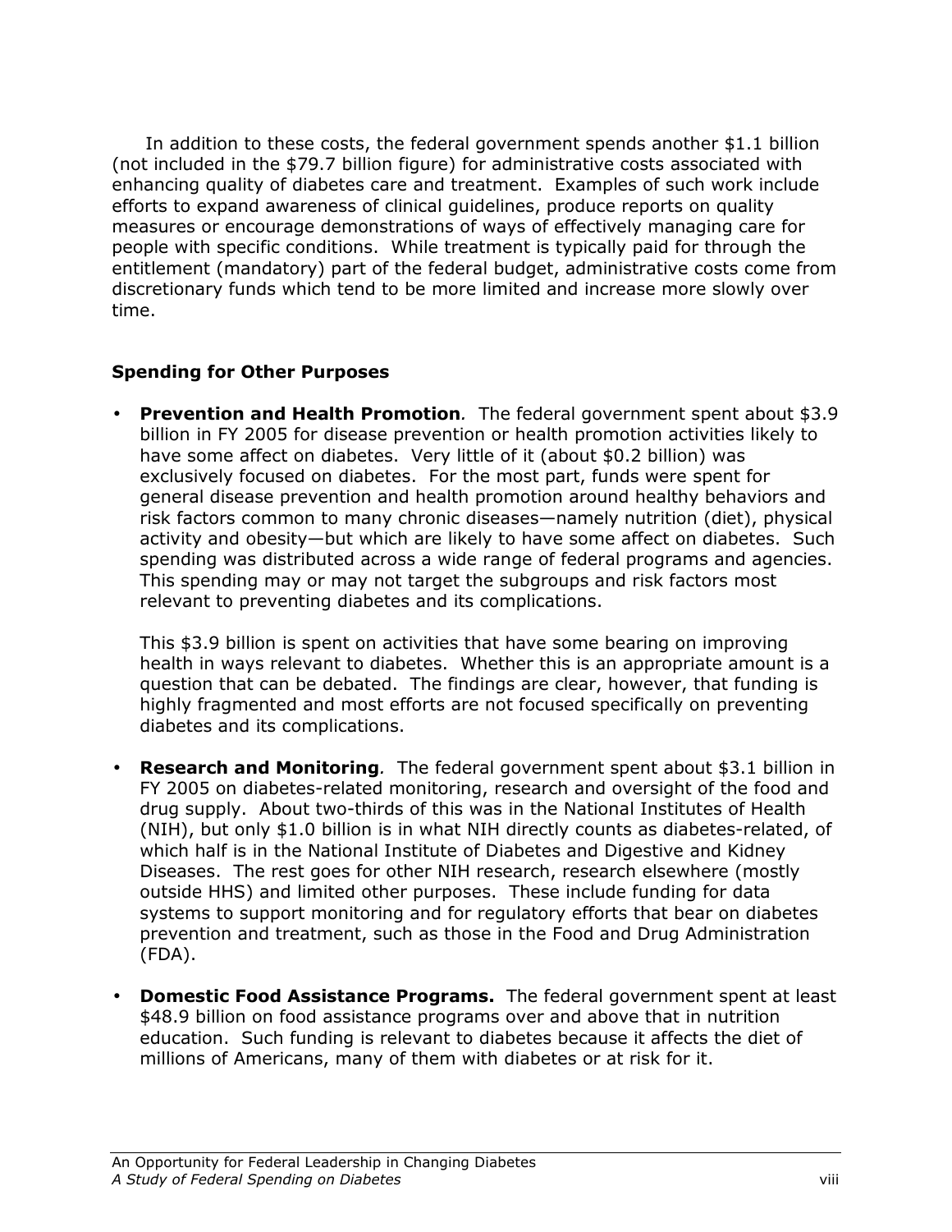In addition to these costs, the federal government spends another $1.1 billion (not included in the $79.7 billion figure) for administrative costs associated with enhancing quality of diabetes care and treatment. Examples of such work include efforts to expand awareness of clinical guidelines, produce reports on quality measures or encourage demonstrations of ways of effectively managing care for people with specific conditions. While treatment is typically paid for through the entitlement (mandatory) part of the federal budget, administrative costs come from discretionary funds which tend to be more limited and increase more slowly over time.

### Spending for Other Purposes

- **Prevention and Health Promotion***.* The federal government spent about $3.9 billion in FY 2005 for disease prevention or health promotion activities likely to have some affect on diabetes. Very little of it (about $0.2 billion) was exclusively focused on diabetes. For the most part, funds were spent for general disease prevention and health promotion around healthy behaviors and risk factors common to many chronic diseases—namely nutrition (diet), physical activity and obesity—but which are likely to have some affect on diabetes. Such spending was distributed across a wide range of federal programs and agencies. This spending may or may not target the subgroups and risk factors most relevant to preventing diabetes and its complications.

  This $3.9 billion is spent on activities that have some bearing on improving health in ways relevant to diabetes. Whether this is an appropriate amount is a question that can be debated. The findings are clear, however, that funding is highly fragmented and most efforts are not focused specifically on preventing diabetes and its complications.

- **Research and Monitoring***.* The federal government spent about $3.1 billion in FY 2005 on diabetes-related monitoring, research and oversight of the food and drug supply. About two-thirds of this was in the National Institutes of Health (NIH), but only $1.0 billion is in what NIH directly counts as diabetes-related, of which half is in the National Institute of Diabetes and Digestive and Kidney Diseases. The rest goes for other NIH research, research elsewhere (mostly outside HHS) and limited other purposes. These include funding for data systems to support monitoring and for regulatory efforts that bear on diabetes prevention and treatment, such as those in the Food and Drug Administration (FDA).

- **Domestic Food Assistance Programs.** The federal government spent at least $48.9 billion on food assistance programs over and above that in nutrition education. Such funding is relevant to diabetes because it affects the diet of millions of Americans, many of them with diabetes or at risk for it.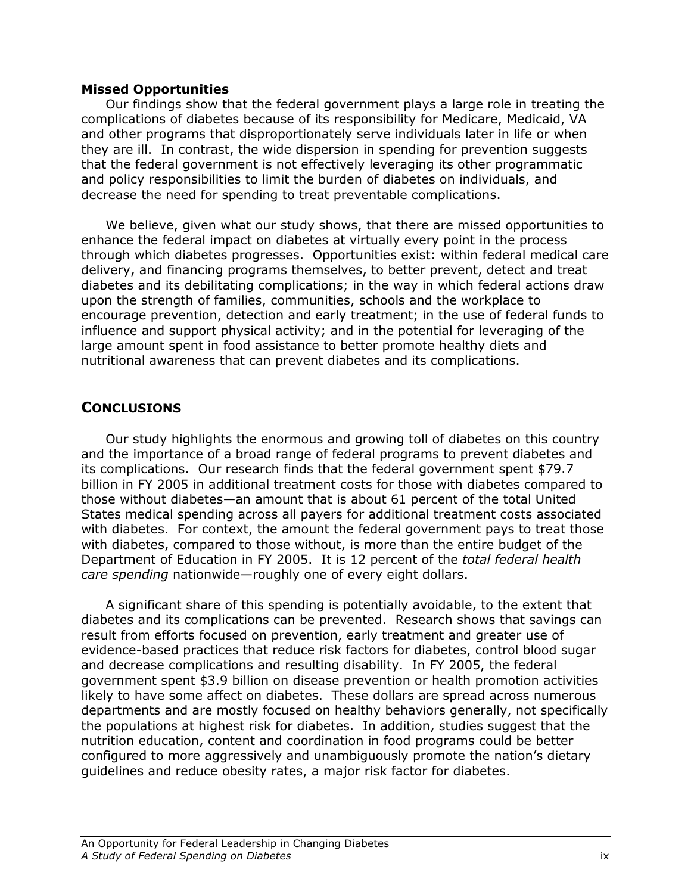**Missed Opportunities**

Our findings show that the federal government plays a large role in treating the complications of diabetes because of its responsibility for Medicare, Medicaid, VA and other programs that disproportionately serve individuals later in life or when they are ill. In contrast, the wide dispersion in spending for prevention suggests that the federal government is not effectively leveraging its other programmatic and policy responsibilities to limit the burden of diabetes on individuals, and decrease the need for spending to treat preventable complications.

We believe, given what our study shows, that there are missed opportunities to enhance the federal impact on diabetes at virtually every point in the process through which diabetes progresses. Opportunities exist: within federal medical care delivery, and financing programs themselves, to better prevent, detect and treat diabetes and its debilitating complications; in the way in which federal actions draw upon the strength of families, communities, schools and the workplace to encourage prevention, detection and early treatment; in the use of federal funds to influence and support physical activity; and in the potential for leveraging of the large amount spent in food assistance to better promote healthy diets and nutritional awareness that can prevent diabetes and its complications.

## CONCLUSIONS

Our study highlights the enormous and growing toll of diabetes on this country and the importance of a broad range of federal programs to prevent diabetes and its complications. Our research finds that the federal government spent $79.7 billion in FY 2005 in additional treatment costs for those with diabetes compared to those without diabetes—an amount that is about 61 percent of the total United States medical spending across all payers for additional treatment costs associated with diabetes. For context, the amount the federal government pays to treat those with diabetes, compared to those without, is more than the entire budget of the Department of Education in FY 2005. It is 12 percent of the *total federal health care spending* nationwide—roughly one of every eight dollars.

A significant share of this spending is potentially avoidable, to the extent that diabetes and its complications can be prevented. Research shows that savings can result from efforts focused on prevention, early treatment and greater use of evidence-based practices that reduce risk factors for diabetes, control blood sugar and decrease complications and resulting disability. In FY 2005, the federal government spent $3.9 billion on disease prevention or health promotion activities likely to have some affect on diabetes. These dollars are spread across numerous departments and are mostly focused on healthy behaviors generally, not specifically the populations at highest risk for diabetes. In addition, studies suggest that the nutrition education, content and coordination in food programs could be better configured to more aggressively and unambiguously promote the nation's dietary guidelines and reduce obesity rates, a major risk factor for diabetes.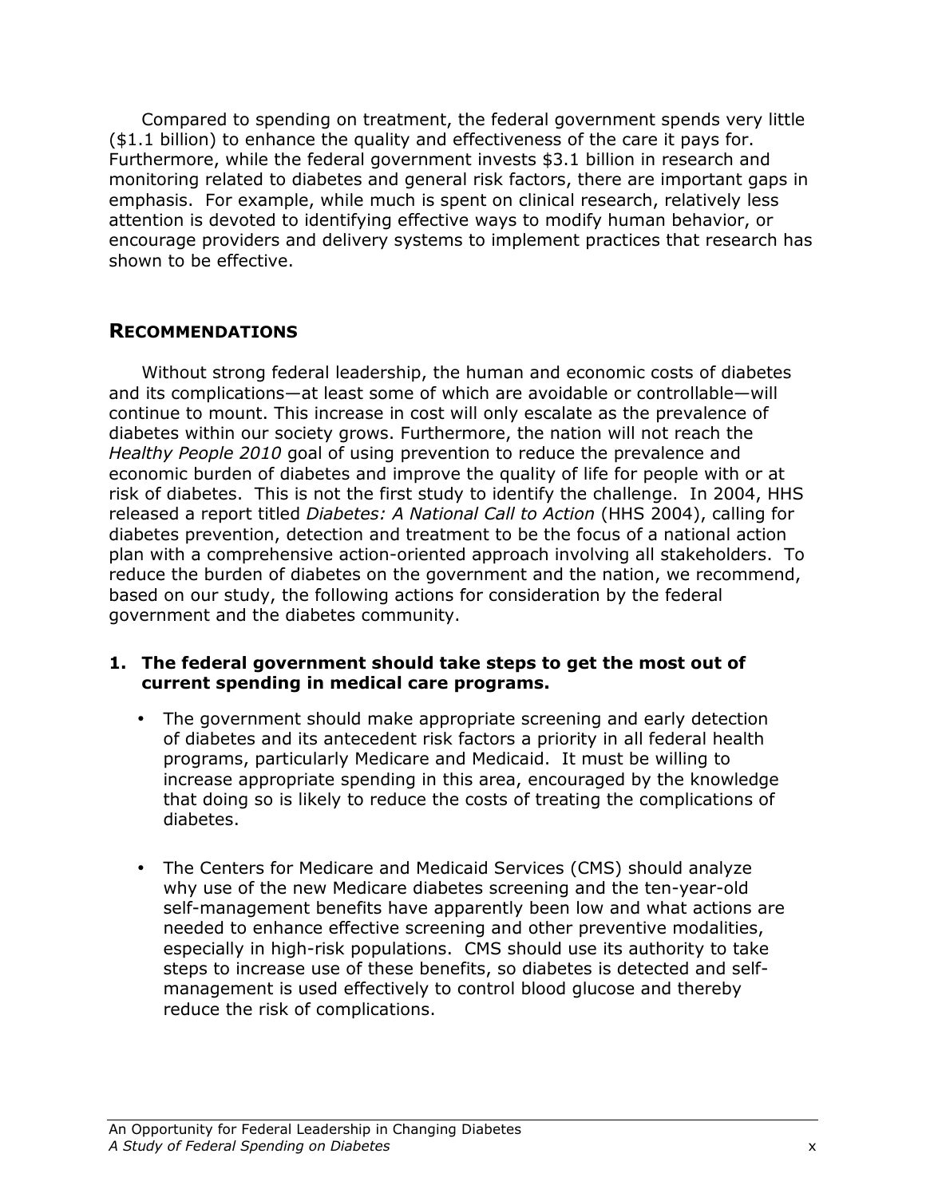Compared to spending on treatment, the federal government spends very little ($1.1 billion) to enhance the quality and effectiveness of the care it pays for. Furthermore, while the federal government invests $3.1 billion in research and monitoring related to diabetes and general risk factors, there are important gaps in emphasis. For example, while much is spent on clinical research, relatively less attention is devoted to identifying effective ways to modify human behavior, or encourage providers and delivery systems to implement practices that research has shown to be effective.

## Recommendations

Without strong federal leadership, the human and economic costs of diabetes and its complications—at least some of which are avoidable or controllable—will continue to mount. This increase in cost will only escalate as the prevalence of diabetes within our society grows. Furthermore, the nation will not reach the *Healthy People 2010* goal of using prevention to reduce the prevalence and economic burden of diabetes and improve the quality of life for people with or at risk of diabetes. This is not the first study to identify the challenge. In 2004, HHS released a report titled *Diabetes: A National Call to Action* (HHS 2004), calling for diabetes prevention, detection and treatment to be the focus of a national action plan with a comprehensive action-oriented approach involving all stakeholders. To reduce the burden of diabetes on the government and the nation, we recommend, based on our study, the following actions for consideration by the federal government and the diabetes community.

1. **The federal government should take steps to get the most out of current spending in medical care programs.**

   - The government should make appropriate screening and early detection of diabetes and its antecedent risk factors a priority in all federal health programs, particularly Medicare and Medicaid. It must be willing to increase appropriate spending in this area, encouraged by the knowledge that doing so is likely to reduce the costs of treating the complications of diabetes.

   - The Centers for Medicare and Medicaid Services (CMS) should analyze why use of the new Medicare diabetes screening and the ten-year-old self-management benefits have apparently been low and what actions are needed to enhance effective screening and other preventive modalities, especially in high-risk populations. CMS should use its authority to take steps to increase use of these benefits, so diabetes is detected and self-management is used effectively to control blood glucose and thereby reduce the risk of complications.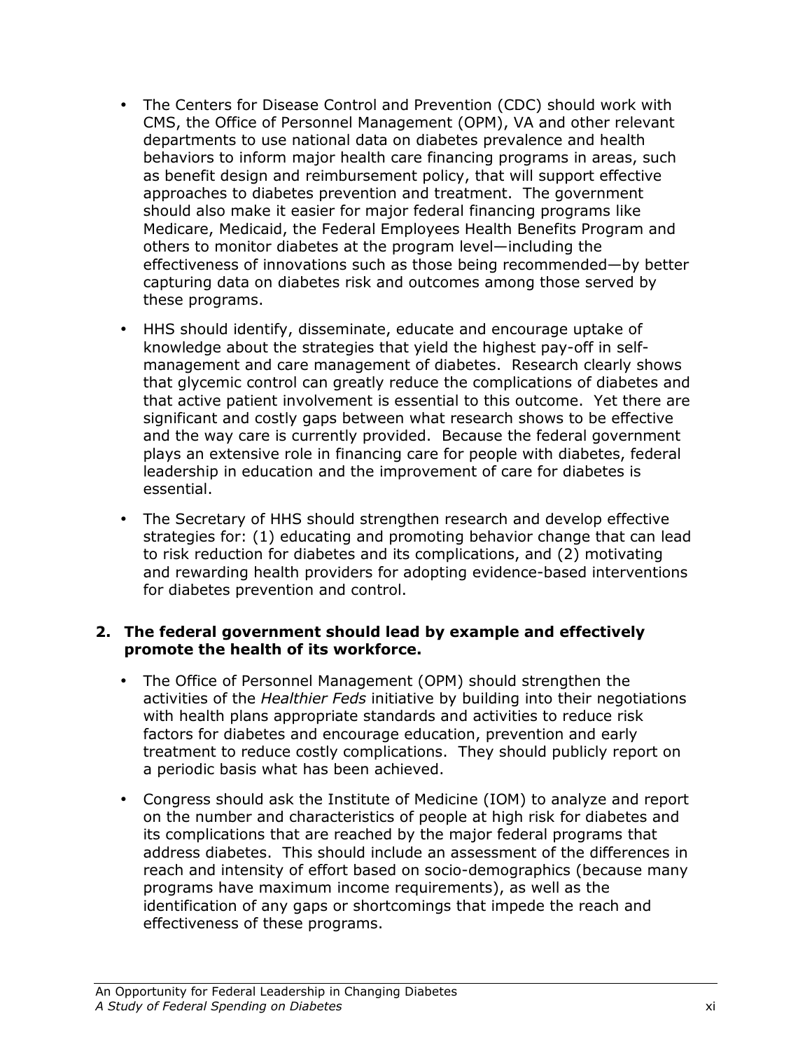- The Centers for Disease Control and Prevention (CDC) should work with CMS, the Office of Personnel Management (OPM), VA and other relevant departments to use national data on diabetes prevalence and health behaviors to inform major health care financing programs in areas, such as benefit design and reimbursement policy, that will support effective approaches to diabetes prevention and treatment. The government should also make it easier for major federal financing programs like Medicare, Medicaid, the Federal Employees Health Benefits Program and others to monitor diabetes at the program level—including the effectiveness of innovations such as those being recommended—by better capturing data on diabetes risk and outcomes among those served by these programs.

- HHS should identify, disseminate, educate and encourage uptake of knowledge about the strategies that yield the highest pay-off in self-management and care management of diabetes. Research clearly shows that glycemic control can greatly reduce the complications of diabetes and that active patient involvement is essential to this outcome. Yet there are significant and costly gaps between what research shows to be effective and the way care is currently provided. Because the federal government plays an extensive role in financing care for people with diabetes, federal leadership in education and the improvement of care for diabetes is essential.

- The Secretary of HHS should strengthen research and develop effective strategies for: (1) educating and promoting behavior change that can lead to risk reduction for diabetes and its complications, and (2) motivating and rewarding health providers for adopting evidence-based interventions for diabetes prevention and control.

**2. The federal government should lead by example and effectively promote the health of its workforce.**

- The Office of Personnel Management (OPM) should strengthen the activities of the *Healthier Feds* initiative by building into their negotiations with health plans appropriate standards and activities to reduce risk factors for diabetes and encourage education, prevention and early treatment to reduce costly complications. They should publicly report on a periodic basis what has been achieved.

- Congress should ask the Institute of Medicine (IOM) to analyze and report on the number and characteristics of people at high risk for diabetes and its complications that are reached by the major federal programs that address diabetes. This should include an assessment of the differences in reach and intensity of effort based on socio-demographics (because many programs have maximum income requirements), as well as the identification of any gaps or shortcomings that impede the reach and effectiveness of these programs.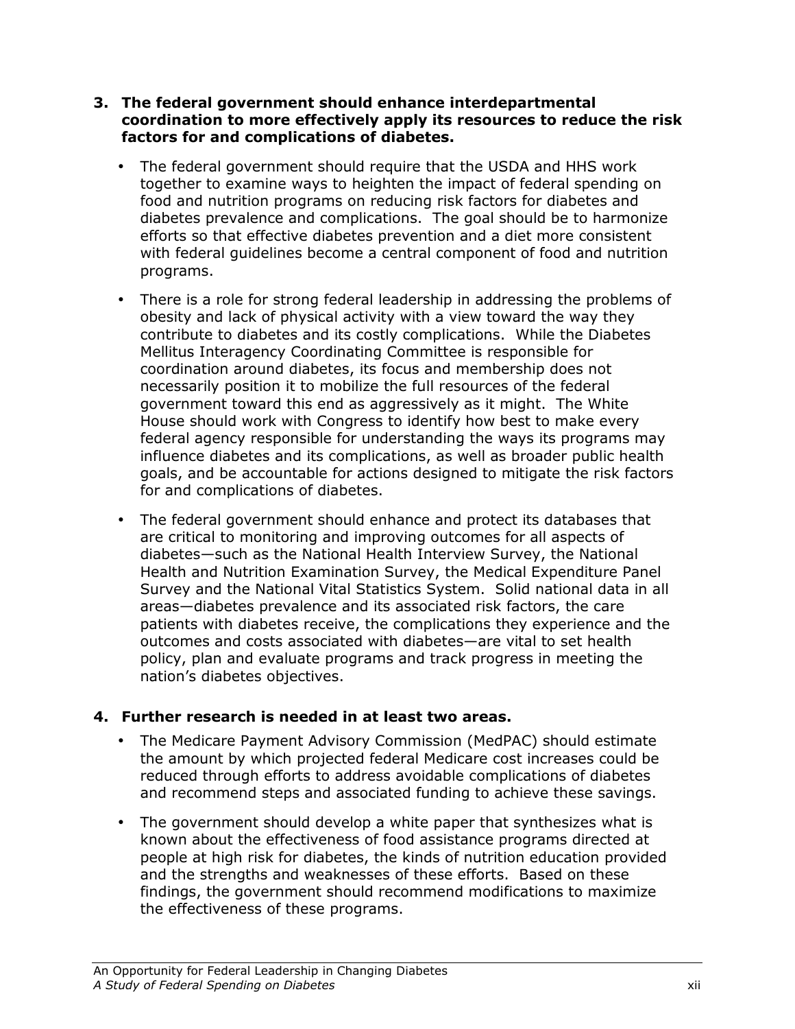3. **The federal government should enhance interdepartmental coordination to more effectively apply its resources to reduce the risk factors for and complications of diabetes.**

   - The federal government should require that the USDA and HHS work together to examine ways to heighten the impact of federal spending on food and nutrition programs on reducing risk factors for diabetes and diabetes prevalence and complications. The goal should be to harmonize efforts so that effective diabetes prevention and a diet more consistent with federal guidelines become a central component of food and nutrition programs.

   - There is a role for strong federal leadership in addressing the problems of obesity and lack of physical activity with a view toward the way they contribute to diabetes and its costly complications. While the Diabetes Mellitus Interagency Coordinating Committee is responsible for coordination around diabetes, its focus and membership does not necessarily position it to mobilize the full resources of the federal government toward this end as aggressively as it might. The White House should work with Congress to identify how best to make every federal agency responsible for understanding the ways its programs may influence diabetes and its complications, as well as broader public health goals, and be accountable for actions designed to mitigate the risk factors for and complications of diabetes.

   - The federal government should enhance and protect its databases that are critical to monitoring and improving outcomes for all aspects of diabetes—such as the National Health Interview Survey, the National Health and Nutrition Examination Survey, the Medical Expenditure Panel Survey and the National Vital Statistics System. Solid national data in all areas—diabetes prevalence and its associated risk factors, the care patients with diabetes receive, the complications they experience and the outcomes and costs associated with diabetes—are vital to set health policy, plan and evaluate programs and track progress in meeting the nation's diabetes objectives.

4. **Further research is needed in at least two areas.**

   - The Medicare Payment Advisory Commission (MedPAC) should estimate the amount by which projected federal Medicare cost increases could be reduced through efforts to address avoidable complications of diabetes and recommend steps and associated funding to achieve these savings.

   - The government should develop a white paper that synthesizes what is known about the effectiveness of food assistance programs directed at people at high risk for diabetes, the kinds of nutrition education provided and the strengths and weaknesses of these efforts. Based on these findings, the government should recommend modifications to maximize the effectiveness of these programs.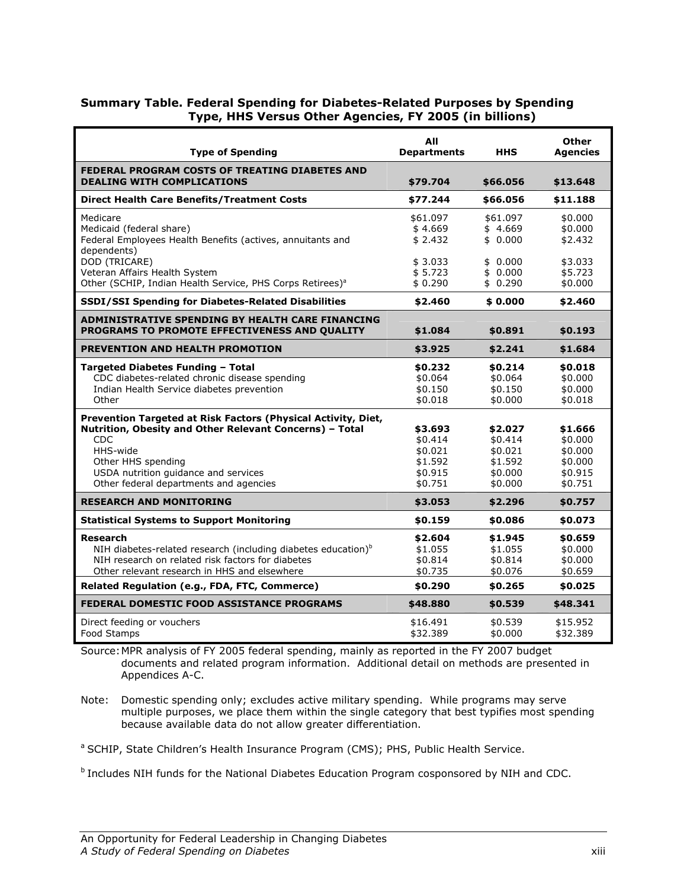**Summary Table. Federal Spending for Diabetes-Related Purposes by Spending Type, HHS Versus Other Agencies, FY 2005 (in billions)**

| Type of Spending | All Departments | HHS | Other Agencies |
|---|---|---|---|
| **FEDERAL PROGRAM COSTS OF TREATING DIABETES AND DEALING WITH COMPLICATIONS** | **$79.704** | **$66.056** | **$13.648** |
| **Direct Health Care Benefits/Treatment Costs** | **$77.244** | **$66.056** | **$11.188** |
| Medicare | $61.097 | $61.097 | $0.000 |
| Medicaid (federal share) | $ 4.669 | $ 4.669 | $0.000 |
| Federal Employees Health Benefits (actives, annuitants and dependents) | $ 2.432 | $ 0.000 | $2.432 |
| DOD (TRICARE) | $ 3.033 | $ 0.000 | $3.033 |
| Veteran Affairs Health System | $ 5.723 | $ 0.000 | $5.723 |
| Other (SCHIP, Indian Health Service, PHS Corps Retirees)[a] | $ 0.290 | $ 0.290 | $0.000 |
| **SSDI/SSI Spending for Diabetes-Related Disabilities** | **$2.460** | **$ 0.000** | **$2.460** |
| **ADMINISTRATIVE SPENDING BY HEALTH CARE FINANCING PROGRAMS TO PROMOTE EFFECTIVENESS AND QUALITY** | **$1.084** | **$0.891** | **$0.193** |
| **PREVENTION AND HEALTH PROMOTION** | **$3.925** | **$2.241** | **$1.684** |
| **Targeted Diabetes Funding – Total** | **$0.232** | **$0.214** | **$0.018** |
| CDC diabetes-related chronic disease spending | $0.064 | $0.064 | $0.000 |
| Indian Health Service diabetes prevention | $0.150 | $0.150 | $0.000 |
| Other | $0.018 | $0.000 | $0.018 |
| **Prevention Targeted at Risk Factors (Physical Activity, Diet, Nutrition, Obesity and Other Relevant Concerns) – Total** | **$3.693** | **$2.027** | **$1.666** |
| CDC | $0.414 | $0.414 | $0.000 |
| HHS-wide | $0.021 | $0.021 | $0.000 |
| Other HHS spending | $1.592 | $1.592 | $0.000 |
| USDA nutrition guidance and services | $0.915 | $0.000 | $0.915 |
| Other federal departments and agencies | $0.751 | $0.000 | $0.751 |
| **RESEARCH AND MONITORING** | **$3.053** | **$2.296** | **$0.757** |
| **Statistical Systems to Support Monitoring** | **$0.159** | **$0.086** | **$0.073** |
| **Research** | **$2.604** | **$1.945** | **$0.659** |
| NIH diabetes-related research (including diabetes education)[b] | $1.055 | $1.055 | $0.000 |
| NIH research on related risk factors for diabetes | $0.814 | $0.814 | $0.000 |
| Other relevant research in HHS and elsewhere | $0.735 | $0.076 | $0.659 |
| **Related Regulation (e.g., FDA, FTC, Commerce)** | **$0.290** | **$0.265** | **$0.025** |
| **FEDERAL DOMESTIC FOOD ASSISTANCE PROGRAMS** | **$48.880** | **$0.539** | **$48.341** |
| Direct feeding or vouchers | $16.491 | $0.539 | $15.952 |
| Food Stamps | $32.389 | $0.000 | $32.389 |

Source: MPR analysis of FY 2005 federal spending, mainly as reported in the FY 2007 budget documents and related program information. Additional detail on methods are presented in Appendices A-C.

Note: Domestic spending only; excludes active military spending. While programs may serve multiple purposes, we place them within the single category that best typifies most spending because available data do not allow greater differentiation.

[a] SCHIP, State Children's Health Insurance Program (CMS); PHS, Public Health Service.

[b] Includes NIH funds for the National Diabetes Education Program cosponsored by NIH and CDC.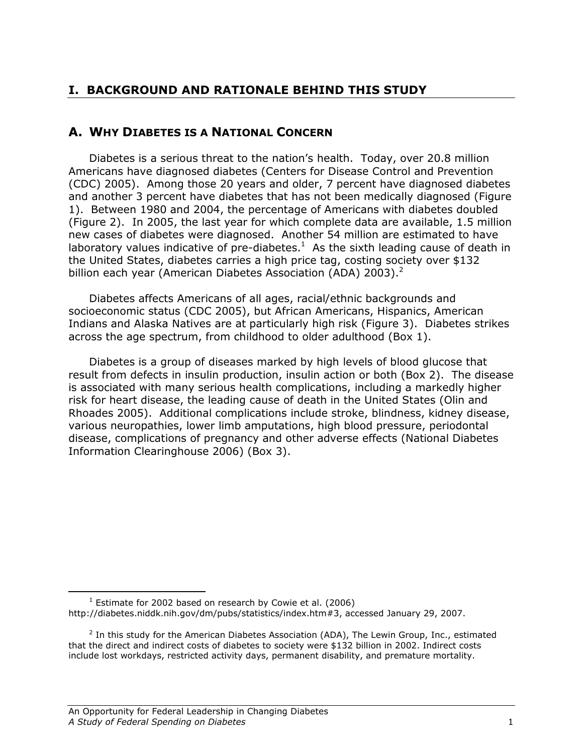# I. BACKGROUND AND RATIONALE BEHIND THIS STUDY

## A. WHY DIABETES IS A NATIONAL CONCERN

Diabetes is a serious threat to the nation's health. Today, over 20.8 million Americans have diagnosed diabetes (Centers for Disease Control and Prevention (CDC) 2005). Among those 20 years and older, 7 percent have diagnosed diabetes and another 3 percent have diabetes that has not been medically diagnosed (Figure 1). Between 1980 and 2004, the percentage of Americans with diabetes doubled (Figure 2). In 2005, the last year for which complete data are available, 1.5 million new cases of diabetes were diagnosed. Another 54 million are estimated to have laboratory values indicative of pre-diabetes.[1] As the sixth leading cause of death in the United States, diabetes carries a high price tag, costing society over $132 billion each year (American Diabetes Association (ADA) 2003).[2]

Diabetes affects Americans of all ages, racial/ethnic backgrounds and socioeconomic status (CDC 2005), but African Americans, Hispanics, American Indians and Alaska Natives are at particularly high risk (Figure 3). Diabetes strikes across the age spectrum, from childhood to older adulthood (Box 1).

Diabetes is a group of diseases marked by high levels of blood glucose that result from defects in insulin production, insulin action or both (Box 2). The disease is associated with many serious health complications, including a markedly higher risk for heart disease, the leading cause of death in the United States (Olin and Rhoades 2005). Additional complications include stroke, blindness, kidney disease, various neuropathies, lower limb amputations, high blood pressure, periodontal disease, complications of pregnancy and other adverse effects (National Diabetes Information Clearinghouse 2006) (Box 3).

---

[1] Estimate for 2002 based on research by Cowie et al. (2006) http://diabetes.niddk.nih.gov/dm/pubs/statistics/index.htm#3, accessed January 29, 2007.

[2] In this study for the American Diabetes Association (ADA), The Lewin Group, Inc., estimated that the direct and indirect costs of diabetes to society were $132 billion in 2002. Indirect costs include lost workdays, restricted activity days, permanent disability, and premature mortality.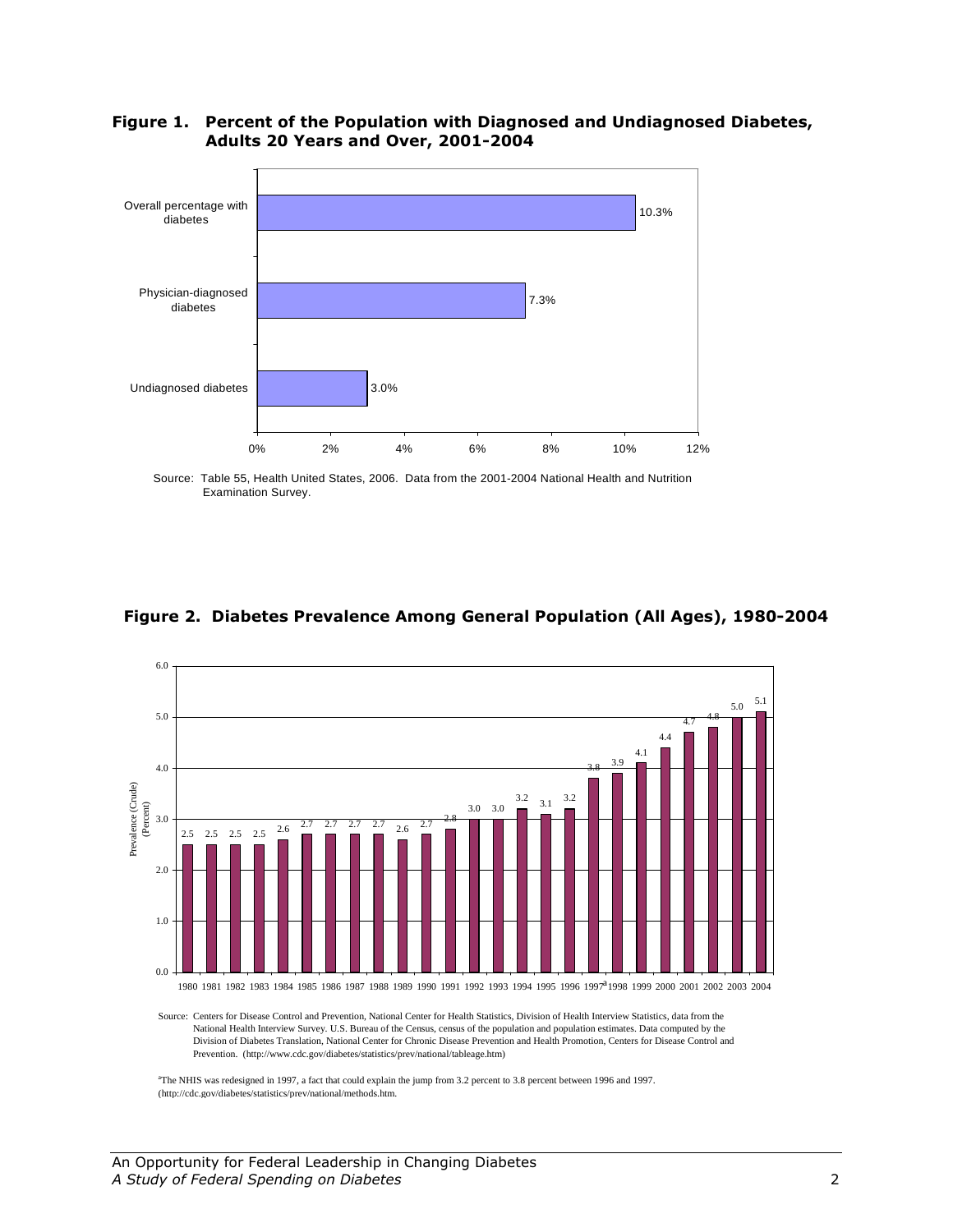**Figure 1. Percent of the Population with Diagnosed and Undiagnosed Diabetes, Adults 20 Years and Over, 2001-2004**

| Category | Percent |
|---|---|
| Overall percentage with diabetes | 10.3% |
| Physician-diagnosed diabetes | 7.3% |
| Undiagnosed diabetes | 3.0% |

Source: Table 55, Health United States, 2006. Data from the 2001-2004 National Health and Nutrition Examination Survey.

**Figure 2. Diabetes Prevalence Among General Population (All Ages), 1980-2004**

| Year | Prevalence (Crude) (Percent) |
|---|---|
| 1980 | 2.5 |
| 1981 | 2.5 |
| 1982 | 2.5 |
| 1983 | 2.5 |
| 1984 | 2.6 |
| 1985 | 2.7 |
| 1986 | 2.7 |
| 1987 | 2.7 |
| 1988 | 2.7 |
| 1989 | 2.6 |
| 1990 | 2.7 |
| 1991 | 2.8 |
| 1992 | 3.0 |
| 1993 | 3.0 |
| 1994 | 3.2 |
| 1995 | 3.1 |
| 1996 | 3.2 |
| 1997[a] | 3.8 |
| 1998 | 3.9 |
| 1999 | 4.1 |
| 2000 | 4.4 |
| 2001 | 4.7 |
| 2002 | 4.8 |
| 2003 | 5.0 |
| 2004 | 5.1 |

Source: Centers for Disease Control and Prevention, National Center for Health Statistics, Division of Health Interview Statistics, data from the National Health Interview Survey. U.S. Bureau of the Census, census of the population and population estimates. Data computed by the Division of Diabetes Translation, National Center for Chronic Disease Prevention and Health Promotion, Centers for Disease Control and Prevention. (http://www.cdc.gov/diabetes/statistics/prev/national/tableage.htm)

[a]The NHIS was redesigned in 1997, a fact that could explain the jump from 3.2 percent to 3.8 percent between 1996 and 1997. (http://cdc.gov/diabetes/statistics/prev/national/methods.htm.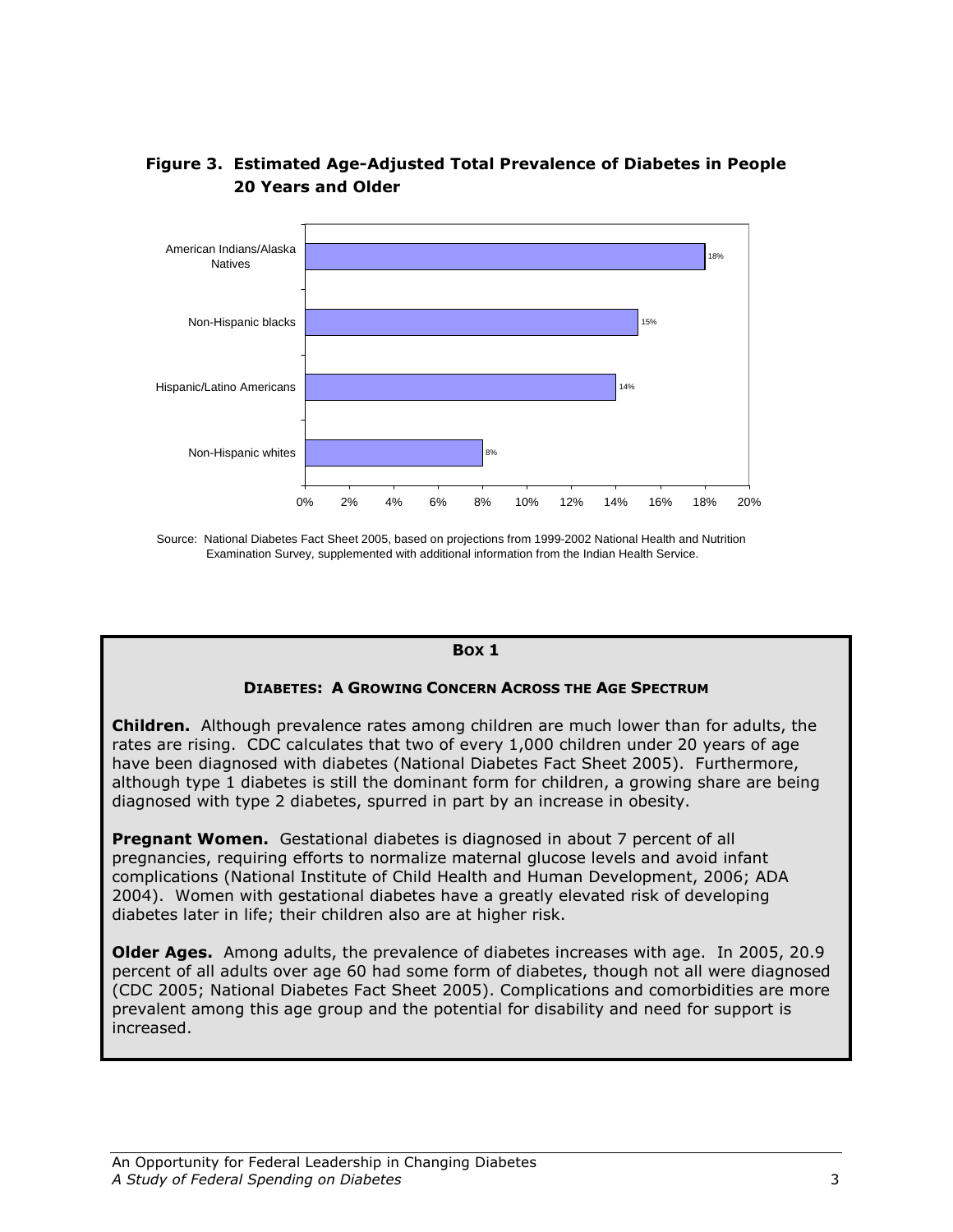**Figure 3. Estimated Age-Adjusted Total Prevalence of Diabetes in People 20 Years and Older**

| Group | Prevalence |
|---|---|
| American Indians/Alaska Natives | 18% |
| Non-Hispanic blacks | 15% |
| Hispanic/Latino Americans | 14% |
| Non-Hispanic whites | 8% |

Source: National Diabetes Fact Sheet 2005, based on projections from 1999-2002 National Health and Nutrition Examination Survey, supplemented with additional information from the Indian Health Service.

**Box 1**

**DIABETES: A GROWING CONCERN ACROSS THE AGE SPECTRUM**

**Children.** Although prevalence rates among children are much lower than for adults, the rates are rising. CDC calculates that two of every 1,000 children under 20 years of age have been diagnosed with diabetes (National Diabetes Fact Sheet 2005). Furthermore, although type 1 diabetes is still the dominant form for children, a growing share are being diagnosed with type 2 diabetes, spurred in part by an increase in obesity.

**Pregnant Women.** Gestational diabetes is diagnosed in about 7 percent of all pregnancies, requiring efforts to normalize maternal glucose levels and avoid infant complications (National Institute of Child Health and Human Development, 2006; ADA 2004). Women with gestational diabetes have a greatly elevated risk of developing diabetes later in life; their children also are at higher risk.

**Older Ages.** Among adults, the prevalence of diabetes increases with age. In 2005, 20.9 percent of all adults over age 60 had some form of diabetes, though not all were diagnosed (CDC 2005; National Diabetes Fact Sheet 2005). Complications and comorbidities are more prevalent among this age group and the potential for disability and need for support is increased.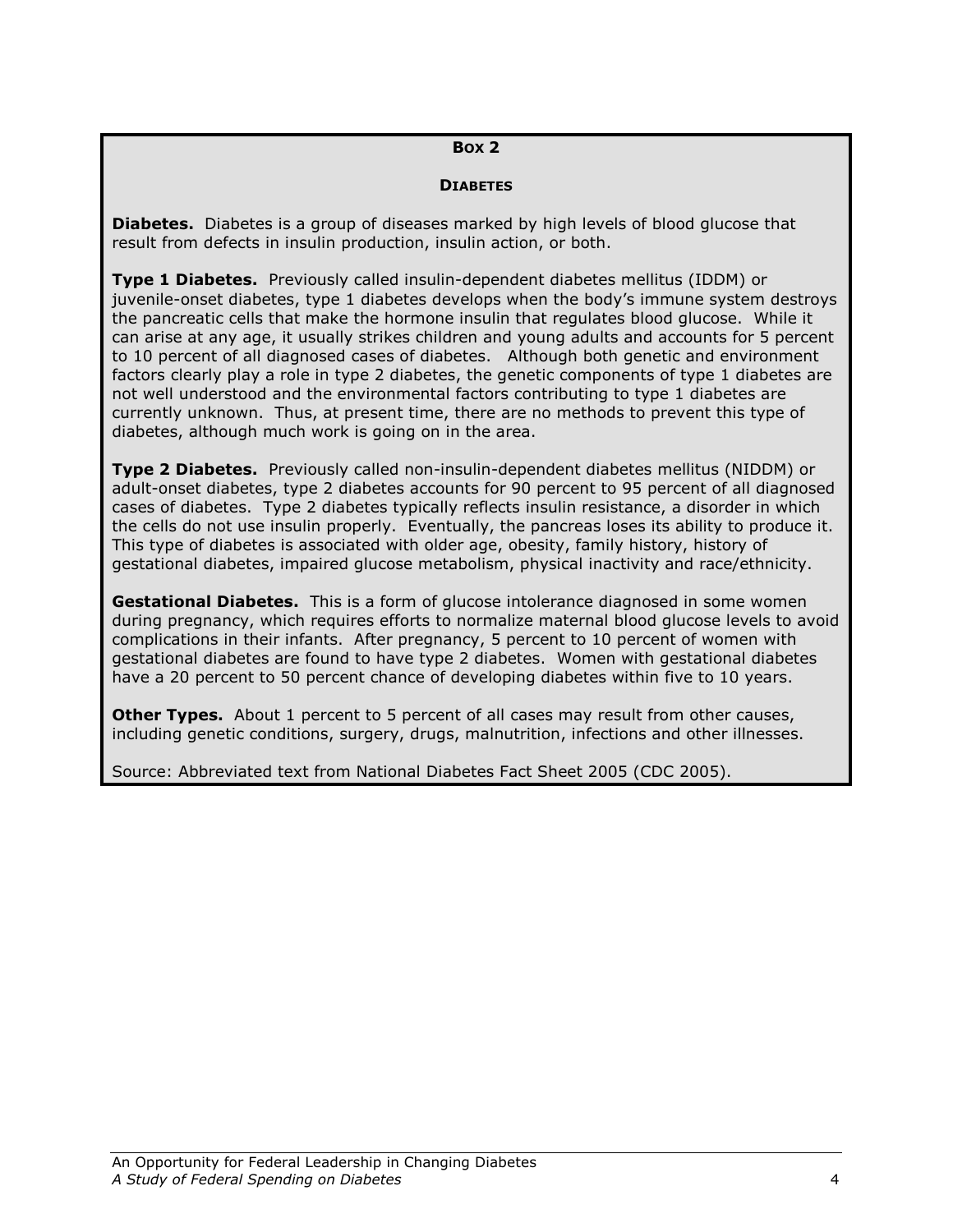**Box 2**

**Diabetes**

**Diabetes.** Diabetes is a group of diseases marked by high levels of blood glucose that result from defects in insulin production, insulin action, or both.

**Type 1 Diabetes.** Previously called insulin-dependent diabetes mellitus (IDDM) or juvenile-onset diabetes, type 1 diabetes develops when the body's immune system destroys the pancreatic cells that make the hormone insulin that regulates blood glucose. While it can arise at any age, it usually strikes children and young adults and accounts for 5 percent to 10 percent of all diagnosed cases of diabetes. Although both genetic and environment factors clearly play a role in type 2 diabetes, the genetic components of type 1 diabetes are not well understood and the environmental factors contributing to type 1 diabetes are currently unknown. Thus, at present time, there are no methods to prevent this type of diabetes, although much work is going on in the area.

**Type 2 Diabetes.** Previously called non-insulin-dependent diabetes mellitus (NIDDM) or adult-onset diabetes, type 2 diabetes accounts for 90 percent to 95 percent of all diagnosed cases of diabetes. Type 2 diabetes typically reflects insulin resistance, a disorder in which the cells do not use insulin properly. Eventually, the pancreas loses its ability to produce it. This type of diabetes is associated with older age, obesity, family history, history of gestational diabetes, impaired glucose metabolism, physical inactivity and race/ethnicity.

**Gestational Diabetes.** This is a form of glucose intolerance diagnosed in some women during pregnancy, which requires efforts to normalize maternal blood glucose levels to avoid complications in their infants. After pregnancy, 5 percent to 10 percent of women with gestational diabetes are found to have type 2 diabetes. Women with gestational diabetes have a 20 percent to 50 percent chance of developing diabetes within five to 10 years.

**Other Types.** About 1 percent to 5 percent of all cases may result from other causes, including genetic conditions, surgery, drugs, malnutrition, infections and other illnesses.

Source: Abbreviated text from National Diabetes Fact Sheet 2005 (CDC 2005).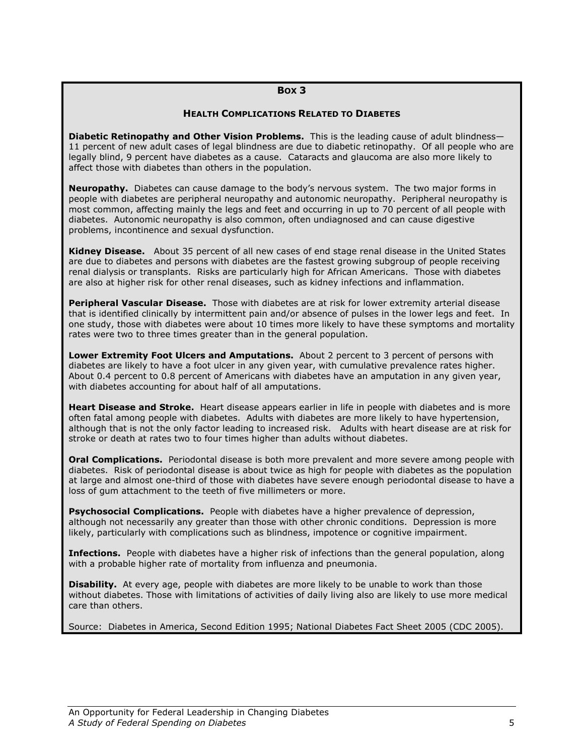**Box 3**

**Health Complications Related to Diabetes**

**Diabetic Retinopathy and Other Vision Problems.** This is the leading cause of adult blindness—11 percent of new adult cases of legal blindness are due to diabetic retinopathy. Of all people who are legally blind, 9 percent have diabetes as a cause. Cataracts and glaucoma are also more likely to affect those with diabetes than others in the population.

**Neuropathy.** Diabetes can cause damage to the body's nervous system. The two major forms in people with diabetes are peripheral neuropathy and autonomic neuropathy. Peripheral neuropathy is most common, affecting mainly the legs and feet and occurring in up to 70 percent of all people with diabetes. Autonomic neuropathy is also common, often undiagnosed and can cause digestive problems, incontinence and sexual dysfunction.

**Kidney Disease.** About 35 percent of all new cases of end stage renal disease in the United States are due to diabetes and persons with diabetes are the fastest growing subgroup of people receiving renal dialysis or transplants. Risks are particularly high for African Americans. Those with diabetes are also at higher risk for other renal diseases, such as kidney infections and inflammation.

**Peripheral Vascular Disease.** Those with diabetes are at risk for lower extremity arterial disease that is identified clinically by intermittent pain and/or absence of pulses in the lower legs and feet. In one study, those with diabetes were about 10 times more likely to have these symptoms and mortality rates were two to three times greater than in the general population.

**Lower Extremity Foot Ulcers and Amputations.** About 2 percent to 3 percent of persons with diabetes are likely to have a foot ulcer in any given year, with cumulative prevalence rates higher. About 0.4 percent to 0.8 percent of Americans with diabetes have an amputation in any given year, with diabetes accounting for about half of all amputations.

**Heart Disease and Stroke.** Heart disease appears earlier in life in people with diabetes and is more often fatal among people with diabetes. Adults with diabetes are more likely to have hypertension, although that is not the only factor leading to increased risk. Adults with heart disease are at risk for stroke or death at rates two to four times higher than adults without diabetes.

**Oral Complications.** Periodontal disease is both more prevalent and more severe among people with diabetes. Risk of periodontal disease is about twice as high for people with diabetes as the population at large and almost one-third of those with diabetes have severe enough periodontal disease to have a loss of gum attachment to the teeth of five millimeters or more.

**Psychosocial Complications.** People with diabetes have a higher prevalence of depression, although not necessarily any greater than those with other chronic conditions. Depression is more likely, particularly with complications such as blindness, impotence or cognitive impairment.

**Infections.** People with diabetes have a higher risk of infections than the general population, along with a probable higher rate of mortality from influenza and pneumonia.

**Disability.** At every age, people with diabetes are more likely to be unable to work than those without diabetes. Those with limitations of activities of daily living also are likely to use more medical care than others.

Source: Diabetes in America, Second Edition 1995; National Diabetes Fact Sheet 2005 (CDC 2005).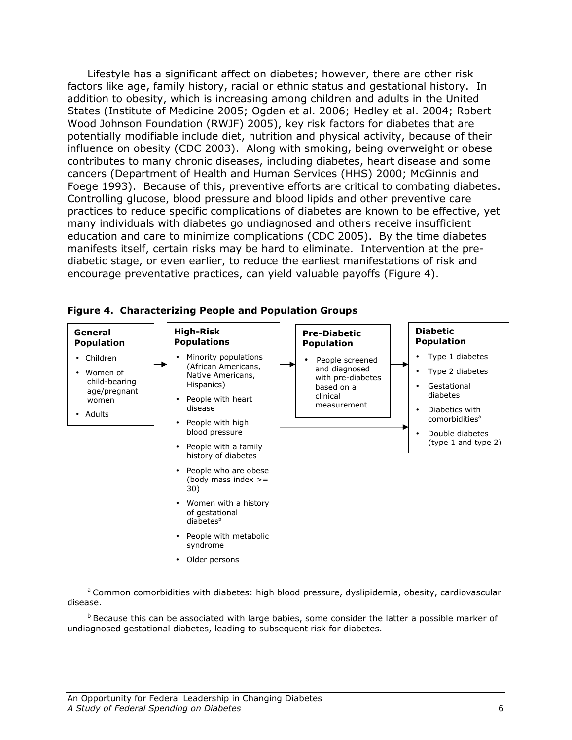Lifestyle has a significant affect on diabetes; however, there are other risk factors like age, family history, racial or ethnic status and gestational history. In addition to obesity, which is increasing among children and adults in the United States (Institute of Medicine 2005; Ogden et al. 2006; Hedley et al. 2004; Robert Wood Johnson Foundation (RWJF) 2005), key risk factors for diabetes that are potentially modifiable include diet, nutrition and physical activity, because of their influence on obesity (CDC 2003). Along with smoking, being overweight or obese contributes to many chronic diseases, including diabetes, heart disease and some cancers (Department of Health and Human Services (HHS) 2000; McGinnis and Foege 1993). Because of this, preventive efforts are critical to combating diabetes. Controlling glucose, blood pressure and blood lipids and other preventive care practices to reduce specific complications of diabetes are known to be effective, yet many individuals with diabetes go undiagnosed and others receive insufficient education and care to minimize complications (CDC 2005). By the time diabetes manifests itself, certain risks may be hard to eliminate. Intervention at the pre-diabetic stage, or even earlier, to reduce the earliest manifestations of risk and encourage preventative practices, can yield valuable payoffs (Figure 4).

**Figure 4. Characterizing People and Population Groups**

**General Population**

- Children
- Women of child-bearing age/pregnant women
- Adults

→

**High-Risk Populations**

- Minority populations (African Americans, Native Americans, Hispanics)
- People with heart disease
- People with high blood pressure
- People with a family history of diabetes
- People who are obese (body mass index >= 30)
- Women with a history of gestational diabetes[b]
- People with metabolic syndrome
- Older persons

→

**Pre-Diabetic Population**

- People screened and diagnosed with pre-diabetes based on a clinical measurement

→

**Diabetic Population**

- Type 1 diabetes
- Type 2 diabetes
- Gestational diabetes
- Diabetics with comorbidities[a]
- Double diabetes (type 1 and type 2)

[a] Common comorbidities with diabetes: high blood pressure, dyslipidemia, obesity, cardiovascular disease.

[b] Because this can be associated with large babies, some consider the latter a possible marker of undiagnosed gestational diabetes, leading to subsequent risk for diabetes.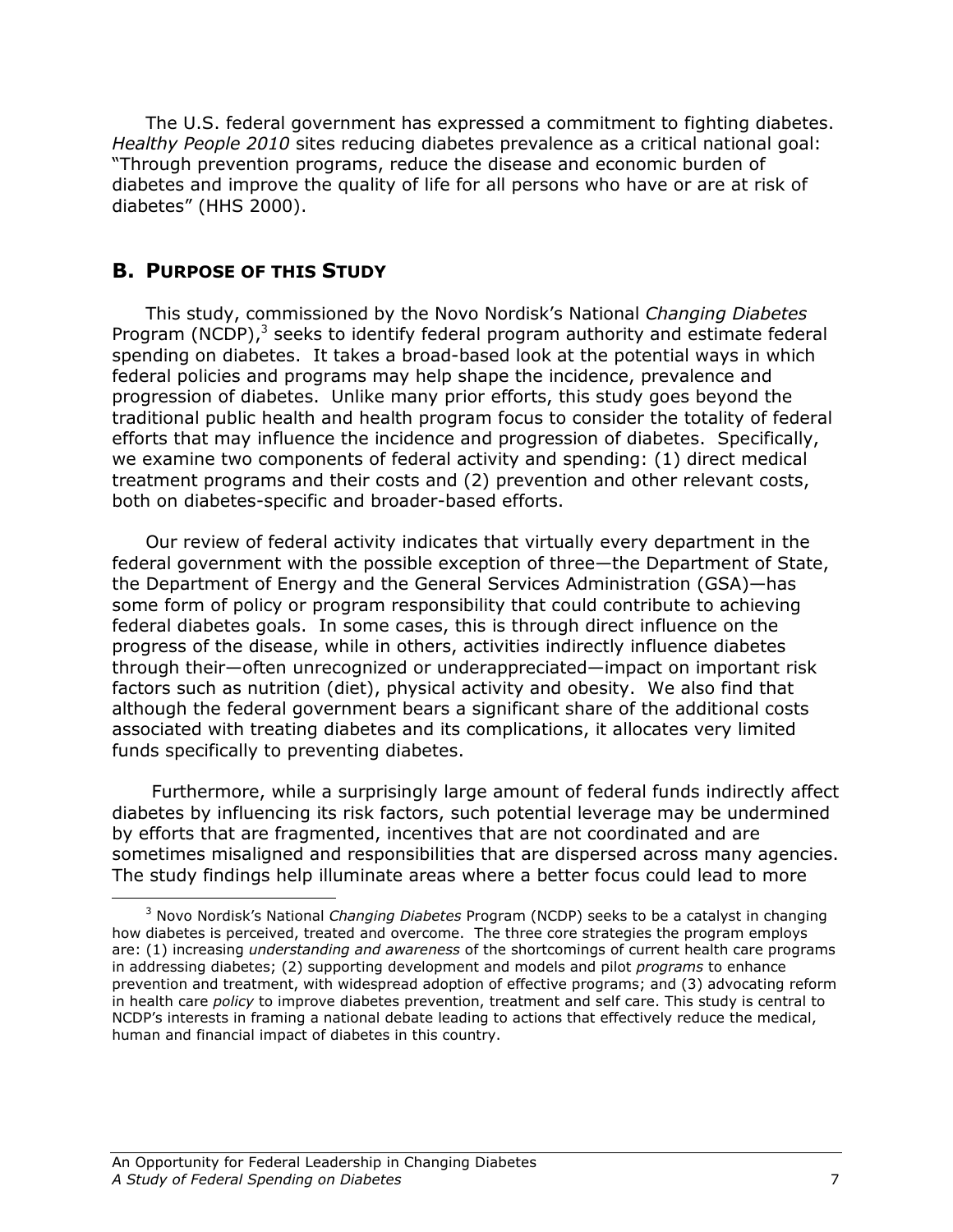The U.S. federal government has expressed a commitment to fighting diabetes. *Healthy People 2010* sites reducing diabetes prevalence as a critical national goal: "Through prevention programs, reduce the disease and economic burden of diabetes and improve the quality of life for all persons who have or are at risk of diabetes" (HHS 2000).

## B. PURPOSE OF THIS STUDY

This study, commissioned by the Novo Nordisk's National *Changing Diabetes* Program (NCDP),[3] seeks to identify federal program authority and estimate federal spending on diabetes. It takes a broad-based look at the potential ways in which federal policies and programs may help shape the incidence, prevalence and progression of diabetes. Unlike many prior efforts, this study goes beyond the traditional public health and health program focus to consider the totality of federal efforts that may influence the incidence and progression of diabetes. Specifically, we examine two components of federal activity and spending: (1) direct medical treatment programs and their costs and (2) prevention and other relevant costs, both on diabetes-specific and broader-based efforts.

Our review of federal activity indicates that virtually every department in the federal government with the possible exception of three—the Department of State, the Department of Energy and the General Services Administration (GSA)—has some form of policy or program responsibility that could contribute to achieving federal diabetes goals. In some cases, this is through direct influence on the progress of the disease, while in others, activities indirectly influence diabetes through their—often unrecognized or underappreciated—impact on important risk factors such as nutrition (diet), physical activity and obesity. We also find that although the federal government bears a significant share of the additional costs associated with treating diabetes and its complications, it allocates very limited funds specifically to preventing diabetes.

Furthermore, while a surprisingly large amount of federal funds indirectly affect diabetes by influencing its risk factors, such potential leverage may be undermined by efforts that are fragmented, incentives that are not coordinated and are sometimes misaligned and responsibilities that are dispersed across many agencies. The study findings help illuminate areas where a better focus could lead to more

---

[3] Novo Nordisk's National *Changing Diabetes* Program (NCDP) seeks to be a catalyst in changing how diabetes is perceived, treated and overcome. The three core strategies the program employs are: (1) increasing *understanding and awareness* of the shortcomings of current health care programs in addressing diabetes; (2) supporting development and models and pilot *programs* to enhance prevention and treatment, with widespread adoption of effective programs; and (3) advocating reform in health care *policy* to improve diabetes prevention, treatment and self care. This study is central to NCDP's interests in framing a national debate leading to actions that effectively reduce the medical, human and financial impact of diabetes in this country.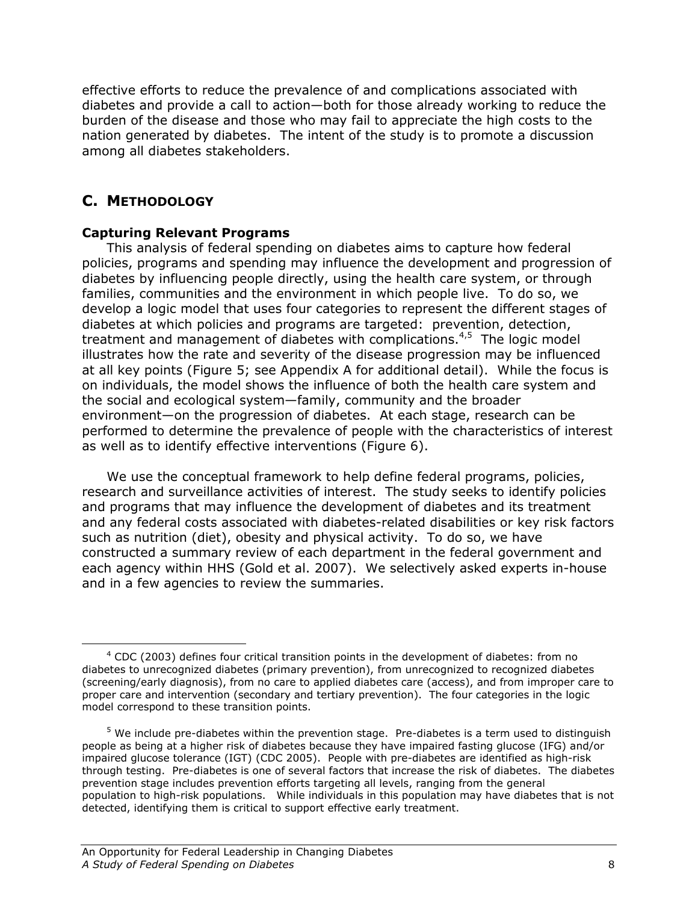effective efforts to reduce the prevalence of and complications associated with diabetes and provide a call to action—both for those already working to reduce the burden of the disease and those who may fail to appreciate the high costs to the nation generated by diabetes. The intent of the study is to promote a discussion among all diabetes stakeholders.

## C. METHODOLOGY

### Capturing Relevant Programs

This analysis of federal spending on diabetes aims to capture how federal policies, programs and spending may influence the development and progression of diabetes by influencing people directly, using the health care system, or through families, communities and the environment in which people live. To do so, we develop a logic model that uses four categories to represent the different stages of diabetes at which policies and programs are targeted: prevention, detection, treatment and management of diabetes with complications.[4,5] The logic model illustrates how the rate and severity of the disease progression may be influenced at all key points (Figure 5; see Appendix A for additional detail). While the focus is on individuals, the model shows the influence of both the health care system and the social and ecological system—family, community and the broader environment—on the progression of diabetes. At each stage, research can be performed to determine the prevalence of people with the characteristics of interest as well as to identify effective interventions (Figure 6).

We use the conceptual framework to help define federal programs, policies, research and surveillance activities of interest. The study seeks to identify policies and programs that may influence the development of diabetes and its treatment and any federal costs associated with diabetes-related disabilities or key risk factors such as nutrition (diet), obesity and physical activity. To do so, we have constructed a summary review of each department in the federal government and each agency within HHS (Gold et al. 2007). We selectively asked experts in-house and in a few agencies to review the summaries.

---

[4] CDC (2003) defines four critical transition points in the development of diabetes: from no diabetes to unrecognized diabetes (primary prevention), from unrecognized to recognized diabetes (screening/early diagnosis), from no care to applied diabetes care (access), and from improper care to proper care and intervention (secondary and tertiary prevention). The four categories in the logic model correspond to these transition points.

[5] We include pre-diabetes within the prevention stage. Pre-diabetes is a term used to distinguish people as being at a higher risk of diabetes because they have impaired fasting glucose (IFG) and/or impaired glucose tolerance (IGT) (CDC 2005). People with pre-diabetes are identified as high-risk through testing. Pre-diabetes is one of several factors that increase the risk of diabetes. The diabetes prevention stage includes prevention efforts targeting all levels, ranging from the general population to high-risk populations. While individuals in this population may have diabetes that is not detected, identifying them is critical to support effective early treatment.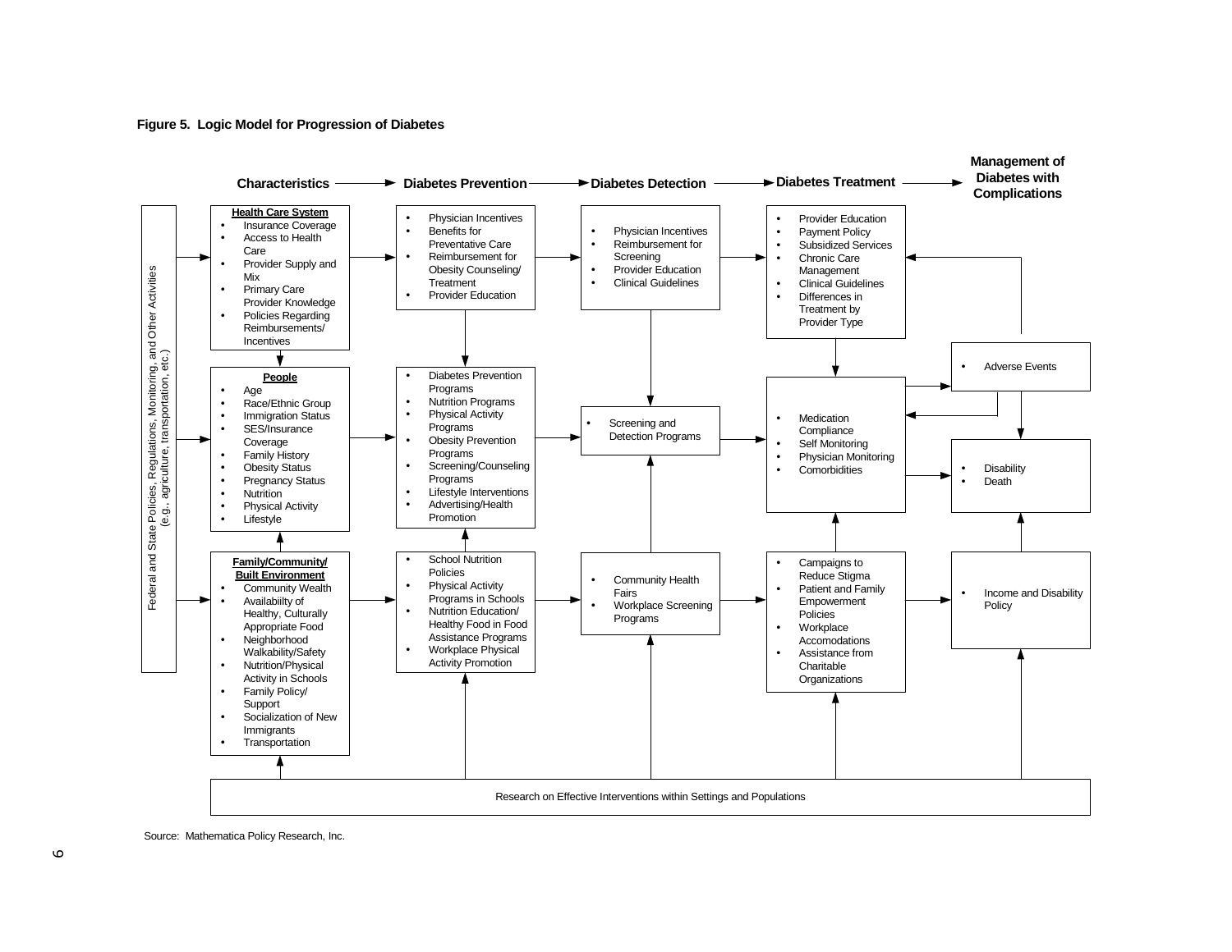**Figure 5. Logic Model for Progression of Diabetes**

**Characteristics → Diabetes Prevention → Diabetes Detection → Diabetes Treatment → Management of Diabetes with Complications**

Federal and State Policies, Regulations, Monitoring, and Other Activities (e.g., agriculture, transportation, etc.)

**Health Care System**
- Insurance Coverage
- Access to Health Care
- Provider Supply and Mix
- Primary Care Provider Knowledge
- Policies Regarding Reimbursements/ Incentives

**People**
- Age
- Race/Ethnic Group
- Immigration Status
- SES/Insurance Coverage
- Family History
- Obesity Status
- Pregnancy Status
- Nutrition
- Physical Activity
- Lifestyle

**Family/Community/ Built Environment**
- Community Wealth
- Availabiilty of Healthy, Culturally Appropriate Food
- Neighborhood Walkability/Safety
- Nutrition/Physical Activity in Schools
- Family Policy/ Support
- Socialization of New Immigrants
- Transportation

Diabetes Prevention:

- Physician Incentives
- Benefits for Preventative Care
- Reimbursement for Obesity Counseling/ Treatment
- Provider Education

- Diabetes Prevention Programs
- Nutrition Programs
- Physical Activity Programs
- Obesity Prevention Programs
- Screening/Counseling Programs
- Lifestyle Interventions
- Advertising/Health Promotion

- School Nutrition Policies
- Physical Activity Programs in Schools
- Nutrition Education/ Healthy Food in Food Assistance Programs
- Workplace Physical Activity Promotion

Diabetes Detection:

- Physician Incentives
- Reimbursement for Screening
- Provider Education
- Clinical Guidelines

- Screening and Detection Programs

- Community Health Fairs
- Workplace Screening Programs

Diabetes Treatment:

- Provider Education
- Payment Policy
- Subsidized Services
- Chronic Care Management
- Clinical Guidelines
- Differences in Treatment by Provider Type

- Medication Compliance
- Self Monitoring
- Physician Monitoring
- Comorbidities

- Campaigns to Reduce Stigma
- Patient and Family Empowerment Policies
- Workplace Accomodations
- Assistance from Charitable Organizations

Management of Diabetes with Complications:

- Adverse Events

- Disability
- Death

- Income and Disability Policy

Research on Effective Interventions within Settings and Populations

Source: Mathematica Policy Research, Inc.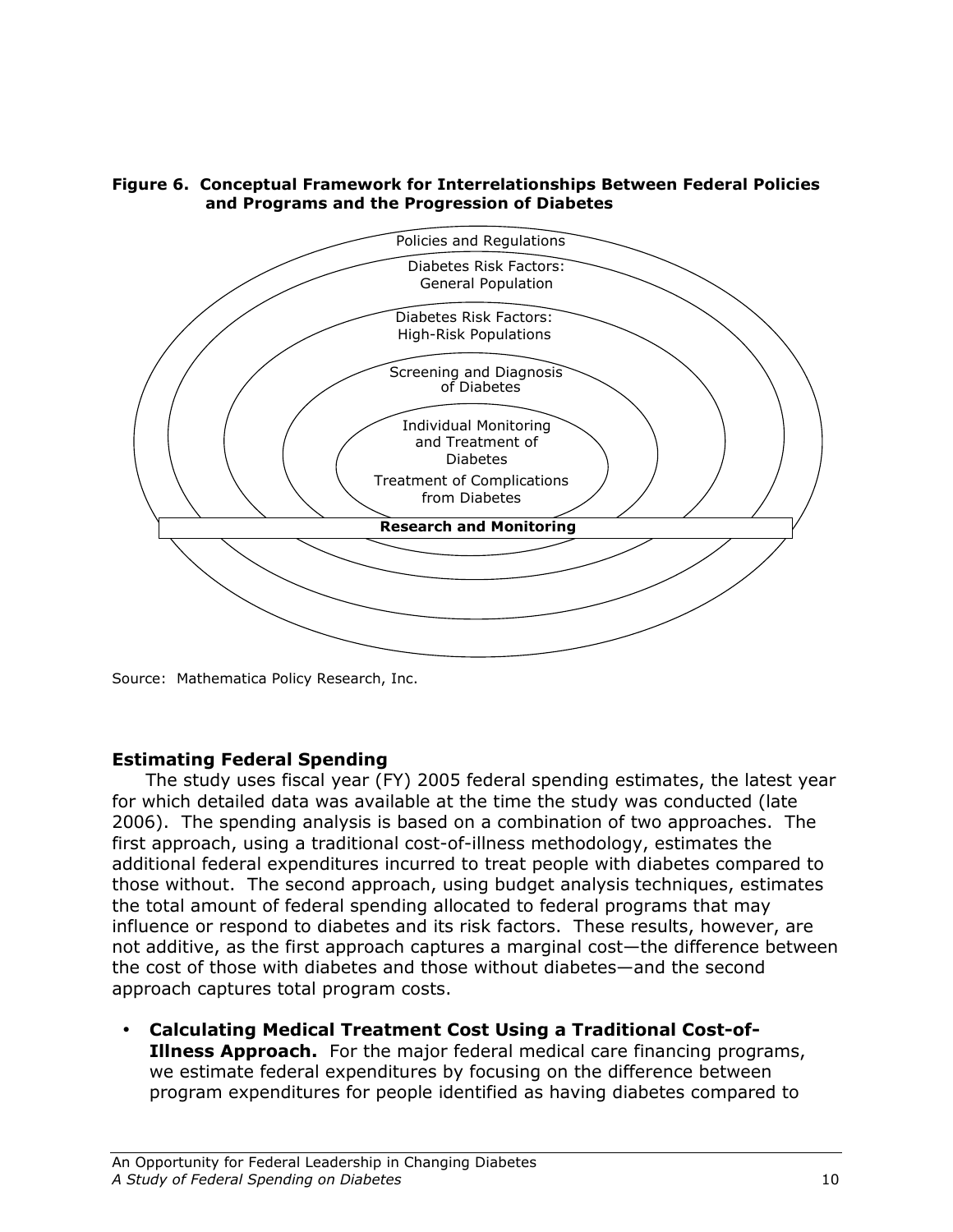**Figure 6. Conceptual Framework for Interrelationships Between Federal Policies and Programs and the Progression of Diabetes**

Policies and Regulations

Diabetes Risk Factors: General Population

Diabetes Risk Factors: High-Risk Populations

Screening and Diagnosis of Diabetes

Individual Monitoring and Treatment of Diabetes

Treatment of Complications from Diabetes

**Research and Monitoring**

Source: Mathematica Policy Research, Inc.

## Estimating Federal Spending

The study uses fiscal year (FY) 2005 federal spending estimates, the latest year for which detailed data was available at the time the study was conducted (late 2006). The spending analysis is based on a combination of two approaches. The first approach, using a traditional cost-of-illness methodology, estimates the additional federal expenditures incurred to treat people with diabetes compared to those without. The second approach, using budget analysis techniques, estimates the total amount of federal spending allocated to federal programs that may influence or respond to diabetes and its risk factors. These results, however, are not additive, as the first approach captures a marginal cost—the difference between the cost of those with diabetes and those without diabetes—and the second approach captures total program costs.

- **Calculating Medical Treatment Cost Using a Traditional Cost-of-Illness Approach.** For the major federal medical care financing programs, we estimate federal expenditures by focusing on the difference between program expenditures for people identified as having diabetes compared to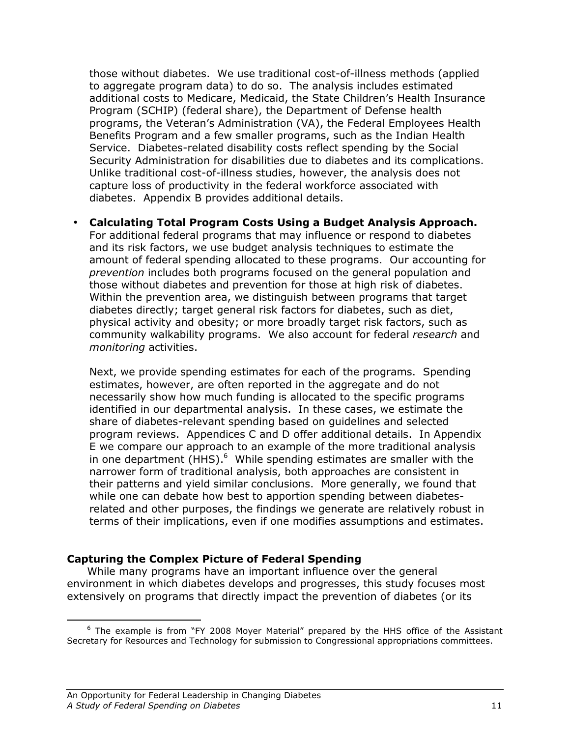those without diabetes. We use traditional cost-of-illness methods (applied to aggregate program data) to do so. The analysis includes estimated additional costs to Medicare, Medicaid, the State Children's Health Insurance Program (SCHIP) (federal share), the Department of Defense health programs, the Veteran's Administration (VA), the Federal Employees Health Benefits Program and a few smaller programs, such as the Indian Health Service. Diabetes-related disability costs reflect spending by the Social Security Administration for disabilities due to diabetes and its complications. Unlike traditional cost-of-illness studies, however, the analysis does not capture loss of productivity in the federal workforce associated with diabetes. Appendix B provides additional details.

- **Calculating Total Program Costs Using a Budget Analysis Approach.** For additional federal programs that may influence or respond to diabetes and its risk factors, we use budget analysis techniques to estimate the amount of federal spending allocated to these programs. Our accounting for *prevention* includes both programs focused on the general population and those without diabetes and prevention for those at high risk of diabetes. Within the prevention area, we distinguish between programs that target diabetes directly; target general risk factors for diabetes, such as diet, physical activity and obesity; or more broadly target risk factors, such as community walkability programs. We also account for federal *research* and *monitoring* activities.

  Next, we provide spending estimates for each of the programs. Spending estimates, however, are often reported in the aggregate and do not necessarily show how much funding is allocated to the specific programs identified in our departmental analysis. In these cases, we estimate the share of diabetes-relevant spending based on guidelines and selected program reviews. Appendices C and D offer additional details. In Appendix E we compare our approach to an example of the more traditional analysis in one department (HHS).[6] While spending estimates are smaller with the narrower form of traditional analysis, both approaches are consistent in their patterns and yield similar conclusions. More generally, we found that while one can debate how best to apportion spending between diabetes-related and other purposes, the findings we generate are relatively robust in terms of their implications, even if one modifies assumptions and estimates.

### Capturing the Complex Picture of Federal Spending

While many programs have an important influence over the general environment in which diabetes develops and progresses, this study focuses most extensively on programs that directly impact the prevention of diabetes (or its

[6] The example is from "FY 2008 Moyer Material" prepared by the HHS office of the Assistant Secretary for Resources and Technology for submission to Congressional appropriations committees.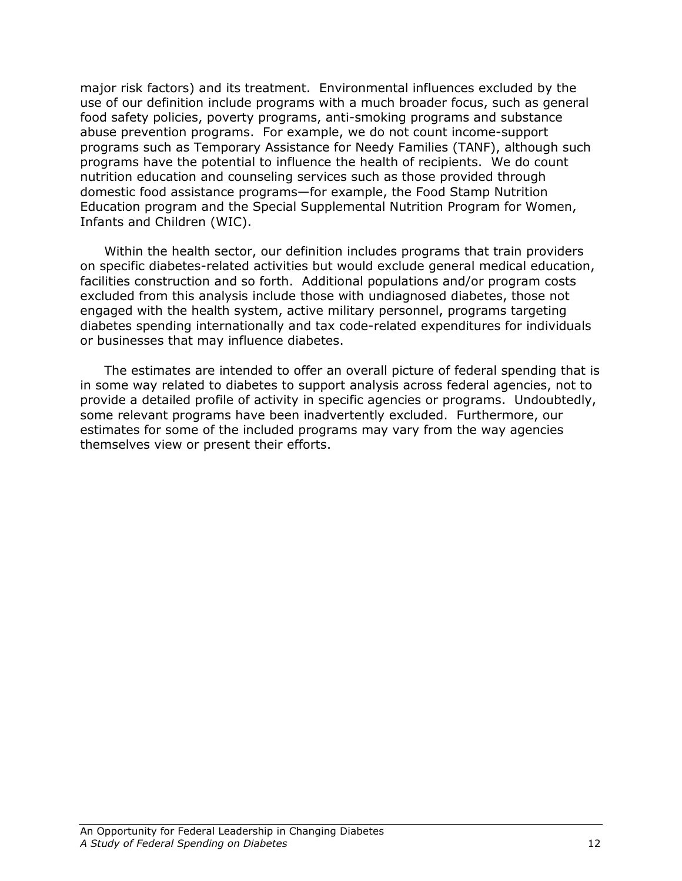major risk factors) and its treatment. Environmental influences excluded by the use of our definition include programs with a much broader focus, such as general food safety policies, poverty programs, anti-smoking programs and substance abuse prevention programs. For example, we do not count income-support programs such as Temporary Assistance for Needy Families (TANF), although such programs have the potential to influence the health of recipients. We do count nutrition education and counseling services such as those provided through domestic food assistance programs—for example, the Food Stamp Nutrition Education program and the Special Supplemental Nutrition Program for Women, Infants and Children (WIC).

Within the health sector, our definition includes programs that train providers on specific diabetes-related activities but would exclude general medical education, facilities construction and so forth. Additional populations and/or program costs excluded from this analysis include those with undiagnosed diabetes, those not engaged with the health system, active military personnel, programs targeting diabetes spending internationally and tax code-related expenditures for individuals or businesses that may influence diabetes.

The estimates are intended to offer an overall picture of federal spending that is in some way related to diabetes to support analysis across federal agencies, not to provide a detailed profile of activity in specific agencies or programs. Undoubtedly, some relevant programs have been inadvertently excluded. Furthermore, our estimates for some of the included programs may vary from the way agencies themselves view or present their efforts.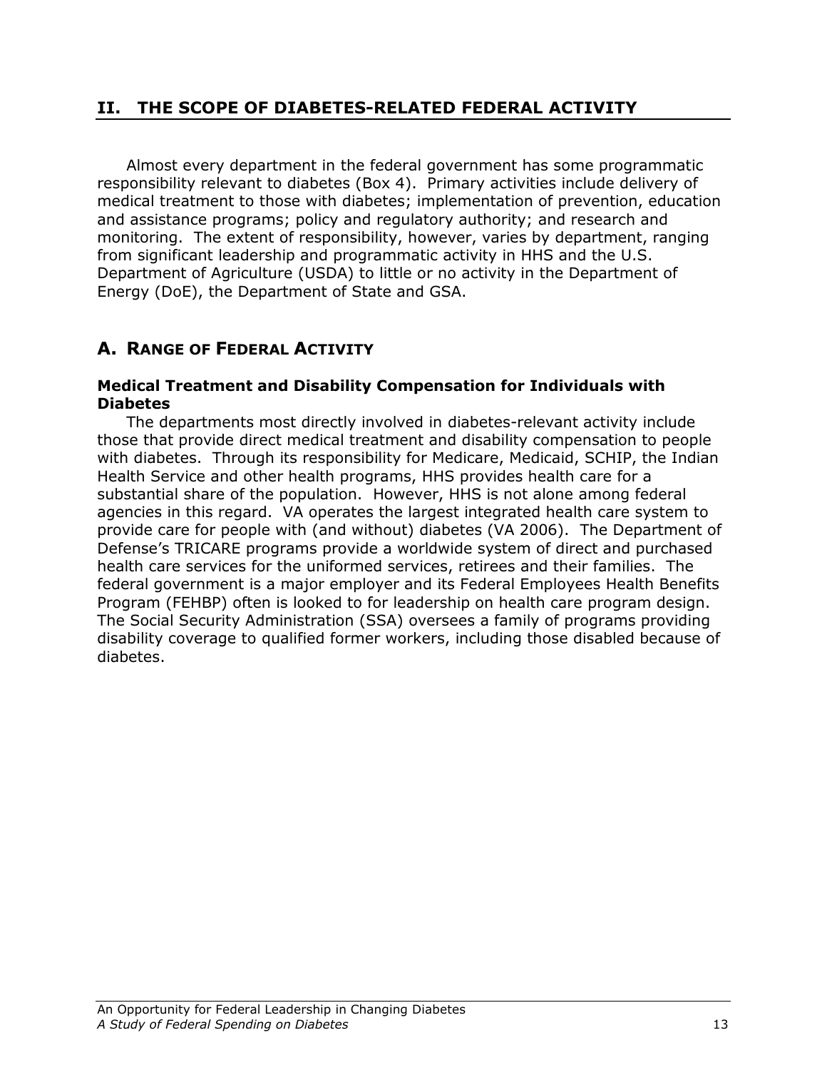## II. THE SCOPE OF DIABETES-RELATED FEDERAL ACTIVITY

Almost every department in the federal government has some programmatic responsibility relevant to diabetes (Box 4). Primary activities include delivery of medical treatment to those with diabetes; implementation of prevention, education and assistance programs; policy and regulatory authority; and research and monitoring. The extent of responsibility, however, varies by department, ranging from significant leadership and programmatic activity in HHS and the U.S. Department of Agriculture (USDA) to little or no activity in the Department of Energy (DoE), the Department of State and GSA.

### A. RANGE OF FEDERAL ACTIVITY

#### Medical Treatment and Disability Compensation for Individuals with Diabetes

The departments most directly involved in diabetes-relevant activity include those that provide direct medical treatment and disability compensation to people with diabetes. Through its responsibility for Medicare, Medicaid, SCHIP, the Indian Health Service and other health programs, HHS provides health care for a substantial share of the population. However, HHS is not alone among federal agencies in this regard. VA operates the largest integrated health care system to provide care for people with (and without) diabetes (VA 2006). The Department of Defense's TRICARE programs provide a worldwide system of direct and purchased health care services for the uniformed services, retirees and their families. The federal government is a major employer and its Federal Employees Health Benefits Program (FEHBP) often is looked to for leadership on health care program design. The Social Security Administration (SSA) oversees a family of programs providing disability coverage to qualified former workers, including those disabled because of diabetes.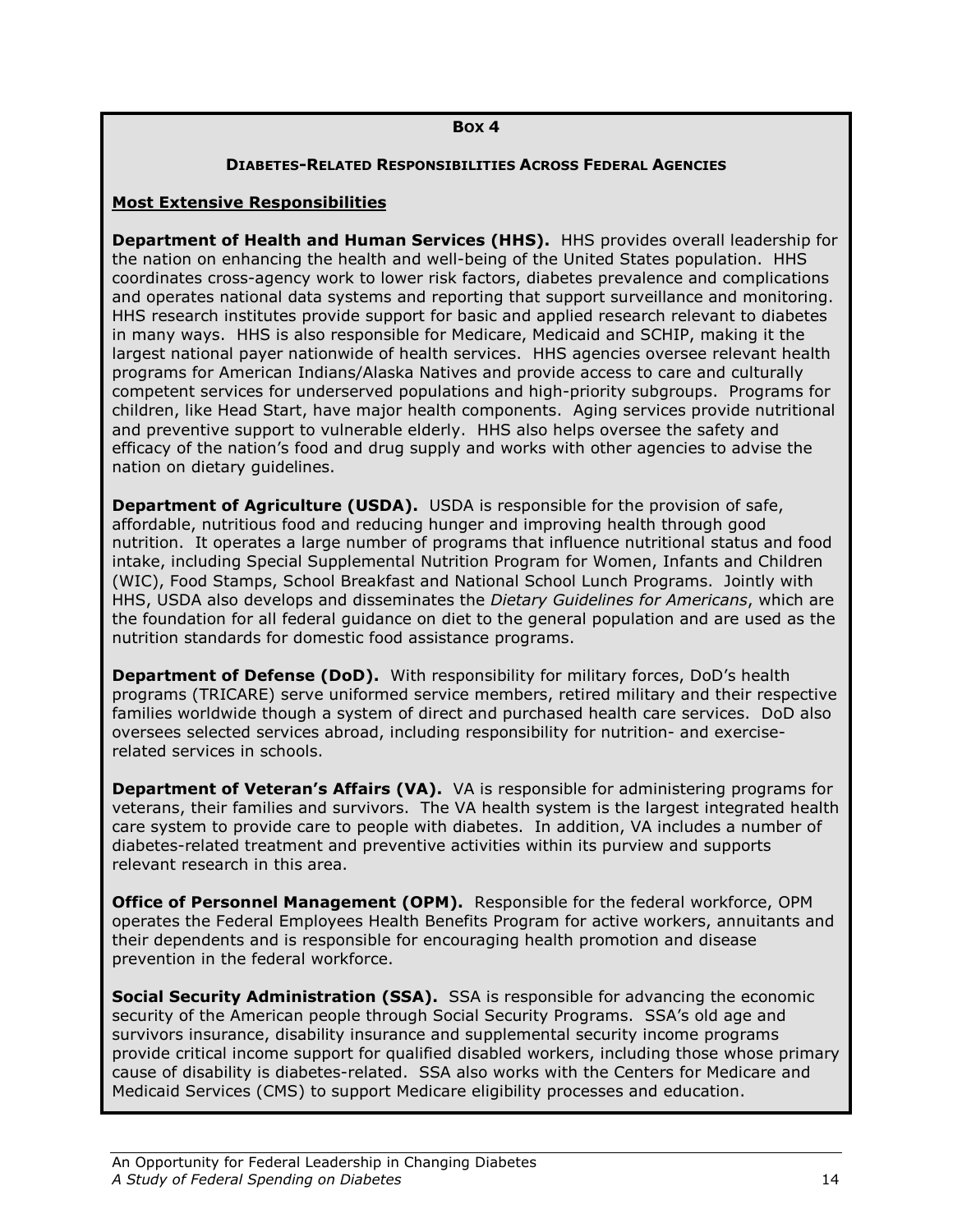**Box 4**

**DIABETES-RELATED RESPONSIBILITIES ACROSS FEDERAL AGENCIES**

**Most Extensive Responsibilities**

**Department of Health and Human Services (HHS).** HHS provides overall leadership for the nation on enhancing the health and well-being of the United States population. HHS coordinates cross-agency work to lower risk factors, diabetes prevalence and complications and operates national data systems and reporting that support surveillance and monitoring. HHS research institutes provide support for basic and applied research relevant to diabetes in many ways. HHS is also responsible for Medicare, Medicaid and SCHIP, making it the largest national payer nationwide of health services. HHS agencies oversee relevant health programs for American Indians/Alaska Natives and provide access to care and culturally competent services for underserved populations and high-priority subgroups. Programs for children, like Head Start, have major health components. Aging services provide nutritional and preventive support to vulnerable elderly. HHS also helps oversee the safety and efficacy of the nation's food and drug supply and works with other agencies to advise the nation on dietary guidelines.

**Department of Agriculture (USDA).** USDA is responsible for the provision of safe, affordable, nutritious food and reducing hunger and improving health through good nutrition. It operates a large number of programs that influence nutritional status and food intake, including Special Supplemental Nutrition Program for Women, Infants and Children (WIC), Food Stamps, School Breakfast and National School Lunch Programs. Jointly with HHS, USDA also develops and disseminates the *Dietary Guidelines for Americans*, which are the foundation for all federal guidance on diet to the general population and are used as the nutrition standards for domestic food assistance programs.

**Department of Defense (DoD).** With responsibility for military forces, DoD's health programs (TRICARE) serve uniformed service members, retired military and their respective families worldwide though a system of direct and purchased health care services. DoD also oversees selected services abroad, including responsibility for nutrition- and exercise-related services in schools.

**Department of Veteran's Affairs (VA).** VA is responsible for administering programs for veterans, their families and survivors. The VA health system is the largest integrated health care system to provide care to people with diabetes. In addition, VA includes a number of diabetes-related treatment and preventive activities within its purview and supports relevant research in this area.

**Office of Personnel Management (OPM).** Responsible for the federal workforce, OPM operates the Federal Employees Health Benefits Program for active workers, annuitants and their dependents and is responsible for encouraging health promotion and disease prevention in the federal workforce.

**Social Security Administration (SSA).** SSA is responsible for advancing the economic security of the American people through Social Security Programs. SSA's old age and survivors insurance, disability insurance and supplemental security income programs provide critical income support for qualified disabled workers, including those whose primary cause of disability is diabetes-related. SSA also works with the Centers for Medicare and Medicaid Services (CMS) to support Medicare eligibility processes and education.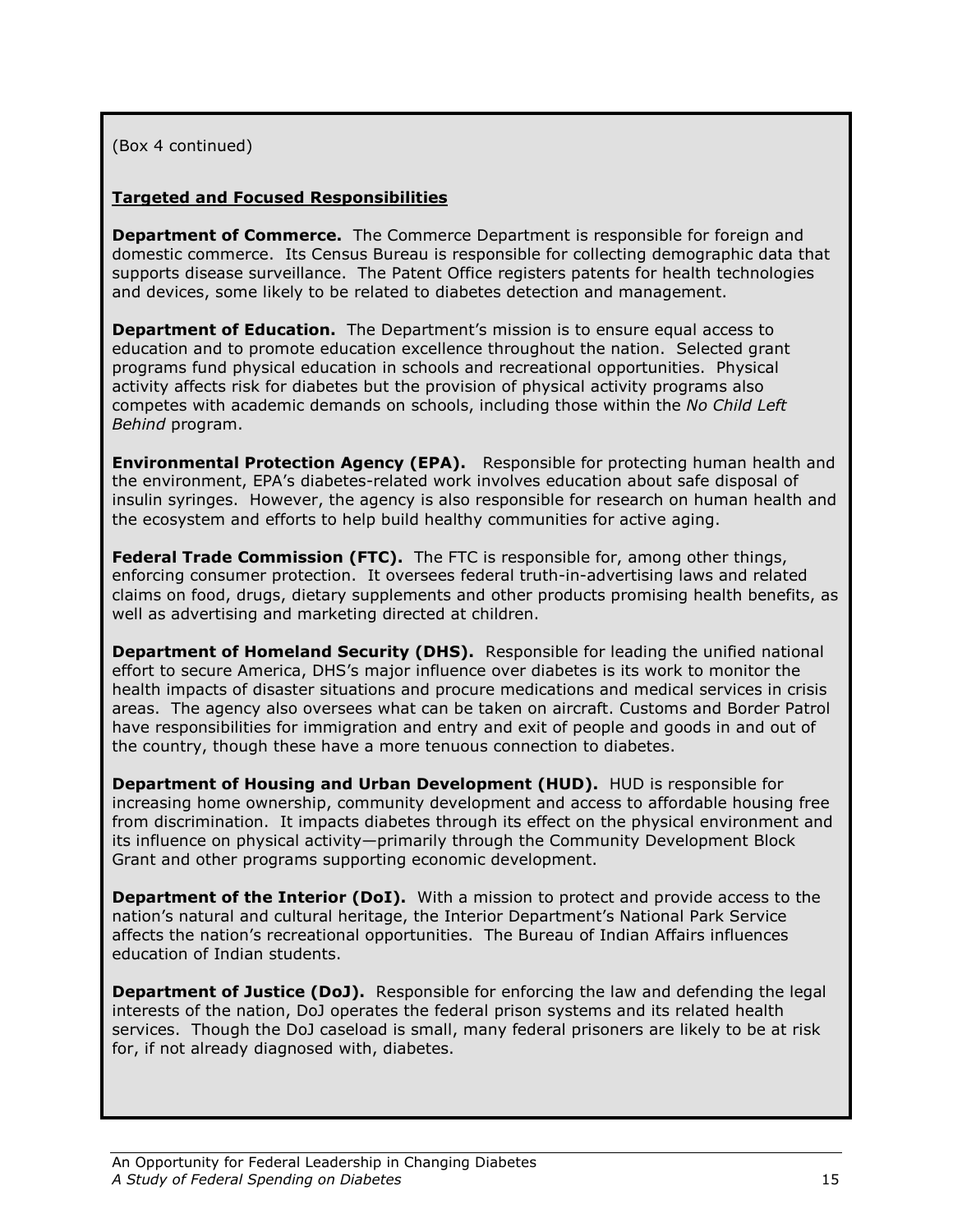(Box 4 continued)

**Targeted and Focused Responsibilities**

**Department of Commerce.** The Commerce Department is responsible for foreign and domestic commerce. Its Census Bureau is responsible for collecting demographic data that supports disease surveillance. The Patent Office registers patents for health technologies and devices, some likely to be related to diabetes detection and management.

**Department of Education.** The Department's mission is to ensure equal access to education and to promote education excellence throughout the nation. Selected grant programs fund physical education in schools and recreational opportunities. Physical activity affects risk for diabetes but the provision of physical activity programs also competes with academic demands on schools, including those within the *No Child Left Behind* program.

**Environmental Protection Agency (EPA).** Responsible for protecting human health and the environment, EPA's diabetes-related work involves education about safe disposal of insulin syringes. However, the agency is also responsible for research on human health and the ecosystem and efforts to help build healthy communities for active aging.

**Federal Trade Commission (FTC).** The FTC is responsible for, among other things, enforcing consumer protection. It oversees federal truth-in-advertising laws and related claims on food, drugs, dietary supplements and other products promising health benefits, as well as advertising and marketing directed at children.

**Department of Homeland Security (DHS).** Responsible for leading the unified national effort to secure America, DHS's major influence over diabetes is its work to monitor the health impacts of disaster situations and procure medications and medical services in crisis areas. The agency also oversees what can be taken on aircraft. Customs and Border Patrol have responsibilities for immigration and entry and exit of people and goods in and out of the country, though these have a more tenuous connection to diabetes.

**Department of Housing and Urban Development (HUD).** HUD is responsible for increasing home ownership, community development and access to affordable housing free from discrimination. It impacts diabetes through its effect on the physical environment and its influence on physical activity—primarily through the Community Development Block Grant and other programs supporting economic development.

**Department of the Interior (DoI).** With a mission to protect and provide access to the nation's natural and cultural heritage, the Interior Department's National Park Service affects the nation's recreational opportunities. The Bureau of Indian Affairs influences education of Indian students.

**Department of Justice (DoJ).** Responsible for enforcing the law and defending the legal interests of the nation, DoJ operates the federal prison systems and its related health services. Though the DoJ caseload is small, many federal prisoners are likely to be at risk for, if not already diagnosed with, diabetes.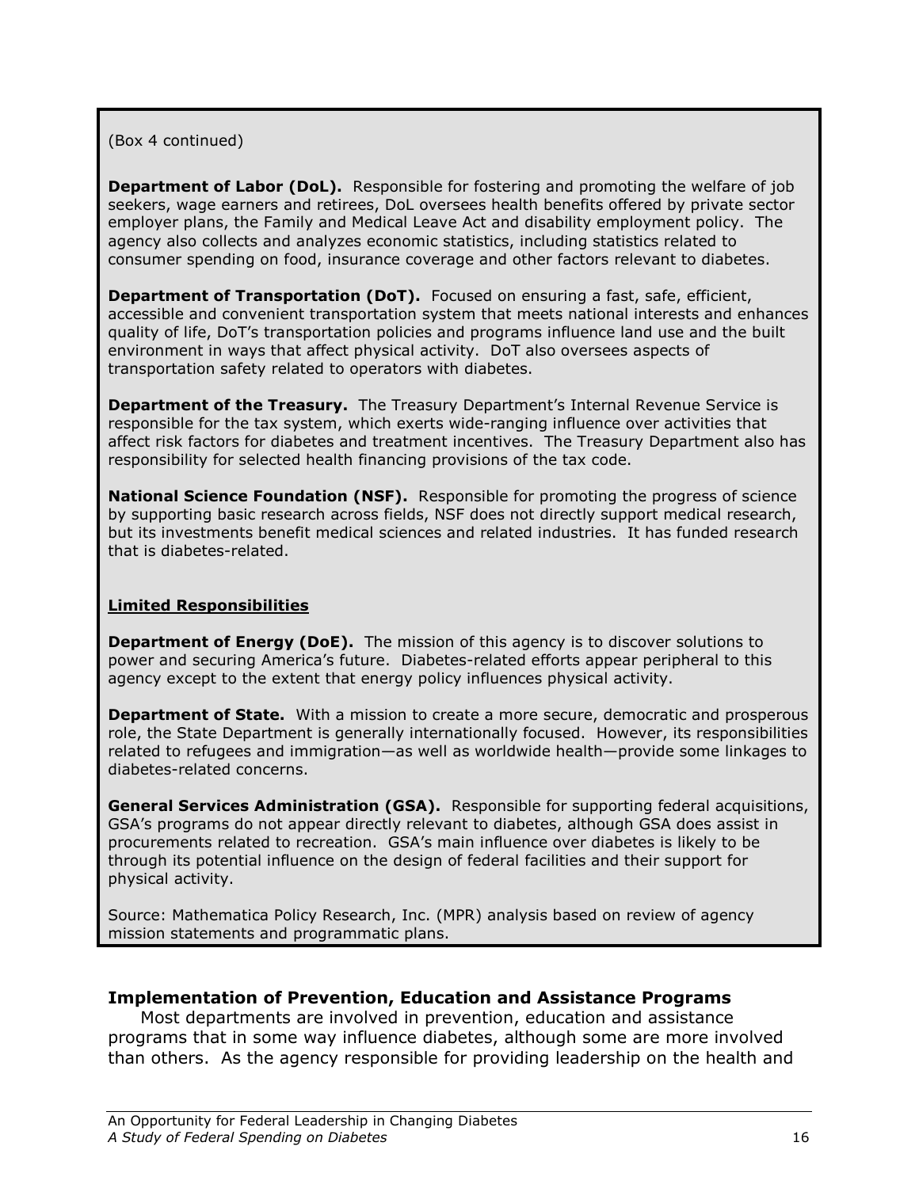(Box 4 continued)

**Department of Labor (DoL).** Responsible for fostering and promoting the welfare of job seekers, wage earners and retirees, DoL oversees health benefits offered by private sector employer plans, the Family and Medical Leave Act and disability employment policy. The agency also collects and analyzes economic statistics, including statistics related to consumer spending on food, insurance coverage and other factors relevant to diabetes.

**Department of Transportation (DoT).** Focused on ensuring a fast, safe, efficient, accessible and convenient transportation system that meets national interests and enhances quality of life, DoT's transportation policies and programs influence land use and the built environment in ways that affect physical activity. DoT also oversees aspects of transportation safety related to operators with diabetes.

**Department of the Treasury.** The Treasury Department's Internal Revenue Service is responsible for the tax system, which exerts wide-ranging influence over activities that affect risk factors for diabetes and treatment incentives. The Treasury Department also has responsibility for selected health financing provisions of the tax code.

**National Science Foundation (NSF).** Responsible for promoting the progress of science by supporting basic research across fields, NSF does not directly support medical research, but its investments benefit medical sciences and related industries. It has funded research that is diabetes-related.

**Limited Responsibilities**

**Department of Energy (DoE).** The mission of this agency is to discover solutions to power and securing America's future. Diabetes-related efforts appear peripheral to this agency except to the extent that energy policy influences physical activity.

**Department of State.** With a mission to create a more secure, democratic and prosperous role, the State Department is generally internationally focused. However, its responsibilities related to refugees and immigration—as well as worldwide health—provide some linkages to diabetes-related concerns.

**General Services Administration (GSA).** Responsible for supporting federal acquisitions, GSA's programs do not appear directly relevant to diabetes, although GSA does assist in procurements related to recreation. GSA's main influence over diabetes is likely to be through its potential influence on the design of federal facilities and their support for physical activity.

Source: Mathematica Policy Research, Inc. (MPR) analysis based on review of agency mission statements and programmatic plans.

### Implementation of Prevention, Education and Assistance Programs

Most departments are involved in prevention, education and assistance programs that in some way influence diabetes, although some are more involved than others. As the agency responsible for providing leadership on the health and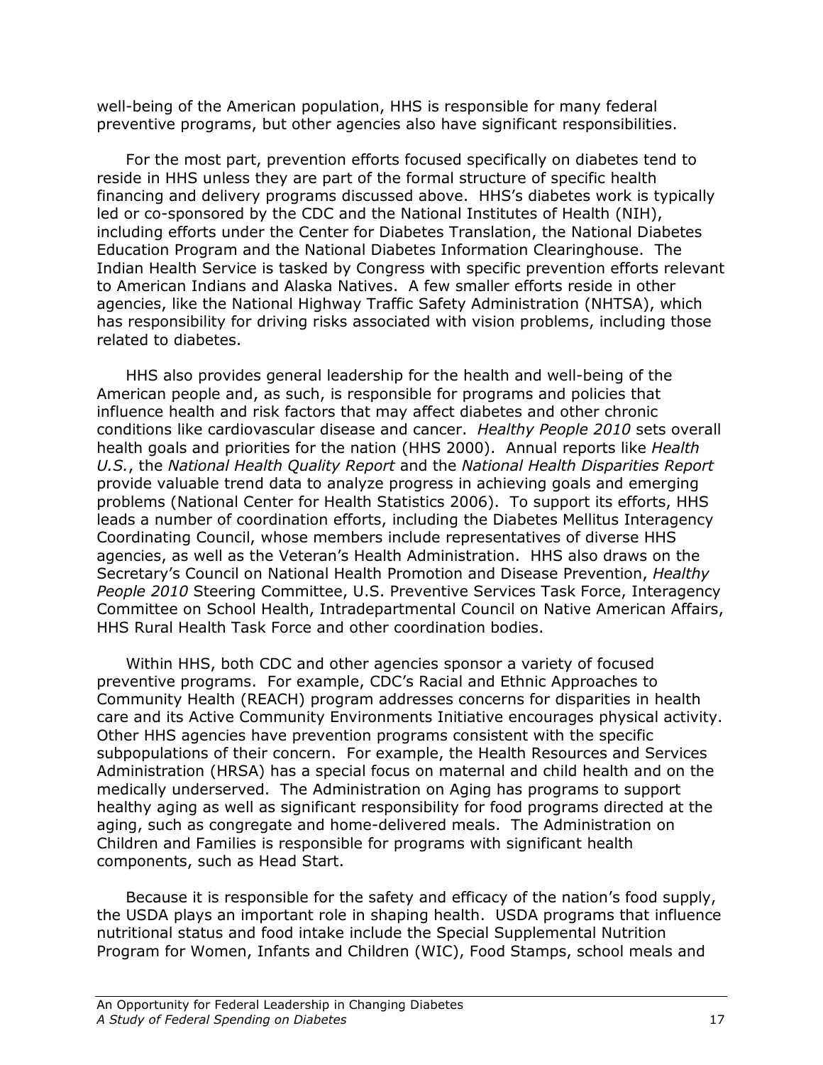well-being of the American population, HHS is responsible for many federal preventive programs, but other agencies also have significant responsibilities.

For the most part, prevention efforts focused specifically on diabetes tend to reside in HHS unless they are part of the formal structure of specific health financing and delivery programs discussed above. HHS's diabetes work is typically led or co-sponsored by the CDC and the National Institutes of Health (NIH), including efforts under the Center for Diabetes Translation, the National Diabetes Education Program and the National Diabetes Information Clearinghouse. The Indian Health Service is tasked by Congress with specific prevention efforts relevant to American Indians and Alaska Natives. A few smaller efforts reside in other agencies, like the National Highway Traffic Safety Administration (NHTSA), which has responsibility for driving risks associated with vision problems, including those related to diabetes.

HHS also provides general leadership for the health and well-being of the American people and, as such, is responsible for programs and policies that influence health and risk factors that may affect diabetes and other chronic conditions like cardiovascular disease and cancer. *Healthy People 2010* sets overall health goals and priorities for the nation (HHS 2000). Annual reports like *Health U.S.*, the *National Health Quality Report* and the *National Health Disparities Report* provide valuable trend data to analyze progress in achieving goals and emerging problems (National Center for Health Statistics 2006). To support its efforts, HHS leads a number of coordination efforts, including the Diabetes Mellitus Interagency Coordinating Council, whose members include representatives of diverse HHS agencies, as well as the Veteran's Health Administration. HHS also draws on the Secretary's Council on National Health Promotion and Disease Prevention, *Healthy People 2010* Steering Committee, U.S. Preventive Services Task Force, Interagency Committee on School Health, Intradepartmental Council on Native American Affairs, HHS Rural Health Task Force and other coordination bodies.

Within HHS, both CDC and other agencies sponsor a variety of focused preventive programs. For example, CDC's Racial and Ethnic Approaches to Community Health (REACH) program addresses concerns for disparities in health care and its Active Community Environments Initiative encourages physical activity. Other HHS agencies have prevention programs consistent with the specific subpopulations of their concern. For example, the Health Resources and Services Administration (HRSA) has a special focus on maternal and child health and on the medically underserved. The Administration on Aging has programs to support healthy aging as well as significant responsibility for food programs directed at the aging, such as congregate and home-delivered meals. The Administration on Children and Families is responsible for programs with significant health components, such as Head Start.

Because it is responsible for the safety and efficacy of the nation's food supply, the USDA plays an important role in shaping health. USDA programs that influence nutritional status and food intake include the Special Supplemental Nutrition Program for Women, Infants and Children (WIC), Food Stamps, school meals and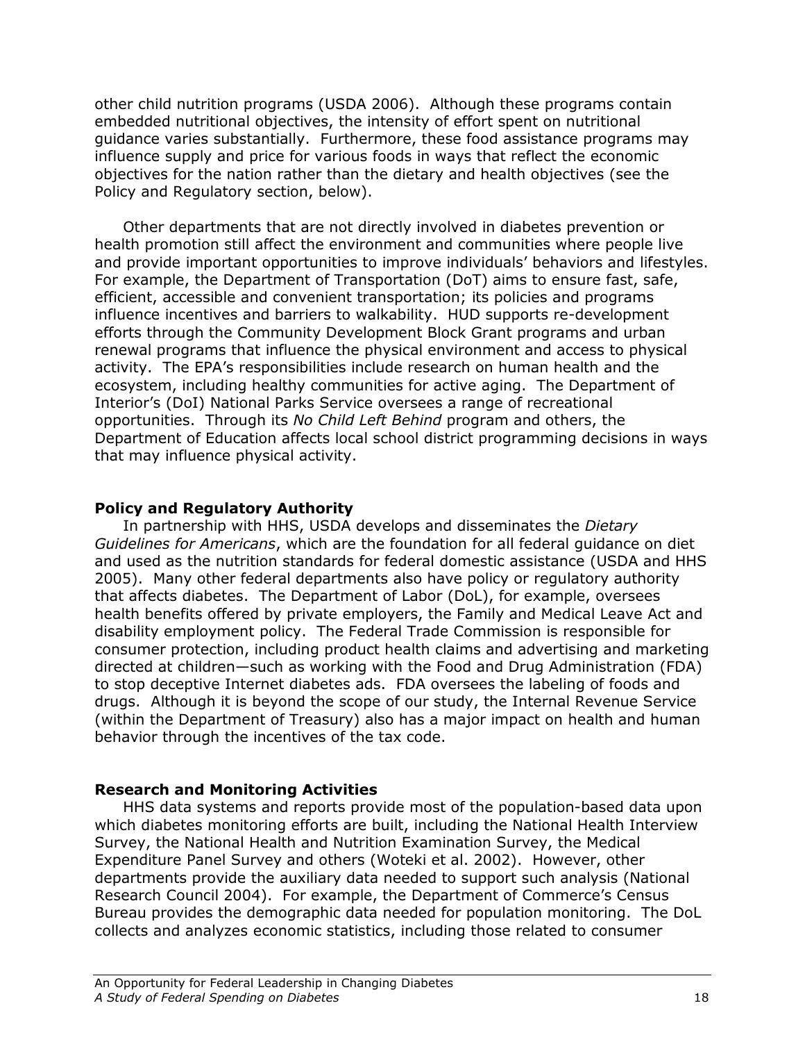other child nutrition programs (USDA 2006). Although these programs contain embedded nutritional objectives, the intensity of effort spent on nutritional guidance varies substantially. Furthermore, these food assistance programs may influence supply and price for various foods in ways that reflect the economic objectives for the nation rather than the dietary and health objectives (see the Policy and Regulatory section, below).

Other departments that are not directly involved in diabetes prevention or health promotion still affect the environment and communities where people live and provide important opportunities to improve individuals' behaviors and lifestyles. For example, the Department of Transportation (DoT) aims to ensure fast, safe, efficient, accessible and convenient transportation; its policies and programs influence incentives and barriers to walkability. HUD supports re-development efforts through the Community Development Block Grant programs and urban renewal programs that influence the physical environment and access to physical activity. The EPA's responsibilities include research on human health and the ecosystem, including healthy communities for active aging. The Department of Interior's (DoI) National Parks Service oversees a range of recreational opportunities. Through its *No Child Left Behind* program and others, the Department of Education affects local school district programming decisions in ways that may influence physical activity.

**Policy and Regulatory Authority**

In partnership with HHS, USDA develops and disseminates the *Dietary Guidelines for Americans*, which are the foundation for all federal guidance on diet and used as the nutrition standards for federal domestic assistance (USDA and HHS 2005). Many other federal departments also have policy or regulatory authority that affects diabetes. The Department of Labor (DoL), for example, oversees health benefits offered by private employers, the Family and Medical Leave Act and disability employment policy. The Federal Trade Commission is responsible for consumer protection, including product health claims and advertising and marketing directed at children—such as working with the Food and Drug Administration (FDA) to stop deceptive Internet diabetes ads. FDA oversees the labeling of foods and drugs. Although it is beyond the scope of our study, the Internal Revenue Service (within the Department of Treasury) also has a major impact on health and human behavior through the incentives of the tax code.

**Research and Monitoring Activities**

HHS data systems and reports provide most of the population-based data upon which diabetes monitoring efforts are built, including the National Health Interview Survey, the National Health and Nutrition Examination Survey, the Medical Expenditure Panel Survey and others (Woteki et al. 2002). However, other departments provide the auxiliary data needed to support such analysis (National Research Council 2004). For example, the Department of Commerce's Census Bureau provides the demographic data needed for population monitoring. The DoL collects and analyzes economic statistics, including those related to consumer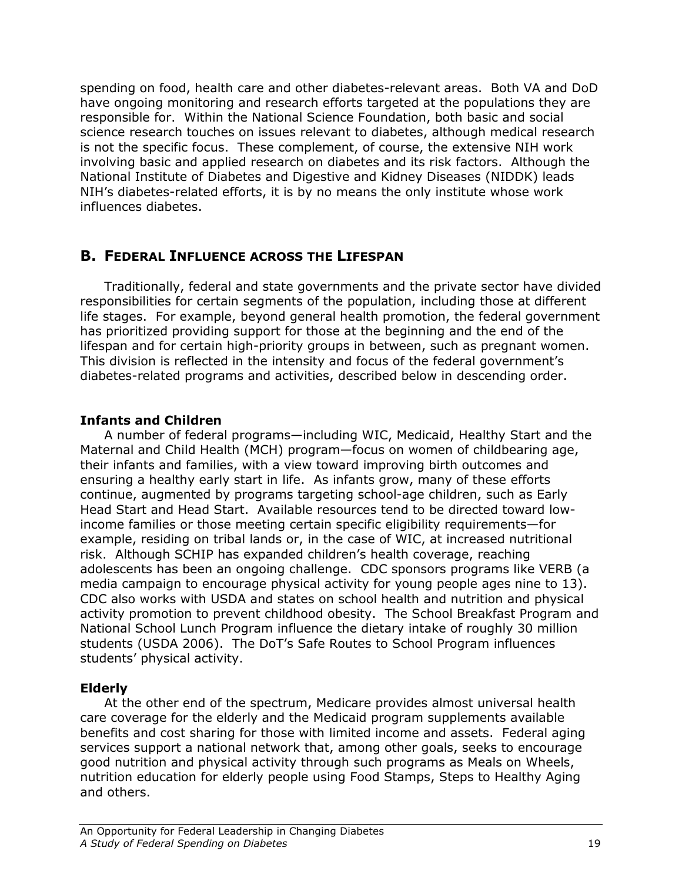spending on food, health care and other diabetes-relevant areas. Both VA and DoD have ongoing monitoring and research efforts targeted at the populations they are responsible for. Within the National Science Foundation, both basic and social science research touches on issues relevant to diabetes, although medical research is not the specific focus. These complement, of course, the extensive NIH work involving basic and applied research on diabetes and its risk factors. Although the National Institute of Diabetes and Digestive and Kidney Diseases (NIDDK) leads NIH's diabetes-related efforts, it is by no means the only institute whose work influences diabetes.

## B. Federal Influence across the Lifespan

Traditionally, federal and state governments and the private sector have divided responsibilities for certain segments of the population, including those at different life stages. For example, beyond general health promotion, the federal government has prioritized providing support for those at the beginning and the end of the lifespan and for certain high-priority groups in between, such as pregnant women. This division is reflected in the intensity and focus of the federal government's diabetes-related programs and activities, described below in descending order.

**Infants and Children**

A number of federal programs—including WIC, Medicaid, Healthy Start and the Maternal and Child Health (MCH) program—focus on women of childbearing age, their infants and families, with a view toward improving birth outcomes and ensuring a healthy early start in life. As infants grow, many of these efforts continue, augmented by programs targeting school-age children, such as Early Head Start and Head Start. Available resources tend to be directed toward low-income families or those meeting certain specific eligibility requirements—for example, residing on tribal lands or, in the case of WIC, at increased nutritional risk. Although SCHIP has expanded children's health coverage, reaching adolescents has been an ongoing challenge. CDC sponsors programs like VERB (a media campaign to encourage physical activity for young people ages nine to 13). CDC also works with USDA and states on school health and nutrition and physical activity promotion to prevent childhood obesity. The School Breakfast Program and National School Lunch Program influence the dietary intake of roughly 30 million students (USDA 2006). The DoT's Safe Routes to School Program influences students' physical activity.

**Elderly**

At the other end of the spectrum, Medicare provides almost universal health care coverage for the elderly and the Medicaid program supplements available benefits and cost sharing for those with limited income and assets. Federal aging services support a national network that, among other goals, seeks to encourage good nutrition and physical activity through such programs as Meals on Wheels, nutrition education for elderly people using Food Stamps, Steps to Healthy Aging and others.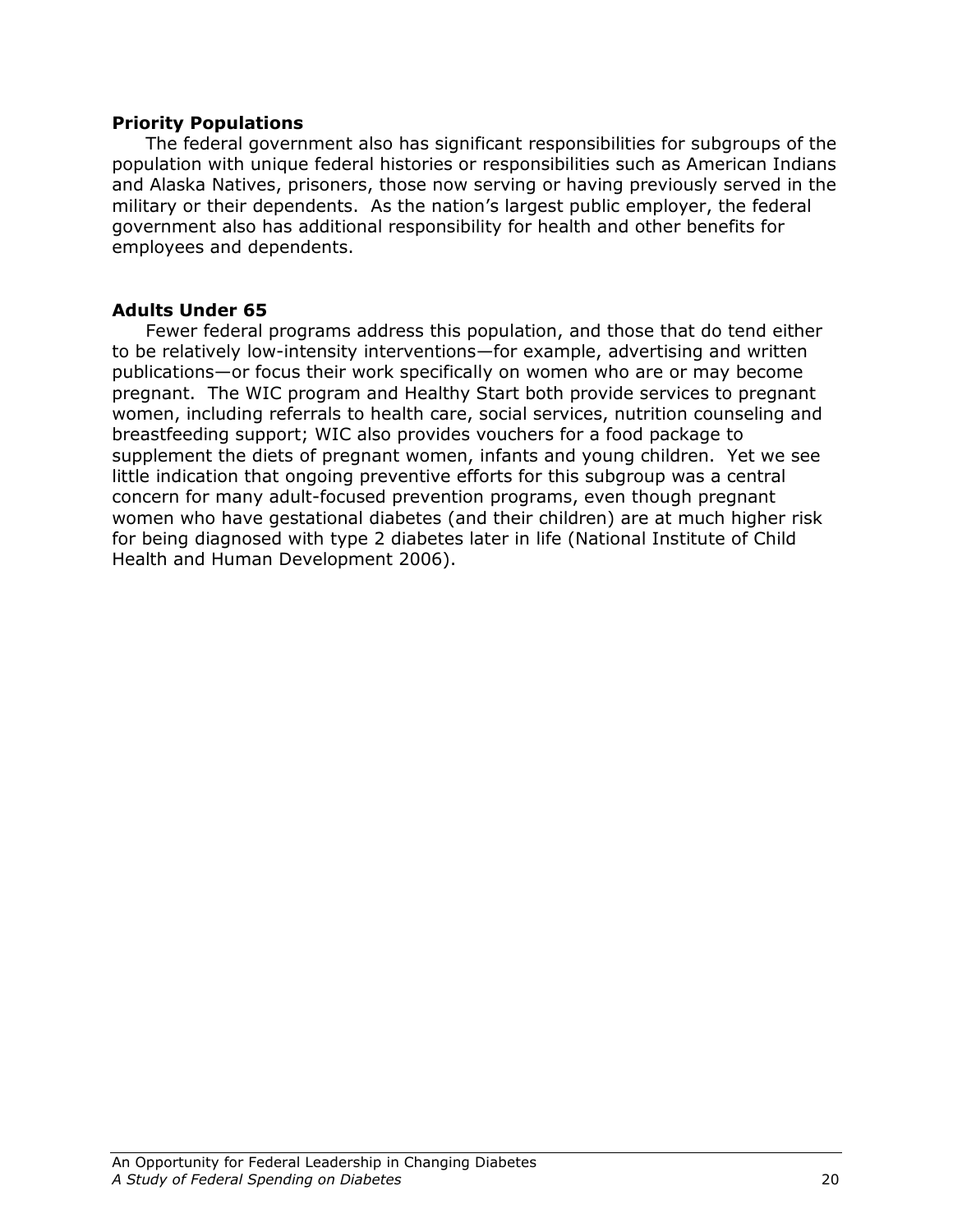### Priority Populations

The federal government also has significant responsibilities for subgroups of the population with unique federal histories or responsibilities such as American Indians and Alaska Natives, prisoners, those now serving or having previously served in the military or their dependents. As the nation's largest public employer, the federal government also has additional responsibility for health and other benefits for employees and dependents.

### Adults Under 65

Fewer federal programs address this population, and those that do tend either to be relatively low-intensity interventions—for example, advertising and written publications—or focus their work specifically on women who are or may become pregnant. The WIC program and Healthy Start both provide services to pregnant women, including referrals to health care, social services, nutrition counseling and breastfeeding support; WIC also provides vouchers for a food package to supplement the diets of pregnant women, infants and young children. Yet we see little indication that ongoing preventive efforts for this subgroup was a central concern for many adult-focused prevention programs, even though pregnant women who have gestational diabetes (and their children) are at much higher risk for being diagnosed with type 2 diabetes later in life (National Institute of Child Health and Human Development 2006).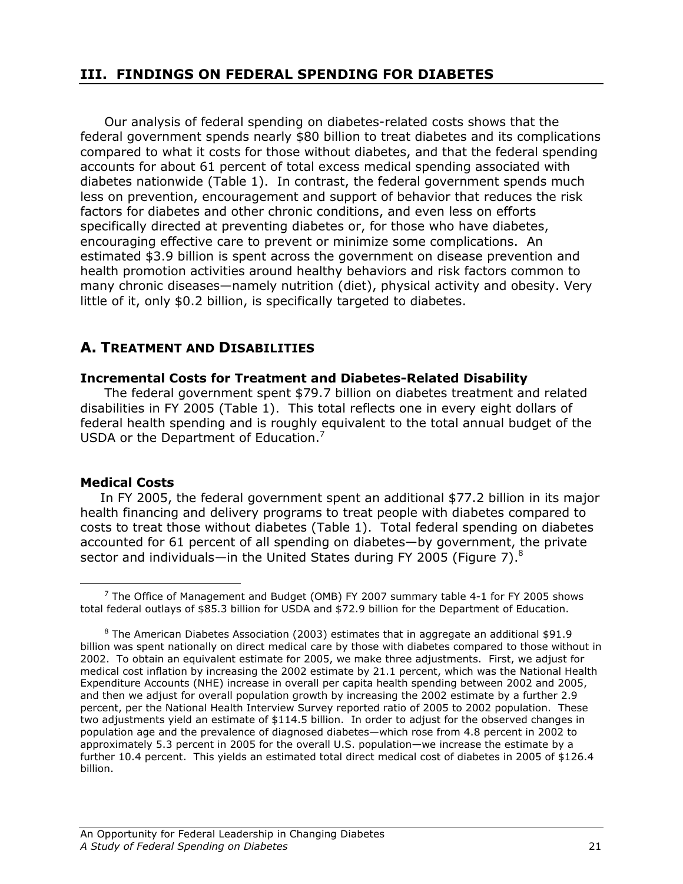## III. FINDINGS ON FEDERAL SPENDING FOR DIABETES

Our analysis of federal spending on diabetes-related costs shows that the federal government spends nearly $80 billion to treat diabetes and its complications compared to what it costs for those without diabetes, and that the federal spending accounts for about 61 percent of total excess medical spending associated with diabetes nationwide (Table 1). In contrast, the federal government spends much less on prevention, encouragement and support of behavior that reduces the risk factors for diabetes and other chronic conditions, and even less on efforts specifically directed at preventing diabetes or, for those who have diabetes, encouraging effective care to prevent or minimize some complications. An estimated $3.9 billion is spent across the government on disease prevention and health promotion activities around healthy behaviors and risk factors common to many chronic diseases—namely nutrition (diet), physical activity and obesity. Very little of it, only $0.2 billion, is specifically targeted to diabetes.

### A. TREATMENT AND DISABILITIES

#### Incremental Costs for Treatment and Diabetes-Related Disability

The federal government spent $79.7 billion on diabetes treatment and related disabilities in FY 2005 (Table 1). This total reflects one in every eight dollars of federal health spending and is roughly equivalent to the total annual budget of the USDA or the Department of Education.[7]

#### Medical Costs

In FY 2005, the federal government spent an additional $77.2 billion in its major health financing and delivery programs to treat people with diabetes compared to costs to treat those without diabetes (Table 1). Total federal spending on diabetes accounted for 61 percent of all spending on diabetes—by government, the private sector and individuals—in the United States during FY 2005 (Figure 7).[8]

---

[7] The Office of Management and Budget (OMB) FY 2007 summary table 4-1 for FY 2005 shows total federal outlays of $85.3 billion for USDA and $72.9 billion for the Department of Education.

[8] The American Diabetes Association (2003) estimates that in aggregate an additional $91.9 billion was spent nationally on direct medical care by those with diabetes compared to those without in 2002. To obtain an equivalent estimate for 2005, we make three adjustments. First, we adjust for medical cost inflation by increasing the 2002 estimate by 21.1 percent, which was the National Health Expenditure Accounts (NHE) increase in overall per capita health spending between 2002 and 2005, and then we adjust for overall population growth by increasing the 2002 estimate by a further 2.9 percent, per the National Health Interview Survey reported ratio of 2005 to 2002 population. These two adjustments yield an estimate of $114.5 billion. In order to adjust for the observed changes in population age and the prevalence of diagnosed diabetes—which rose from 4.8 percent in 2002 to approximately 5.3 percent in 2005 for the overall U.S. population—we increase the estimate by a further 10.4 percent. This yields an estimated total direct medical cost of diabetes in 2005 of $126.4 billion.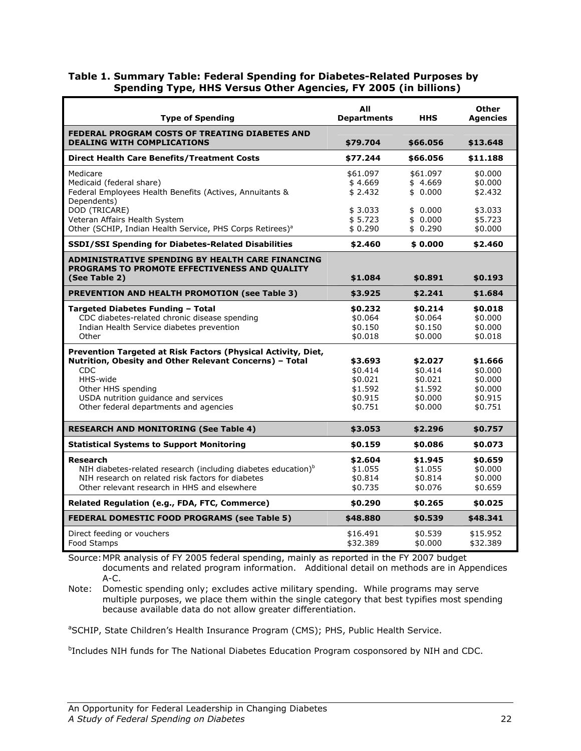**Table 1. Summary Table: Federal Spending for Diabetes-Related Purposes by Spending Type, HHS Versus Other Agencies, FY 2005 (in billions)**

| Type of Spending | All Departments | HHS | Other Agencies |
|---|---|---|---|
| **FEDERAL PROGRAM COSTS OF TREATING DIABETES AND DEALING WITH COMPLICATIONS** | **$79.704** | **$66.056** | **$13.648** |
| **Direct Health Care Benefits/Treatment Costs** | **$77.244** | **$66.056** | **$11.188** |
| Medicare | $61.097 | $61.097 | $0.000 |
| Medicaid (federal share) | $ 4.669 | $ 4.669 | $0.000 |
| Federal Employees Health Benefits (Actives, Annuitants & Dependents) | $ 2.432 | $ 0.000 | $2.432 |
| DOD (TRICARE) | $ 3.033 | $ 0.000 | $3.033 |
| Veteran Affairs Health System | $ 5.723 | $ 0.000 | $5.723 |
| Other (SCHIP, Indian Health Service, PHS Corps Retirees)[a] | $ 0.290 | $ 0.290 | $0.000 |
| **SSDI/SSI Spending for Diabetes-Related Disabilities** | **$2.460** | **$ 0.000** | **$2.460** |
| **ADMINISTRATIVE SPENDING BY HEALTH CARE FINANCING PROGRAMS TO PROMOTE EFFECTIVENESS AND QUALITY (See Table 2)** | **$1.084** | **$0.891** | **$0.193** |
| **PREVENTION AND HEALTH PROMOTION (see Table 3)** | **$3.925** | **$2.241** | **$1.684** |
| **Targeted Diabetes Funding – Total** | **$0.232** | **$0.214** | **$0.018** |
| CDC diabetes-related chronic disease spending | $0.064 | $0.064 | $0.000 |
| Indian Health Service diabetes prevention | $0.150 | $0.150 | $0.000 |
| Other | $0.018 | $0.000 | $0.018 |
| **Prevention Targeted at Risk Factors (Physical Activity, Diet, Nutrition, Obesity and Other Relevant Concerns) – Total** | **$3.693** | **$2.027** | **$1.666** |
| CDC | $0.414 | $0.414 | $0.000 |
| HHS-wide | $0.021 | $0.021 | $0.000 |
| Other HHS spending | $1.592 | $1.592 | $0.000 |
| USDA nutrition guidance and services | $0.915 | $0.000 | $0.915 |
| Other federal departments and agencies | $0.751 | $0.000 | $0.751 |
| **RESEARCH AND MONITORING (See Table 4)** | **$3.053** | **$2.296** | **$0.757** |
| **Statistical Systems to Support Monitoring** | **$0.159** | **$0.086** | **$0.073** |
| **Research** | **$2.604** | **$1.945** | **$0.659** |
| NIH diabetes-related research (including diabetes education)[b] | $1.055 | $1.055 | $0.000 |
| NIH research on related risk factors for diabetes | $0.814 | $0.814 | $0.000 |
| Other relevant research in HHS and elsewhere | $0.735 | $0.076 | $0.659 |
| **Related Regulation (e.g., FDA, FTC, Commerce)** | **$0.290** | **$0.265** | **$0.025** |
| **FEDERAL DOMESTIC FOOD PROGRAMS (see Table 5)** | **$48.880** | **$0.539** | **$48.341** |
| Direct feeding or vouchers | $16.491 | $0.539 | $15.952 |
| Food Stamps | $32.389 | $0.000 | $32.389 |

Source: MPR analysis of FY 2005 federal spending, mainly as reported in the FY 2007 budget documents and related program information. Additional detail on methods are in Appendices A-C.

Note: Domestic spending only; excludes active military spending. While programs may serve multiple purposes, we place them within the single category that best typifies most spending because available data do not allow greater differentiation.

[a]SCHIP, State Children's Health Insurance Program (CMS); PHS, Public Health Service.

[b]Includes NIH funds for The National Diabetes Education Program cosponsored by NIH and CDC.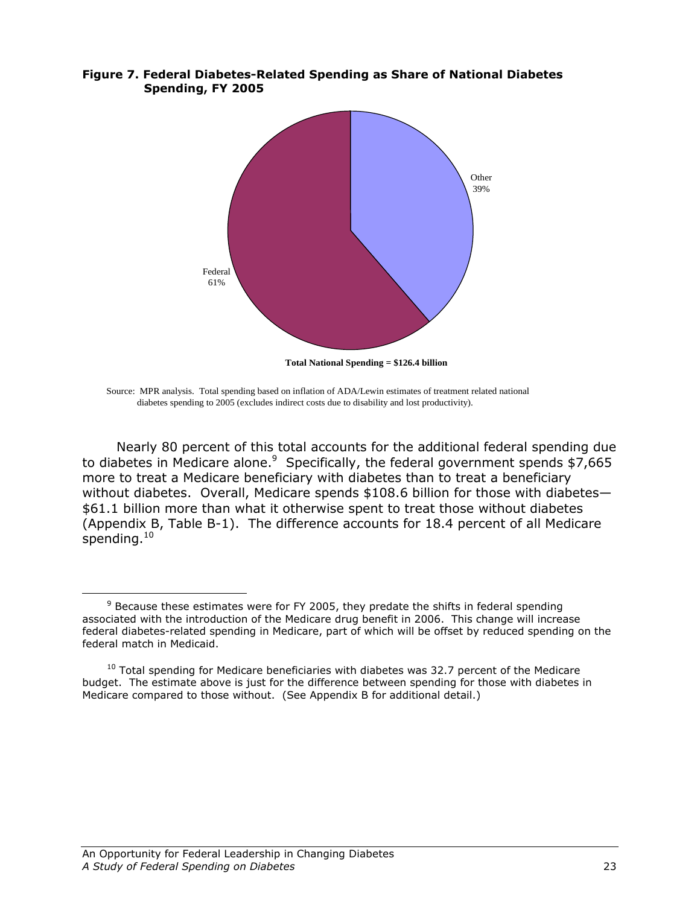**Figure 7. Federal Diabetes-Related Spending as Share of National Diabetes Spending, FY 2005**

Other 39%

Federal 61%

**Total National Spending = $126.4 billion**

Source: MPR analysis. Total spending based on inflation of ADA/Lewin estimates of treatment related national diabetes spending to 2005 (excludes indirect costs due to disability and lost productivity).

Nearly 80 percent of this total accounts for the additional federal spending due to diabetes in Medicare alone.[9] Specifically, the federal government spends $7,665 more to treat a Medicare beneficiary with diabetes than to treat a beneficiary without diabetes. Overall, Medicare spends $108.6 billion for those with diabetes—$61.1 billion more than what it otherwise spent to treat those without diabetes (Appendix B, Table B-1). The difference accounts for 18.4 percent of all Medicare spending.[10]

---

[9] Because these estimates were for FY 2005, they predate the shifts in federal spending associated with the introduction of the Medicare drug benefit in 2006. This change will increase federal diabetes-related spending in Medicare, part of which will be offset by reduced spending on the federal match in Medicaid.

[10] Total spending for Medicare beneficiaries with diabetes was 32.7 percent of the Medicare budget. The estimate above is just for the difference between spending for those with diabetes in Medicare compared to those without. (See Appendix B for additional detail.)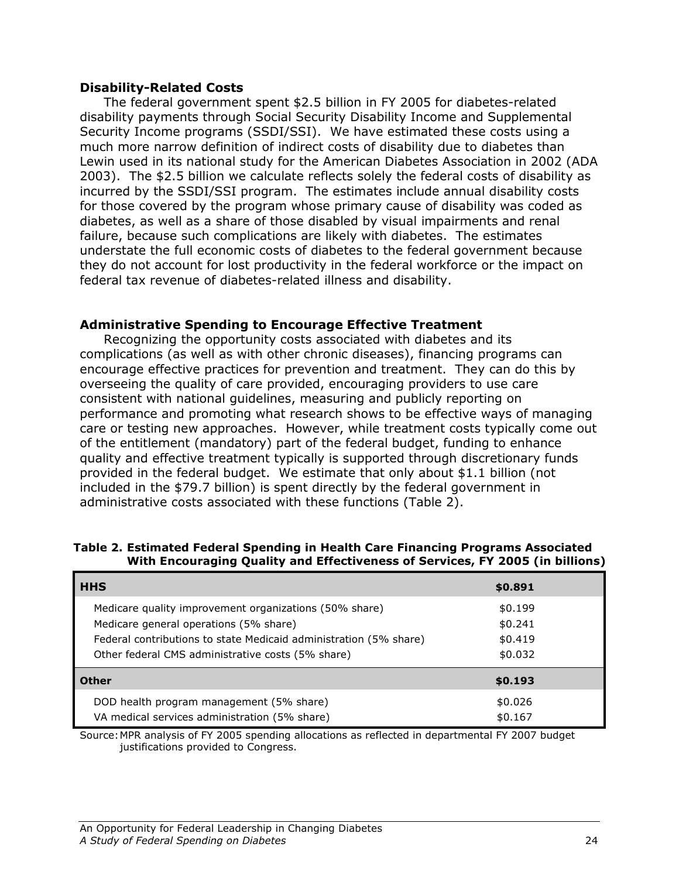### Disability-Related Costs

The federal government spent $2.5 billion in FY 2005 for diabetes-related disability payments through Social Security Disability Income and Supplemental Security Income programs (SSDI/SSI). We have estimated these costs using a much more narrow definition of indirect costs of disability due to diabetes than Lewin used in its national study for the American Diabetes Association in 2002 (ADA 2003). The $2.5 billion we calculate reflects solely the federal costs of disability as incurred by the SSDI/SSI program. The estimates include annual disability costs for those covered by the program whose primary cause of disability was coded as diabetes, as well as a share of those disabled by visual impairments and renal failure, because such complications are likely with diabetes. The estimates understate the full economic costs of diabetes to the federal government because they do not account for lost productivity in the federal workforce or the impact on federal tax revenue of diabetes-related illness and disability.

### Administrative Spending to Encourage Effective Treatment

Recognizing the opportunity costs associated with diabetes and its complications (as well as with other chronic diseases), financing programs can encourage effective practices for prevention and treatment. They can do this by overseeing the quality of care provided, encouraging providers to use care consistent with national guidelines, measuring and publicly reporting on performance and promoting what research shows to be effective ways of managing care or testing new approaches. However, while treatment costs typically come out of the entitlement (mandatory) part of the federal budget, funding to enhance quality and effective treatment typically is supported through discretionary funds provided in the federal budget. We estimate that only about $1.1 billion (not included in the $79.7 billion) is spent directly by the federal government in administrative costs associated with these functions (Table 2).

**Table 2. Estimated Federal Spending in Health Care Financing Programs Associated With Encouraging Quality and Effectiveness of Services, FY 2005 (in billions)**

| | |
|---|---|
| **HHS** | **$0.891** |
| Medicare quality improvement organizations (50% share) | $0.199 |
| Medicare general operations (5% share) | $0.241 |
| Federal contributions to state Medicaid administration (5% share) | $0.419 |
| Other federal CMS administrative costs (5% share) | $0.032 |
| **Other** | **$0.193** |
| DOD health program management (5% share) | $0.026 |
| VA medical services administration (5% share) | $0.167 |

Source: MPR analysis of FY 2005 spending allocations as reflected in departmental FY 2007 budget justifications provided to Congress.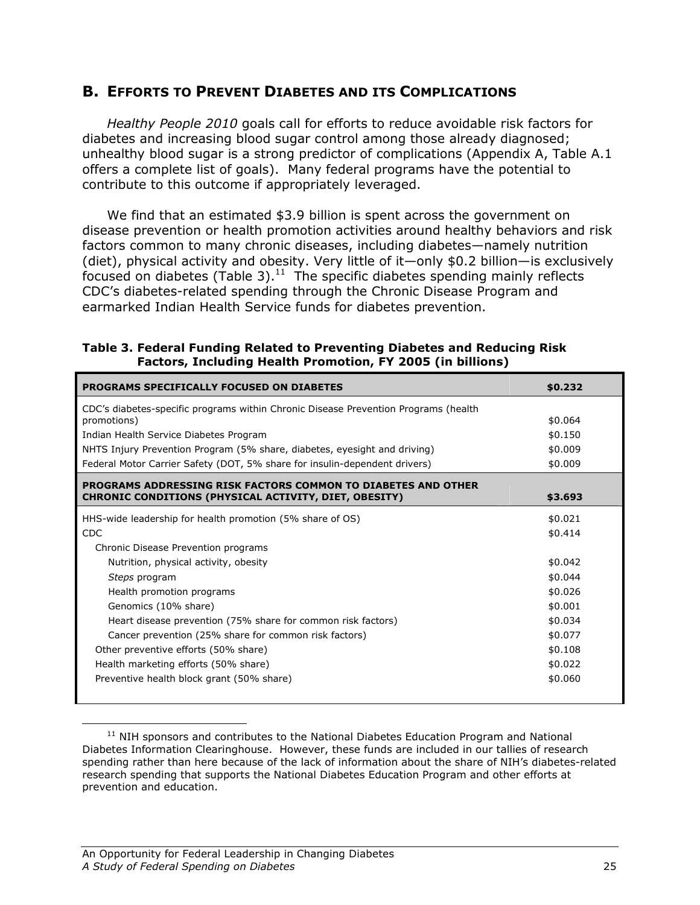## B. Efforts to Prevent Diabetes and Its Complications

*Healthy People 2010* goals call for efforts to reduce avoidable risk factors for diabetes and increasing blood sugar control among those already diagnosed; unhealthy blood sugar is a strong predictor of complications (Appendix A, Table A.1 offers a complete list of goals). Many federal programs have the potential to contribute to this outcome if appropriately leveraged.

We find that an estimated $3.9 billion is spent across the government on disease prevention or health promotion activities around healthy behaviors and risk factors common to many chronic diseases, including diabetes—namely nutrition (diet), physical activity and obesity. Very little of it—only $0.2 billion—is exclusively focused on diabetes (Table 3).[11] The specific diabetes spending mainly reflects CDC's diabetes-related spending through the Chronic Disease Program and earmarked Indian Health Service funds for diabetes prevention.

**Table 3. Federal Funding Related to Preventing Diabetes and Reducing Risk Factors, Including Health Promotion, FY 2005 (in billions)**

| PROGRAMS SPECIFICALLY FOCUSED ON DIABETES | $0.232 |
|---|---|
| CDC's diabetes-specific programs within Chronic Disease Prevention Programs (health promotions) | $0.064 |
| Indian Health Service Diabetes Program | $0.150 |
| NHTS Injury Prevention Program (5% share, diabetes, eyesight and driving) | $0.009 |
| Federal Motor Carrier Safety (DOT, 5% share for insulin-dependent drivers) | $0.009 |
| **PROGRAMS ADDRESSING RISK FACTORS COMMON TO DIABETES AND OTHER CHRONIC CONDITIONS (PHYSICAL ACTIVITY, DIET, OBESITY)** | **$3.693** |
| HHS-wide leadership for health promotion (5% share of OS) | $0.021 |
| CDC | $0.414 |
| Chronic Disease Prevention programs | |
| Nutrition, physical activity, obesity | $0.042 |
| *Steps* program | $0.044 |
| Health promotion programs | $0.026 |
| Genomics (10% share) | $0.001 |
| Heart disease prevention (75% share for common risk factors) | $0.034 |
| Cancer prevention (25% share for common risk factors) | $0.077 |
| Other preventive efforts (50% share) | $0.108 |
| Health marketing efforts (50% share) | $0.022 |
| Preventive health block grant (50% share) | $0.060 |

[11] NIH sponsors and contributes to the National Diabetes Education Program and National Diabetes Information Clearinghouse. However, these funds are included in our tallies of research spending rather than here because of the lack of information about the share of NIH's diabetes-related research spending that supports the National Diabetes Education Program and other efforts at prevention and education.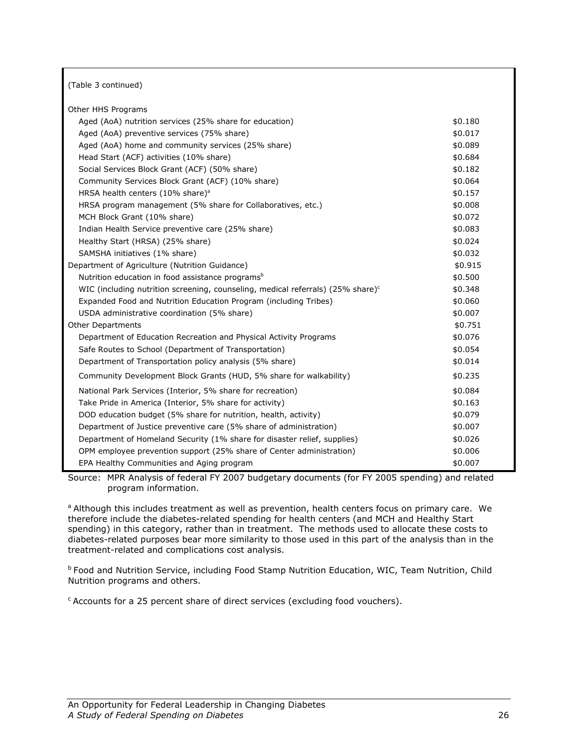(Table 3 continued)

| | |
|---|---|
| Other HHS Programs | |
| Aged (AoA) nutrition services (25% share for education) | $0.180 |
| Aged (AoA) preventive services (75% share) | $0.017 |
| Aged (AoA) home and community services (25% share) | $0.089 |
| Head Start (ACF) activities (10% share) | $0.684 |
| Social Services Block Grant (ACF) (50% share) | $0.182 |
| Community Services Block Grant (ACF) (10% share) | $0.064 |
| HRSA health centers (10% share)[a] | $0.157 |
| HRSA program management (5% share for Collaboratives, etc.) | $0.008 |
| MCH Block Grant (10% share) | $0.072 |
| Indian Health Service preventive care (25% share) | $0.083 |
| Healthy Start (HRSA) (25% share) | $0.024 |
| SAMSHA initiatives (1% share) | $0.032 |
| Department of Agriculture (Nutrition Guidance) | $0.915 |
| Nutrition education in food assistance programs[b] | $0.500 |
| WIC (including nutrition screening, counseling, medical referrals) (25% share)[c] | $0.348 |
| Expanded Food and Nutrition Education Program (including Tribes) | $0.060 |
| USDA administrative coordination (5% share) | $0.007 |
| Other Departments | $0.751 |
| Department of Education Recreation and Physical Activity Programs | $0.076 |
| Safe Routes to School (Department of Transportation) | $0.054 |
| Department of Transportation policy analysis (5% share) | $0.014 |
| Community Development Block Grants (HUD, 5% share for walkability) | $0.235 |
| National Park Services (Interior, 5% share for recreation) | $0.084 |
| Take Pride in America (Interior, 5% share for activity) | $0.163 |
| DOD education budget (5% share for nutrition, health, activity) | $0.079 |
| Department of Justice preventive care (5% share of administration) | $0.007 |
| Department of Homeland Security (1% share for disaster relief, supplies) | $0.026 |
| OPM employee prevention support (25% share of Center administration) | $0.006 |
| EPA Healthy Communities and Aging program | $0.007 |

Source: MPR Analysis of federal FY 2007 budgetary documents (for FY 2005 spending) and related program information.

[a] Although this includes treatment as well as prevention, health centers focus on primary care. We therefore include the diabetes-related spending for health centers (and MCH and Healthy Start spending) in this category, rather than in treatment. The methods used to allocate these costs to diabetes-related purposes bear more similarity to those used in this part of the analysis than in the treatment-related and complications cost analysis.

[b] Food and Nutrition Service, including Food Stamp Nutrition Education, WIC, Team Nutrition, Child Nutrition programs and others.

[c] Accounts for a 25 percent share of direct services (excluding food vouchers).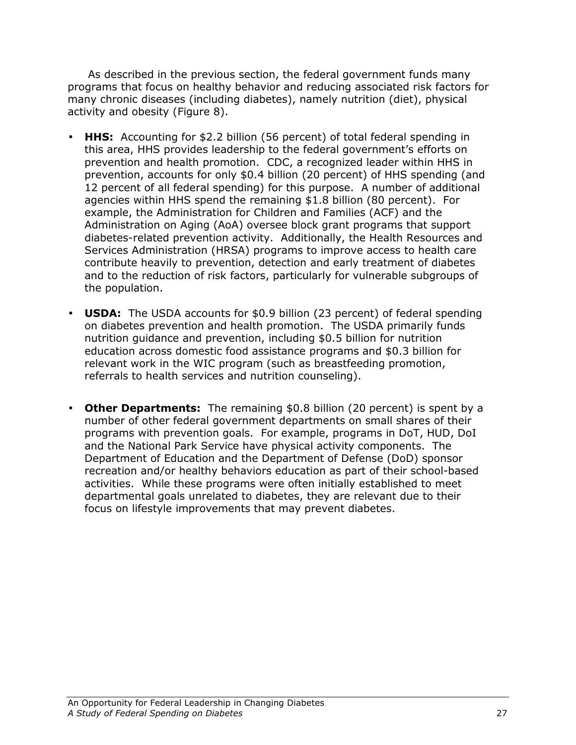As described in the previous section, the federal government funds many programs that focus on healthy behavior and reducing associated risk factors for many chronic diseases (including diabetes), namely nutrition (diet), physical activity and obesity (Figure 8).

- **HHS:** Accounting for $2.2 billion (56 percent) of total federal spending in this area, HHS provides leadership to the federal government's efforts on prevention and health promotion. CDC, a recognized leader within HHS in prevention, accounts for only $0.4 billion (20 percent) of HHS spending (and 12 percent of all federal spending) for this purpose. A number of additional agencies within HHS spend the remaining $1.8 billion (80 percent). For example, the Administration for Children and Families (ACF) and the Administration on Aging (AoA) oversee block grant programs that support diabetes-related prevention activity. Additionally, the Health Resources and Services Administration (HRSA) programs to improve access to health care contribute heavily to prevention, detection and early treatment of diabetes and to the reduction of risk factors, particularly for vulnerable subgroups of the population.

- **USDA:** The USDA accounts for $0.9 billion (23 percent) of federal spending on diabetes prevention and health promotion. The USDA primarily funds nutrition guidance and prevention, including $0.5 billion for nutrition education across domestic food assistance programs and $0.3 billion for relevant work in the WIC program (such as breastfeeding promotion, referrals to health services and nutrition counseling).

- **Other Departments:** The remaining $0.8 billion (20 percent) is spent by a number of other federal government departments on small shares of their programs with prevention goals. For example, programs in DoT, HUD, DoI and the National Park Service have physical activity components. The Department of Education and the Department of Defense (DoD) sponsor recreation and/or healthy behaviors education as part of their school-based activities. While these programs were often initially established to meet departmental goals unrelated to diabetes, they are relevant due to their focus on lifestyle improvements that may prevent diabetes.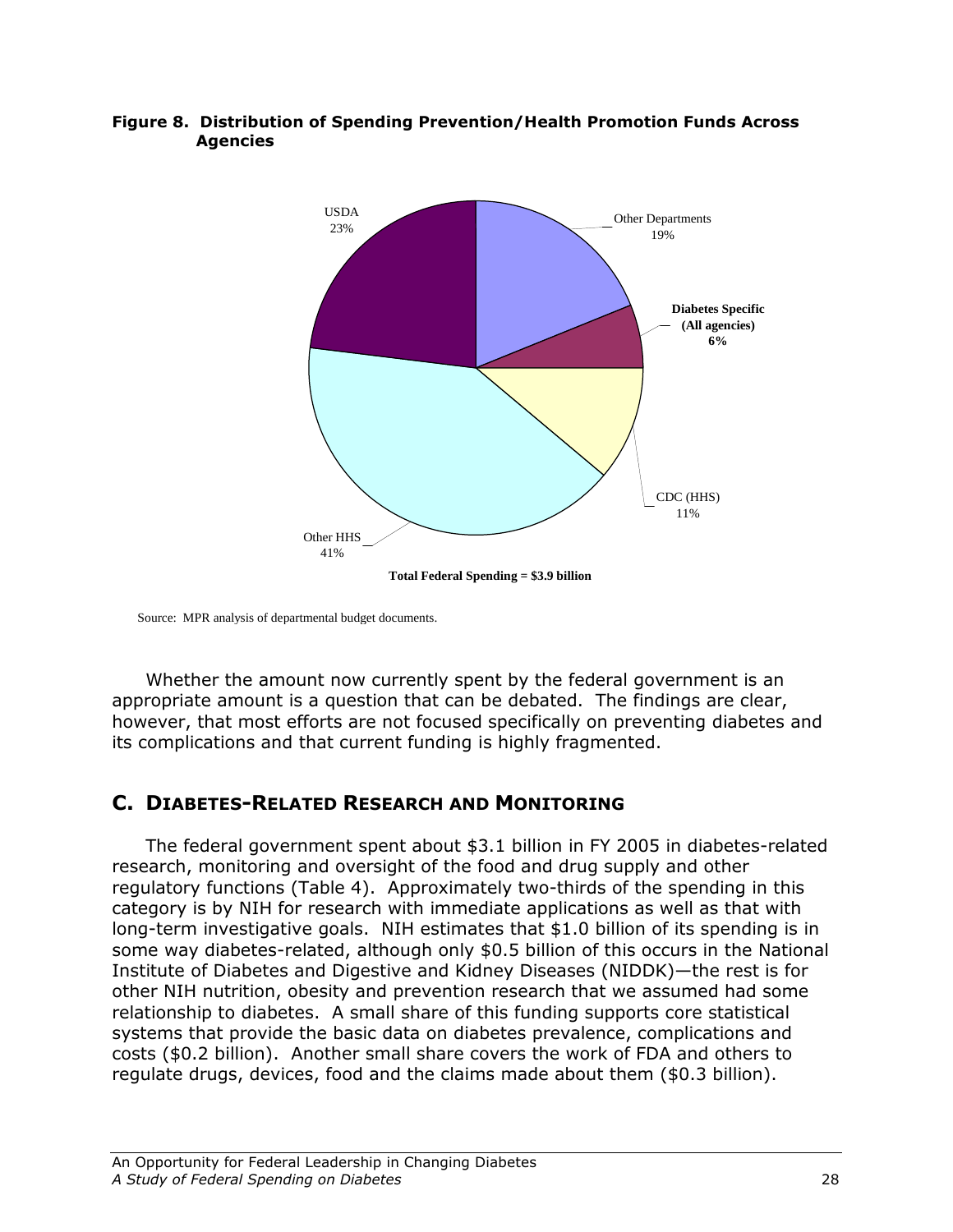**Figure 8. Distribution of Spending Prevention/Health Promotion Funds Across Agencies**

USDA 23%

Other Departments 19%

**Diabetes Specific (All agencies) 6%**

CDC (HHS) 11%

Other HHS 41%

**Total Federal Spending = $3.9 billion**

Source: MPR analysis of departmental budget documents.

Whether the amount now currently spent by the federal government is an appropriate amount is a question that can be debated. The findings are clear, however, that most efforts are not focused specifically on preventing diabetes and its complications and that current funding is highly fragmented.

## C. DIABETES-RELATED RESEARCH AND MONITORING

The federal government spent about $3.1 billion in FY 2005 in diabetes-related research, monitoring and oversight of the food and drug supply and other regulatory functions (Table 4). Approximately two-thirds of the spending in this category is by NIH for research with immediate applications as well as that with long-term investigative goals. NIH estimates that $1.0 billion of its spending is in some way diabetes-related, although only $0.5 billion of this occurs in the National Institute of Diabetes and Digestive and Kidney Diseases (NIDDK)—the rest is for other NIH nutrition, obesity and prevention research that we assumed had some relationship to diabetes. A small share of this funding supports core statistical systems that provide the basic data on diabetes prevalence, complications and costs ($0.2 billion). Another small share covers the work of FDA and others to regulate drugs, devices, food and the claims made about them ($0.3 billion).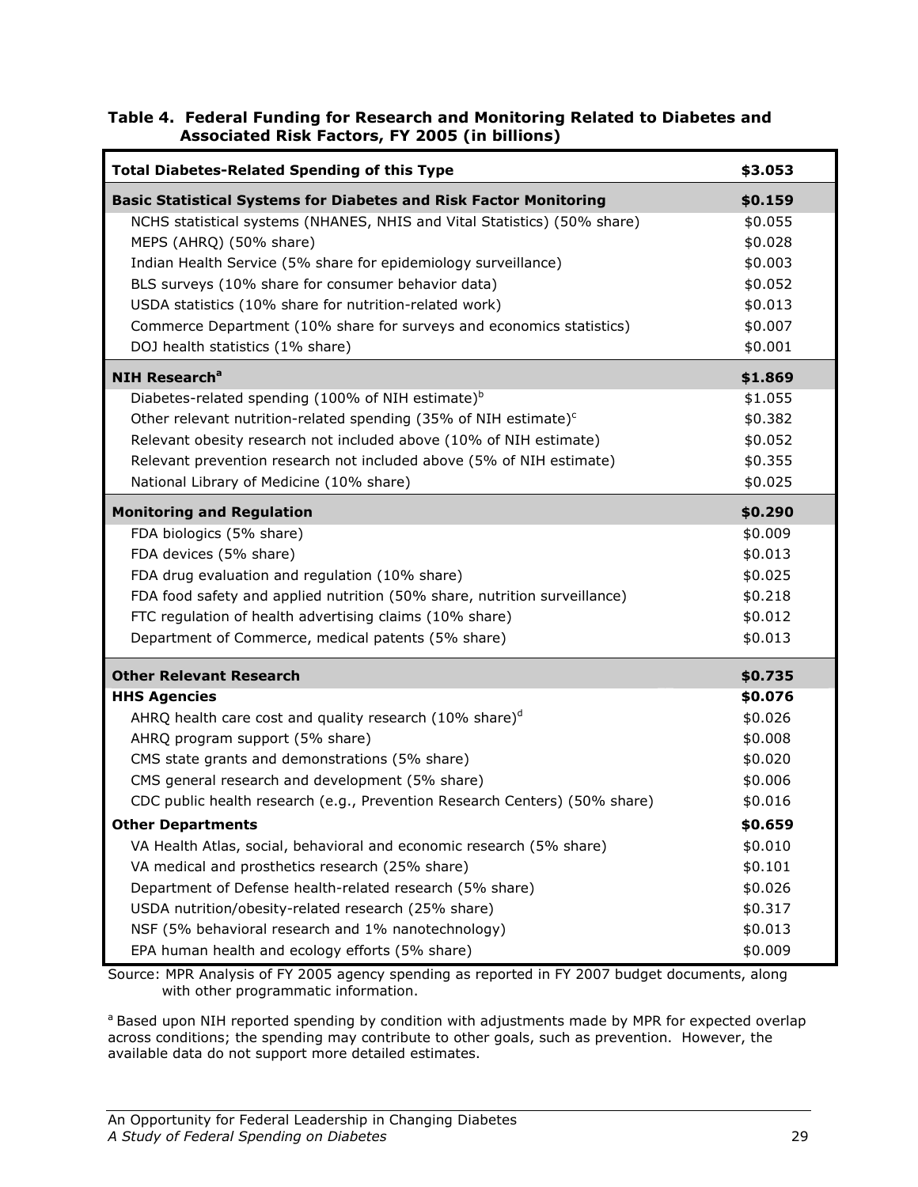**Table 4. Federal Funding for Research and Monitoring Related to Diabetes and Associated Risk Factors, FY 2005 (in billions)**

| **Total Diabetes-Related Spending of this Type** | **$3.053** |
|---|---|
| **Basic Statistical Systems for Diabetes and Risk Factor Monitoring** | **$0.159** |
| NCHS statistical systems (NHANES, NHIS and Vital Statistics) (50% share) | $0.055 |
| MEPS (AHRQ) (50% share) | $0.028 |
| Indian Health Service (5% share for epidemiology surveillance) | $0.003 |
| BLS surveys (10% share for consumer behavior data) | $0.052 |
| USDA statistics (10% share for nutrition-related work) | $0.013 |
| Commerce Department (10% share for surveys and economics statistics) | $0.007 |
| DOJ health statistics (1% share) | $0.001 |
| **NIH Research[a]** | **$1.869** |
| Diabetes-related spending (100% of NIH estimate)[b] | $1.055 |
| Other relevant nutrition-related spending (35% of NIH estimate)[c] | $0.382 |
| Relevant obesity research not included above (10% of NIH estimate) | $0.052 |
| Relevant prevention research not included above (5% of NIH estimate) | $0.355 |
| National Library of Medicine (10% share) | $0.025 |
| **Monitoring and Regulation** | **$0.290** |
| FDA biologics (5% share) | $0.009 |
| FDA devices (5% share) | $0.013 |
| FDA drug evaluation and regulation (10% share) | $0.025 |
| FDA food safety and applied nutrition (50% share, nutrition surveillance) | $0.218 |
| FTC regulation of health advertising claims (10% share) | $0.012 |
| Department of Commerce, medical patents (5% share) | $0.013 |
| **Other Relevant Research** | **$0.735** |
| **HHS Agencies** | **$0.076** |
| AHRQ health care cost and quality research (10% share)[d] | $0.026 |
| AHRQ program support (5% share) | $0.008 |
| CMS state grants and demonstrations (5% share) | $0.020 |
| CMS general research and development (5% share) | $0.006 |
| CDC public health research (e.g., Prevention Research Centers) (50% share) | $0.016 |
| **Other Departments** | **$0.659** |
| VA Health Atlas, social, behavioral and economic research (5% share) | $0.010 |
| VA medical and prosthetics research (25% share) | $0.101 |
| Department of Defense health-related research (5% share) | $0.026 |
| USDA nutrition/obesity-related research (25% share) | $0.317 |
| NSF (5% behavioral research and 1% nanotechnology) | $0.013 |
| EPA human health and ecology efforts (5% share) | $0.009 |

Source: MPR Analysis of FY 2005 agency spending as reported in FY 2007 budget documents, along with other programmatic information.

[a] Based upon NIH reported spending by condition with adjustments made by MPR for expected overlap across conditions; the spending may contribute to other goals, such as prevention. However, the available data do not support more detailed estimates.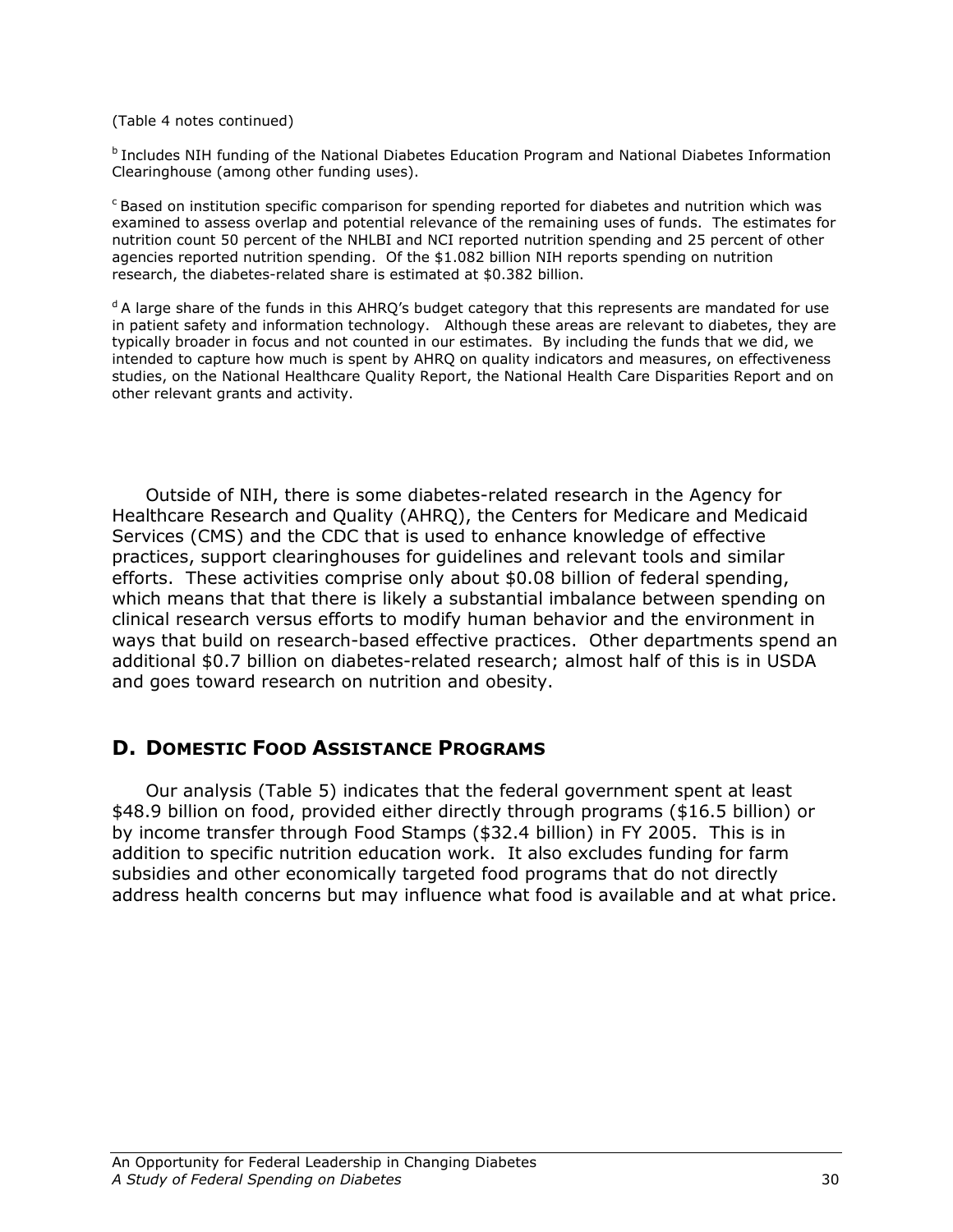(Table 4 notes continued)

[b] Includes NIH funding of the National Diabetes Education Program and National Diabetes Information Clearinghouse (among other funding uses).

[c] Based on institution specific comparison for spending reported for diabetes and nutrition which was examined to assess overlap and potential relevance of the remaining uses of funds. The estimates for nutrition count 50 percent of the NHLBI and NCI reported nutrition spending and 25 percent of other agencies reported nutrition spending. Of the $1.082 billion NIH reports spending on nutrition research, the diabetes-related share is estimated at $0.382 billion.

[d] A large share of the funds in this AHRQ's budget category that this represents are mandated for use in patient safety and information technology. Although these areas are relevant to diabetes, they are typically broader in focus and not counted in our estimates. By including the funds that we did, we intended to capture how much is spent by AHRQ on quality indicators and measures, on effectiveness studies, on the National Healthcare Quality Report, the National Health Care Disparities Report and on other relevant grants and activity.

Outside of NIH, there is some diabetes-related research in the Agency for Healthcare Research and Quality (AHRQ), the Centers for Medicare and Medicaid Services (CMS) and the CDC that is used to enhance knowledge of effective practices, support clearinghouses for guidelines and relevant tools and similar efforts. These activities comprise only about $0.08 billion of federal spending, which means that that there is likely a substantial imbalance between spending on clinical research versus efforts to modify human behavior and the environment in ways that build on research-based effective practices. Other departments spend an additional $0.7 billion on diabetes-related research; almost half of this is in USDA and goes toward research on nutrition and obesity.

## D. Domestic Food Assistance Programs

Our analysis (Table 5) indicates that the federal government spent at least $48.9 billion on food, provided either directly through programs ($16.5 billion) or by income transfer through Food Stamps ($32.4 billion) in FY 2005. This is in addition to specific nutrition education work. It also excludes funding for farm subsidies and other economically targeted food programs that do not directly address health concerns but may influence what food is available and at what price.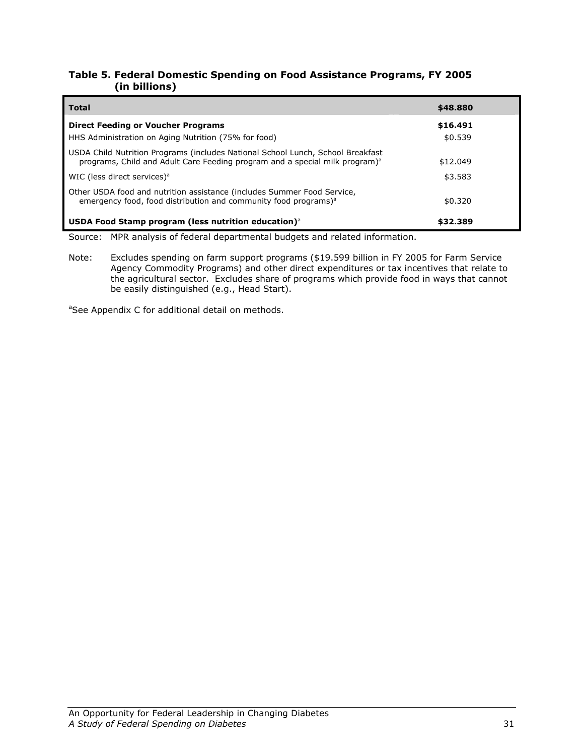**Table 5. Federal Domestic Spending on Food Assistance Programs, FY 2005 (in billions)**

| **Total** | **$48.880** |
|---|---|
| **Direct Feeding or Voucher Programs** | **$16.491** |
| HHS Administration on Aging Nutrition (75% for food) | $0.539 |
| USDA Child Nutrition Programs (includes National School Lunch, School Breakfast programs, Child and Adult Care Feeding program and a special milk program)[a] | $12.049 |
| WIC (less direct services)[a] | $3.583 |
| Other USDA food and nutrition assistance (includes Summer Food Service, emergency food, food distribution and community food programs)[a] | $0.320 |
| **USDA Food Stamp program (less nutrition education)**[a] | **$32.389** |

Source: MPR analysis of federal departmental budgets and related information.

Note: Excludes spending on farm support programs ($19.599 billion in FY 2005 for Farm Service Agency Commodity Programs) and other direct expenditures or tax incentives that relate to the agricultural sector. Excludes share of programs which provide food in ways that cannot be easily distinguished (e.g., Head Start).

[a]See Appendix C for additional detail on methods.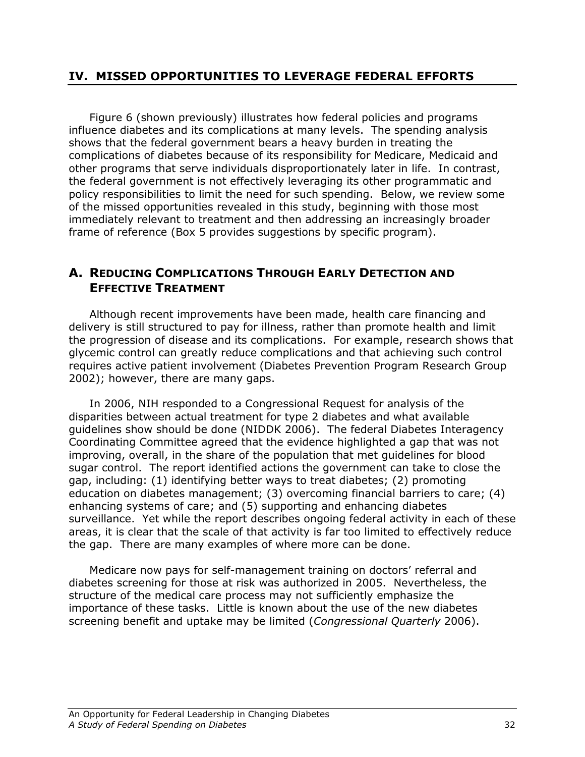## IV. MISSED OPPORTUNITIES TO LEVERAGE FEDERAL EFFORTS

Figure 6 (shown previously) illustrates how federal policies and programs influence diabetes and its complications at many levels. The spending analysis shows that the federal government bears a heavy burden in treating the complications of diabetes because of its responsibility for Medicare, Medicaid and other programs that serve individuals disproportionately later in life. In contrast, the federal government is not effectively leveraging its other programmatic and policy responsibilities to limit the need for such spending. Below, we review some of the missed opportunities revealed in this study, beginning with those most immediately relevant to treatment and then addressing an increasingly broader frame of reference (Box 5 provides suggestions by specific program).

### A. REDUCING COMPLICATIONS THROUGH EARLY DETECTION AND EFFECTIVE TREATMENT

Although recent improvements have been made, health care financing and delivery is still structured to pay for illness, rather than promote health and limit the progression of disease and its complications. For example, research shows that glycemic control can greatly reduce complications and that achieving such control requires active patient involvement (Diabetes Prevention Program Research Group 2002); however, there are many gaps.

In 2006, NIH responded to a Congressional Request for analysis of the disparities between actual treatment for type 2 diabetes and what available guidelines show should be done (NIDDK 2006). The federal Diabetes Interagency Coordinating Committee agreed that the evidence highlighted a gap that was not improving, overall, in the share of the population that met guidelines for blood sugar control. The report identified actions the government can take to close the gap, including: (1) identifying better ways to treat diabetes; (2) promoting education on diabetes management; (3) overcoming financial barriers to care; (4) enhancing systems of care; and (5) supporting and enhancing diabetes surveillance. Yet while the report describes ongoing federal activity in each of these areas, it is clear that the scale of that activity is far too limited to effectively reduce the gap. There are many examples of where more can be done.

Medicare now pays for self-management training on doctors' referral and diabetes screening for those at risk was authorized in 2005. Nevertheless, the structure of the medical care process may not sufficiently emphasize the importance of these tasks. Little is known about the use of the new diabetes screening benefit and uptake may be limited (*Congressional Quarterly* 2006).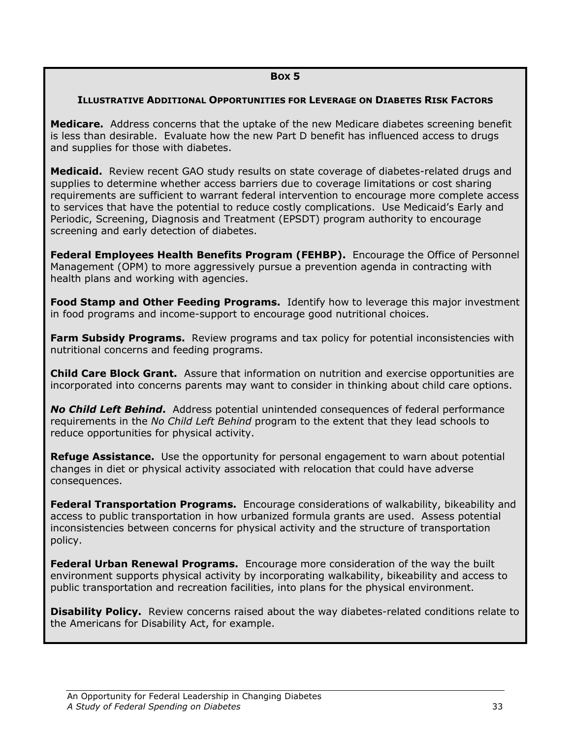**Box 5**

**ILLUSTRATIVE ADDITIONAL OPPORTUNITIES FOR LEVERAGE ON DIABETES RISK FACTORS**

**Medicare.** Address concerns that the uptake of the new Medicare diabetes screening benefit is less than desirable. Evaluate how the new Part D benefit has influenced access to drugs and supplies for those with diabetes.

**Medicaid.** Review recent GAO study results on state coverage of diabetes-related drugs and supplies to determine whether access barriers due to coverage limitations or cost sharing requirements are sufficient to warrant federal intervention to encourage more complete access to services that have the potential to reduce costly complications. Use Medicaid's Early and Periodic, Screening, Diagnosis and Treatment (EPSDT) program authority to encourage screening and early detection of diabetes.

**Federal Employees Health Benefits Program (FEHBP).** Encourage the Office of Personnel Management (OPM) to more aggressively pursue a prevention agenda in contracting with health plans and working with agencies.

**Food Stamp and Other Feeding Programs.** Identify how to leverage this major investment in food programs and income-support to encourage good nutritional choices.

**Farm Subsidy Programs.** Review programs and tax policy for potential inconsistencies with nutritional concerns and feeding programs.

**Child Care Block Grant.** Assure that information on nutrition and exercise opportunities are incorporated into concerns parents may want to consider in thinking about child care options.

***No Child Left Behind*.** Address potential unintended consequences of federal performance requirements in the *No Child Left Behind* program to the extent that they lead schools to reduce opportunities for physical activity.

**Refuge Assistance.** Use the opportunity for personal engagement to warn about potential changes in diet or physical activity associated with relocation that could have adverse consequences.

**Federal Transportation Programs.** Encourage considerations of walkability, bikeability and access to public transportation in how urbanized formula grants are used. Assess potential inconsistencies between concerns for physical activity and the structure of transportation policy.

**Federal Urban Renewal Programs.** Encourage more consideration of the way the built environment supports physical activity by incorporating walkability, bikeability and access to public transportation and recreation facilities, into plans for the physical environment.

**Disability Policy.** Review concerns raised about the way diabetes-related conditions relate to the Americans for Disability Act, for example.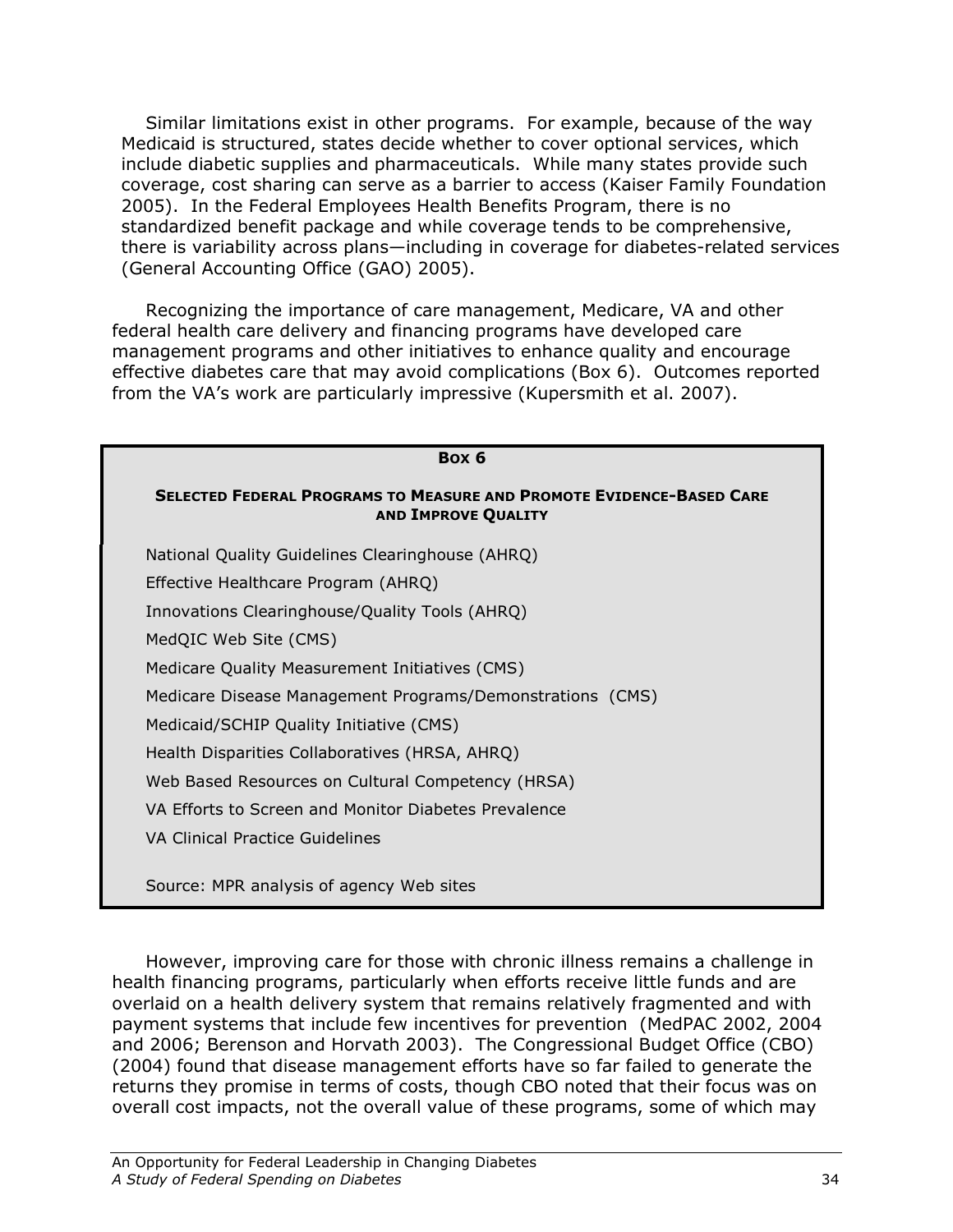Similar limitations exist in other programs. For example, because of the way Medicaid is structured, states decide whether to cover optional services, which include diabetic supplies and pharmaceuticals. While many states provide such coverage, cost sharing can serve as a barrier to access (Kaiser Family Foundation 2005). In the Federal Employees Health Benefits Program, there is no standardized benefit package and while coverage tends to be comprehensive, there is variability across plans—including in coverage for diabetes-related services (General Accounting Office (GAO) 2005).

Recognizing the importance of care management, Medicare, VA and other federal health care delivery and financing programs have developed care management programs and other initiatives to enhance quality and encourage effective diabetes care that may avoid complications (Box 6). Outcomes reported from the VA's work are particularly impressive (Kupersmith et al. 2007).

**Box 6**

**Selected Federal Programs to Measure and Promote Evidence-Based Care and Improve Quality**

National Quality Guidelines Clearinghouse (AHRQ)

Effective Healthcare Program (AHRQ)

Innovations Clearinghouse/Quality Tools (AHRQ)

MedQIC Web Site (CMS)

Medicare Quality Measurement Initiatives (CMS)

Medicare Disease Management Programs/Demonstrations (CMS)

Medicaid/SCHIP Quality Initiative (CMS)

Health Disparities Collaboratives (HRSA, AHRQ)

Web Based Resources on Cultural Competency (HRSA)

VA Efforts to Screen and Monitor Diabetes Prevalence

VA Clinical Practice Guidelines

Source: MPR analysis of agency Web sites

However, improving care for those with chronic illness remains a challenge in health financing programs, particularly when efforts receive little funds and are overlaid on a health delivery system that remains relatively fragmented and with payment systems that include few incentives for prevention (MedPAC 2002, 2004 and 2006; Berenson and Horvath 2003). The Congressional Budget Office (CBO) (2004) found that disease management efforts have so far failed to generate the returns they promise in terms of costs, though CBO noted that their focus was on overall cost impacts, not the overall value of these programs, some of which may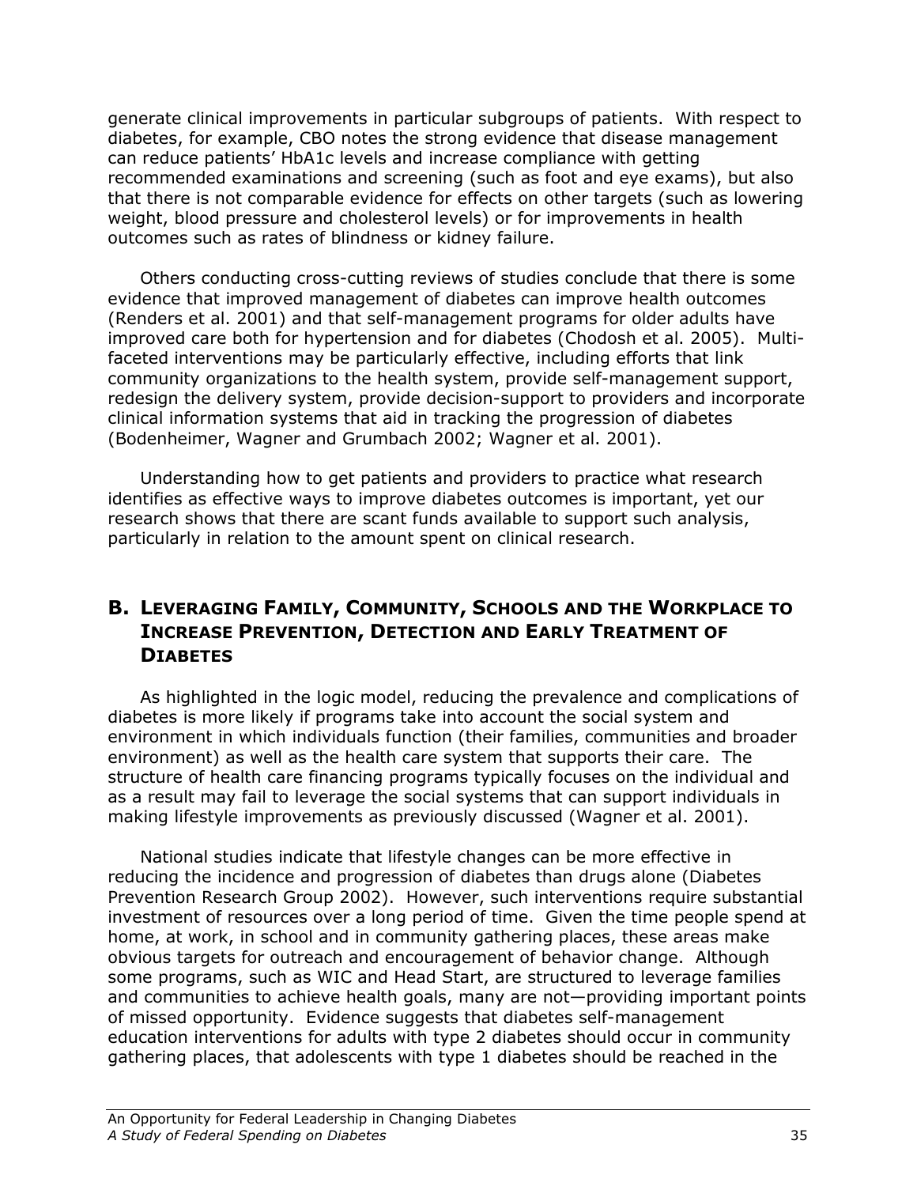generate clinical improvements in particular subgroups of patients. With respect to diabetes, for example, CBO notes the strong evidence that disease management can reduce patients' HbA1c levels and increase compliance with getting recommended examinations and screening (such as foot and eye exams), but also that there is not comparable evidence for effects on other targets (such as lowering weight, blood pressure and cholesterol levels) or for improvements in health outcomes such as rates of blindness or kidney failure.

Others conducting cross-cutting reviews of studies conclude that there is some evidence that improved management of diabetes can improve health outcomes (Renders et al. 2001) and that self-management programs for older adults have improved care both for hypertension and for diabetes (Chodosh et al. 2005). Multi-faceted interventions may be particularly effective, including efforts that link community organizations to the health system, provide self-management support, redesign the delivery system, provide decision-support to providers and incorporate clinical information systems that aid in tracking the progression of diabetes (Bodenheimer, Wagner and Grumbach 2002; Wagner et al. 2001).

Understanding how to get patients and providers to practice what research identifies as effective ways to improve diabetes outcomes is important, yet our research shows that there are scant funds available to support such analysis, particularly in relation to the amount spent on clinical research.

## B. Leveraging Family, Community, Schools and the Workplace to Increase Prevention, Detection and Early Treatment of Diabetes

As highlighted in the logic model, reducing the prevalence and complications of diabetes is more likely if programs take into account the social system and environment in which individuals function (their families, communities and broader environment) as well as the health care system that supports their care. The structure of health care financing programs typically focuses on the individual and as a result may fail to leverage the social systems that can support individuals in making lifestyle improvements as previously discussed (Wagner et al. 2001).

National studies indicate that lifestyle changes can be more effective in reducing the incidence and progression of diabetes than drugs alone (Diabetes Prevention Research Group 2002). However, such interventions require substantial investment of resources over a long period of time. Given the time people spend at home, at work, in school and in community gathering places, these areas make obvious targets for outreach and encouragement of behavior change. Although some programs, such as WIC and Head Start, are structured to leverage families and communities to achieve health goals, many are not—providing important points of missed opportunity. Evidence suggests that diabetes self-management education interventions for adults with type 2 diabetes should occur in community gathering places, that adolescents with type 1 diabetes should be reached in the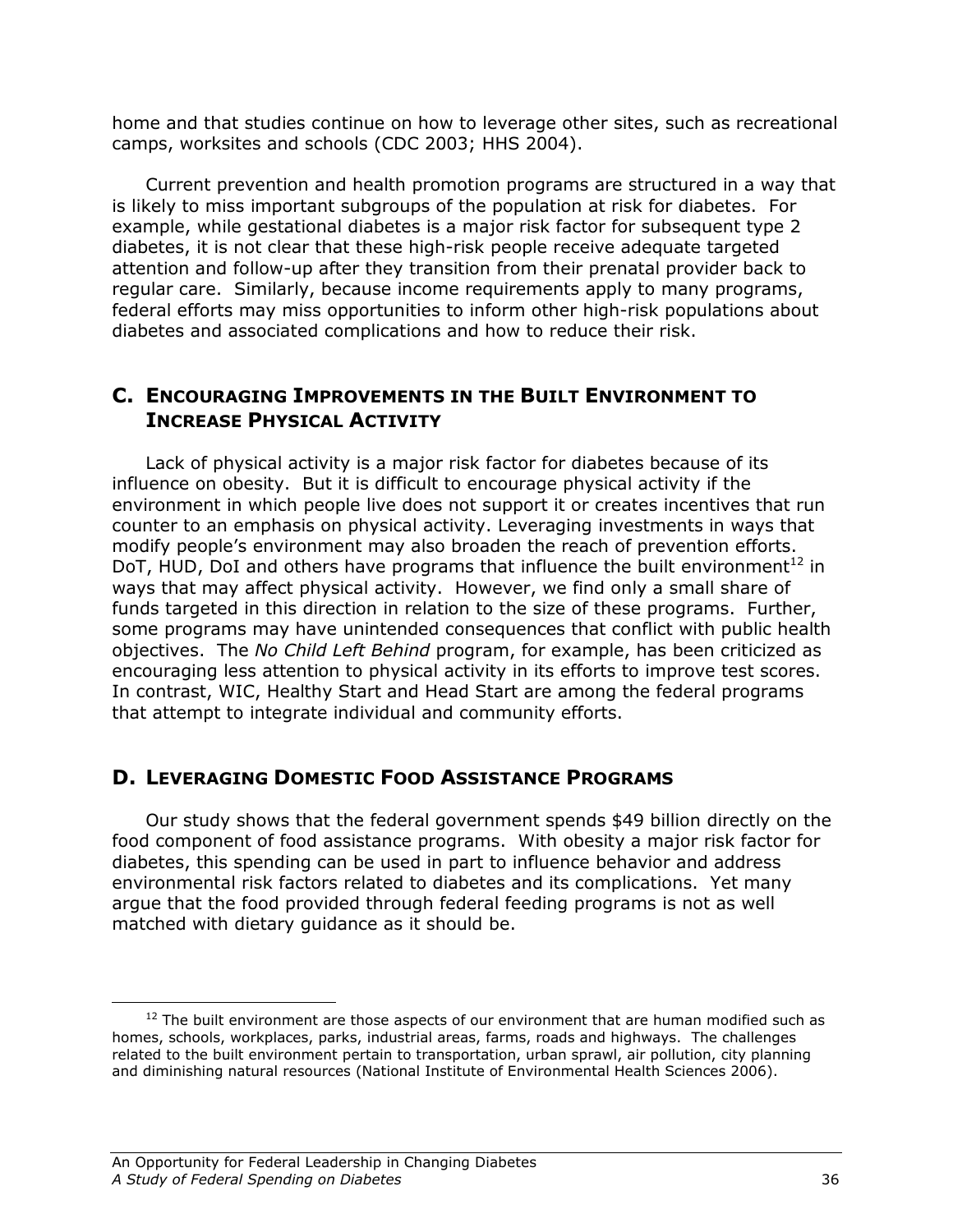home and that studies continue on how to leverage other sites, such as recreational camps, worksites and schools (CDC 2003; HHS 2004).

Current prevention and health promotion programs are structured in a way that is likely to miss important subgroups of the population at risk for diabetes. For example, while gestational diabetes is a major risk factor for subsequent type 2 diabetes, it is not clear that these high-risk people receive adequate targeted attention and follow-up after they transition from their prenatal provider back to regular care. Similarly, because income requirements apply to many programs, federal efforts may miss opportunities to inform other high-risk populations about diabetes and associated complications and how to reduce their risk.

## C. Encouraging Improvements in the Built Environment to Increase Physical Activity

Lack of physical activity is a major risk factor for diabetes because of its influence on obesity. But it is difficult to encourage physical activity if the environment in which people live does not support it or creates incentives that run counter to an emphasis on physical activity. Leveraging investments in ways that modify people's environment may also broaden the reach of prevention efforts. DoT, HUD, DoI and others have programs that influence the built environment[12] in ways that may affect physical activity. However, we find only a small share of funds targeted in this direction in relation to the size of these programs. Further, some programs may have unintended consequences that conflict with public health objectives. The *No Child Left Behind* program, for example, has been criticized as encouraging less attention to physical activity in its efforts to improve test scores. In contrast, WIC, Healthy Start and Head Start are among the federal programs that attempt to integrate individual and community efforts.

## D. Leveraging Domestic Food Assistance Programs

Our study shows that the federal government spends $49 billion directly on the food component of food assistance programs. With obesity a major risk factor for diabetes, this spending can be used in part to influence behavior and address environmental risk factors related to diabetes and its complications. Yet many argue that the food provided through federal feeding programs is not as well matched with dietary guidance as it should be.

---

[12] The built environment are those aspects of our environment that are human modified such as homes, schools, workplaces, parks, industrial areas, farms, roads and highways. The challenges related to the built environment pertain to transportation, urban sprawl, air pollution, city planning and diminishing natural resources (National Institute of Environmental Health Sciences 2006).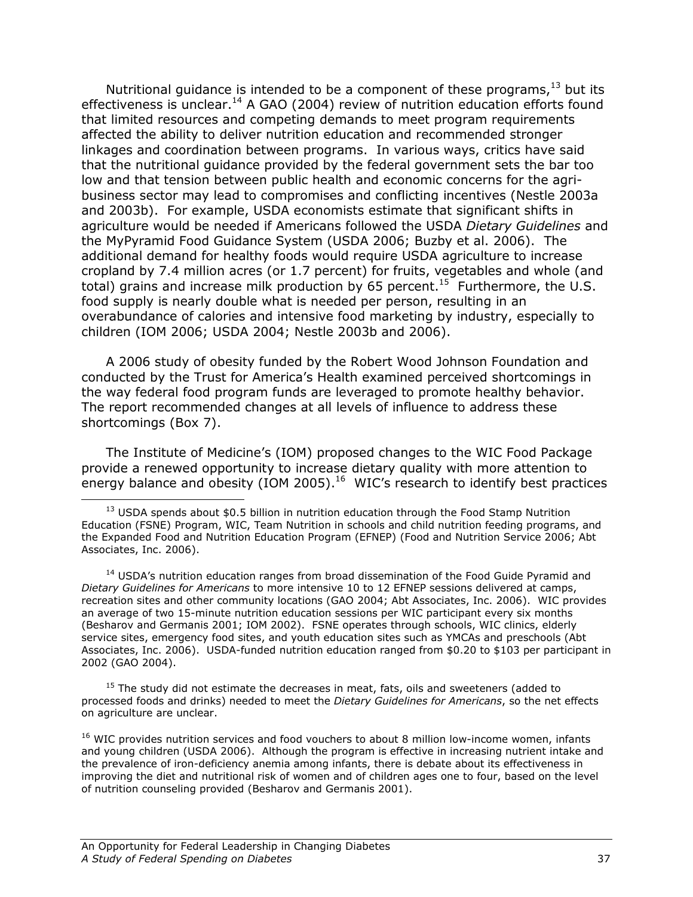Nutritional guidance is intended to be a component of these programs,[13] but its effectiveness is unclear.[14] A GAO (2004) review of nutrition education efforts found that limited resources and competing demands to meet program requirements affected the ability to deliver nutrition education and recommended stronger linkages and coordination between programs. In various ways, critics have said that the nutritional guidance provided by the federal government sets the bar too low and that tension between public health and economic concerns for the agri-business sector may lead to compromises and conflicting incentives (Nestle 2003a and 2003b). For example, USDA economists estimate that significant shifts in agriculture would be needed if Americans followed the USDA *Dietary Guidelines* and the MyPyramid Food Guidance System (USDA 2006; Buzby et al. 2006). The additional demand for healthy foods would require USDA agriculture to increase cropland by 7.4 million acres (or 1.7 percent) for fruits, vegetables and whole (and total) grains and increase milk production by 65 percent.[15] Furthermore, the U.S. food supply is nearly double what is needed per person, resulting in an overabundance of calories and intensive food marketing by industry, especially to children (IOM 2006; USDA 2004; Nestle 2003b and 2006).

A 2006 study of obesity funded by the Robert Wood Johnson Foundation and conducted by the Trust for America's Health examined perceived shortcomings in the way federal food program funds are leveraged to promote healthy behavior. The report recommended changes at all levels of influence to address these shortcomings (Box 7).

The Institute of Medicine's (IOM) proposed changes to the WIC Food Package provide a renewed opportunity to increase dietary quality with more attention to energy balance and obesity (IOM 2005).[16] WIC's research to identify best practices

---

[13] USDA spends about $0.5 billion in nutrition education through the Food Stamp Nutrition Education (FSNE) Program, WIC, Team Nutrition in schools and child nutrition feeding programs, and the Expanded Food and Nutrition Education Program (EFNEP) (Food and Nutrition Service 2006; Abt Associates, Inc. 2006).

[14] USDA's nutrition education ranges from broad dissemination of the Food Guide Pyramid and *Dietary Guidelines for Americans* to more intensive 10 to 12 EFNEP sessions delivered at camps, recreation sites and other community locations (GAO 2004; Abt Associates, Inc. 2006). WIC provides an average of two 15-minute nutrition education sessions per WIC participant every six months (Besharov and Germanis 2001; IOM 2002). FSNE operates through schools, WIC clinics, elderly service sites, emergency food sites, and youth education sites such as YMCAs and preschools (Abt Associates, Inc. 2006). USDA-funded nutrition education ranged from $0.20 to $103 per participant in 2002 (GAO 2004).

[15] The study did not estimate the decreases in meat, fats, oils and sweeteners (added to processed foods and drinks) needed to meet the *Dietary Guidelines for Americans*, so the net effects on agriculture are unclear.

[16] WIC provides nutrition services and food vouchers to about 8 million low-income women, infants and young children (USDA 2006). Although the program is effective in increasing nutrient intake and the prevalence of iron-deficiency anemia among infants, there is debate about its effectiveness in improving the diet and nutritional risk of women and of children ages one to four, based on the level of nutrition counseling provided (Besharov and Germanis 2001).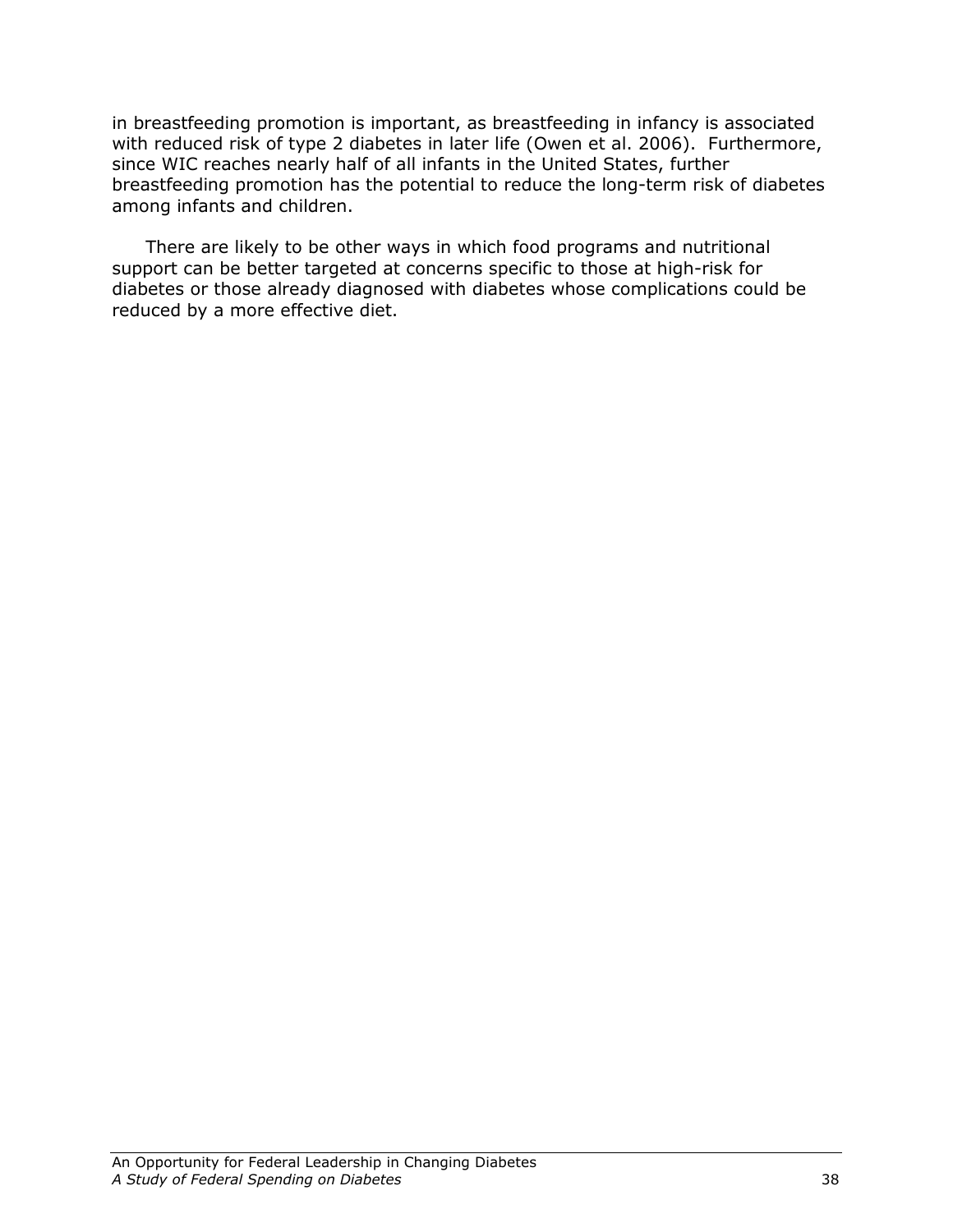in breastfeeding promotion is important, as breastfeeding in infancy is associated with reduced risk of type 2 diabetes in later life (Owen et al. 2006). Furthermore, since WIC reaches nearly half of all infants in the United States, further breastfeeding promotion has the potential to reduce the long-term risk of diabetes among infants and children.

There are likely to be other ways in which food programs and nutritional support can be better targeted at concerns specific to those at high-risk for diabetes or those already diagnosed with diabetes whose complications could be reduced by a more effective diet.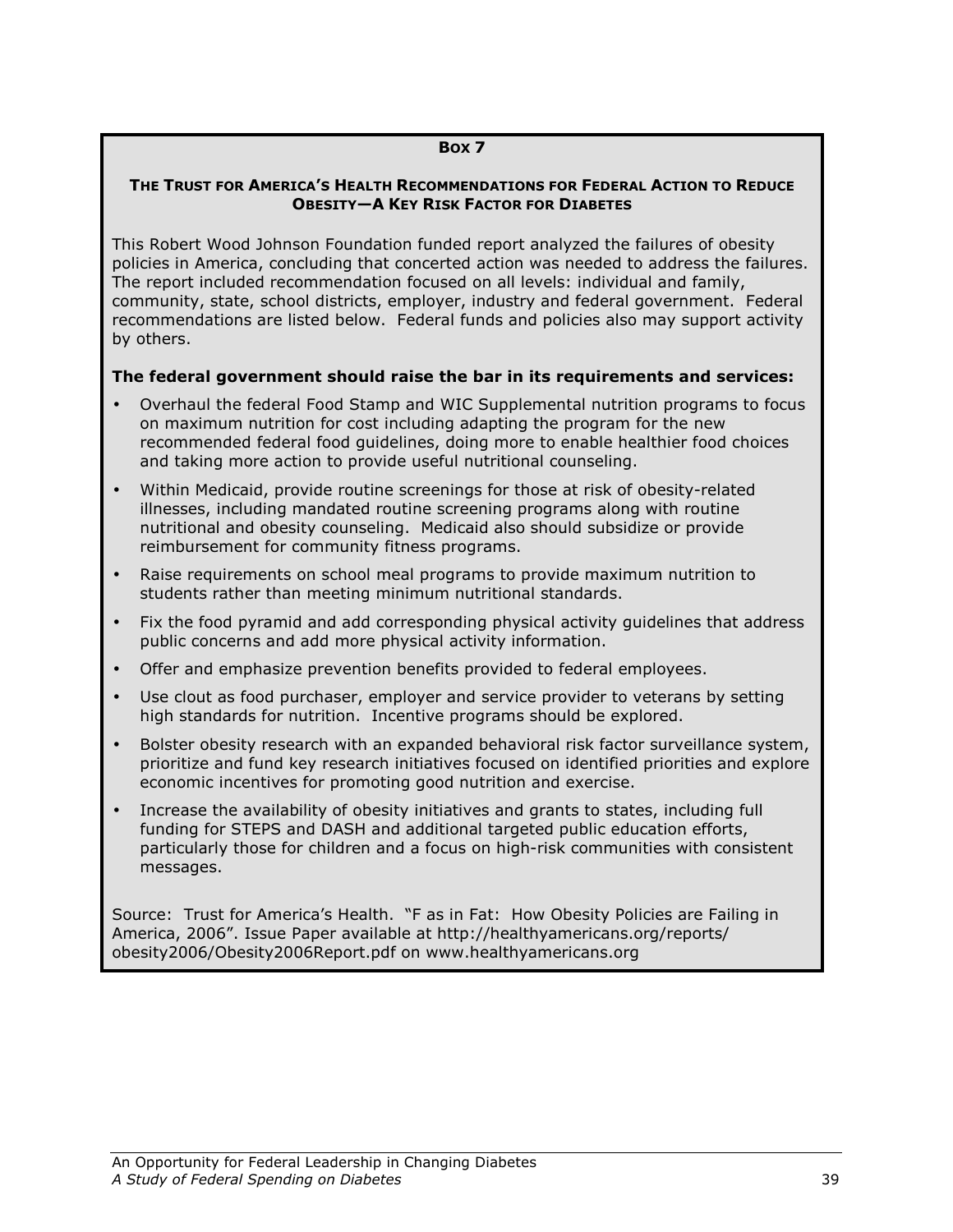**Box 7**

**The Trust for America's Health Recommendations for Federal Action to Reduce Obesity—A Key Risk Factor for Diabetes**

This Robert Wood Johnson Foundation funded report analyzed the failures of obesity policies in America, concluding that concerted action was needed to address the failures. The report included recommendation focused on all levels: individual and family, community, state, school districts, employer, industry and federal government. Federal recommendations are listed below. Federal funds and policies also may support activity by others.

**The federal government should raise the bar in its requirements and services:**

- Overhaul the federal Food Stamp and WIC Supplemental nutrition programs to focus on maximum nutrition for cost including adapting the program for the new recommended federal food guidelines, doing more to enable healthier food choices and taking more action to provide useful nutritional counseling.
- Within Medicaid, provide routine screenings for those at risk of obesity-related illnesses, including mandated routine screening programs along with routine nutritional and obesity counseling. Medicaid also should subsidize or provide reimbursement for community fitness programs.
- Raise requirements on school meal programs to provide maximum nutrition to students rather than meeting minimum nutritional standards.
- Fix the food pyramid and add corresponding physical activity guidelines that address public concerns and add more physical activity information.
- Offer and emphasize prevention benefits provided to federal employees.
- Use clout as food purchaser, employer and service provider to veterans by setting high standards for nutrition. Incentive programs should be explored.
- Bolster obesity research with an expanded behavioral risk factor surveillance system, prioritize and fund key research initiatives focused on identified priorities and explore economic incentives for promoting good nutrition and exercise.
- Increase the availability of obesity initiatives and grants to states, including full funding for STEPS and DASH and additional targeted public education efforts, particularly those for children and a focus on high-risk communities with consistent messages.

Source: Trust for America's Health. "F as in Fat: How Obesity Policies are Failing in America, 2006". Issue Paper available at http://healthyamericans.org/reports/obesity2006/Obesity2006Report.pdf on www.healthyamericans.org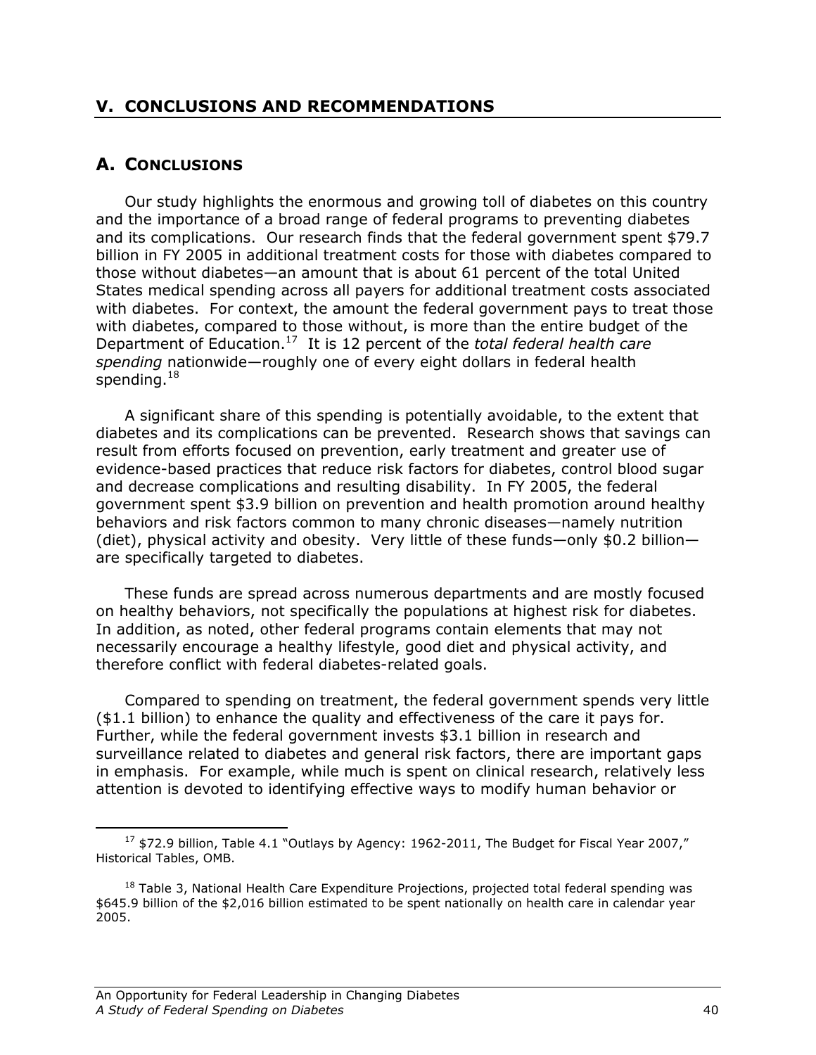## V. CONCLUSIONS AND RECOMMENDATIONS

### A. CONCLUSIONS

Our study highlights the enormous and growing toll of diabetes on this country and the importance of a broad range of federal programs to preventing diabetes and its complications. Our research finds that the federal government spent $79.7 billion in FY 2005 in additional treatment costs for those with diabetes compared to those without diabetes—an amount that is about 61 percent of the total United States medical spending across all payers for additional treatment costs associated with diabetes. For context, the amount the federal government pays to treat those with diabetes, compared to those without, is more than the entire budget of the Department of Education.[17] It is 12 percent of the *total federal health care spending* nationwide—roughly one of every eight dollars in federal health spending.[18]

A significant share of this spending is potentially avoidable, to the extent that diabetes and its complications can be prevented. Research shows that savings can result from efforts focused on prevention, early treatment and greater use of evidence-based practices that reduce risk factors for diabetes, control blood sugar and decrease complications and resulting disability. In FY 2005, the federal government spent $3.9 billion on prevention and health promotion around healthy behaviors and risk factors common to many chronic diseases—namely nutrition (diet), physical activity and obesity. Very little of these funds—only $0.2 billion—are specifically targeted to diabetes.

These funds are spread across numerous departments and are mostly focused on healthy behaviors, not specifically the populations at highest risk for diabetes. In addition, as noted, other federal programs contain elements that may not necessarily encourage a healthy lifestyle, good diet and physical activity, and therefore conflict with federal diabetes-related goals.

Compared to spending on treatment, the federal government spends very little ($1.1 billion) to enhance the quality and effectiveness of the care it pays for. Further, while the federal government invests $3.1 billion in research and surveillance related to diabetes and general risk factors, there are important gaps in emphasis. For example, while much is spent on clinical research, relatively less attention is devoted to identifying effective ways to modify human behavior or

---

[17] $72.9 billion, Table 4.1 "Outlays by Agency: 1962-2011, The Budget for Fiscal Year 2007," Historical Tables, OMB.

[18] Table 3, National Health Care Expenditure Projections, projected total federal spending was $645.9 billion of the $2,016 billion estimated to be spent nationally on health care in calendar year 2005.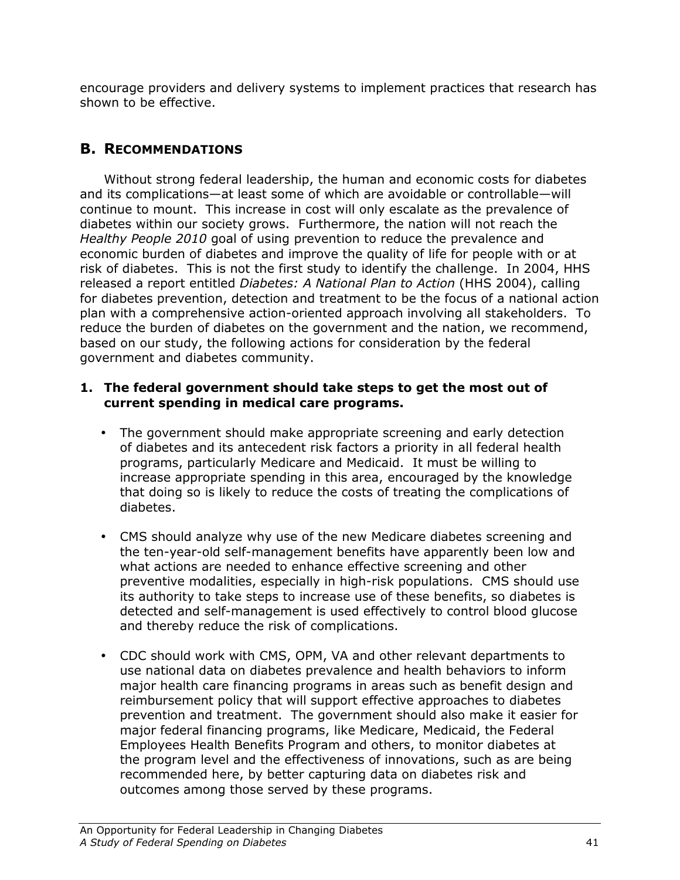encourage providers and delivery systems to implement practices that research has shown to be effective.

## B. Recommendations

Without strong federal leadership, the human and economic costs for diabetes and its complications—at least some of which are avoidable or controllable—will continue to mount. This increase in cost will only escalate as the prevalence of diabetes within our society grows. Furthermore, the nation will not reach the *Healthy People 2010* goal of using prevention to reduce the prevalence and economic burden of diabetes and improve the quality of life for people with or at risk of diabetes. This is not the first study to identify the challenge. In 2004, HHS released a report entitled *Diabetes: A National Plan to Action* (HHS 2004), calling for diabetes prevention, detection and treatment to be the focus of a national action plan with a comprehensive action-oriented approach involving all stakeholders. To reduce the burden of diabetes on the government and the nation, we recommend, based on our study, the following actions for consideration by the federal government and diabetes community.

**1. The federal government should take steps to get the most out of current spending in medical care programs.**

- The government should make appropriate screening and early detection of diabetes and its antecedent risk factors a priority in all federal health programs, particularly Medicare and Medicaid. It must be willing to increase appropriate spending in this area, encouraged by the knowledge that doing so is likely to reduce the costs of treating the complications of diabetes.

- CMS should analyze why use of the new Medicare diabetes screening and the ten-year-old self-management benefits have apparently been low and what actions are needed to enhance effective screening and other preventive modalities, especially in high-risk populations. CMS should use its authority to take steps to increase use of these benefits, so diabetes is detected and self-management is used effectively to control blood glucose and thereby reduce the risk of complications.

- CDC should work with CMS, OPM, VA and other relevant departments to use national data on diabetes prevalence and health behaviors to inform major health care financing programs in areas such as benefit design and reimbursement policy that will support effective approaches to diabetes prevention and treatment. The government should also make it easier for major federal financing programs, like Medicare, Medicaid, the Federal Employees Health Benefits Program and others, to monitor diabetes at the program level and the effectiveness of innovations, such as are being recommended here, by better capturing data on diabetes risk and outcomes among those served by these programs.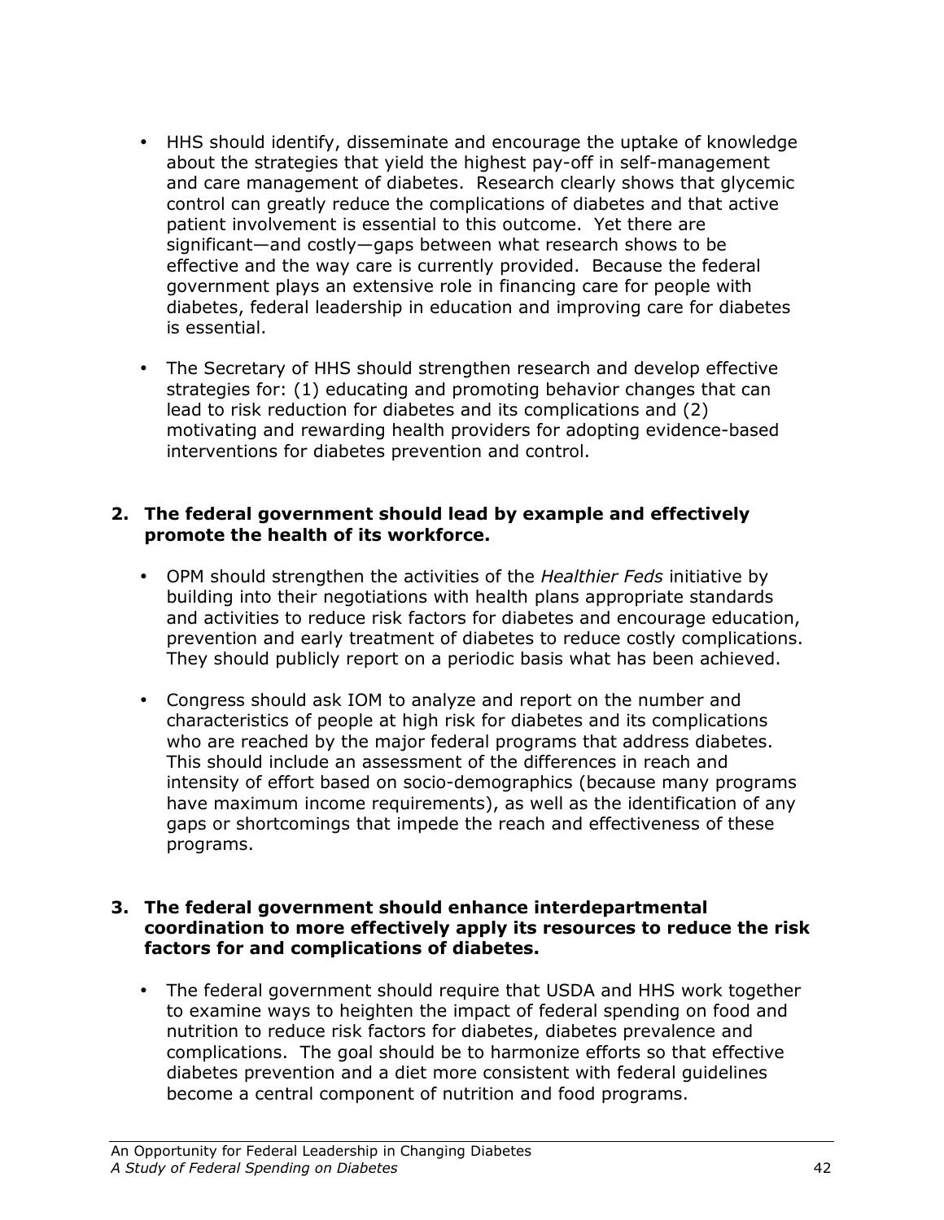- HHS should identify, disseminate and encourage the uptake of knowledge about the strategies that yield the highest pay-off in self-management and care management of diabetes. Research clearly shows that glycemic control can greatly reduce the complications of diabetes and that active patient involvement is essential to this outcome. Yet there are significant—and costly—gaps between what research shows to be effective and the way care is currently provided. Because the federal government plays an extensive role in financing care for people with diabetes, federal leadership in education and improving care for diabetes is essential.

- The Secretary of HHS should strengthen research and develop effective strategies for: (1) educating and promoting behavior changes that can lead to risk reduction for diabetes and its complications and (2) motivating and rewarding health providers for adopting evidence-based interventions for diabetes prevention and control.

**2. The federal government should lead by example and effectively promote the health of its workforce.**

- OPM should strengthen the activities of the *Healthier Feds* initiative by building into their negotiations with health plans appropriate standards and activities to reduce risk factors for diabetes and encourage education, prevention and early treatment of diabetes to reduce costly complications. They should publicly report on a periodic basis what has been achieved.

- Congress should ask IOM to analyze and report on the number and characteristics of people at high risk for diabetes and its complications who are reached by the major federal programs that address diabetes. This should include an assessment of the differences in reach and intensity of effort based on socio-demographics (because many programs have maximum income requirements), as well as the identification of any gaps or shortcomings that impede the reach and effectiveness of these programs.

**3. The federal government should enhance interdepartmental coordination to more effectively apply its resources to reduce the risk factors for and complications of diabetes.**

- The federal government should require that USDA and HHS work together to examine ways to heighten the impact of federal spending on food and nutrition to reduce risk factors for diabetes, diabetes prevalence and complications. The goal should be to harmonize efforts so that effective diabetes prevention and a diet more consistent with federal guidelines become a central component of nutrition and food programs.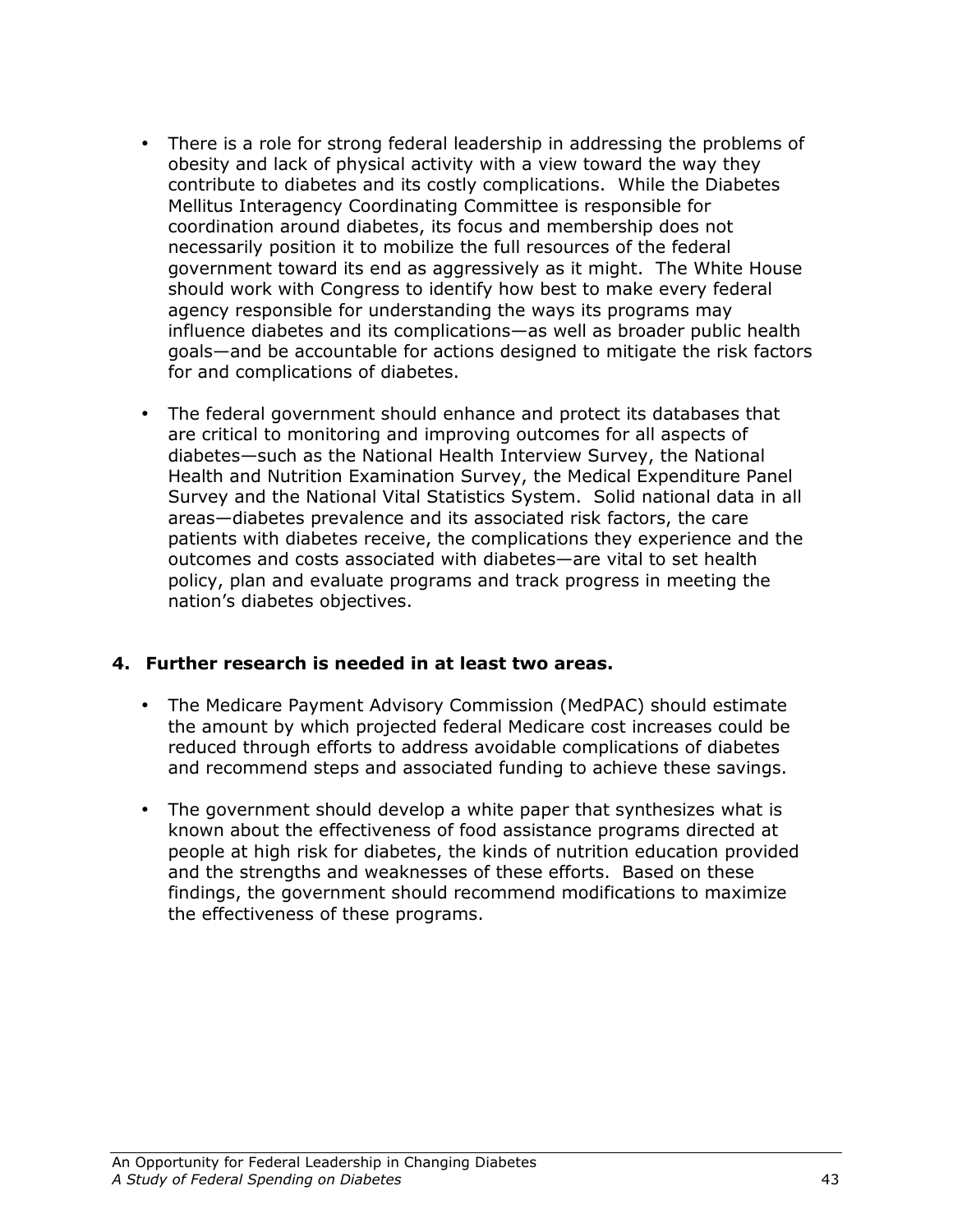- There is a role for strong federal leadership in addressing the problems of obesity and lack of physical activity with a view toward the way they contribute to diabetes and its costly complications. While the Diabetes Mellitus Interagency Coordinating Committee is responsible for coordination around diabetes, its focus and membership does not necessarily position it to mobilize the full resources of the federal government toward its end as aggressively as it might. The White House should work with Congress to identify how best to make every federal agency responsible for understanding the ways its programs may influence diabetes and its complications—as well as broader public health goals—and be accountable for actions designed to mitigate the risk factors for and complications of diabetes.

- The federal government should enhance and protect its databases that are critical to monitoring and improving outcomes for all aspects of diabetes—such as the National Health Interview Survey, the National Health and Nutrition Examination Survey, the Medical Expenditure Panel Survey and the National Vital Statistics System. Solid national data in all areas—diabetes prevalence and its associated risk factors, the care patients with diabetes receive, the complications they experience and the outcomes and costs associated with diabetes—are vital to set health policy, plan and evaluate programs and track progress in meeting the nation's diabetes objectives.

**4. Further research is needed in at least two areas.**

- The Medicare Payment Advisory Commission (MedPAC) should estimate the amount by which projected federal Medicare cost increases could be reduced through efforts to address avoidable complications of diabetes and recommend steps and associated funding to achieve these savings.

- The government should develop a white paper that synthesizes what is known about the effectiveness of food assistance programs directed at people at high risk for diabetes, the kinds of nutrition education provided and the strengths and weaknesses of these efforts. Based on these findings, the government should recommend modifications to maximize the effectiveness of these programs.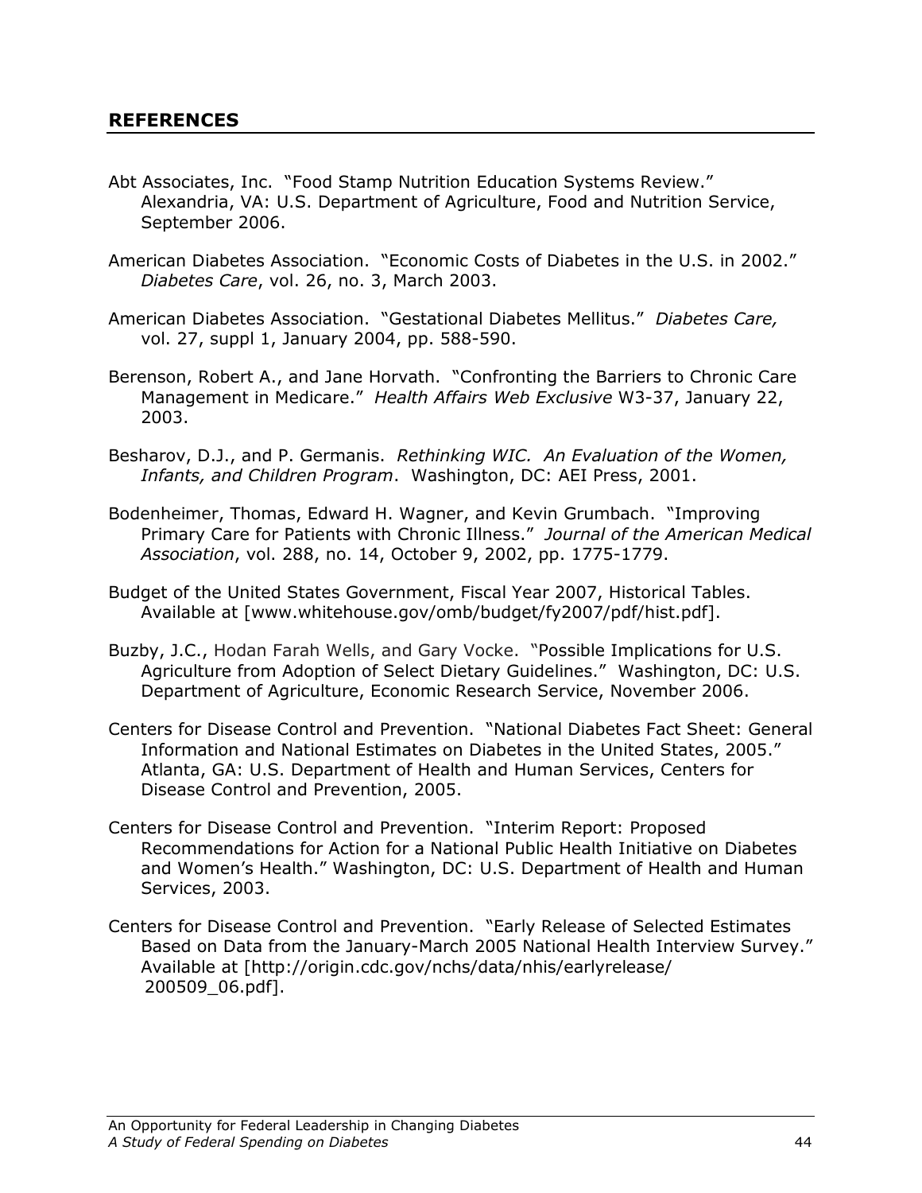## REFERENCES

Abt Associates, Inc. "Food Stamp Nutrition Education Systems Review." Alexandria, VA: U.S. Department of Agriculture, Food and Nutrition Service, September 2006.

American Diabetes Association. "Economic Costs of Diabetes in the U.S. in 2002." *Diabetes Care*, vol. 26, no. 3, March 2003.

American Diabetes Association. "Gestational Diabetes Mellitus." *Diabetes Care,* vol. 27, suppl 1, January 2004, pp. 588-590.

Berenson, Robert A., and Jane Horvath. "Confronting the Barriers to Chronic Care Management in Medicare." *Health Affairs Web Exclusive* W3-37, January 22, 2003.

Besharov, D.J., and P. Germanis. *Rethinking WIC. An Evaluation of the Women, Infants, and Children Program*. Washington, DC: AEI Press, 2001.

Bodenheimer, Thomas, Edward H. Wagner, and Kevin Grumbach. "Improving Primary Care for Patients with Chronic Illness." *Journal of the American Medical Association*, vol. 288, no. 14, October 9, 2002, pp. 1775-1779.

Budget of the United States Government, Fiscal Year 2007, Historical Tables. Available at [www.whitehouse.gov/omb/budget/fy2007/pdf/hist.pdf].

Buzby, J.C., Hodan Farah Wells, and Gary Vocke. "Possible Implications for U.S. Agriculture from Adoption of Select Dietary Guidelines." Washington, DC: U.S. Department of Agriculture, Economic Research Service, November 2006.

Centers for Disease Control and Prevention. "National Diabetes Fact Sheet: General Information and National Estimates on Diabetes in the United States, 2005." Atlanta, GA: U.S. Department of Health and Human Services, Centers for Disease Control and Prevention, 2005.

Centers for Disease Control and Prevention. "Interim Report: Proposed Recommendations for Action for a National Public Health Initiative on Diabetes and Women's Health." Washington, DC: U.S. Department of Health and Human Services, 2003.

Centers for Disease Control and Prevention. "Early Release of Selected Estimates Based on Data from the January-March 2005 National Health Interview Survey." Available at [http://origin.cdc.gov/nchs/data/nhis/earlyrelease/200509_06.pdf].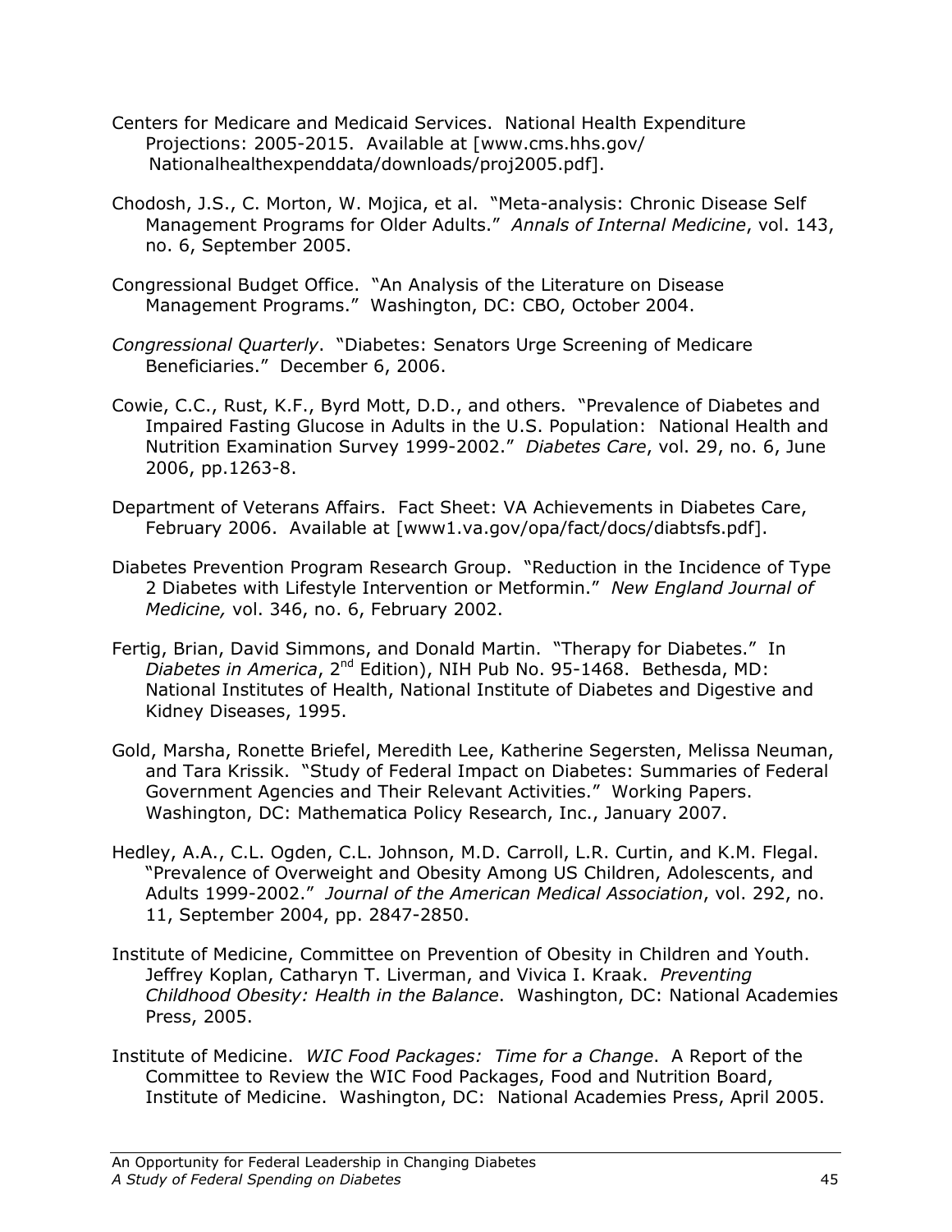Centers for Medicare and Medicaid Services. National Health Expenditure Projections: 2005-2015. Available at [www.cms.hhs.gov/Nationalhealthexpenddata/downloads/proj2005.pdf].

Chodosh, J.S., C. Morton, W. Mojica, et al. "Meta-analysis: Chronic Disease Self Management Programs for Older Adults." *Annals of Internal Medicine*, vol. 143, no. 6, September 2005.

Congressional Budget Office. "An Analysis of the Literature on Disease Management Programs." Washington, DC: CBO, October 2004.

*Congressional Quarterly*. "Diabetes: Senators Urge Screening of Medicare Beneficiaries." December 6, 2006.

Cowie, C.C., Rust, K.F., Byrd Mott, D.D., and others. "Prevalence of Diabetes and Impaired Fasting Glucose in Adults in the U.S. Population: National Health and Nutrition Examination Survey 1999-2002." *Diabetes Care*, vol. 29, no. 6, June 2006, pp.1263-8.

Department of Veterans Affairs. Fact Sheet: VA Achievements in Diabetes Care, February 2006. Available at [www1.va.gov/opa/fact/docs/diabtsfs.pdf].

Diabetes Prevention Program Research Group. "Reduction in the Incidence of Type 2 Diabetes with Lifestyle Intervention or Metformin." *New England Journal of Medicine,* vol. 346, no. 6, February 2002.

Fertig, Brian, David Simmons, and Donald Martin. "Therapy for Diabetes." In *Diabetes in America*, 2nd Edition), NIH Pub No. 95-1468. Bethesda, MD: National Institutes of Health, National Institute of Diabetes and Digestive and Kidney Diseases, 1995.

Gold, Marsha, Ronette Briefel, Meredith Lee, Katherine Segersten, Melissa Neuman, and Tara Krissik. "Study of Federal Impact on Diabetes: Summaries of Federal Government Agencies and Their Relevant Activities." Working Papers. Washington, DC: Mathematica Policy Research, Inc., January 2007.

Hedley, A.A., C.L. Ogden, C.L. Johnson, M.D. Carroll, L.R. Curtin, and K.M. Flegal. "Prevalence of Overweight and Obesity Among US Children, Adolescents, and Adults 1999-2002." *Journal of the American Medical Association*, vol. 292, no. 11, September 2004, pp. 2847-2850.

Institute of Medicine, Committee on Prevention of Obesity in Children and Youth. Jeffrey Koplan, Catharyn T. Liverman, and Vivica I. Kraak. *Preventing Childhood Obesity: Health in the Balance*. Washington, DC: National Academies Press, 2005.

Institute of Medicine. *WIC Food Packages: Time for a Change*. A Report of the Committee to Review the WIC Food Packages, Food and Nutrition Board, Institute of Medicine. Washington, DC: National Academies Press, April 2005.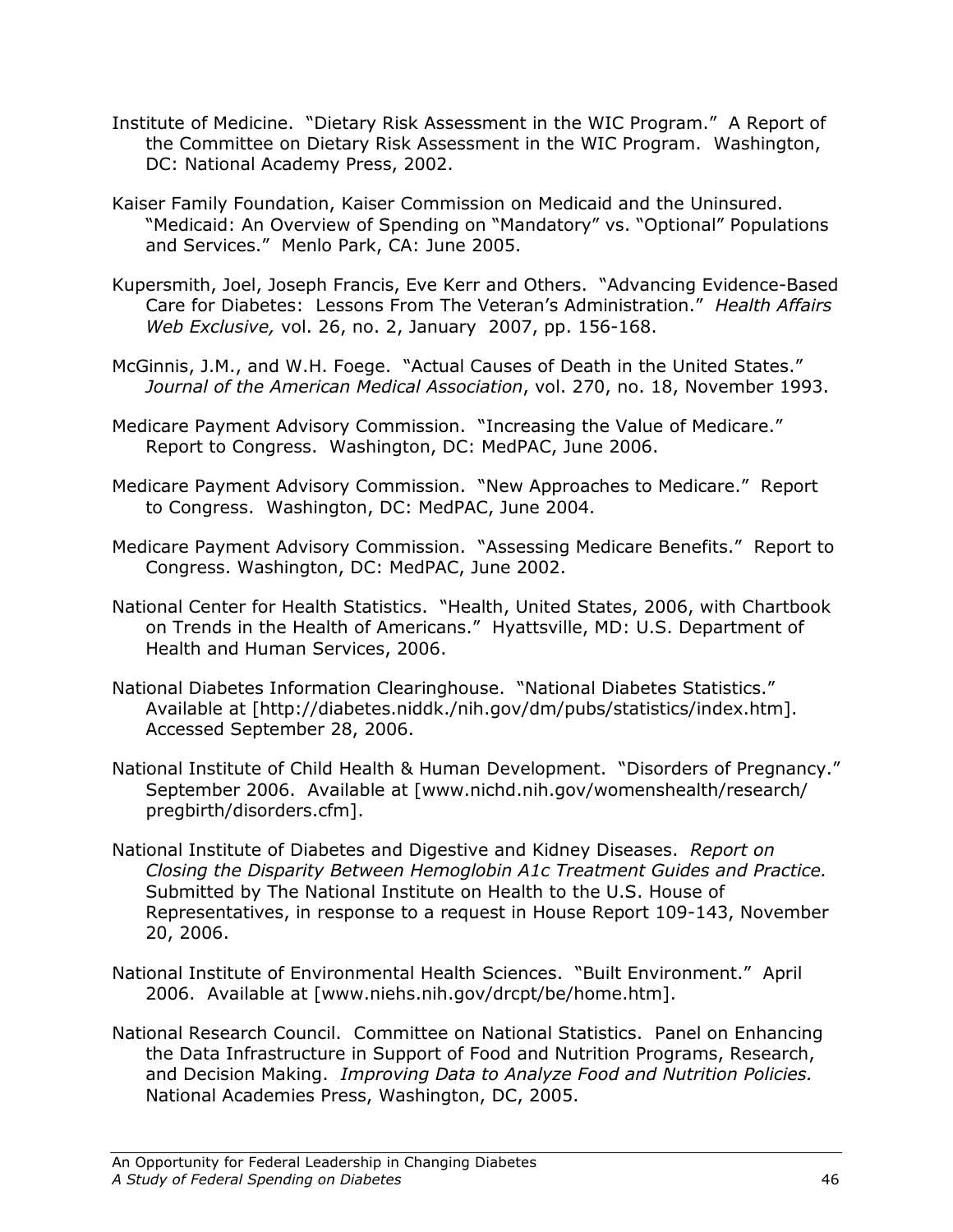Institute of Medicine. "Dietary Risk Assessment in the WIC Program." A Report of the Committee on Dietary Risk Assessment in the WIC Program. Washington, DC: National Academy Press, 2002.

Kaiser Family Foundation, Kaiser Commission on Medicaid and the Uninsured. "Medicaid: An Overview of Spending on "Mandatory" vs. "Optional" Populations and Services." Menlo Park, CA: June 2005.

Kupersmith, Joel, Joseph Francis, Eve Kerr and Others. "Advancing Evidence-Based Care for Diabetes: Lessons From The Veteran's Administration." *Health Affairs Web Exclusive,* vol. 26, no. 2, January 2007, pp. 156-168.

McGinnis, J.M., and W.H. Foege. "Actual Causes of Death in the United States." *Journal of the American Medical Association*, vol. 270, no. 18, November 1993.

Medicare Payment Advisory Commission. "Increasing the Value of Medicare." Report to Congress. Washington, DC: MedPAC, June 2006.

Medicare Payment Advisory Commission. "New Approaches to Medicare." Report to Congress. Washington, DC: MedPAC, June 2004.

Medicare Payment Advisory Commission. "Assessing Medicare Benefits." Report to Congress. Washington, DC: MedPAC, June 2002.

National Center for Health Statistics. "Health, United States, 2006, with Chartbook on Trends in the Health of Americans." Hyattsville, MD: U.S. Department of Health and Human Services, 2006.

National Diabetes Information Clearinghouse. "National Diabetes Statistics." Available at [http://diabetes.niddk./nih.gov/dm/pubs/statistics/index.htm]. Accessed September 28, 2006.

National Institute of Child Health & Human Development. "Disorders of Pregnancy." September 2006. Available at [www.nichd.nih.gov/womenshealth/research/pregbirth/disorders.cfm].

National Institute of Diabetes and Digestive and Kidney Diseases. *Report on Closing the Disparity Between Hemoglobin A1c Treatment Guides and Practice.* Submitted by The National Institute on Health to the U.S. House of Representatives, in response to a request in House Report 109-143, November 20, 2006.

National Institute of Environmental Health Sciences. "Built Environment." April 2006. Available at [www.niehs.nih.gov/drcpt/be/home.htm].

National Research Council. Committee on National Statistics. Panel on Enhancing the Data Infrastructure in Support of Food and Nutrition Programs, Research, and Decision Making. *Improving Data to Analyze Food and Nutrition Policies.* National Academies Press, Washington, DC, 2005.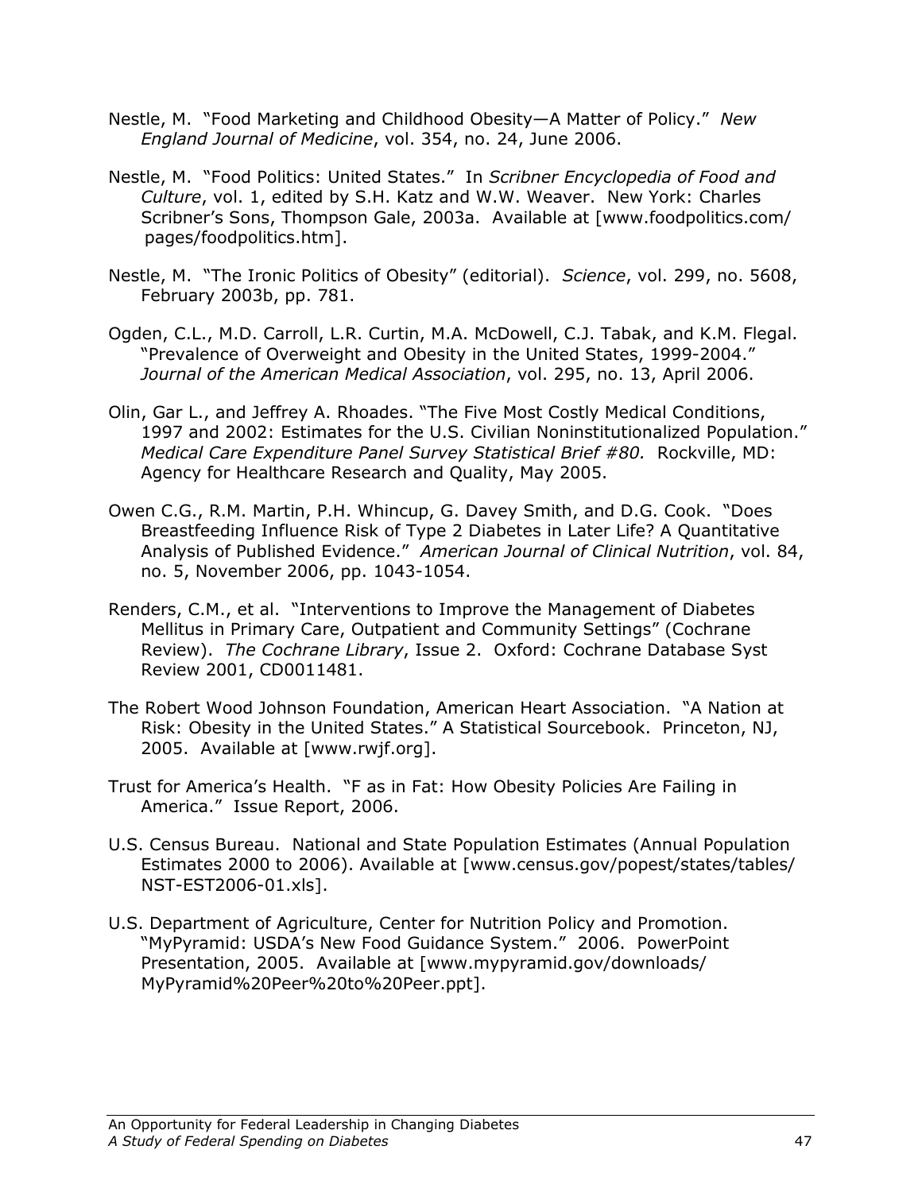Nestle, M. "Food Marketing and Childhood Obesity—A Matter of Policy." *New England Journal of Medicine*, vol. 354, no. 24, June 2006.

Nestle, M. "Food Politics: United States." In *Scribner Encyclopedia of Food and Culture*, vol. 1, edited by S.H. Katz and W.W. Weaver. New York: Charles Scribner's Sons, Thompson Gale, 2003a. Available at [www.foodpolitics.com/pages/foodpolitics.htm].

Nestle, M. "The Ironic Politics of Obesity" (editorial). *Science*, vol. 299, no. 5608, February 2003b, pp. 781.

Ogden, C.L., M.D. Carroll, L.R. Curtin, M.A. McDowell, C.J. Tabak, and K.M. Flegal. "Prevalence of Overweight and Obesity in the United States, 1999-2004." *Journal of the American Medical Association*, vol. 295, no. 13, April 2006.

Olin, Gar L., and Jeffrey A. Rhoades. "The Five Most Costly Medical Conditions, 1997 and 2002: Estimates for the U.S. Civilian Noninstitutionalized Population." *Medical Care Expenditure Panel Survey Statistical Brief #80.* Rockville, MD: Agency for Healthcare Research and Quality, May 2005.

Owen C.G., R.M. Martin, P.H. Whincup, G. Davey Smith, and D.G. Cook. "Does Breastfeeding Influence Risk of Type 2 Diabetes in Later Life? A Quantitative Analysis of Published Evidence." *American Journal of Clinical Nutrition*, vol. 84, no. 5, November 2006, pp. 1043-1054.

Renders, C.M., et al. "Interventions to Improve the Management of Diabetes Mellitus in Primary Care, Outpatient and Community Settings" (Cochrane Review). *The Cochrane Library*, Issue 2. Oxford: Cochrane Database Syst Review 2001, CD0011481.

The Robert Wood Johnson Foundation, American Heart Association. "A Nation at Risk: Obesity in the United States." A Statistical Sourcebook. Princeton, NJ, 2005. Available at [www.rwjf.org].

Trust for America's Health. "F as in Fat: How Obesity Policies Are Failing in America." Issue Report, 2006.

U.S. Census Bureau. National and State Population Estimates (Annual Population Estimates 2000 to 2006). Available at [www.census.gov/popest/states/tables/NST-EST2006-01.xls].

U.S. Department of Agriculture, Center for Nutrition Policy and Promotion. "MyPyramid: USDA's New Food Guidance System." 2006. PowerPoint Presentation, 2005. Available at [www.mypyramid.gov/downloads/MyPyramid%20Peer%20to%20Peer.ppt].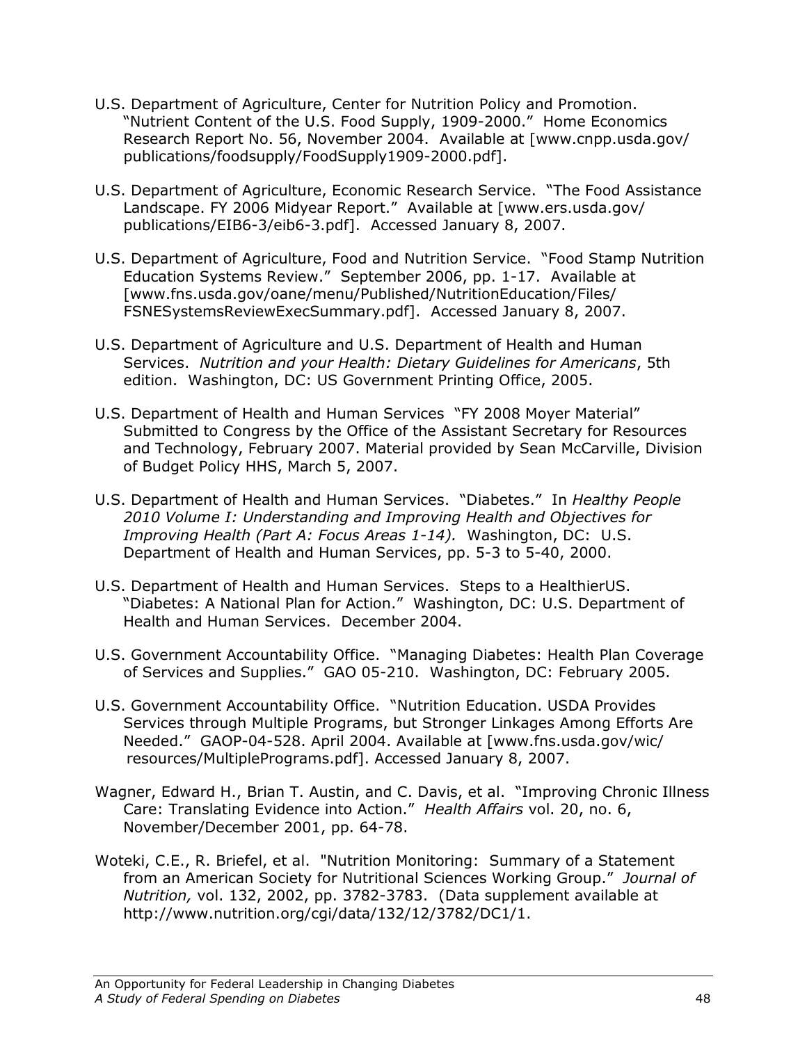U.S. Department of Agriculture, Center for Nutrition Policy and Promotion. "Nutrient Content of the U.S. Food Supply, 1909-2000." Home Economics Research Report No. 56, November 2004. Available at [www.cnpp.usda.gov/publications/foodsupply/FoodSupply1909-2000.pdf].

U.S. Department of Agriculture, Economic Research Service. "The Food Assistance Landscape. FY 2006 Midyear Report." Available at [www.ers.usda.gov/publications/EIB6-3/eib6-3.pdf]. Accessed January 8, 2007.

U.S. Department of Agriculture, Food and Nutrition Service. "Food Stamp Nutrition Education Systems Review." September 2006, pp. 1-17. Available at [www.fns.usda.gov/oane/menu/Published/NutritionEducation/Files/FSNESystemsReviewExecSummary.pdf]. Accessed January 8, 2007.

U.S. Department of Agriculture and U.S. Department of Health and Human Services. *Nutrition and your Health: Dietary Guidelines for Americans*, 5th edition. Washington, DC: US Government Printing Office, 2005.

U.S. Department of Health and Human Services "FY 2008 Moyer Material" Submitted to Congress by the Office of the Assistant Secretary for Resources and Technology, February 2007. Material provided by Sean McCarville, Division of Budget Policy HHS, March 5, 2007.

U.S. Department of Health and Human Services. "Diabetes." In *Healthy People 2010 Volume I: Understanding and Improving Health and Objectives for Improving Health (Part A: Focus Areas 1-14).* Washington, DC: U.S. Department of Health and Human Services, pp. 5-3 to 5-40, 2000.

U.S. Department of Health and Human Services. Steps to a HealthierUS. "Diabetes: A National Plan for Action." Washington, DC: U.S. Department of Health and Human Services. December 2004.

U.S. Government Accountability Office. "Managing Diabetes: Health Plan Coverage of Services and Supplies." GAO 05-210. Washington, DC: February 2005.

U.S. Government Accountability Office. "Nutrition Education. USDA Provides Services through Multiple Programs, but Stronger Linkages Among Efforts Are Needed." GAOP-04-528. April 2004. Available at [www.fns.usda.gov/wic/resources/MultiplePrograms.pdf]. Accessed January 8, 2007.

Wagner, Edward H., Brian T. Austin, and C. Davis, et al. "Improving Chronic Illness Care: Translating Evidence into Action." *Health Affairs* vol. 20, no. 6, November/December 2001, pp. 64-78.

Woteki, C.E., R. Briefel, et al. "Nutrition Monitoring: Summary of a Statement from an American Society for Nutritional Sciences Working Group." *Journal of Nutrition,* vol. 132, 2002, pp. 3782-3783. (Data supplement available at http://www.nutrition.org/cgi/data/132/12/3782/DC1/1.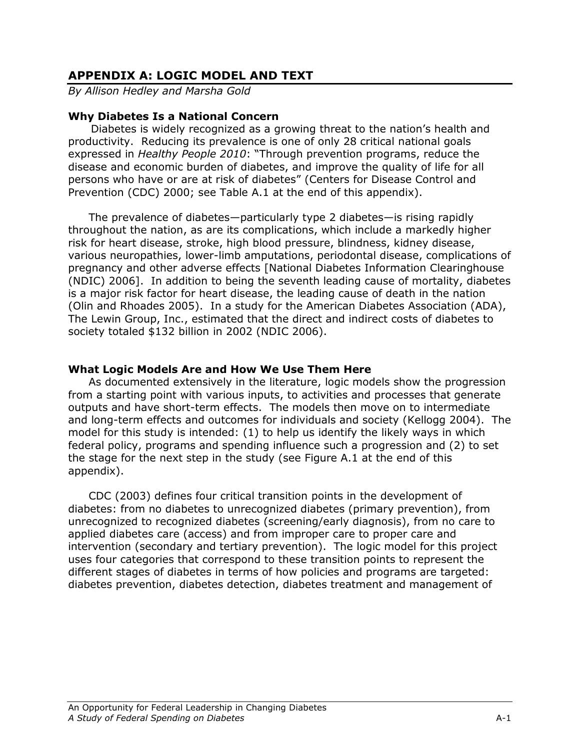## APPENDIX A: LOGIC MODEL AND TEXT

*By Allison Hedley and Marsha Gold*

### Why Diabetes Is a National Concern

Diabetes is widely recognized as a growing threat to the nation's health and productivity. Reducing its prevalence is one of only 28 critical national goals expressed in *Healthy People 2010*: "Through prevention programs, reduce the disease and economic burden of diabetes, and improve the quality of life for all persons who have or are at risk of diabetes" (Centers for Disease Control and Prevention (CDC) 2000; see Table A.1 at the end of this appendix).

The prevalence of diabetes—particularly type 2 diabetes—is rising rapidly throughout the nation, as are its complications, which include a markedly higher risk for heart disease, stroke, high blood pressure, blindness, kidney disease, various neuropathies, lower-limb amputations, periodontal disease, complications of pregnancy and other adverse effects [National Diabetes Information Clearinghouse (NDIC) 2006]. In addition to being the seventh leading cause of mortality, diabetes is a major risk factor for heart disease, the leading cause of death in the nation (Olin and Rhoades 2005). In a study for the American Diabetes Association (ADA), The Lewin Group, Inc., estimated that the direct and indirect costs of diabetes to society totaled $132 billion in 2002 (NDIC 2006).

### What Logic Models Are and How We Use Them Here

As documented extensively in the literature, logic models show the progression from a starting point with various inputs, to activities and processes that generate outputs and have short-term effects. The models then move on to intermediate and long-term effects and outcomes for individuals and society (Kellogg 2004). The model for this study is intended: (1) to help us identify the likely ways in which federal policy, programs and spending influence such a progression and (2) to set the stage for the next step in the study (see Figure A.1 at the end of this appendix).

CDC (2003) defines four critical transition points in the development of diabetes: from no diabetes to unrecognized diabetes (primary prevention), from unrecognized to recognized diabetes (screening/early diagnosis), from no care to applied diabetes care (access) and from improper care to proper care and intervention (secondary and tertiary prevention). The logic model for this project uses four categories that correspond to these transition points to represent the different stages of diabetes in terms of how policies and programs are targeted: diabetes prevention, diabetes detection, diabetes treatment and management of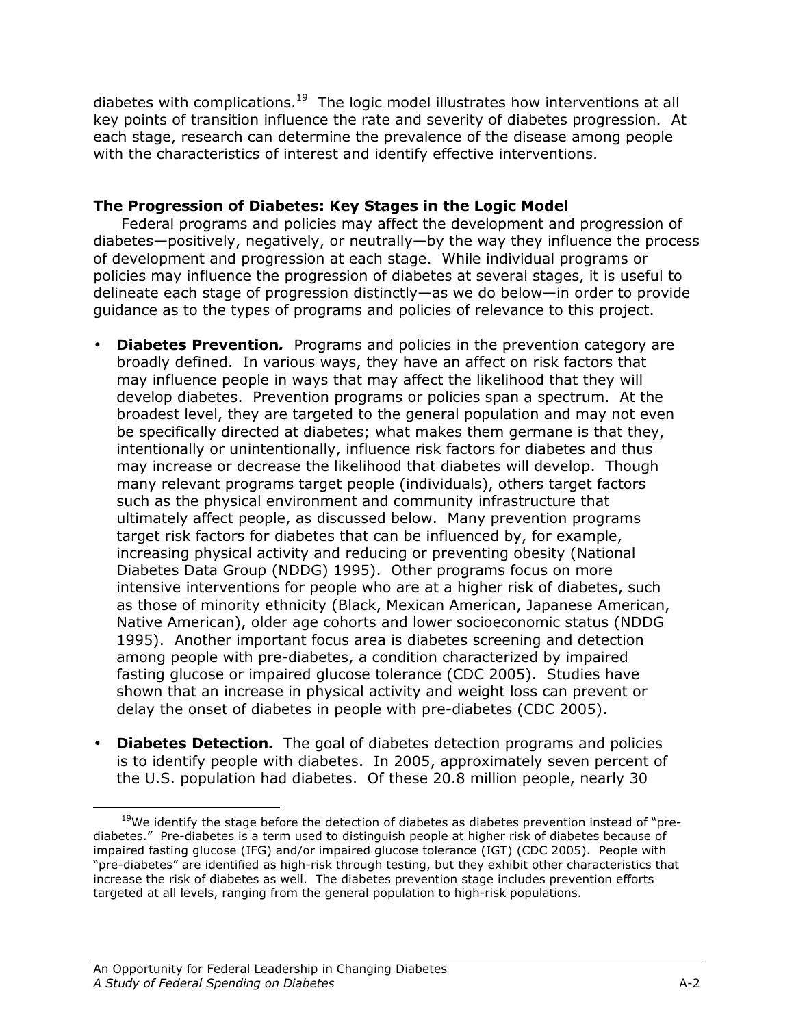diabetes with complications.[19] The logic model illustrates how interventions at all key points of transition influence the rate and severity of diabetes progression. At each stage, research can determine the prevalence of the disease among people with the characteristics of interest and identify effective interventions.

### The Progression of Diabetes: Key Stages in the Logic Model

Federal programs and policies may affect the development and progression of diabetes—positively, negatively, or neutrally—by the way they influence the process of development and progression at each stage. While individual programs or policies may influence the progression of diabetes at several stages, it is useful to delineate each stage of progression distinctly—as we do below—in order to provide guidance as to the types of programs and policies of relevance to this project.

- **Diabetes Prevention*.*** Programs and policies in the prevention category are broadly defined. In various ways, they have an affect on risk factors that may influence people in ways that may affect the likelihood that they will develop diabetes. Prevention programs or policies span a spectrum. At the broadest level, they are targeted to the general population and may not even be specifically directed at diabetes; what makes them germane is that they, intentionally or unintentionally, influence risk factors for diabetes and thus may increase or decrease the likelihood that diabetes will develop. Though many relevant programs target people (individuals), others target factors such as the physical environment and community infrastructure that ultimately affect people, as discussed below. Many prevention programs target risk factors for diabetes that can be influenced by, for example, increasing physical activity and reducing or preventing obesity (National Diabetes Data Group (NDDG) 1995). Other programs focus on more intensive interventions for people who are at a higher risk of diabetes, such as those of minority ethnicity (Black, Mexican American, Japanese American, Native American), older age cohorts and lower socioeconomic status (NDDG 1995). Another important focus area is diabetes screening and detection among people with pre-diabetes, a condition characterized by impaired fasting glucose or impaired glucose tolerance (CDC 2005). Studies have shown that an increase in physical activity and weight loss can prevent or delay the onset of diabetes in people with pre-diabetes (CDC 2005).

- **Diabetes Detection*.*** The goal of diabetes detection programs and policies is to identify people with diabetes. In 2005, approximately seven percent of the U.S. population had diabetes. Of these 20.8 million people, nearly 30

---

[19] We identify the stage before the detection of diabetes as diabetes prevention instead of "pre-diabetes." Pre-diabetes is a term used to distinguish people at higher risk of diabetes because of impaired fasting glucose (IFG) and/or impaired glucose tolerance (IGT) (CDC 2005). People with "pre-diabetes" are identified as high-risk through testing, but they exhibit other characteristics that increase the risk of diabetes as well. The diabetes prevention stage includes prevention efforts targeted at all levels, ranging from the general population to high-risk populations.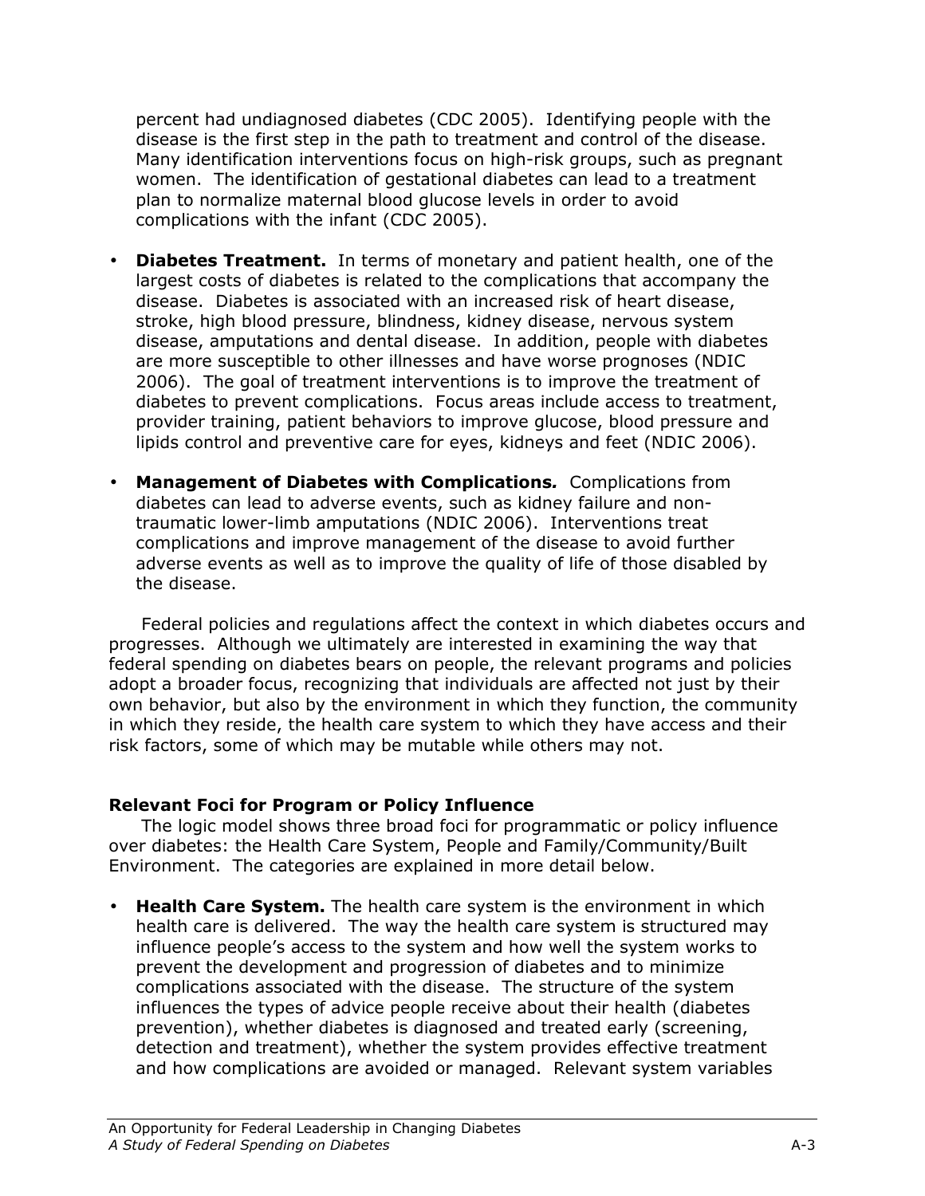percent had undiagnosed diabetes (CDC 2005). Identifying people with the disease is the first step in the path to treatment and control of the disease. Many identification interventions focus on high-risk groups, such as pregnant women. The identification of gestational diabetes can lead to a treatment plan to normalize maternal blood glucose levels in order to avoid complications with the infant (CDC 2005).

- **Diabetes Treatment.** In terms of monetary and patient health, one of the largest costs of diabetes is related to the complications that accompany the disease. Diabetes is associated with an increased risk of heart disease, stroke, high blood pressure, blindness, kidney disease, nervous system disease, amputations and dental disease. In addition, people with diabetes are more susceptible to other illnesses and have worse prognoses (NDIC 2006). The goal of treatment interventions is to improve the treatment of diabetes to prevent complications. Focus areas include access to treatment, provider training, patient behaviors to improve glucose, blood pressure and lipids control and preventive care for eyes, kidneys and feet (NDIC 2006).
- **Management of Diabetes with Complications*.*** Complications from diabetes can lead to adverse events, such as kidney failure and non-traumatic lower-limb amputations (NDIC 2006). Interventions treat complications and improve management of the disease to avoid further adverse events as well as to improve the quality of life of those disabled by the disease.

Federal policies and regulations affect the context in which diabetes occurs and progresses. Although we ultimately are interested in examining the way that federal spending on diabetes bears on people, the relevant programs and policies adopt a broader focus, recognizing that individuals are affected not just by their own behavior, but also by the environment in which they function, the community in which they reside, the health care system to which they have access and their risk factors, some of which may be mutable while others may not.

**Relevant Foci for Program or Policy Influence**

The logic model shows three broad foci for programmatic or policy influence over diabetes: the Health Care System, People and Family/Community/Built Environment. The categories are explained in more detail below.

- **Health Care System.** The health care system is the environment in which health care is delivered. The way the health care system is structured may influence people's access to the system and how well the system works to prevent the development and progression of diabetes and to minimize complications associated with the disease. The structure of the system influences the types of advice people receive about their health (diabetes prevention), whether diabetes is diagnosed and treated early (screening, detection and treatment), whether the system provides effective treatment and how complications are avoided or managed. Relevant system variables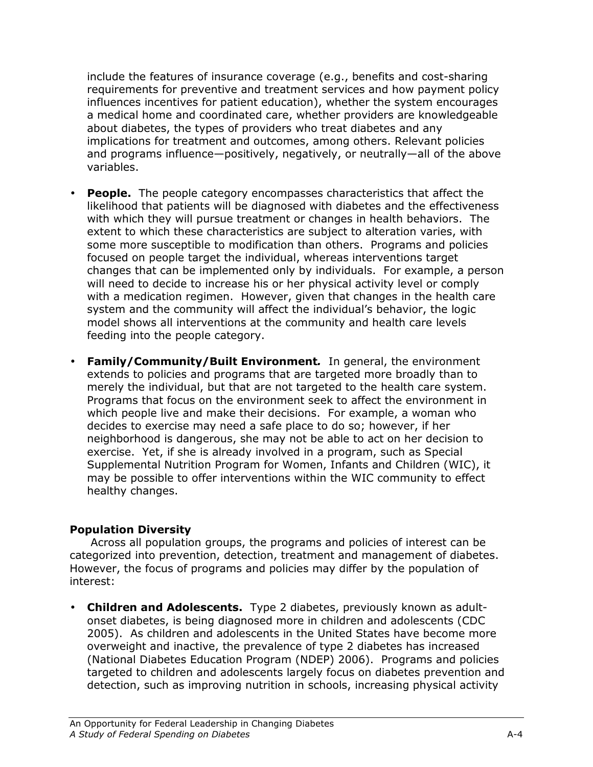include the features of insurance coverage (e.g., benefits and cost-sharing requirements for preventive and treatment services and how payment policy influences incentives for patient education), whether the system encourages a medical home and coordinated care, whether providers are knowledgeable about diabetes, the types of providers who treat diabetes and any implications for treatment and outcomes, among others. Relevant policies and programs influence—positively, negatively, or neutrally—all of the above variables.

- **People.** The people category encompasses characteristics that affect the likelihood that patients will be diagnosed with diabetes and the effectiveness with which they will pursue treatment or changes in health behaviors. The extent to which these characteristics are subject to alteration varies, with some more susceptible to modification than others. Programs and policies focused on people target the individual, whereas interventions target changes that can be implemented only by individuals. For example, a person will need to decide to increase his or her physical activity level or comply with a medication regimen. However, given that changes in the health care system and the community will affect the individual's behavior, the logic model shows all interventions at the community and health care levels feeding into the people category.

- **Family/Community/Built Environment*.*** In general, the environment extends to policies and programs that are targeted more broadly than to merely the individual, but that are not targeted to the health care system. Programs that focus on the environment seek to affect the environment in which people live and make their decisions. For example, a woman who decides to exercise may need a safe place to do so; however, if her neighborhood is dangerous, she may not be able to act on her decision to exercise. Yet, if she is already involved in a program, such as Special Supplemental Nutrition Program for Women, Infants and Children (WIC), it may be possible to offer interventions within the WIC community to effect healthy changes.

**Population Diversity**

Across all population groups, the programs and policies of interest can be categorized into prevention, detection, treatment and management of diabetes. However, the focus of programs and policies may differ by the population of interest:

- **Children and Adolescents.** Type 2 diabetes, previously known as adult-onset diabetes, is being diagnosed more in children and adolescents (CDC 2005). As children and adolescents in the United States have become more overweight and inactive, the prevalence of type 2 diabetes has increased (National Diabetes Education Program (NDEP) 2006). Programs and policies targeted to children and adolescents largely focus on diabetes prevention and detection, such as improving nutrition in schools, increasing physical activity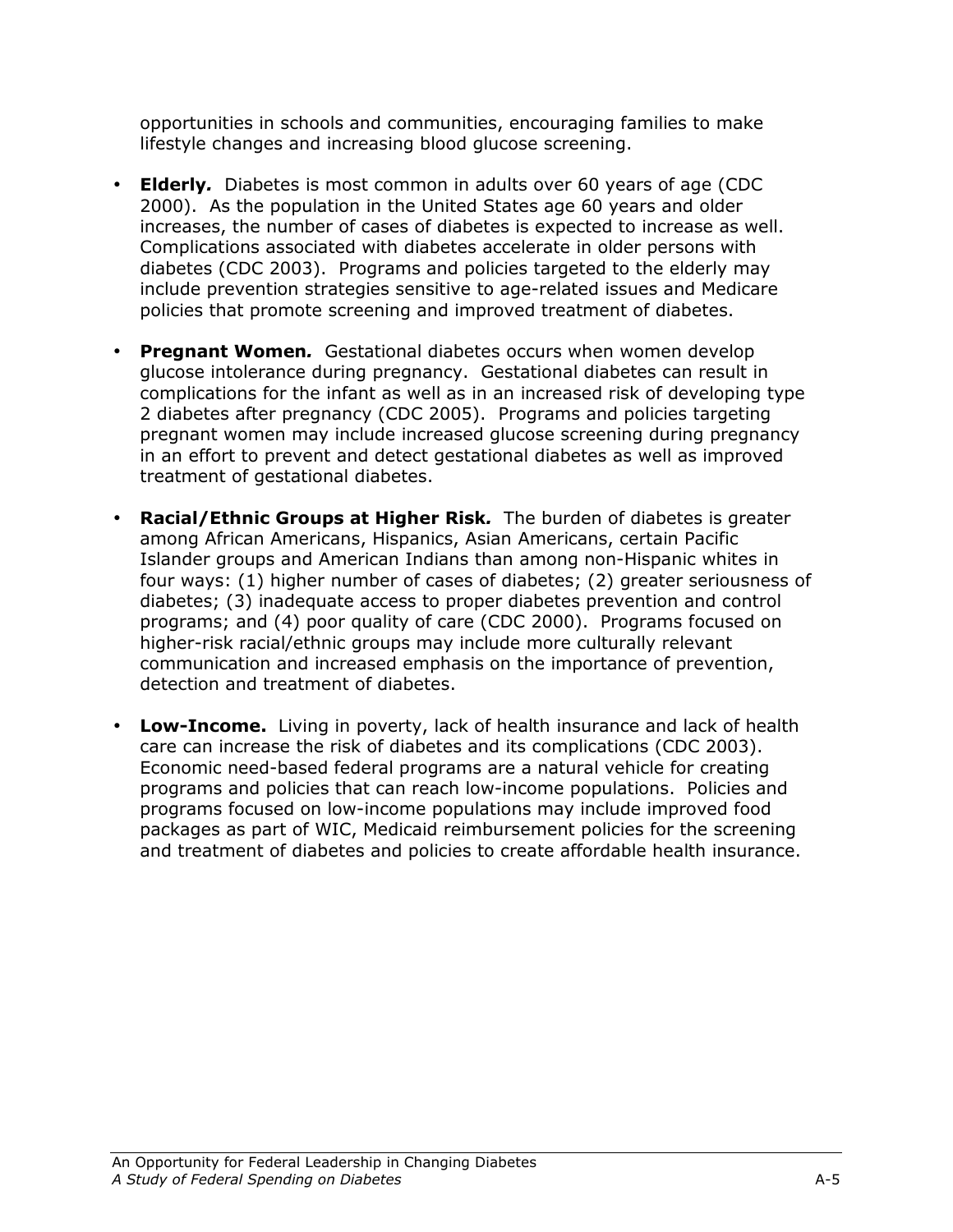opportunities in schools and communities, encouraging families to make lifestyle changes and increasing blood glucose screening.

- **Elderly.** Diabetes is most common in adults over 60 years of age (CDC 2000). As the population in the United States age 60 years and older increases, the number of cases of diabetes is expected to increase as well. Complications associated with diabetes accelerate in older persons with diabetes (CDC 2003). Programs and policies targeted to the elderly may include prevention strategies sensitive to age-related issues and Medicare policies that promote screening and improved treatment of diabetes.

- **Pregnant Women.** Gestational diabetes occurs when women develop glucose intolerance during pregnancy. Gestational diabetes can result in complications for the infant as well as in an increased risk of developing type 2 diabetes after pregnancy (CDC 2005). Programs and policies targeting pregnant women may include increased glucose screening during pregnancy in an effort to prevent and detect gestational diabetes as well as improved treatment of gestational diabetes.

- **Racial/Ethnic Groups at Higher Risk.** The burden of diabetes is greater among African Americans, Hispanics, Asian Americans, certain Pacific Islander groups and American Indians than among non-Hispanic whites in four ways: (1) higher number of cases of diabetes; (2) greater seriousness of diabetes; (3) inadequate access to proper diabetes prevention and control programs; and (4) poor quality of care (CDC 2000). Programs focused on higher-risk racial/ethnic groups may include more culturally relevant communication and increased emphasis on the importance of prevention, detection and treatment of diabetes.

- **Low-Income.** Living in poverty, lack of health insurance and lack of health care can increase the risk of diabetes and its complications (CDC 2003). Economic need-based federal programs are a natural vehicle for creating programs and policies that can reach low-income populations. Policies and programs focused on low-income populations may include improved food packages as part of WIC, Medicaid reimbursement policies for the screening and treatment of diabetes and policies to create affordable health insurance.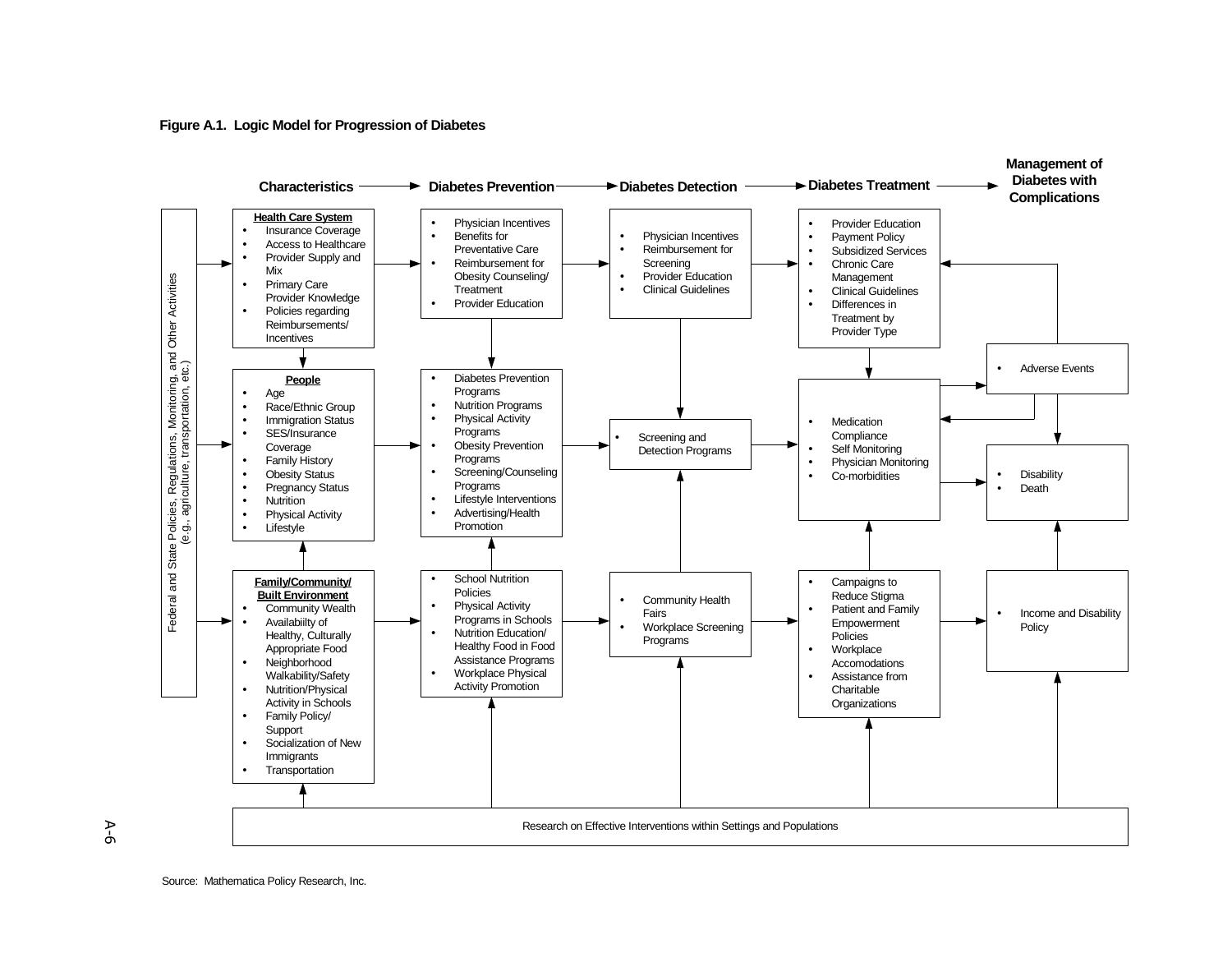**Figure A.1. Logic Model for Progression of Diabetes**

**Characteristics** → **Diabetes Prevention** → **Diabetes Detection** → **Diabetes Treatment** → **Management of Diabetes with Complications**

Federal and State Policies, Regulations, Monitoring, and Other Activities (e.g., agriculture, transportation, etc.)

**Health Care System**
- Insurance Coverage
- Access to Healthcare
- Provider Supply and Mix
- Primary Care Provider Knowledge
- Policies regarding Reimbursements/ Incentives

**People**
- Age
- Race/Ethnic Group
- Immigration Status
- SES/Insurance Coverage
- Family History
- Obesity Status
- Pregnancy Status
- Nutrition
- Physical Activity
- Lifestyle

**Family/Community/ Built Environment**
- Community Wealth
- Availabilty of Healthy, Culturally Appropriate Food
- Neighborhood Walkability/Safety
- Nutrition/Physical Activity in Schools
- Family Policy/ Support
- Socialization of New Immigrants
- Transportation

Diabetes Prevention:
- Physician Incentives
- Benefits for Preventative Care
- Reimbursement for Obesity Counseling/ Treatment
- Provider Education

- Diabetes Prevention Programs
- Nutrition Programs
- Physical Activity Programs
- Obesity Prevention Programs
- Screening/Counseling Programs
- Lifestyle Interventions
- Advertising/Health Promotion

- School Nutrition Policies
- Physical Activity Programs in Schools
- Nutrition Education/ Healthy Food in Food Assistance Programs
- Workplace Physical Activity Promotion

Diabetes Detection:
- Physician Incentives
- Reimbursement for Screening
- Provider Education
- Clinical Guidelines

- Screening and Detection Programs

- Community Health Fairs
- Workplace Screening Programs

Diabetes Treatment:
- Provider Education
- Payment Policy
- Subsidized Services
- Chronic Care Management
- Clinical Guidelines
- Differences in Treatment by Provider Type

- Medication Compliance
- Self Monitoring
- Physician Monitoring
- Co-morbidities

- Campaigns to Reduce Stigma
- Patient and Family Empowerment Policies
- Workplace Accomodations
- Assistance from Charitable Organizations

Management of Diabetes with Complications:
- Adverse Events

- Disability
- Death

- Income and Disability Policy

Research on Effective Interventions within Settings and Populations

Source: Mathematica Policy Research, Inc.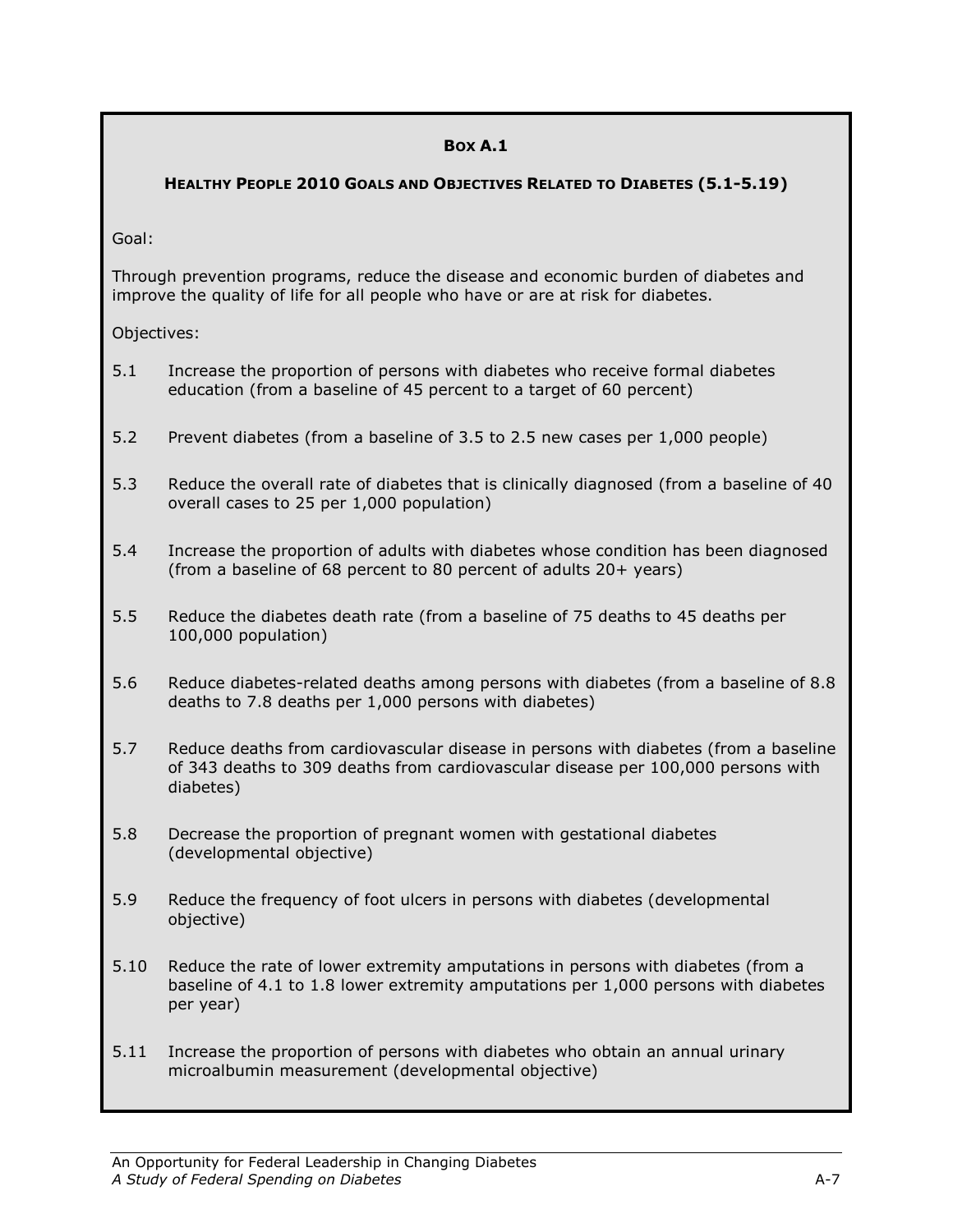**Box A.1**

**Healthy People 2010 Goals and Objectives Related to Diabetes (5.1-5.19)**

Goal:

Through prevention programs, reduce the disease and economic burden of diabetes and improve the quality of life for all people who have or are at risk for diabetes.

Objectives:

5.1 Increase the proportion of persons with diabetes who receive formal diabetes education (from a baseline of 45 percent to a target of 60 percent)

5.2 Prevent diabetes (from a baseline of 3.5 to 2.5 new cases per 1,000 people)

5.3 Reduce the overall rate of diabetes that is clinically diagnosed (from a baseline of 40 overall cases to 25 per 1,000 population)

5.4 Increase the proportion of adults with diabetes whose condition has been diagnosed (from a baseline of 68 percent to 80 percent of adults 20+ years)

5.5 Reduce the diabetes death rate (from a baseline of 75 deaths to 45 deaths per 100,000 population)

5.6 Reduce diabetes-related deaths among persons with diabetes (from a baseline of 8.8 deaths to 7.8 deaths per 1,000 persons with diabetes)

5.7 Reduce deaths from cardiovascular disease in persons with diabetes (from a baseline of 343 deaths to 309 deaths from cardiovascular disease per 100,000 persons with diabetes)

5.8 Decrease the proportion of pregnant women with gestational diabetes (developmental objective)

5.9 Reduce the frequency of foot ulcers in persons with diabetes (developmental objective)

5.10 Reduce the rate of lower extremity amputations in persons with diabetes (from a baseline of 4.1 to 1.8 lower extremity amputations per 1,000 persons with diabetes per year)

5.11 Increase the proportion of persons with diabetes who obtain an annual urinary microalbumin measurement (developmental objective)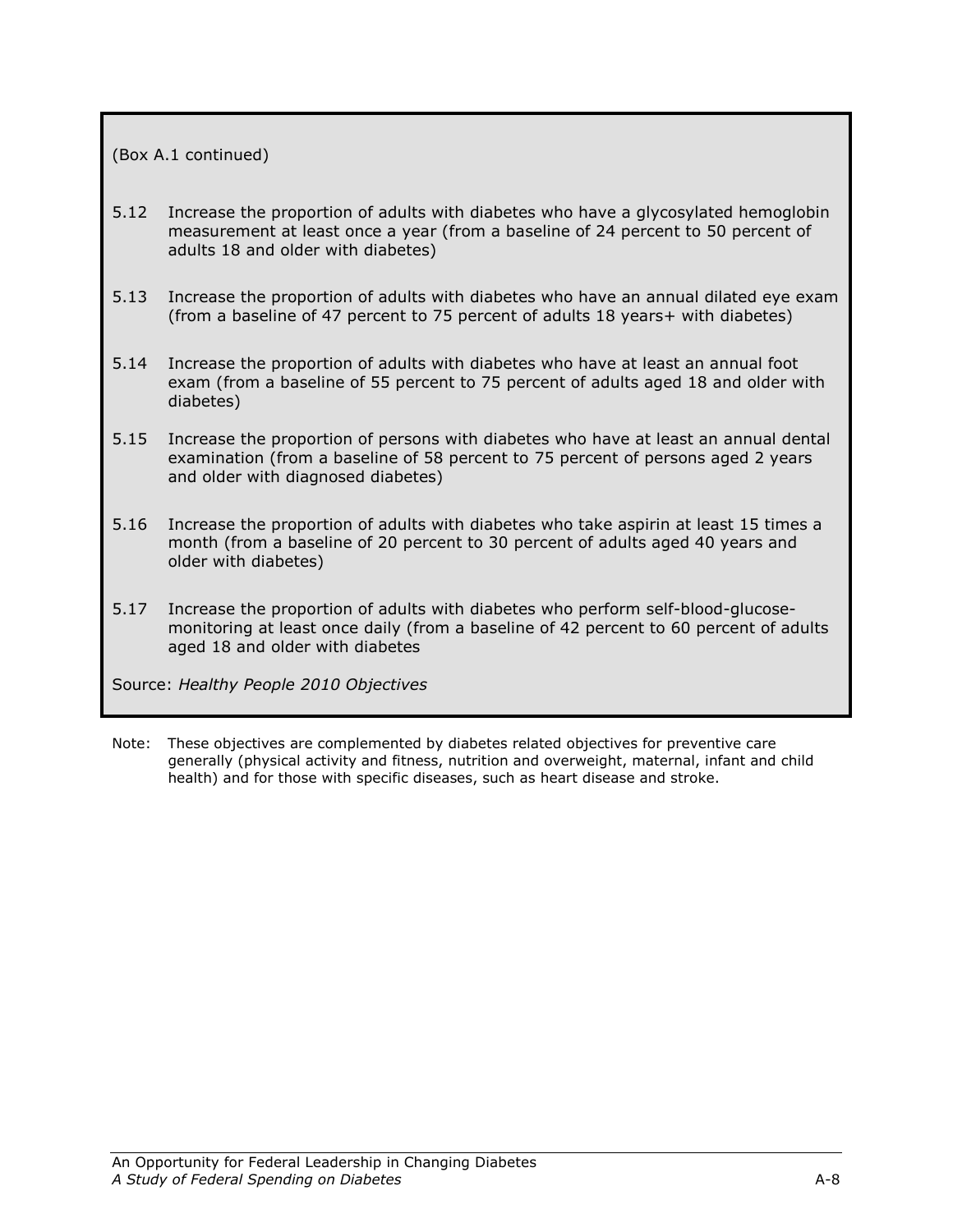(Box A.1 continued)

5.12 Increase the proportion of adults with diabetes who have a glycosylated hemoglobin measurement at least once a year (from a baseline of 24 percent to 50 percent of adults 18 and older with diabetes)

5.13 Increase the proportion of adults with diabetes who have an annual dilated eye exam (from a baseline of 47 percent to 75 percent of adults 18 years+ with diabetes)

5.14 Increase the proportion of adults with diabetes who have at least an annual foot exam (from a baseline of 55 percent to 75 percent of adults aged 18 and older with diabetes)

5.15 Increase the proportion of persons with diabetes who have at least an annual dental examination (from a baseline of 58 percent to 75 percent of persons aged 2 years and older with diagnosed diabetes)

5.16 Increase the proportion of adults with diabetes who take aspirin at least 15 times a month (from a baseline of 20 percent to 30 percent of adults aged 40 years and older with diabetes)

5.17 Increase the proportion of adults with diabetes who perform self-blood-glucose-monitoring at least once daily (from a baseline of 42 percent to 60 percent of adults aged 18 and older with diabetes

Source: *Healthy People 2010 Objectives*

Note: These objectives are complemented by diabetes related objectives for preventive care generally (physical activity and fitness, nutrition and overweight, maternal, infant and child health) and for those with specific diseases, such as heart disease and stroke.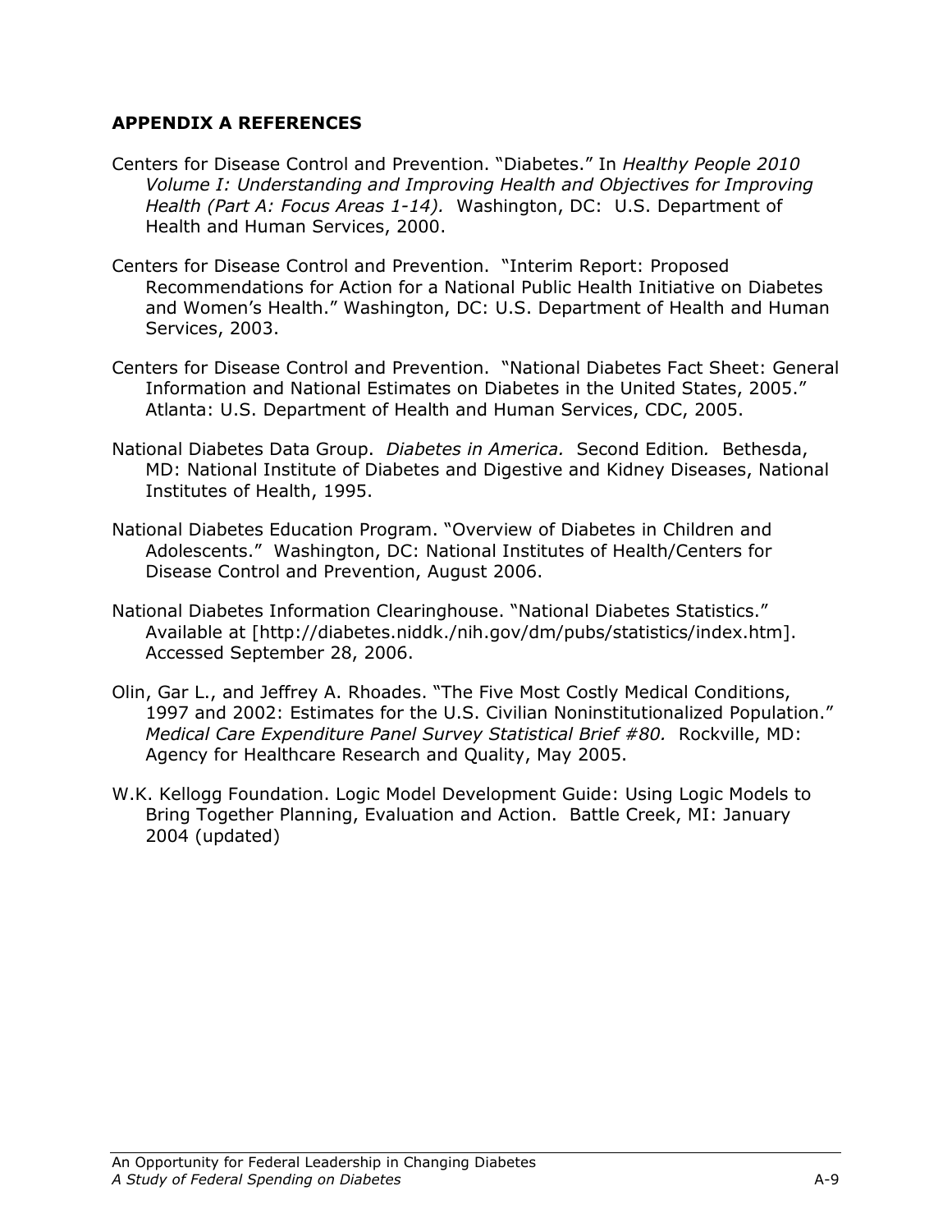## APPENDIX A REFERENCES

Centers for Disease Control and Prevention. "Diabetes." In *Healthy People 2010 Volume I: Understanding and Improving Health and Objectives for Improving Health (Part A: Focus Areas 1-14).* Washington, DC: U.S. Department of Health and Human Services, 2000.

Centers for Disease Control and Prevention. "Interim Report: Proposed Recommendations for Action for a National Public Health Initiative on Diabetes and Women's Health." Washington, DC: U.S. Department of Health and Human Services, 2003.

Centers for Disease Control and Prevention. "National Diabetes Fact Sheet: General Information and National Estimates on Diabetes in the United States, 2005." Atlanta: U.S. Department of Health and Human Services, CDC, 2005.

National Diabetes Data Group. *Diabetes in America.* Second Edition. Bethesda, MD: National Institute of Diabetes and Digestive and Kidney Diseases, National Institutes of Health, 1995.

National Diabetes Education Program. "Overview of Diabetes in Children and Adolescents." Washington, DC: National Institutes of Health/Centers for Disease Control and Prevention, August 2006.

National Diabetes Information Clearinghouse. "National Diabetes Statistics." Available at [http://diabetes.niddk./nih.gov/dm/pubs/statistics/index.htm]. Accessed September 28, 2006.

Olin, Gar L., and Jeffrey A. Rhoades. "The Five Most Costly Medical Conditions, 1997 and 2002: Estimates for the U.S. Civilian Noninstitutionalized Population." *Medical Care Expenditure Panel Survey Statistical Brief #80.* Rockville, MD: Agency for Healthcare Research and Quality, May 2005.

W.K. Kellogg Foundation. Logic Model Development Guide: Using Logic Models to Bring Together Planning, Evaluation and Action. Battle Creek, MI: January 2004 (updated)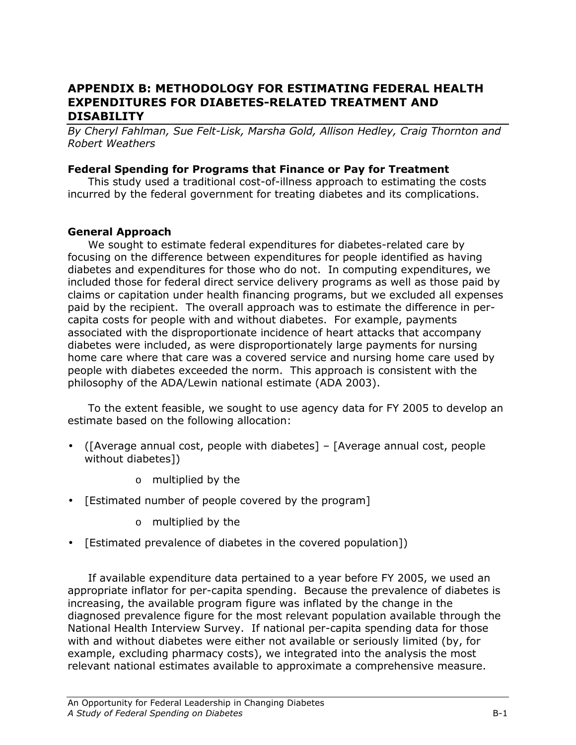# APPENDIX B: METHODOLOGY FOR ESTIMATING FEDERAL HEALTH EXPENDITURES FOR DIABETES-RELATED TREATMENT AND DISABILITY

*By Cheryl Fahlman, Sue Felt-Lisk, Marsha Gold, Allison Hedley, Craig Thornton and Robert Weathers*

### Federal Spending for Programs that Finance or Pay for Treatment

This study used a traditional cost-of-illness approach to estimating the costs incurred by the federal government for treating diabetes and its complications.

### General Approach

We sought to estimate federal expenditures for diabetes-related care by focusing on the difference between expenditures for people identified as having diabetes and expenditures for those who do not. In computing expenditures, we included those for federal direct service delivery programs as well as those paid by claims or capitation under health financing programs, but we excluded all expenses paid by the recipient. The overall approach was to estimate the difference in per-capita costs for people with and without diabetes. For example, payments associated with the disproportionate incidence of heart attacks that accompany diabetes were included, as were disproportionately large payments for nursing home care where that care was a covered service and nursing home care used by people with diabetes exceeded the norm. This approach is consistent with the philosophy of the ADA/Lewin national estimate (ADA 2003).

To the extent feasible, we sought to use agency data for FY 2005 to develop an estimate based on the following allocation:

- ([Average annual cost, people with diabetes] – [Average annual cost, people without diabetes])
  - multiplied by the
- [Estimated number of people covered by the program]
  - multiplied by the
- [Estimated prevalence of diabetes in the covered population])

If available expenditure data pertained to a year before FY 2005, we used an appropriate inflator for per-capita spending. Because the prevalence of diabetes is increasing, the available program figure was inflated by the change in the diagnosed prevalence figure for the most relevant population available through the National Health Interview Survey. If national per-capita spending data for those with and without diabetes were either not available or seriously limited (by, for example, excluding pharmacy costs), we integrated into the analysis the most relevant national estimates available to approximate a comprehensive measure.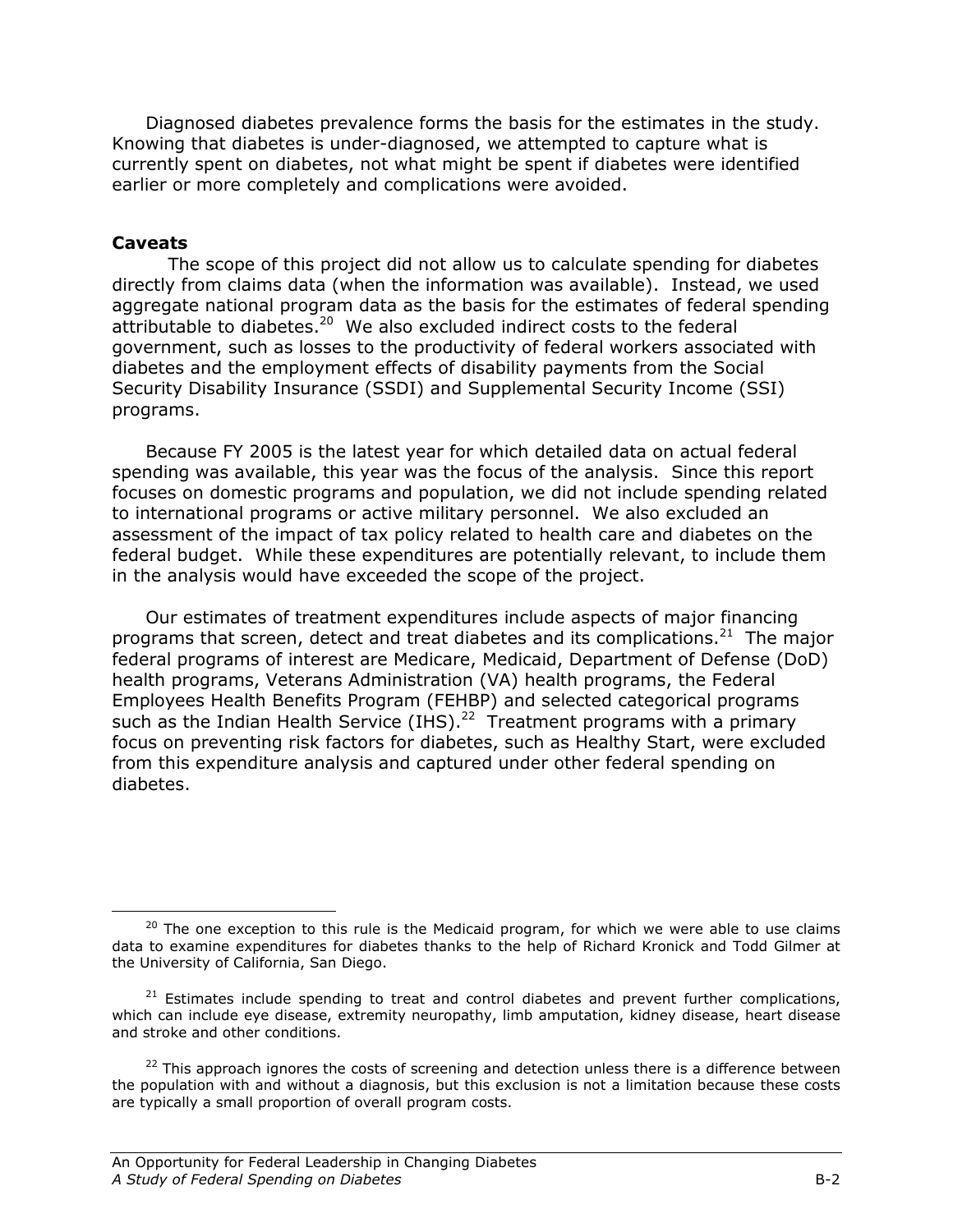Diagnosed diabetes prevalence forms the basis for the estimates in the study. Knowing that diabetes is under-diagnosed, we attempted to capture what is currently spent on diabetes, not what might be spent if diabetes were identified earlier or more completely and complications were avoided.

### Caveats

The scope of this project did not allow us to calculate spending for diabetes directly from claims data (when the information was available). Instead, we used aggregate national program data as the basis for the estimates of federal spending attributable to diabetes.[20] We also excluded indirect costs to the federal government, such as losses to the productivity of federal workers associated with diabetes and the employment effects of disability payments from the Social Security Disability Insurance (SSDI) and Supplemental Security Income (SSI) programs.

Because FY 2005 is the latest year for which detailed data on actual federal spending was available, this year was the focus of the analysis. Since this report focuses on domestic programs and population, we did not include spending related to international programs or active military personnel. We also excluded an assessment of the impact of tax policy related to health care and diabetes on the federal budget. While these expenditures are potentially relevant, to include them in the analysis would have exceeded the scope of the project.

Our estimates of treatment expenditures include aspects of major financing programs that screen, detect and treat diabetes and its complications.[21] The major federal programs of interest are Medicare, Medicaid, Department of Defense (DoD) health programs, Veterans Administration (VA) health programs, the Federal Employees Health Benefits Program (FEHBP) and selected categorical programs such as the Indian Health Service (IHS).[22] Treatment programs with a primary focus on preventing risk factors for diabetes, such as Healthy Start, were excluded from this expenditure analysis and captured under other federal spending on diabetes.

---

[20] The one exception to this rule is the Medicaid program, for which we were able to use claims data to examine expenditures for diabetes thanks to the help of Richard Kronick and Todd Gilmer at the University of California, San Diego.

[21] Estimates include spending to treat and control diabetes and prevent further complications, which can include eye disease, extremity neuropathy, limb amputation, kidney disease, heart disease and stroke and other conditions.

[22] This approach ignores the costs of screening and detection unless there is a difference between the population with and without a diagnosis, but this exclusion is not a limitation because these costs are typically a small proportion of overall program costs.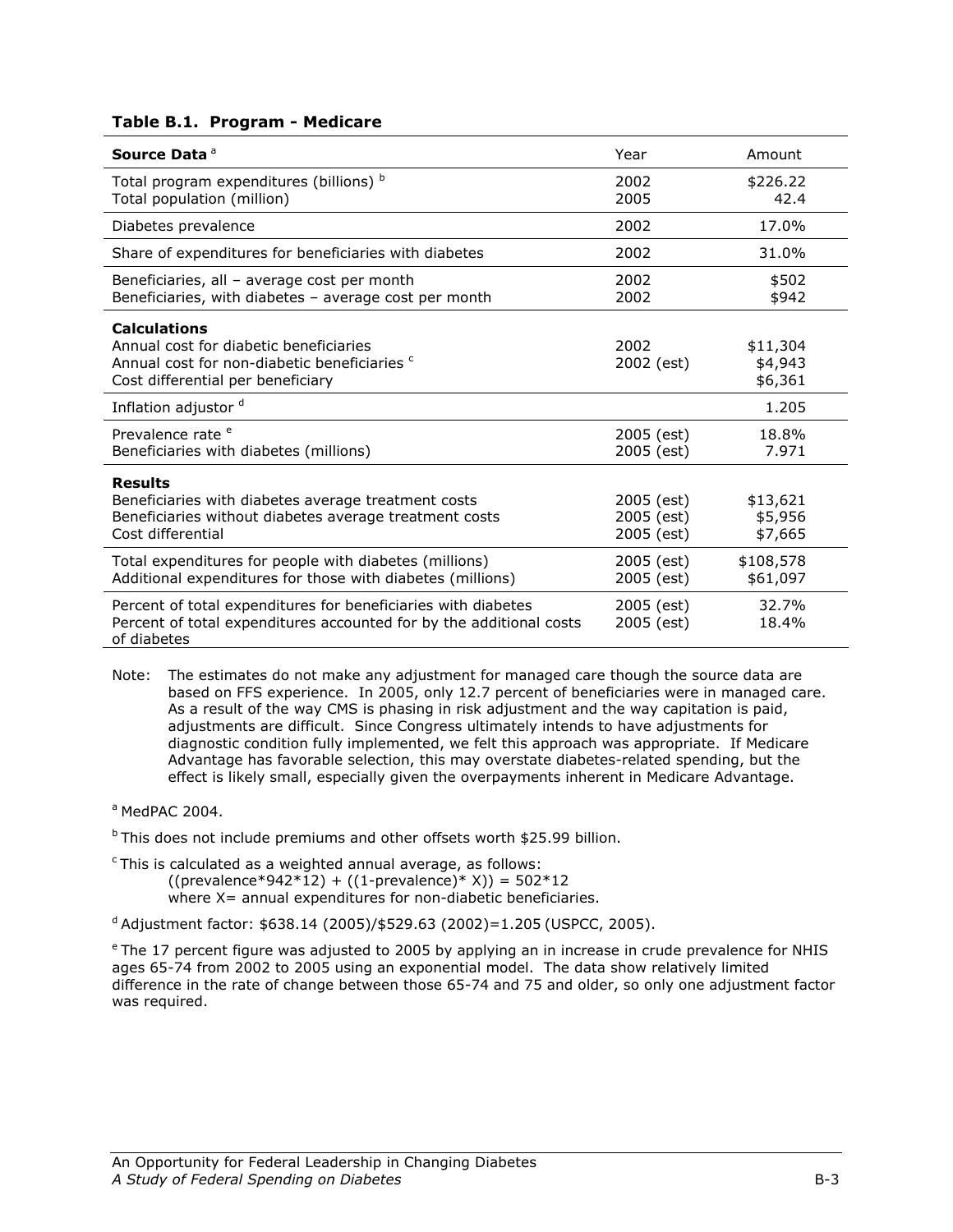**Table B.1. Program - Medicare**

| Source Data [a] | Year | Amount |
|---|---|---|
| Total program expenditures (billions) [b] | 2002 | $226.22 |
| Total population (million) | 2005 | 42.4 |
| Diabetes prevalence | 2002 | 17.0% |
| Share of expenditures for beneficiaries with diabetes | 2002 | 31.0% |
| Beneficiaries, all – average cost per month | 2002 | $502 |
| Beneficiaries, with diabetes – average cost per month | 2002 | $942 |
| **Calculations** | | |
| Annual cost for diabetic beneficiaries | 2002 | $11,304 |
| Annual cost for non-diabetic beneficiaries [c] | 2002 (est) | $4,943 |
| Cost differential per beneficiary | | $6,361 |
| Inflation adjustor [d] | | 1.205 |
| Prevalence rate [e] | 2005 (est) | 18.8% |
| Beneficiaries with diabetes (millions) | 2005 (est) | 7.971 |
| **Results** | | |
| Beneficiaries with diabetes average treatment costs | 2005 (est) | $13,621 |
| Beneficiaries without diabetes average treatment costs | 2005 (est) | $5,956 |
| Cost differential | 2005 (est) | $7,665 |
| Total expenditures for people with diabetes (millions) | 2005 (est) | $108,578 |
| Additional expenditures for those with diabetes (millions) | 2005 (est) | $61,097 |
| Percent of total expenditures for beneficiaries with diabetes | 2005 (est) | 32.7% |
| Percent of total expenditures accounted for by the additional costs of diabetes | 2005 (est) | 18.4% |

Note: The estimates do not make any adjustment for managed care though the source data are based on FFS experience. In 2005, only 12.7 percent of beneficiaries were in managed care. As a result of the way CMS is phasing in risk adjustment and the way capitation is paid, adjustments are difficult. Since Congress ultimately intends to have adjustments for diagnostic condition fully implemented, we felt this approach was appropriate. If Medicare Advantage has favorable selection, this may overstate diabetes-related spending, but the effect is likely small, especially given the overpayments inherent in Medicare Advantage.

[a] MedPAC 2004.

[b] This does not include premiums and other offsets worth $25.99 billion.

[c] This is calculated as a weighted annual average, as follows:
((prevalence*942*12) + ((1-prevalence)* X)) = 502*12
where X= annual expenditures for non-diabetic beneficiaries.

[d] Adjustment factor: $638.14 (2005)/$529.63 (2002)=1.205 (USPCC, 2005).

[e] The 17 percent figure was adjusted to 2005 by applying an in increase in crude prevalence for NHIS ages 65-74 from 2002 to 2005 using an exponential model. The data show relatively limited difference in the rate of change between those 65-74 and 75 and older, so only one adjustment factor was required.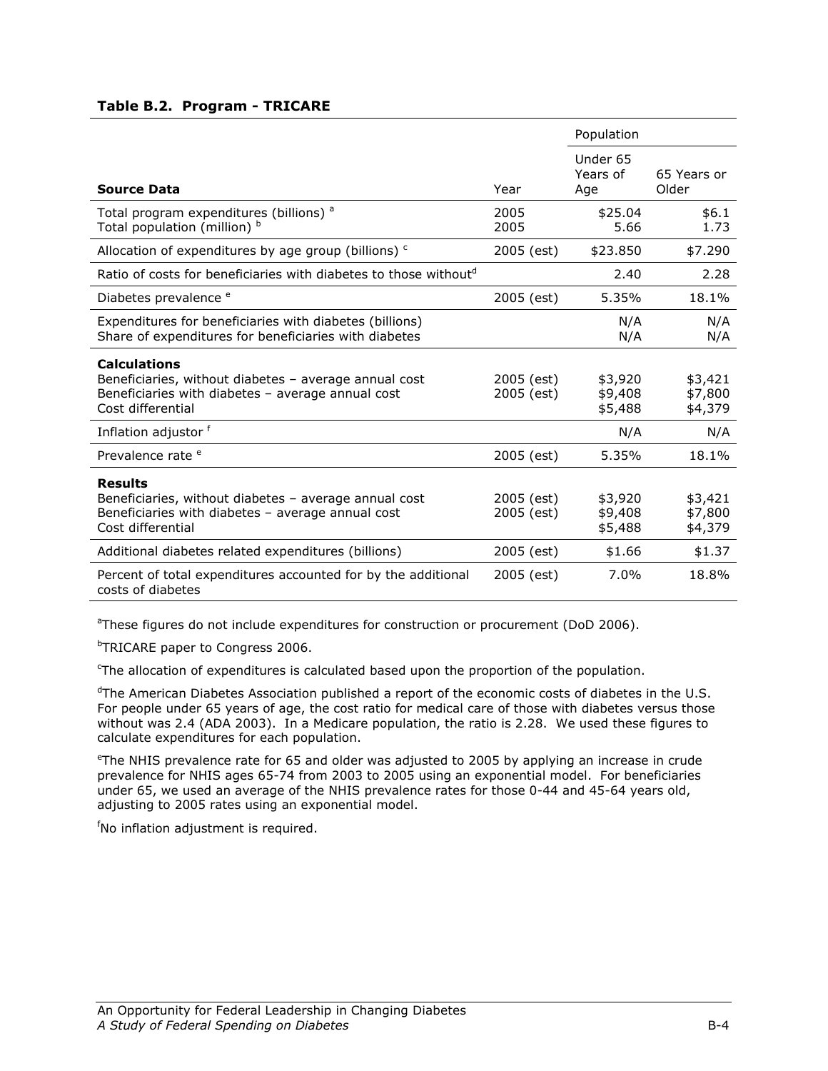**Table B.2. Program - TRICARE**

| Source Data | Year | Population | |
|---|---|---|---|
| | | Under 65 Years of Age | 65 Years or Older |
| Total program expenditures (billions) [a] | 2005 | $25.04 | $6.1 |
| Total population (million) [b] | 2005 | 5.66 | 1.73 |
| Allocation of expenditures by age group (billions) [c] | 2005 (est) | $23.850 | $7.290 |
| Ratio of costs for beneficiaries with diabetes to those without[d] | | 2.40 | 2.28 |
| Diabetes prevalence [e] | 2005 (est) | 5.35% | 18.1% |
| Expenditures for beneficiaries with diabetes (billions) | | N/A | N/A |
| Share of expenditures for beneficiaries with diabetes | | N/A | N/A |
| **Calculations** | | | |
| Beneficiaries, without diabetes – average annual cost | 2005 (est) | $3,920 | $3,421 |
| Beneficiaries with diabetes – average annual cost | 2005 (est) | $9,408 | $7,800 |
| Cost differential | | $5,488 | $4,379 |
| Inflation adjustor [f] | | N/A | N/A |
| Prevalence rate [e] | 2005 (est) | 5.35% | 18.1% |
| **Results** | | | |
| Beneficiaries, without diabetes – average annual cost | 2005 (est) | $3,920 | $3,421 |
| Beneficiaries with diabetes – average annual cost | 2005 (est) | $9,408 | $7,800 |
| Cost differential | | $5,488 | $4,379 |
| Additional diabetes related expenditures (billions) | 2005 (est) | $1.66 | $1.37 |
| Percent of total expenditures accounted for by the additional costs of diabetes | 2005 (est) | 7.0% | 18.8% |

[a]These figures do not include expenditures for construction or procurement (DoD 2006).

[b]TRICARE paper to Congress 2006.

[c]The allocation of expenditures is calculated based upon the proportion of the population.

[d]The American Diabetes Association published a report of the economic costs of diabetes in the U.S. For people under 65 years of age, the cost ratio for medical care of those with diabetes versus those without was 2.4 (ADA 2003). In a Medicare population, the ratio is 2.28. We used these figures to calculate expenditures for each population.

[e]The NHIS prevalence rate for 65 and older was adjusted to 2005 by applying an increase in crude prevalence for NHIS ages 65-74 from 2003 to 2005 using an exponential model. For beneficiaries under 65, we used an average of the NHIS prevalence rates for those 0-44 and 45-64 years old, adjusting to 2005 rates using an exponential model.

[f]No inflation adjustment is required.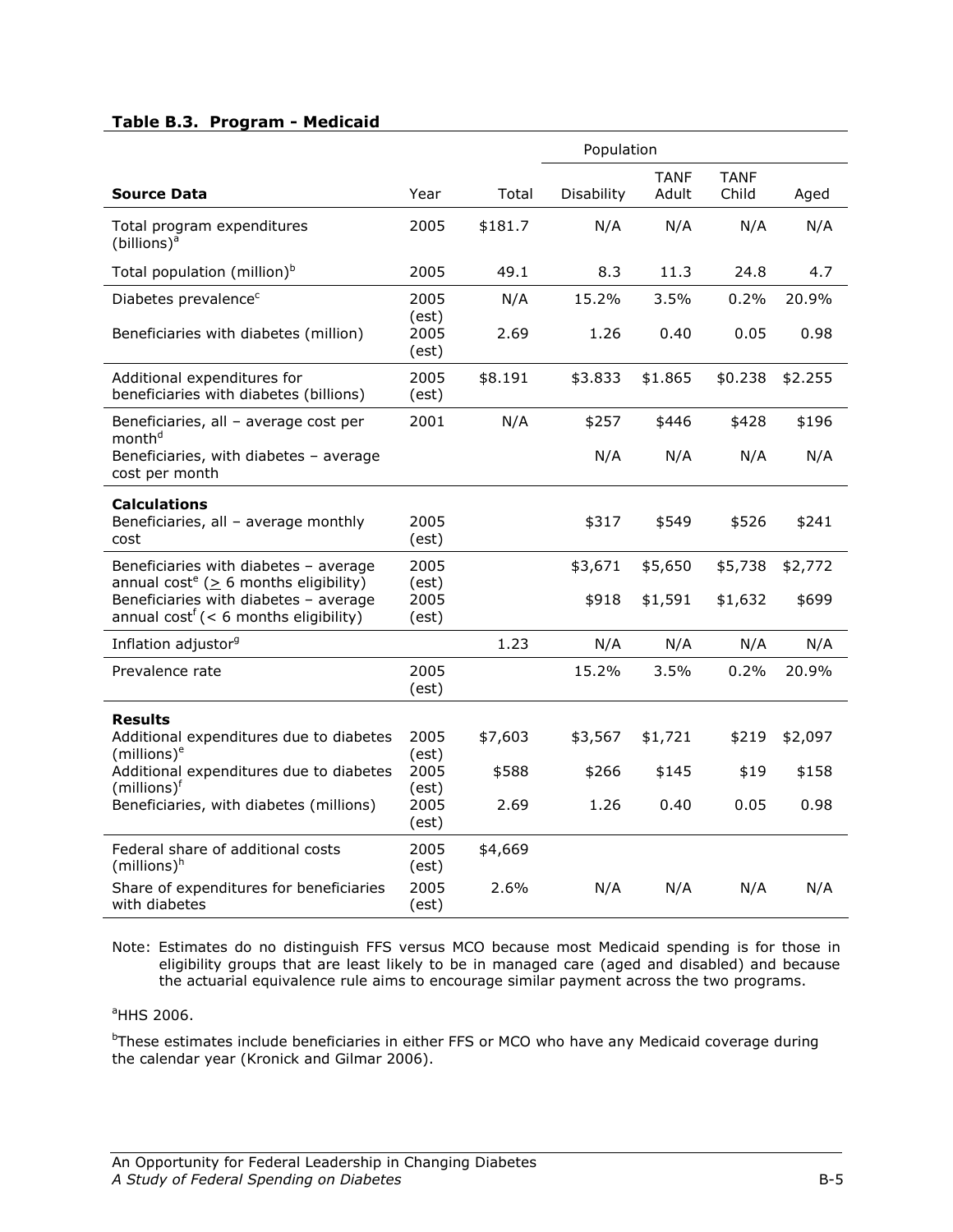**Table B.3. Program - Medicaid**

| Source Data | Year | Total | Population | | | |
|---|---|---|---|---|---|---|
| | | | Disability | TANF Adult | TANF Child | Aged |
| Total program expenditures (billions)[a] | 2005 | $181.7 | N/A | N/A | N/A | N/A |
| Total population (million)[b] | 2005 | 49.1 | 8.3 | 11.3 | 24.8 | 4.7 |
| Diabetes prevalence[c] | 2005 (est) | N/A | 15.2% | 3.5% | 0.2% | 20.9% |
| Beneficiaries with diabetes (million) | 2005 (est) | 2.69 | 1.26 | 0.40 | 0.05 | 0.98 |
| Additional expenditures for beneficiaries with diabetes (billions) | 2005 (est) | $8.191 | $3.833 | $1.865 | $0.238 | $2.255 |
| Beneficiaries, all – average cost per month[d] | 2001 | N/A | $257 | $446 | $428 | $196 |
| Beneficiaries, with diabetes – average cost per month | | | N/A | N/A | N/A | N/A |
| **Calculations** | | | | | | |
| Beneficiaries, all – average monthly cost | 2005 (est) | | $317 | $549 | $526 | $241 |
| Beneficiaries with diabetes – average annual cost[e] (≥ 6 months eligibility) | 2005 (est) | | $3,671 | $5,650 | $5,738 | $2,772 |
| Beneficiaries with diabetes – average annual cost[f] (< 6 months eligibility) | 2005 (est) | | $918 | $1,591 | $1,632 | $699 |
| Inflation adjustor[g] | | 1.23 | N/A | N/A | N/A | N/A |
| Prevalence rate | 2005 (est) | | 15.2% | 3.5% | 0.2% | 20.9% |
| **Results** | | | | | | |
| Additional expenditures due to diabetes (millions)[e] | 2005 (est) | $7,603 | $3,567 | $1,721 | $219 | $2,097 |
| Additional expenditures due to diabetes (millions)[f] | 2005 (est) | $588 | $266 | $145 | $19 | $158 |
| Beneficiaries, with diabetes (millions) | 2005 (est) | 2.69 | 1.26 | 0.40 | 0.05 | 0.98 |
| Federal share of additional costs (millions)[h] | 2005 (est) | $4,669 | | | | |
| Share of expenditures for beneficiaries with diabetes | 2005 (est) | 2.6% | N/A | N/A | N/A | N/A |

Note: Estimates do no distinguish FFS versus MCO because most Medicaid spending is for those in eligibility groups that are least likely to be in managed care (aged and disabled) and because the actuarial equivalence rule aims to encourage similar payment across the two programs.

[a]HHS 2006.

[b]These estimates include beneficiaries in either FFS or MCO who have any Medicaid coverage during the calendar year (Kronick and Gilmar 2006).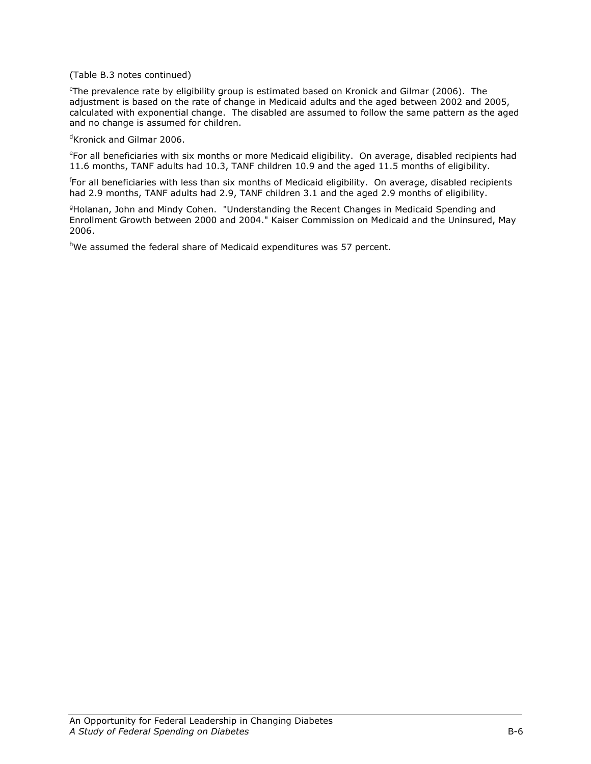(Table B.3 notes continued)

[c]The prevalence rate by eligibility group is estimated based on Kronick and Gilmar (2006). The adjustment is based on the rate of change in Medicaid adults and the aged between 2002 and 2005, calculated with exponential change. The disabled are assumed to follow the same pattern as the aged and no change is assumed for children.

[d]Kronick and Gilmar 2006.

[e]For all beneficiaries with six months or more Medicaid eligibility. On average, disabled recipients had 11.6 months, TANF adults had 10.3, TANF children 10.9 and the aged 11.5 months of eligibility.

[f]For all beneficiaries with less than six months of Medicaid eligibility. On average, disabled recipients had 2.9 months, TANF adults had 2.9, TANF children 3.1 and the aged 2.9 months of eligibility.

[g]Holanan, John and Mindy Cohen. "Understanding the Recent Changes in Medicaid Spending and Enrollment Growth between 2000 and 2004." Kaiser Commission on Medicaid and the Uninsured, May 2006.

[h]We assumed the federal share of Medicaid expenditures was 57 percent.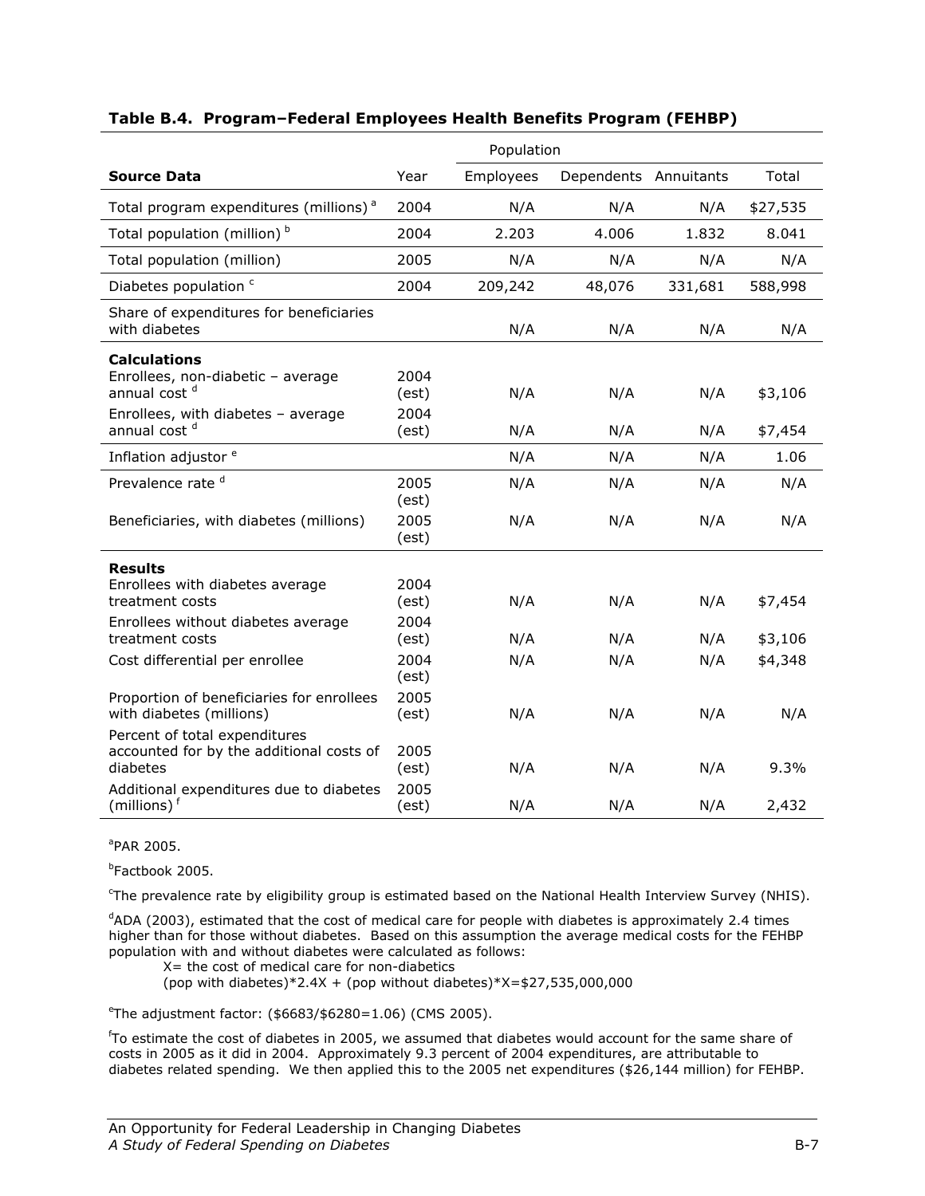**Table B.4. Program–Federal Employees Health Benefits Program (FEHBP)**

| | | Population | | | |
|---|---|---|---|---|---|
| **Source Data** | Year | Employees | Dependents | Annuitants | Total |
| Total program expenditures (millions) [a] | 2004 | N/A | N/A | N/A | $27,535 |
| Total population (million) [b] | 2004 | 2.203 | 4.006 | 1.832 | 8.041 |
| Total population (million) | 2005 | N/A | N/A | N/A | N/A |
| Diabetes population [c] | 2004 | 209,242 | 48,076 | 331,681 | 588,998 |
| Share of expenditures for beneficiaries with diabetes | | N/A | N/A | N/A | N/A |
| **Calculations** | | | | | |
| Enrollees, non-diabetic – average annual cost [d] | 2004 (est) | N/A | N/A | N/A | $3,106 |
| Enrollees, with diabetes – average annual cost [d] | 2004 (est) | N/A | N/A | N/A | $7,454 |
| Inflation adjustor [e] | | N/A | N/A | N/A | 1.06 |
| Prevalence rate [d] | 2005 (est) | N/A | N/A | N/A | N/A |
| Beneficiaries, with diabetes (millions) | 2005 (est) | N/A | N/A | N/A | N/A |
| **Results** | | | | | |
| Enrollees with diabetes average treatment costs | 2004 (est) | N/A | N/A | N/A | $7,454 |
| Enrollees without diabetes average treatment costs | 2004 (est) | N/A | N/A | N/A | $3,106 |
| Cost differential per enrollee | 2004 (est) | N/A | N/A | N/A | $4,348 |
| Proportion of beneficiaries for enrollees with diabetes (millions) | 2005 (est) | N/A | N/A | N/A | N/A |
| Percent of total expenditures accounted for by the additional costs of diabetes | 2005 (est) | N/A | N/A | N/A | 9.3% |
| Additional expenditures due to diabetes (millions) [f] | 2005 (est) | N/A | N/A | N/A | 2,432 |

[a]PAR 2005.

[b]Factbook 2005.

[c]The prevalence rate by eligibility group is estimated based on the National Health Interview Survey (NHIS).

[d]ADA (2003), estimated that the cost of medical care for people with diabetes is approximately 2.4 times higher than for those without diabetes. Based on this assumption the average medical costs for the FEHBP population with and without diabetes were calculated as follows:

X= the cost of medical care for non-diabetics

(pop with diabetes)\*2.4X + (pop without diabetes)\*X=$27,535,000,000

[e]The adjustment factor: ($6683/$6280=1.06) (CMS 2005).

[f]To estimate the cost of diabetes in 2005, we assumed that diabetes would account for the same share of costs in 2005 as it did in 2004. Approximately 9.3 percent of 2004 expenditures, are attributable to diabetes related spending. We then applied this to the 2005 net expenditures ($26,144 million) for FEHBP.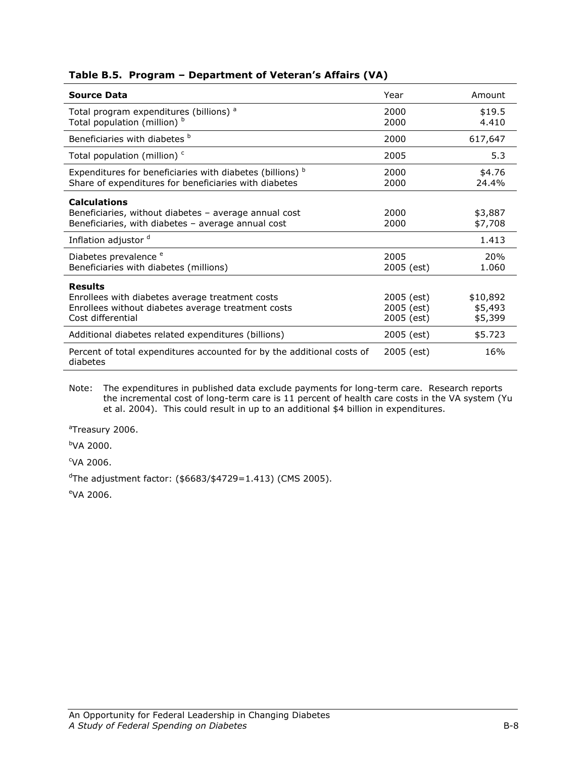**Table B.5. Program – Department of Veteran's Affairs (VA)**

| Source Data | Year | Amount |
|---|---|---|
| Total program expenditures (billions) [a] | 2000 | $19.5 |
| Total population (million) [b] | 2000 | 4.410 |
| Beneficiaries with diabetes [b] | 2000 | 617,647 |
| Total population (million) [c] | 2005 | 5.3 |
| Expenditures for beneficiaries with diabetes (billions) [b] | 2000 | $4.76 |
| Share of expenditures for beneficiaries with diabetes | 2000 | 24.4% |
| **Calculations** | | |
| Beneficiaries, without diabetes – average annual cost | 2000 | $3,887 |
| Beneficiaries, with diabetes – average annual cost | 2000 | $7,708 |
| Inflation adjustor [d] | | 1.413 |
| Diabetes prevalence [e] | 2005 | 20% |
| Beneficiaries with diabetes (millions) | 2005 (est) | 1.060 |
| **Results** | | |
| Enrollees with diabetes average treatment costs | 2005 (est) | $10,892 |
| Enrollees without diabetes average treatment costs | 2005 (est) | $5,493 |
| Cost differential | 2005 (est) | $5,399 |
| Additional diabetes related expenditures (billions) | 2005 (est) | $5.723 |
| Percent of total expenditures accounted for by the additional costs of diabetes | 2005 (est) | 16% |

Note: The expenditures in published data exclude payments for long-term care. Research reports the incremental cost of long-term care is 11 percent of health care costs in the VA system (Yu et al. 2004). This could result in up to an additional $4 billion in expenditures.

[a] Treasury 2006.

[b] VA 2000.

[c] VA 2006.

[d] The adjustment factor: ($6683/$4729=1.413) (CMS 2005).

[e] VA 2006.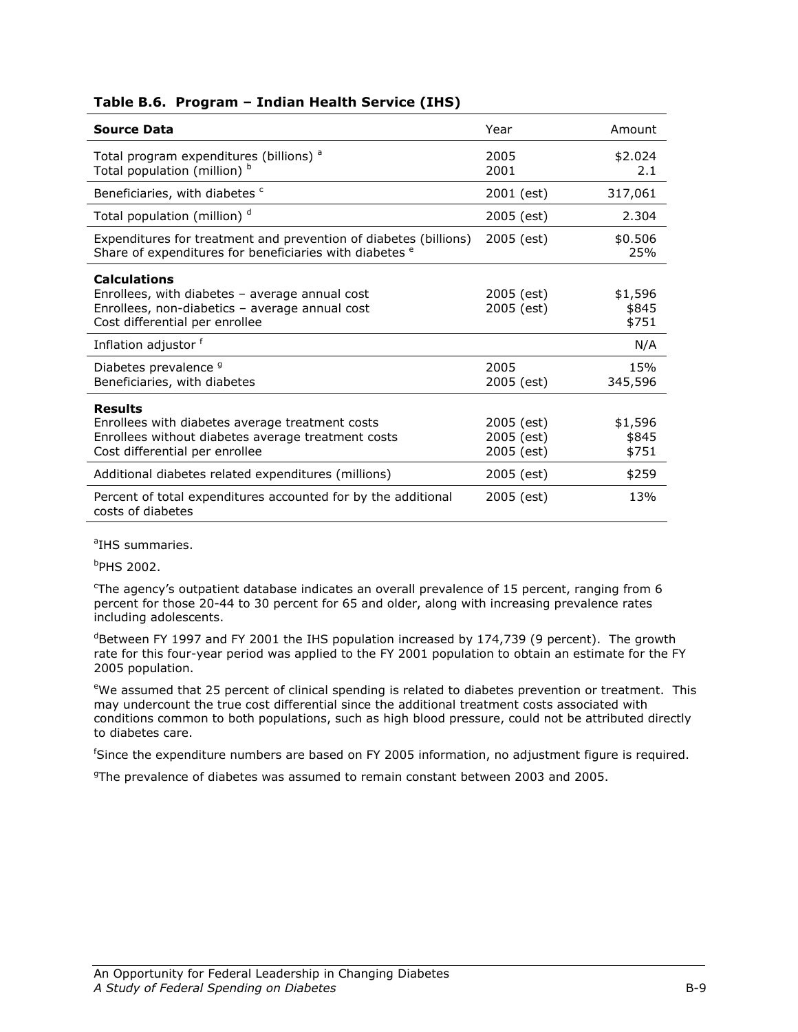**Table B.6. Program – Indian Health Service (IHS)**

| **Source Data** | Year | Amount |
|---|---|---|
| Total program expenditures (billions) [a] | 2005 | $2.024 |
| Total population (million) [b] | 2001 | 2.1 |
| Beneficiaries, with diabetes [c] | 2001 (est) | 317,061 |
| Total population (million) [d] | 2005 (est) | 2.304 |
| Expenditures for treatment and prevention of diabetes (billions) | 2005 (est) | $0.506 |
| Share of expenditures for beneficiaries with diabetes [e] | | 25% |
| **Calculations** | | |
| Enrollees, with diabetes – average annual cost | 2005 (est) | $1,596 |
| Enrollees, non-diabetics – average annual cost | 2005 (est) | $845 |
| Cost differential per enrollee | | $751 |
| Inflation adjustor [f] | | N/A |
| Diabetes prevalence [g] | 2005 | 15% |
| Beneficiaries, with diabetes | 2005 (est) | 345,596 |
| **Results** | | |
| Enrollees with diabetes average treatment costs | 2005 (est) | $1,596 |
| Enrollees without diabetes average treatment costs | 2005 (est) | $845 |
| Cost differential per enrollee | 2005 (est) | $751 |
| Additional diabetes related expenditures (millions) | 2005 (est) | $259 |
| Percent of total expenditures accounted for by the additional costs of diabetes | 2005 (est) | 13% |

[a]IHS summaries.

[b]PHS 2002.

[c]The agency's outpatient database indicates an overall prevalence of 15 percent, ranging from 6 percent for those 20-44 to 30 percent for 65 and older, along with increasing prevalence rates including adolescents.

[d]Between FY 1997 and FY 2001 the IHS population increased by 174,739 (9 percent). The growth rate for this four-year period was applied to the FY 2001 population to obtain an estimate for the FY 2005 population.

[e]We assumed that 25 percent of clinical spending is related to diabetes prevention or treatment. This may undercount the true cost differential since the additional treatment costs associated with conditions common to both populations, such as high blood pressure, could not be attributed directly to diabetes care.

[f]Since the expenditure numbers are based on FY 2005 information, no adjustment figure is required.

[g]The prevalence of diabetes was assumed to remain constant between 2003 and 2005.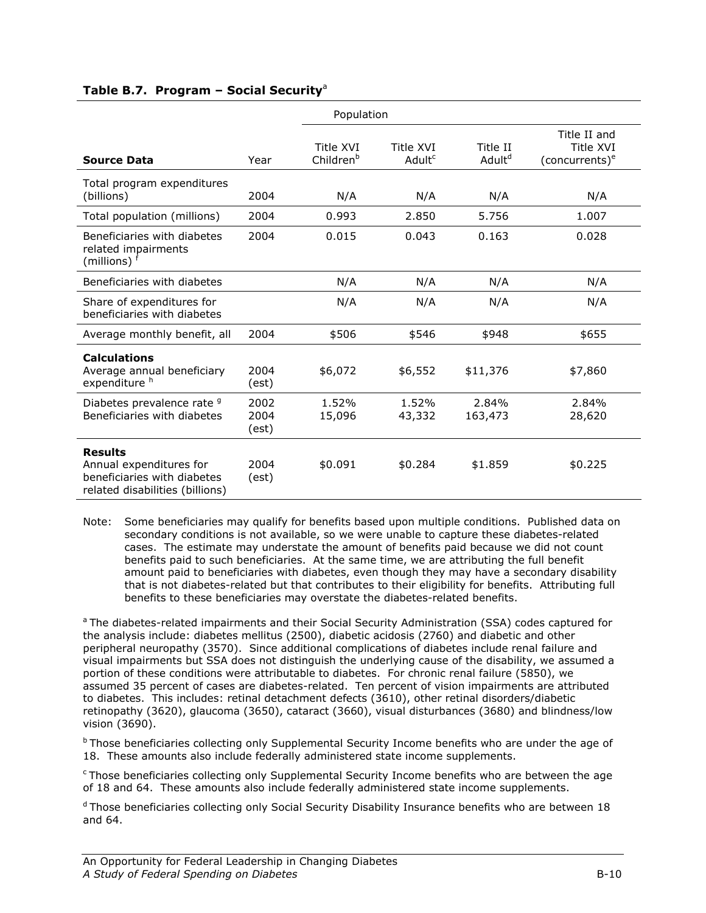**Table B.7. Program – Social Security**[a]

| Source Data | Year | Population | | | |
|---|---|---|---|---|---|
| | | Title XVI Children[b] | Title XVI Adult[c] | Title II Adult[d] | Title II and Title XVI (concurrents)[e] |
| Total program expenditures (billions) | 2004 | N/A | N/A | N/A | N/A |
| Total population (millions) | 2004 | 0.993 | 2.850 | 5.756 | 1.007 |
| Beneficiaries with diabetes related impairments (millions) [f] | 2004 | 0.015 | 0.043 | 0.163 | 0.028 |
| Beneficiaries with diabetes | | N/A | N/A | N/A | N/A |
| Share of expenditures for beneficiaries with diabetes | | N/A | N/A | N/A | N/A |
| Average monthly benefit, all | 2004 | $506 | $546 | $948 | $655 |
| **Calculations** | | | | | |
| Average annual beneficiary expenditure [h] | 2004 (est) | $6,072 | $6,552 | $11,376 | $7,860 |
| Diabetes prevalence rate [g] | 2002 | 1.52% | 1.52% | 2.84% | 2.84% |
| Beneficiaries with diabetes | 2004 (est) | 15,096 | 43,332 | 163,473 | 28,620 |
| **Results** | | | | | |
| Annual expenditures for beneficiaries with diabetes related disabilities (billions) | 2004 (est) | $0.091 | $0.284 | $1.859 | $0.225 |

Note: Some beneficiaries may qualify for benefits based upon multiple conditions. Published data on secondary conditions is not available, so we were unable to capture these diabetes-related cases. The estimate may understate the amount of benefits paid because we did not count benefits paid to such beneficiaries. At the same time, we are attributing the full benefit amount paid to beneficiaries with diabetes, even though they may have a secondary disability that is not diabetes-related but that contributes to their eligibility for benefits. Attributing full benefits to these beneficiaries may overstate the diabetes-related benefits.

[a] The diabetes-related impairments and their Social Security Administration (SSA) codes captured for the analysis include: diabetes mellitus (2500), diabetic acidosis (2760) and diabetic and other peripheral neuropathy (3570). Since additional complications of diabetes include renal failure and visual impairments but SSA does not distinguish the underlying cause of the disability, we assumed a portion of these conditions were attributable to diabetes. For chronic renal failure (5850), we assumed 35 percent of cases are diabetes-related. Ten percent of vision impairments are attributed to diabetes. This includes: retinal detachment defects (3610), other retinal disorders/diabetic retinopathy (3620), glaucoma (3650), cataract (3660), visual disturbances (3680) and blindness/low vision (3690).

[b] Those beneficiaries collecting only Supplemental Security Income benefits who are under the age of 18. These amounts also include federally administered state income supplements.

[c] Those beneficiaries collecting only Supplemental Security Income benefits who are between the age of 18 and 64. These amounts also include federally administered state income supplements.

[d] Those beneficiaries collecting only Social Security Disability Insurance benefits who are between 18 and 64.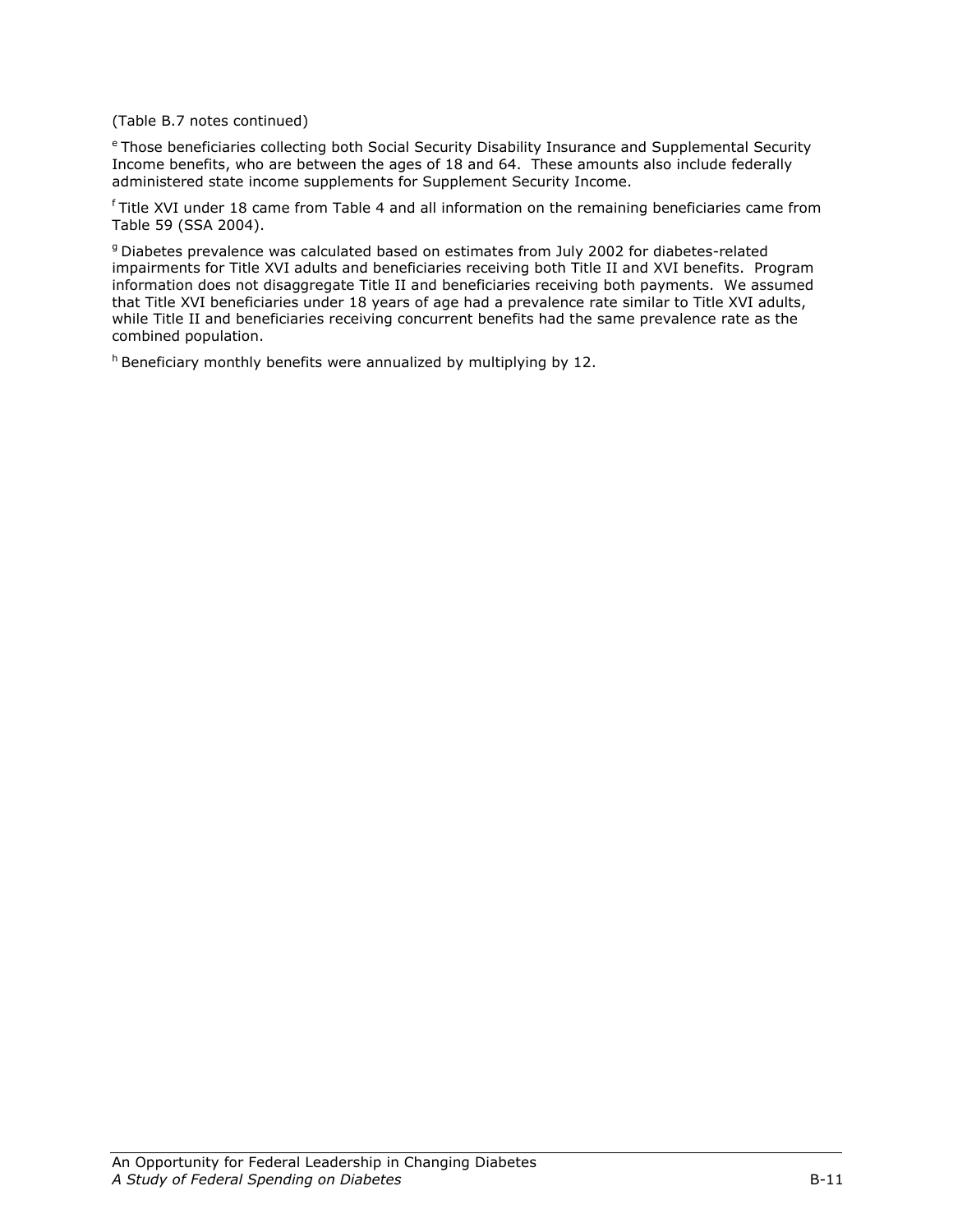(Table B.7 notes continued)

[e] Those beneficiaries collecting both Social Security Disability Insurance and Supplemental Security Income benefits, who are between the ages of 18 and 64. These amounts also include federally administered state income supplements for Supplement Security Income.

[f] Title XVI under 18 came from Table 4 and all information on the remaining beneficiaries came from Table 59 (SSA 2004).

[g] Diabetes prevalence was calculated based on estimates from July 2002 for diabetes-related impairments for Title XVI adults and beneficiaries receiving both Title II and XVI benefits. Program information does not disaggregate Title II and beneficiaries receiving both payments. We assumed that Title XVI beneficiaries under 18 years of age had a prevalence rate similar to Title XVI adults, while Title II and beneficiaries receiving concurrent benefits had the same prevalence rate as the combined population.

[h] Beneficiary monthly benefits were annualized by multiplying by 12.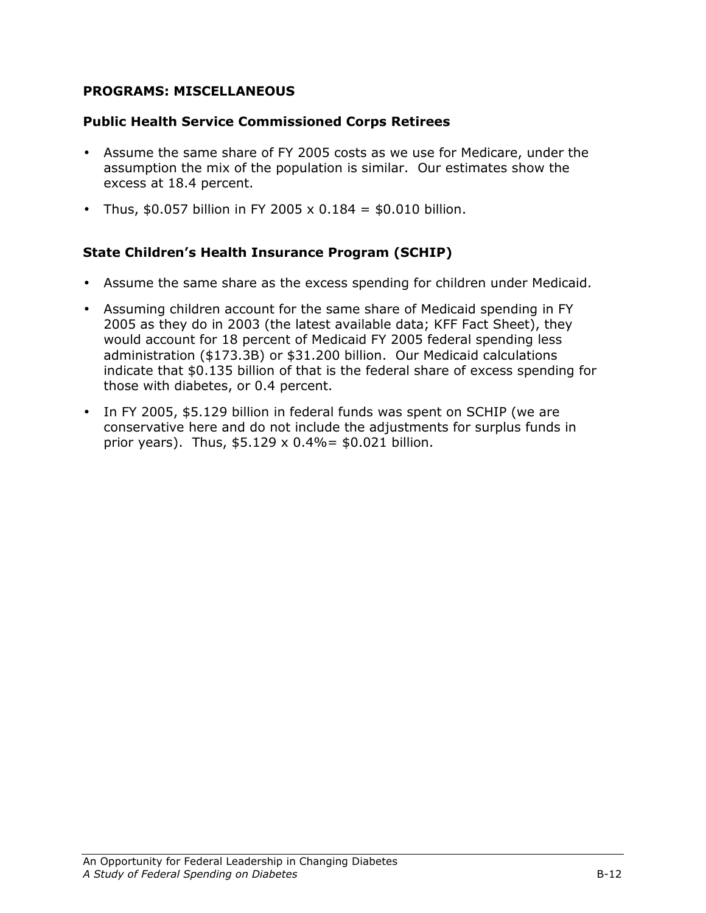## PROGRAMS: MISCELLANEOUS

### Public Health Service Commissioned Corps Retirees

- Assume the same share of FY 2005 costs as we use for Medicare, under the assumption the mix of the population is similar. Our estimates show the excess at 18.4 percent.
- Thus, $0.057 billion in FY 2005 x 0.184 = $0.010 billion.

### State Children's Health Insurance Program (SCHIP)

- Assume the same share as the excess spending for children under Medicaid.
- Assuming children account for the same share of Medicaid spending in FY 2005 as they do in 2003 (the latest available data; KFF Fact Sheet), they would account for 18 percent of Medicaid FY 2005 federal spending less administration ($173.3B) or $31.200 billion. Our Medicaid calculations indicate that $0.135 billion of that is the federal share of excess spending for those with diabetes, or 0.4 percent.
- In FY 2005, $5.129 billion in federal funds was spent on SCHIP (we are conservative here and do not include the adjustments for surplus funds in prior years). Thus, $5.129 x 0.4%= $0.021 billion.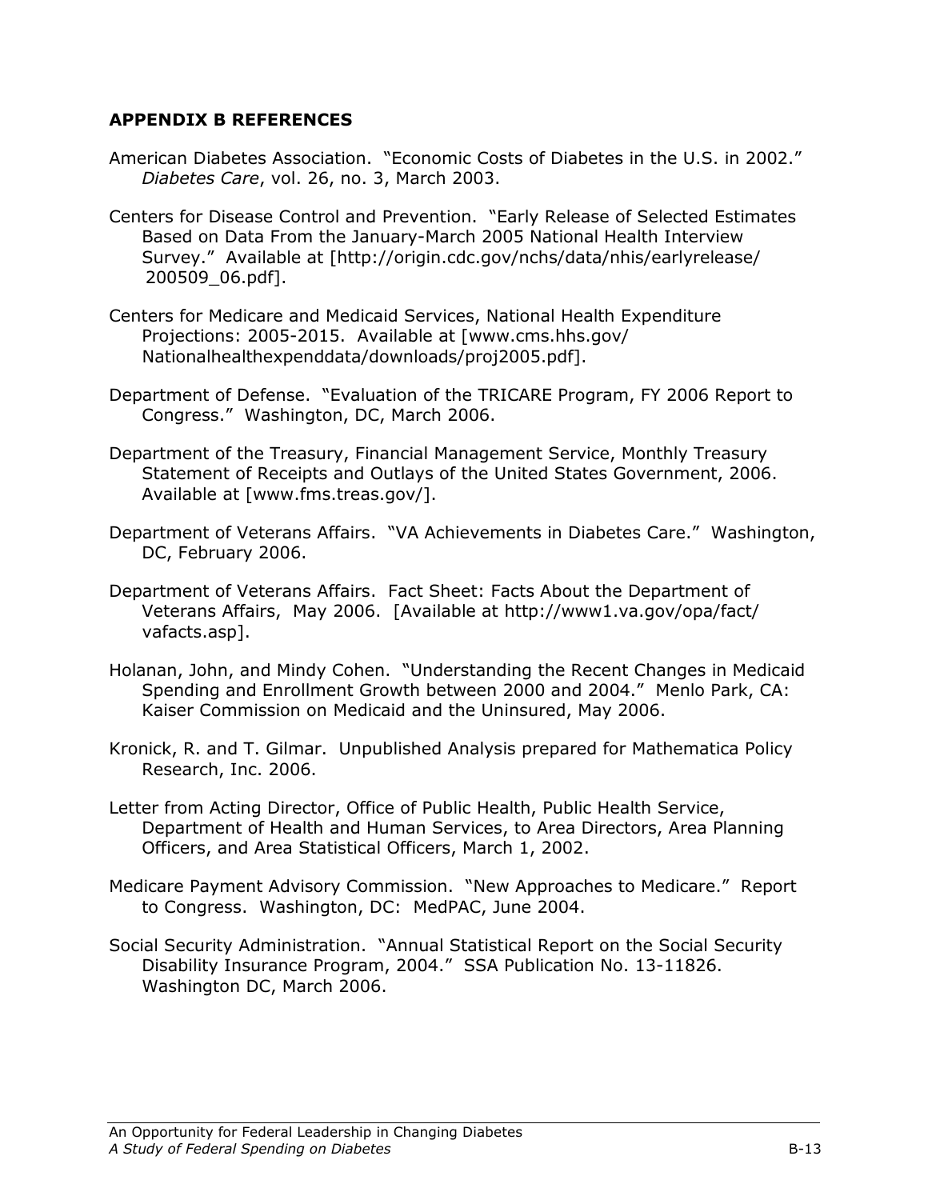## APPENDIX B REFERENCES

American Diabetes Association. "Economic Costs of Diabetes in the U.S. in 2002." *Diabetes Care*, vol. 26, no. 3, March 2003.

Centers for Disease Control and Prevention. "Early Release of Selected Estimates Based on Data From the January-March 2005 National Health Interview Survey." Available at [http://origin.cdc.gov/nchs/data/nhis/earlyrelease/200509_06.pdf].

Centers for Medicare and Medicaid Services, National Health Expenditure Projections: 2005-2015. Available at [www.cms.hhs.gov/Nationalhealthexpenddata/downloads/proj2005.pdf].

Department of Defense. "Evaluation of the TRICARE Program, FY 2006 Report to Congress." Washington, DC, March 2006.

Department of the Treasury, Financial Management Service, Monthly Treasury Statement of Receipts and Outlays of the United States Government, 2006. Available at [www.fms.treas.gov/].

Department of Veterans Affairs. "VA Achievements in Diabetes Care." Washington, DC, February 2006.

Department of Veterans Affairs. Fact Sheet: Facts About the Department of Veterans Affairs, May 2006. [Available at http://www1.va.gov/opa/fact/vafacts.asp].

Holanan, John, and Mindy Cohen. "Understanding the Recent Changes in Medicaid Spending and Enrollment Growth between 2000 and 2004." Menlo Park, CA: Kaiser Commission on Medicaid and the Uninsured, May 2006.

Kronick, R. and T. Gilmar. Unpublished Analysis prepared for Mathematica Policy Research, Inc. 2006.

Letter from Acting Director, Office of Public Health, Public Health Service, Department of Health and Human Services, to Area Directors, Area Planning Officers, and Area Statistical Officers, March 1, 2002.

Medicare Payment Advisory Commission. "New Approaches to Medicare." Report to Congress. Washington, DC: MedPAC, June 2004.

Social Security Administration. "Annual Statistical Report on the Social Security Disability Insurance Program, 2004." SSA Publication No. 13-11826. Washington DC, March 2006.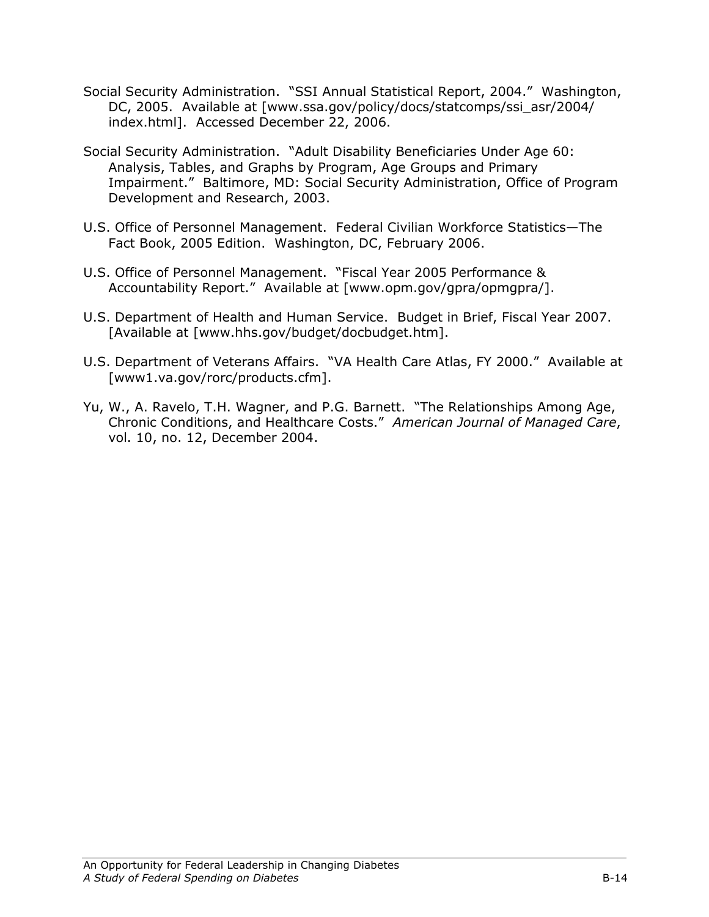Social Security Administration. "SSI Annual Statistical Report, 2004." Washington, DC, 2005. Available at [www.ssa.gov/policy/docs/statcomps/ssi_asr/2004/index.html]. Accessed December 22, 2006.

Social Security Administration. "Adult Disability Beneficiaries Under Age 60: Analysis, Tables, and Graphs by Program, Age Groups and Primary Impairment." Baltimore, MD: Social Security Administration, Office of Program Development and Research, 2003.

U.S. Office of Personnel Management. Federal Civilian Workforce Statistics—The Fact Book, 2005 Edition. Washington, DC, February 2006.

U.S. Office of Personnel Management. "Fiscal Year 2005 Performance & Accountability Report." Available at [www.opm.gov/gpra/opmgpra/].

U.S. Department of Health and Human Service. Budget in Brief, Fiscal Year 2007. [Available at [www.hhs.gov/budget/docbudget.htm].

U.S. Department of Veterans Affairs. "VA Health Care Atlas, FY 2000." Available at [www1.va.gov/rorc/products.cfm].

Yu, W., A. Ravelo, T.H. Wagner, and P.G. Barnett. "The Relationships Among Age, Chronic Conditions, and Healthcare Costs." *American Journal of Managed Care*, vol. 10, no. 12, December 2004.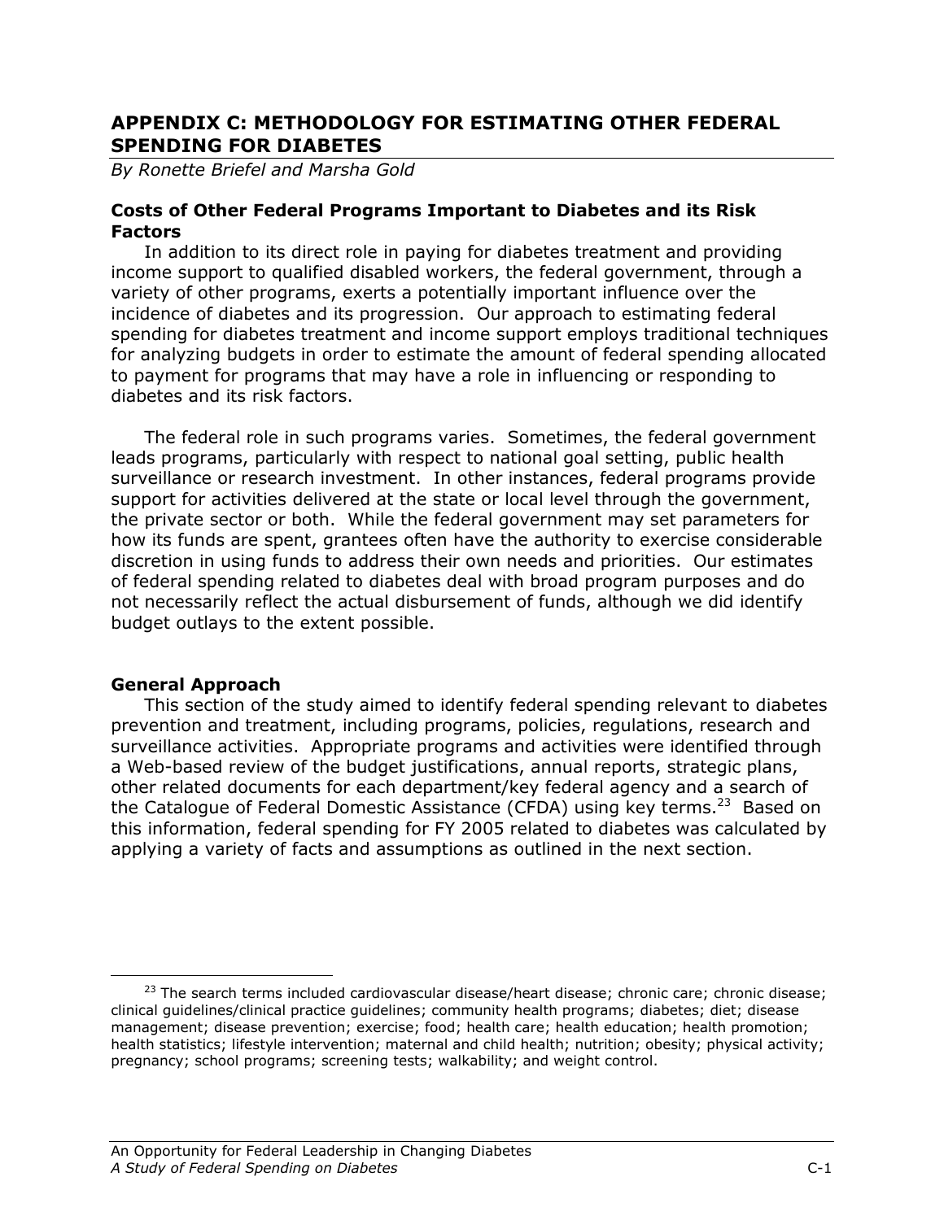## APPENDIX C: METHODOLOGY FOR ESTIMATING OTHER FEDERAL SPENDING FOR DIABETES

*By Ronette Briefel and Marsha Gold*

### Costs of Other Federal Programs Important to Diabetes and its Risk Factors

In addition to its direct role in paying for diabetes treatment and providing income support to qualified disabled workers, the federal government, through a variety of other programs, exerts a potentially important influence over the incidence of diabetes and its progression. Our approach to estimating federal spending for diabetes treatment and income support employs traditional techniques for analyzing budgets in order to estimate the amount of federal spending allocated to payment for programs that may have a role in influencing or responding to diabetes and its risk factors.

The federal role in such programs varies. Sometimes, the federal government leads programs, particularly with respect to national goal setting, public health surveillance or research investment. In other instances, federal programs provide support for activities delivered at the state or local level through the government, the private sector or both. While the federal government may set parameters for how its funds are spent, grantees often have the authority to exercise considerable discretion in using funds to address their own needs and priorities. Our estimates of federal spending related to diabetes deal with broad program purposes and do not necessarily reflect the actual disbursement of funds, although we did identify budget outlays to the extent possible.

### General Approach

This section of the study aimed to identify federal spending relevant to diabetes prevention and treatment, including programs, policies, regulations, research and surveillance activities. Appropriate programs and activities were identified through a Web-based review of the budget justifications, annual reports, strategic plans, other related documents for each department/key federal agency and a search of the Catalogue of Federal Domestic Assistance (CFDA) using key terms.[23] Based on this information, federal spending for FY 2005 related to diabetes was calculated by applying a variety of facts and assumptions as outlined in the next section.

[23] The search terms included cardiovascular disease/heart disease; chronic care; chronic disease; clinical guidelines/clinical practice guidelines; community health programs; diabetes; diet; disease management; disease prevention; exercise; food; health care; health education; health promotion; health statistics; lifestyle intervention; maternal and child health; nutrition; obesity; physical activity; pregnancy; school programs; screening tests; walkability; and weight control.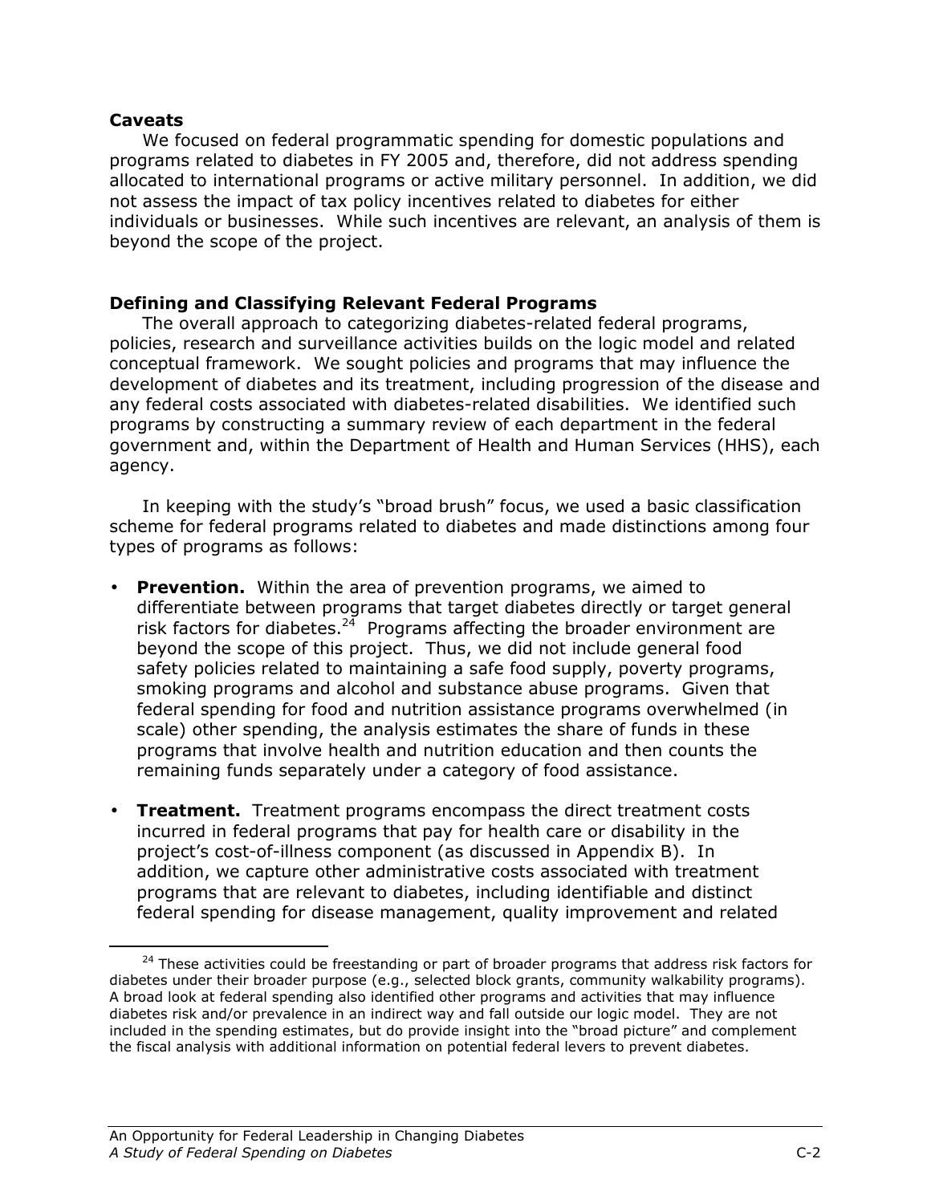**Caveats**

We focused on federal programmatic spending for domestic populations and programs related to diabetes in FY 2005 and, therefore, did not address spending allocated to international programs or active military personnel. In addition, we did not assess the impact of tax policy incentives related to diabetes for either individuals or businesses. While such incentives are relevant, an analysis of them is beyond the scope of the project.

**Defining and Classifying Relevant Federal Programs**

The overall approach to categorizing diabetes-related federal programs, policies, research and surveillance activities builds on the logic model and related conceptual framework. We sought policies and programs that may influence the development of diabetes and its treatment, including progression of the disease and any federal costs associated with diabetes-related disabilities. We identified such programs by constructing a summary review of each department in the federal government and, within the Department of Health and Human Services (HHS), each agency.

In keeping with the study's "broad brush" focus, we used a basic classification scheme for federal programs related to diabetes and made distinctions among four types of programs as follows:

- **Prevention.** Within the area of prevention programs, we aimed to differentiate between programs that target diabetes directly or target general risk factors for diabetes.[24] Programs affecting the broader environment are beyond the scope of this project. Thus, we did not include general food safety policies related to maintaining a safe food supply, poverty programs, smoking programs and alcohol and substance abuse programs. Given that federal spending for food and nutrition assistance programs overwhelmed (in scale) other spending, the analysis estimates the share of funds in these programs that involve health and nutrition education and then counts the remaining funds separately under a category of food assistance.

- **Treatment.** Treatment programs encompass the direct treatment costs incurred in federal programs that pay for health care or disability in the project's cost-of-illness component (as discussed in Appendix B). In addition, we capture other administrative costs associated with treatment programs that are relevant to diabetes, including identifiable and distinct federal spending for disease management, quality improvement and related

---

[24] These activities could be freestanding or part of broader programs that address risk factors for diabetes under their broader purpose (e.g., selected block grants, community walkability programs). A broad look at federal spending also identified other programs and activities that may influence diabetes risk and/or prevalence in an indirect way and fall outside our logic model. They are not included in the spending estimates, but do provide insight into the "broad picture" and complement the fiscal analysis with additional information on potential federal levers to prevent diabetes.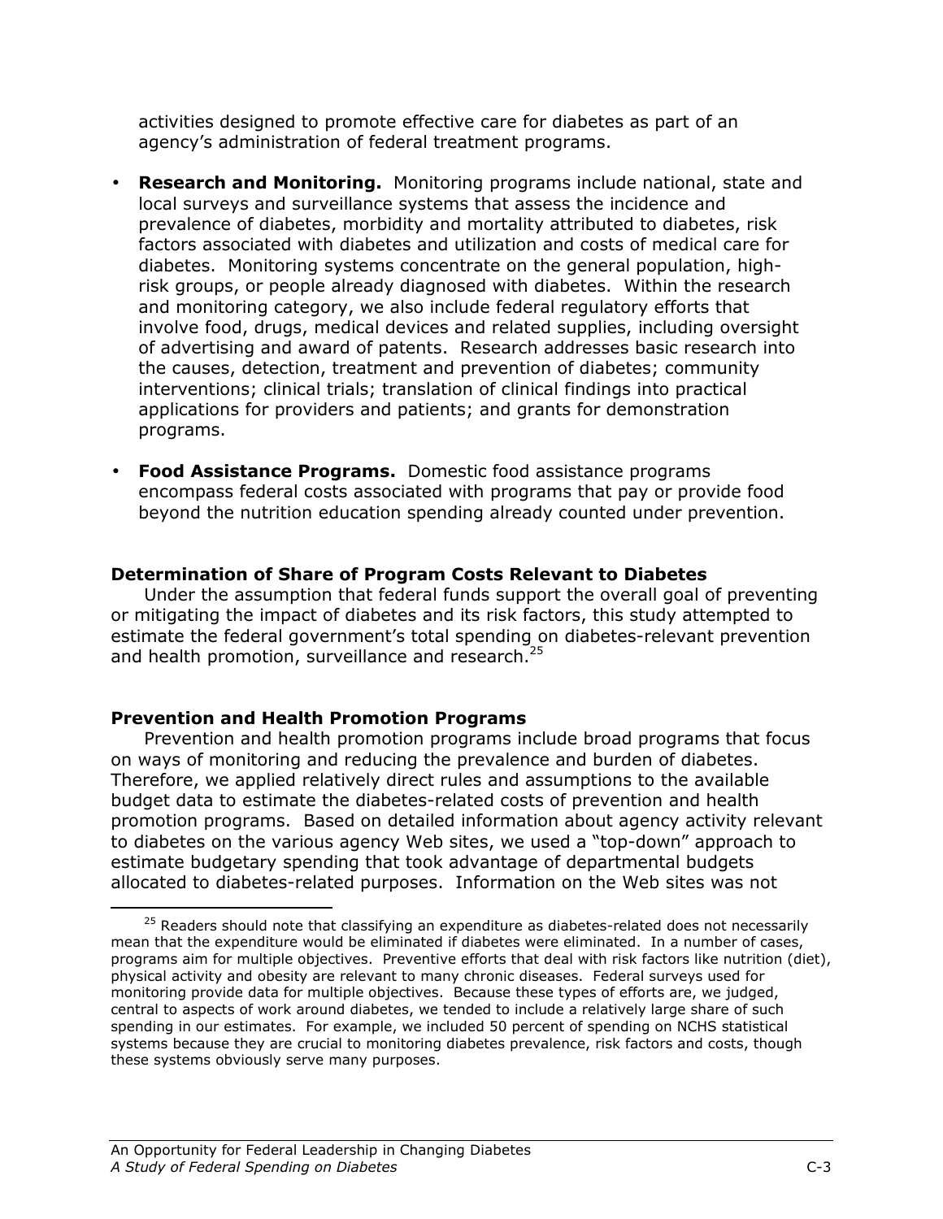activities designed to promote effective care for diabetes as part of an agency's administration of federal treatment programs.

- **Research and Monitoring.** Monitoring programs include national, state and local surveys and surveillance systems that assess the incidence and prevalence of diabetes, morbidity and mortality attributed to diabetes, risk factors associated with diabetes and utilization and costs of medical care for diabetes. Monitoring systems concentrate on the general population, high-risk groups, or people already diagnosed with diabetes. Within the research and monitoring category, we also include federal regulatory efforts that involve food, drugs, medical devices and related supplies, including oversight of advertising and award of patents. Research addresses basic research into the causes, detection, treatment and prevention of diabetes; community interventions; clinical trials; translation of clinical findings into practical applications for providers and patients; and grants for demonstration programs.

- **Food Assistance Programs.** Domestic food assistance programs encompass federal costs associated with programs that pay or provide food beyond the nutrition education spending already counted under prevention.

**Determination of Share of Program Costs Relevant to Diabetes**

Under the assumption that federal funds support the overall goal of preventing or mitigating the impact of diabetes and its risk factors, this study attempted to estimate the federal government's total spending on diabetes-relevant prevention and health promotion, surveillance and research.[25]

**Prevention and Health Promotion Programs**

Prevention and health promotion programs include broad programs that focus on ways of monitoring and reducing the prevalence and burden of diabetes. Therefore, we applied relatively direct rules and assumptions to the available budget data to estimate the diabetes-related costs of prevention and health promotion programs. Based on detailed information about agency activity relevant to diabetes on the various agency Web sites, we used a "top-down" approach to estimate budgetary spending that took advantage of departmental budgets allocated to diabetes-related purposes. Information on the Web sites was not

---

[25] Readers should note that classifying an expenditure as diabetes-related does not necessarily mean that the expenditure would be eliminated if diabetes were eliminated. In a number of cases, programs aim for multiple objectives. Preventive efforts that deal with risk factors like nutrition (diet), physical activity and obesity are relevant to many chronic diseases. Federal surveys used for monitoring provide data for multiple objectives. Because these types of efforts are, we judged, central to aspects of work around diabetes, we tended to include a relatively large share of such spending in our estimates. For example, we included 50 percent of spending on NCHS statistical systems because they are crucial to monitoring diabetes prevalence, risk factors and costs, though these systems obviously serve many purposes.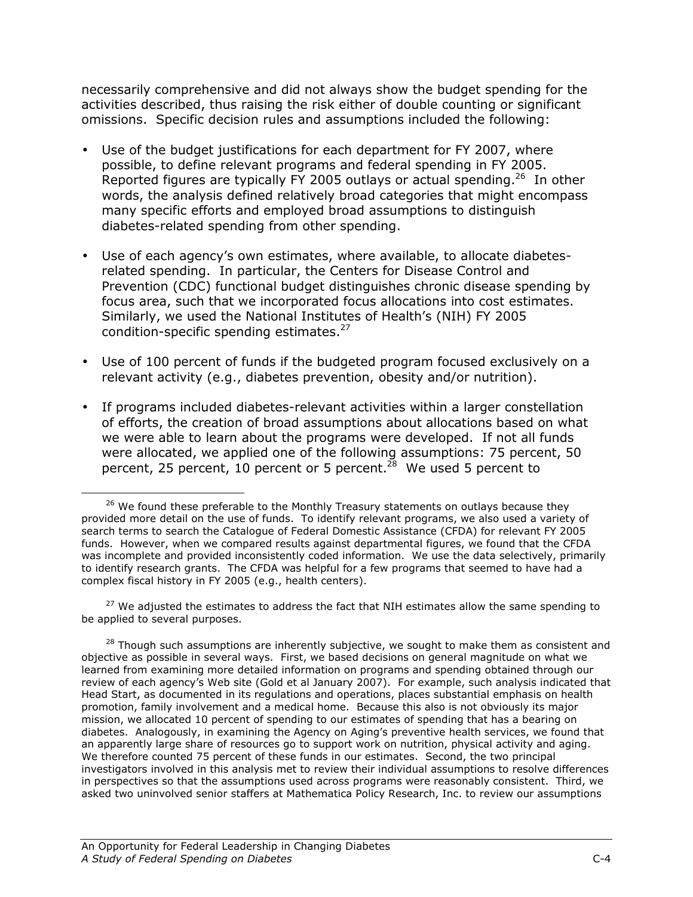necessarily comprehensive and did not always show the budget spending for the activities described, thus raising the risk either of double counting or significant omissions. Specific decision rules and assumptions included the following:

- Use of the budget justifications for each department for FY 2007, where possible, to define relevant programs and federal spending in FY 2005. Reported figures are typically FY 2005 outlays or actual spending.[26] In other words, the analysis defined relatively broad categories that might encompass many specific efforts and employed broad assumptions to distinguish diabetes-related spending from other spending.

- Use of each agency's own estimates, where available, to allocate diabetes-related spending. In particular, the Centers for Disease Control and Prevention (CDC) functional budget distinguishes chronic disease spending by focus area, such that we incorporated focus allocations into cost estimates. Similarly, we used the National Institutes of Health's (NIH) FY 2005 condition-specific spending estimates.[27]

- Use of 100 percent of funds if the budgeted program focused exclusively on a relevant activity (e.g., diabetes prevention, obesity and/or nutrition).

- If programs included diabetes-relevant activities within a larger constellation of efforts, the creation of broad assumptions about allocations based on what we were able to learn about the programs were developed. If not all funds were allocated, we applied one of the following assumptions: 75 percent, 50 percent, 25 percent, 10 percent or 5 percent.[28] We used 5 percent to

---

[26] We found these preferable to the Monthly Treasury statements on outlays because they provided more detail on the use of funds. To identify relevant programs, we also used a variety of search terms to search the Catalogue of Federal Domestic Assistance (CFDA) for relevant FY 2005 funds. However, when we compared results against departmental figures, we found that the CFDA was incomplete and provided inconsistently coded information. We use the data selectively, primarily to identify research grants. The CFDA was helpful for a few programs that seemed to have had a complex fiscal history in FY 2005 (e.g., health centers).

[27] We adjusted the estimates to address the fact that NIH estimates allow the same spending to be applied to several purposes.

[28] Though such assumptions are inherently subjective, we sought to make them as consistent and objective as possible in several ways. First, we based decisions on general magnitude on what we learned from examining more detailed information on programs and spending obtained through our review of each agency's Web site (Gold et al January 2007). For example, such analysis indicated that Head Start, as documented in its regulations and operations, places substantial emphasis on health promotion, family involvement and a medical home. Because this also is not obviously its major mission, we allocated 10 percent of spending to our estimates of spending that has a bearing on diabetes. Analogously, in examining the Agency on Aging's preventive health services, we found that an apparently large share of resources go to support work on nutrition, physical activity and aging. We therefore counted 75 percent of these funds in our estimates. Second, the two principal investigators involved in this analysis met to review their individual assumptions to resolve differences in perspectives so that the assumptions used across programs were reasonably consistent. Third, we asked two uninvolved senior staffers at Mathematica Policy Research, Inc. to review our assumptions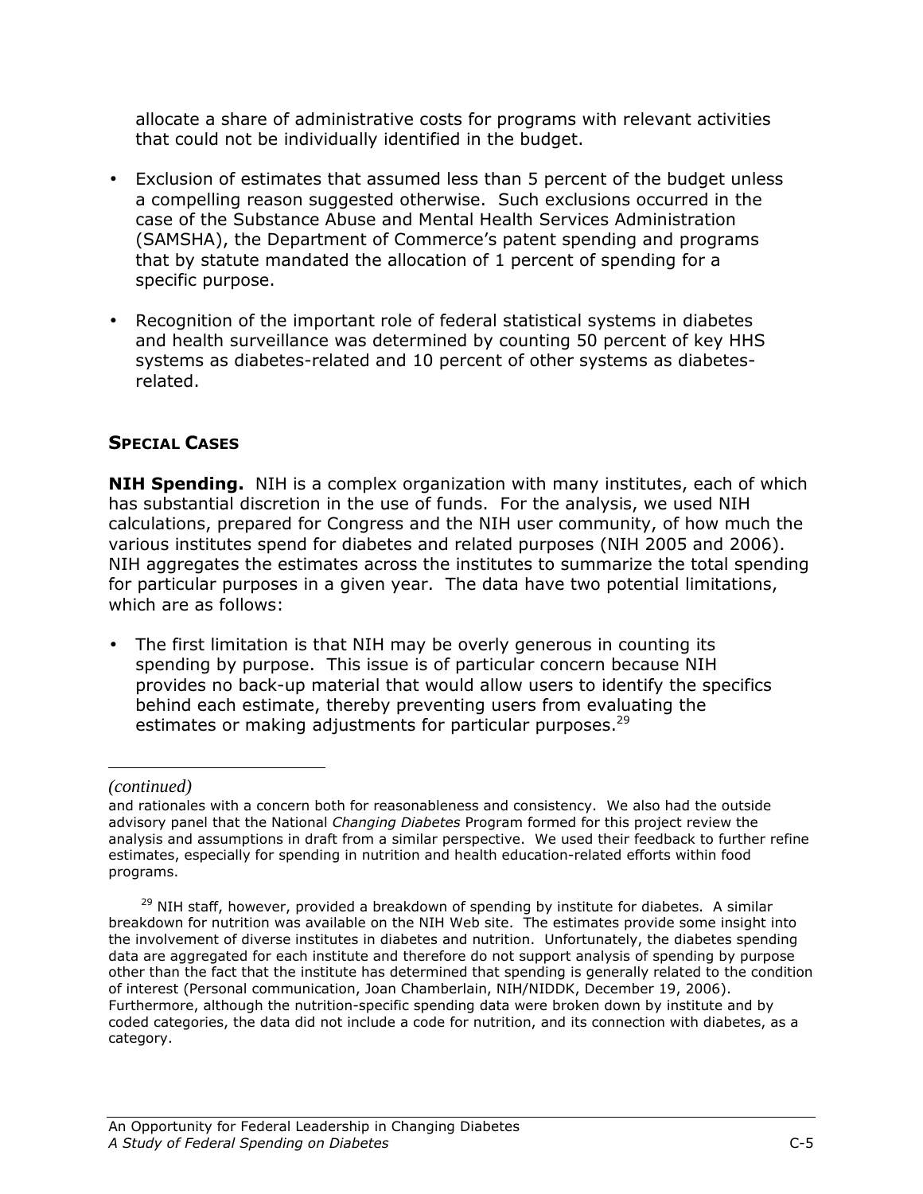allocate a share of administrative costs for programs with relevant activities that could not be individually identified in the budget.

- Exclusion of estimates that assumed less than 5 percent of the budget unless a compelling reason suggested otherwise. Such exclusions occurred in the case of the Substance Abuse and Mental Health Services Administration (SAMSHA), the Department of Commerce's patent spending and programs that by statute mandated the allocation of 1 percent of spending for a specific purpose.
- Recognition of the important role of federal statistical systems in diabetes and health surveillance was determined by counting 50 percent of key HHS systems as diabetes-related and 10 percent of other systems as diabetes-related.

## SPECIAL CASES

**NIH Spending.** NIH is a complex organization with many institutes, each of which has substantial discretion in the use of funds. For the analysis, we used NIH calculations, prepared for Congress and the NIH user community, of how much the various institutes spend for diabetes and related purposes (NIH 2005 and 2006). NIH aggregates the estimates across the institutes to summarize the total spending for particular purposes in a given year. The data have two potential limitations, which are as follows:

- The first limitation is that NIH may be overly generous in counting its spending by purpose. This issue is of particular concern because NIH provides no back-up material that would allow users to identify the specifics behind each estimate, thereby preventing users from evaluating the estimates or making adjustments for particular purposes.[29]

---

*(continued)*

and rationales with a concern both for reasonableness and consistency. We also had the outside advisory panel that the National *Changing Diabetes* Program formed for this project review the analysis and assumptions in draft from a similar perspective. We used their feedback to further refine estimates, especially for spending in nutrition and health education-related efforts within food programs.

[29] NIH staff, however, provided a breakdown of spending by institute for diabetes. A similar breakdown for nutrition was available on the NIH Web site. The estimates provide some insight into the involvement of diverse institutes in diabetes and nutrition. Unfortunately, the diabetes spending data are aggregated for each institute and therefore do not support analysis of spending by purpose other than the fact that the institute has determined that spending is generally related to the condition of interest (Personal communication, Joan Chamberlain, NIH/NIDDK, December 19, 2006). Furthermore, although the nutrition-specific spending data were broken down by institute and by coded categories, the data did not include a code for nutrition, and its connection with diabetes, as a category.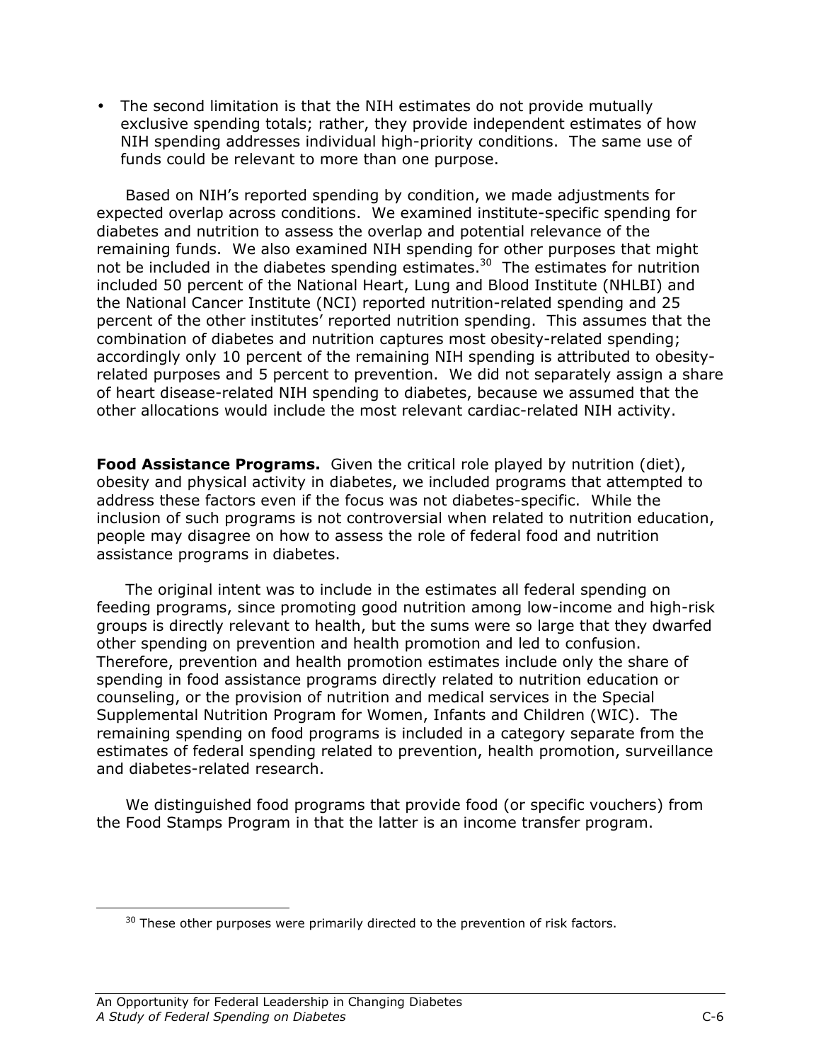- The second limitation is that the NIH estimates do not provide mutually exclusive spending totals; rather, they provide independent estimates of how NIH spending addresses individual high-priority conditions. The same use of funds could be relevant to more than one purpose.

Based on NIH's reported spending by condition, we made adjustments for expected overlap across conditions. We examined institute-specific spending for diabetes and nutrition to assess the overlap and potential relevance of the remaining funds. We also examined NIH spending for other purposes that might not be included in the diabetes spending estimates.[30] The estimates for nutrition included 50 percent of the National Heart, Lung and Blood Institute (NHLBI) and the National Cancer Institute (NCI) reported nutrition-related spending and 25 percent of the other institutes' reported nutrition spending. This assumes that the combination of diabetes and nutrition captures most obesity-related spending; accordingly only 10 percent of the remaining NIH spending is attributed to obesity-related purposes and 5 percent to prevention. We did not separately assign a share of heart disease-related NIH spending to diabetes, because we assumed that the other allocations would include the most relevant cardiac-related NIH activity.

**Food Assistance Programs.** Given the critical role played by nutrition (diet), obesity and physical activity in diabetes, we included programs that attempted to address these factors even if the focus was not diabetes-specific. While the inclusion of such programs is not controversial when related to nutrition education, people may disagree on how to assess the role of federal food and nutrition assistance programs in diabetes.

The original intent was to include in the estimates all federal spending on feeding programs, since promoting good nutrition among low-income and high-risk groups is directly relevant to health, but the sums were so large that they dwarfed other spending on prevention and health promotion and led to confusion. Therefore, prevention and health promotion estimates include only the share of spending in food assistance programs directly related to nutrition education or counseling, or the provision of nutrition and medical services in the Special Supplemental Nutrition Program for Women, Infants and Children (WIC). The remaining spending on food programs is included in a category separate from the estimates of federal spending related to prevention, health promotion, surveillance and diabetes-related research.

We distinguished food programs that provide food (or specific vouchers) from the Food Stamps Program in that the latter is an income transfer program.

---

[30] These other purposes were primarily directed to the prevention of risk factors.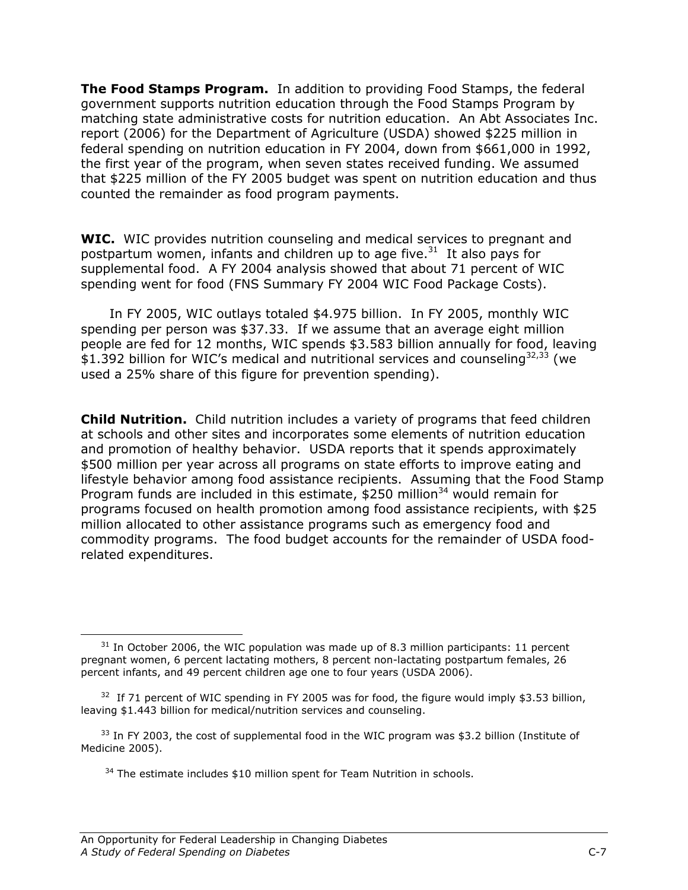**The Food Stamps Program.** In addition to providing Food Stamps, the federal government supports nutrition education through the Food Stamps Program by matching state administrative costs for nutrition education. An Abt Associates Inc. report (2006) for the Department of Agriculture (USDA) showed $225 million in federal spending on nutrition education in FY 2004, down from $661,000 in 1992, the first year of the program, when seven states received funding. We assumed that $225 million of the FY 2005 budget was spent on nutrition education and thus counted the remainder as food program payments.

**WIC.** WIC provides nutrition counseling and medical services to pregnant and postpartum women, infants and children up to age five.[31] It also pays for supplemental food. A FY 2004 analysis showed that about 71 percent of WIC spending went for food (FNS Summary FY 2004 WIC Food Package Costs).

In FY 2005, WIC outlays totaled $4.975 billion. In FY 2005, monthly WIC spending per person was $37.33. If we assume that an average eight million people are fed for 12 months, WIC spends $3.583 billion annually for food, leaving $1.392 billion for WIC's medical and nutritional services and counseling[32,33] (we used a 25% share of this figure for prevention spending).

**Child Nutrition.** Child nutrition includes a variety of programs that feed children at schools and other sites and incorporates some elements of nutrition education and promotion of healthy behavior. USDA reports that it spends approximately $500 million per year across all programs on state efforts to improve eating and lifestyle behavior among food assistance recipients. Assuming that the Food Stamp Program funds are included in this estimate, $250 million[34] would remain for programs focused on health promotion among food assistance recipients, with $25 million allocated to other assistance programs such as emergency food and commodity programs. The food budget accounts for the remainder of USDA food-related expenditures.

---

[31] In October 2006, the WIC population was made up of 8.3 million participants: 11 percent pregnant women, 6 percent lactating mothers, 8 percent non-lactating postpartum females, 26 percent infants, and 49 percent children age one to four years (USDA 2006).

[32] If 71 percent of WIC spending in FY 2005 was for food, the figure would imply $3.53 billion, leaving $1.443 billion for medical/nutrition services and counseling.

[33] In FY 2003, the cost of supplemental food in the WIC program was $3.2 billion (Institute of Medicine 2005).

[34] The estimate includes $10 million spent for Team Nutrition in schools.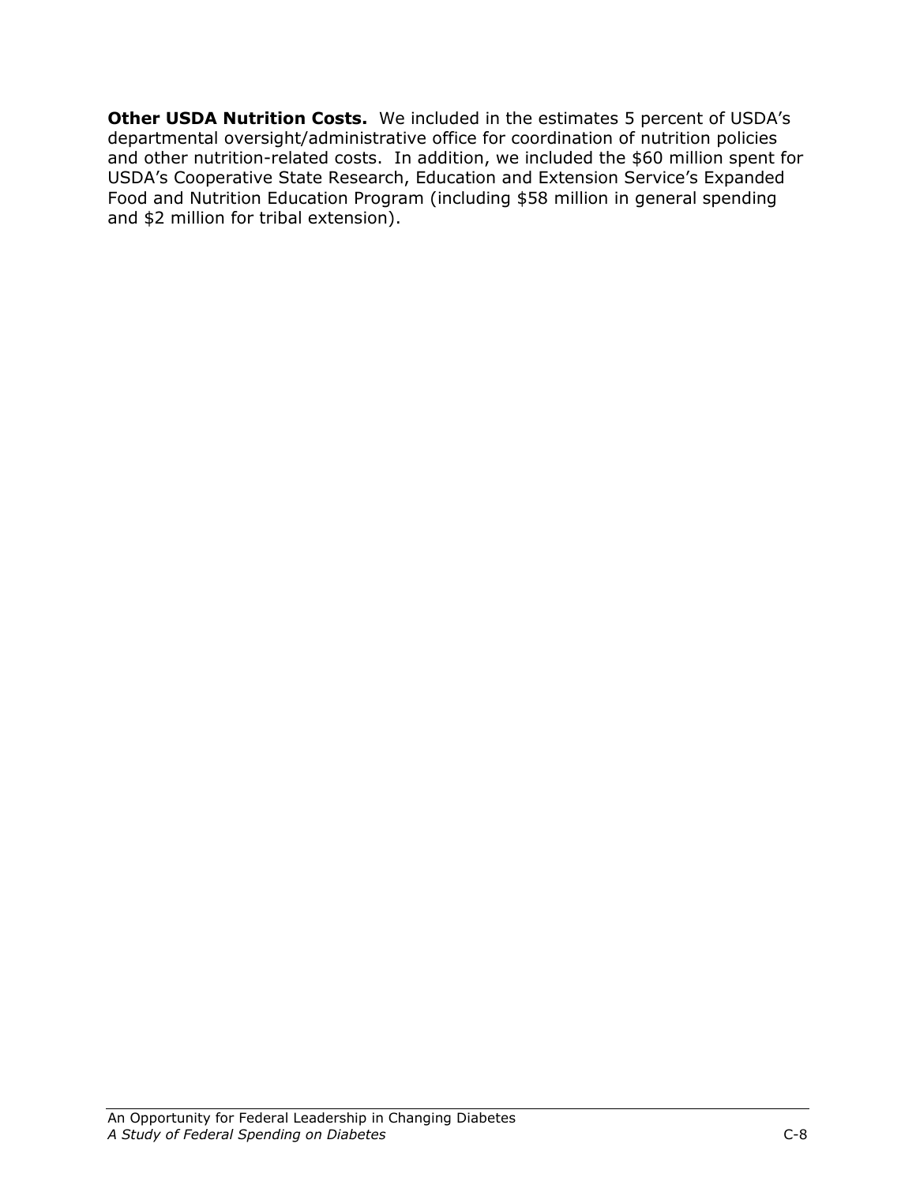**Other USDA Nutrition Costs.** We included in the estimates 5 percent of USDA's departmental oversight/administrative office for coordination of nutrition policies and other nutrition-related costs. In addition, we included the $60 million spent for USDA's Cooperative State Research, Education and Extension Service's Expanded Food and Nutrition Education Program (including $58 million in general spending and $2 million for tribal extension).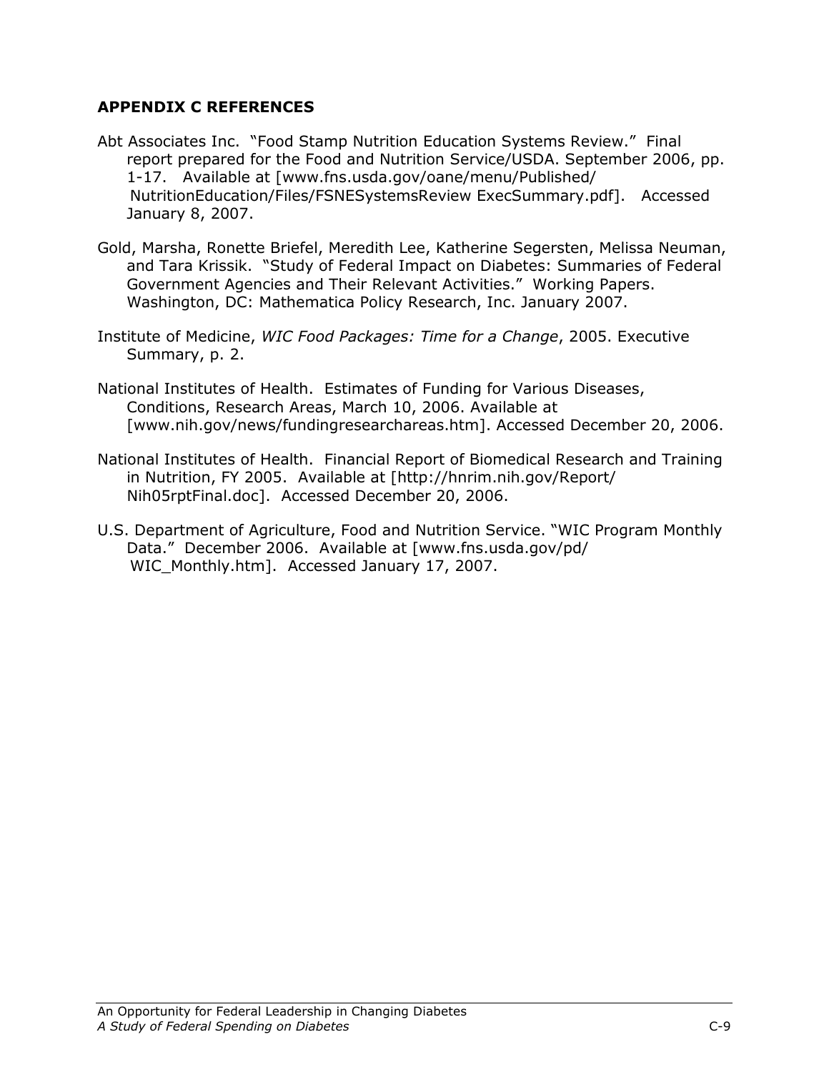## APPENDIX C REFERENCES

Abt Associates Inc. "Food Stamp Nutrition Education Systems Review." Final report prepared for the Food and Nutrition Service/USDA. September 2006, pp. 1-17. Available at [www.fns.usda.gov/oane/menu/Published/ NutritionEducation/Files/FSNESystemsReview ExecSummary.pdf]. Accessed January 8, 2007.

Gold, Marsha, Ronette Briefel, Meredith Lee, Katherine Segersten, Melissa Neuman, and Tara Krissik. "Study of Federal Impact on Diabetes: Summaries of Federal Government Agencies and Their Relevant Activities." Working Papers. Washington, DC: Mathematica Policy Research, Inc. January 2007.

Institute of Medicine, *WIC Food Packages: Time for a Change*, 2005. Executive Summary, p. 2.

National Institutes of Health. Estimates of Funding for Various Diseases, Conditions, Research Areas, March 10, 2006. Available at [www.nih.gov/news/fundingresearchareas.htm]. Accessed December 20, 2006.

National Institutes of Health. Financial Report of Biomedical Research and Training in Nutrition, FY 2005. Available at [http://hnrim.nih.gov/Report/ Nih05rptFinal.doc]. Accessed December 20, 2006.

U.S. Department of Agriculture, Food and Nutrition Service. "WIC Program Monthly Data." December 2006. Available at [www.fns.usda.gov/pd/ WIC_Monthly.htm]. Accessed January 17, 2007.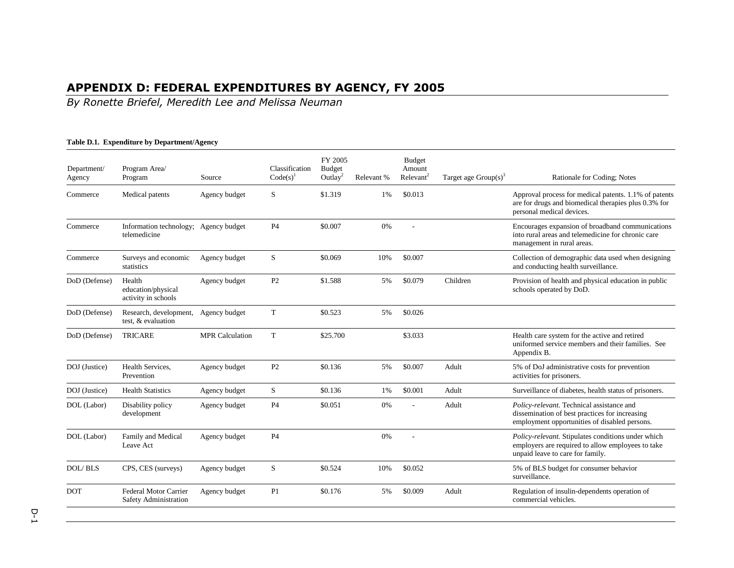# APPENDIX D: FEDERAL EXPENDITURES BY AGENCY, FY 2005

*By Ronette Briefel, Meredith Lee and Melissa Neuman*

**Table D.1. Expenditure by Department/Agency**

| Department/ Agency | Program Area/ Program | Source | Classification Code(s)[1] | FY 2005 Budget Outlay[2] | Relevant % | Budget Amount Relevant[2] | Target age Group(s)[3] | Rationale for Coding; Notes |
|---|---|---|---|---|---|---|---|---|
| Commerce | Medical patents | Agency budget | S | $1.319 | 1% | $0.013 | | Approval process for medical patents. 1.1% of patents are for drugs and biomedical therapies plus 0.3% for personal medical devices. |
| Commerce | Information technology; telemedicine | Agency budget | P4 | $0.007 | 0% | - | | Encourages expansion of broadband communications into rural areas and telemedicine for chronic care management in rural areas. |
| Commerce | Surveys and economic statistics | Agency budget | S | $0.069 | 10% | $0.007 | | Collection of demographic data used when designing and conducting health surveillance. |
| DoD (Defense) | Health education/physical activity in schools | Agency budget | P2 | $1.588 | 5% | $0.079 | Children | Provision of health and physical education in public schools operated by DoD. |
| DoD (Defense) | Research, development, test, & evaluation | Agency budget | T | $0.523 | 5% | $0.026 | | |
| DoD (Defense) | TRICARE | MPR Calculation | T | $25.700 | | $3.033 | | Health care system for the active and retired uniformed service members and their families. See Appendix B. |
| DOJ (Justice) | Health Services, Prevention | Agency budget | P2 | $0.136 | 5% | $0.007 | Adult | 5% of DoJ administrative costs for prevention activities for prisoners. |
| DOJ (Justice) | Health Statistics | Agency budget | S | $0.136 | 1% | $0.001 | Adult | Surveillance of diabetes, health status of prisoners. |
| DOL (Labor) | Disability policy development | Agency budget | P4 | $0.051 | 0% | - | Adult | *Policy-relevant.* Technical assistance and dissemination of best practices for increasing employment opportunities of disabled persons. |
| DOL (Labor) | Family and Medical Leave Act | Agency budget | P4 | | 0% | - | | *Policy-relevant.* Stipulates conditions under which employers are required to allow employees to take unpaid leave to care for family. |
| DOL/ BLS | CPS, CES (surveys) | Agency budget | S | $0.524 | 10% | $0.052 | | 5% of BLS budget for consumer behavior surveillance. |
| DOT | Federal Motor Carrier Safety Administration | Agency budget | P1 | $0.176 | 5% | $0.009 | Adult | Regulation of insulin-dependents operation of commercial vehicles. |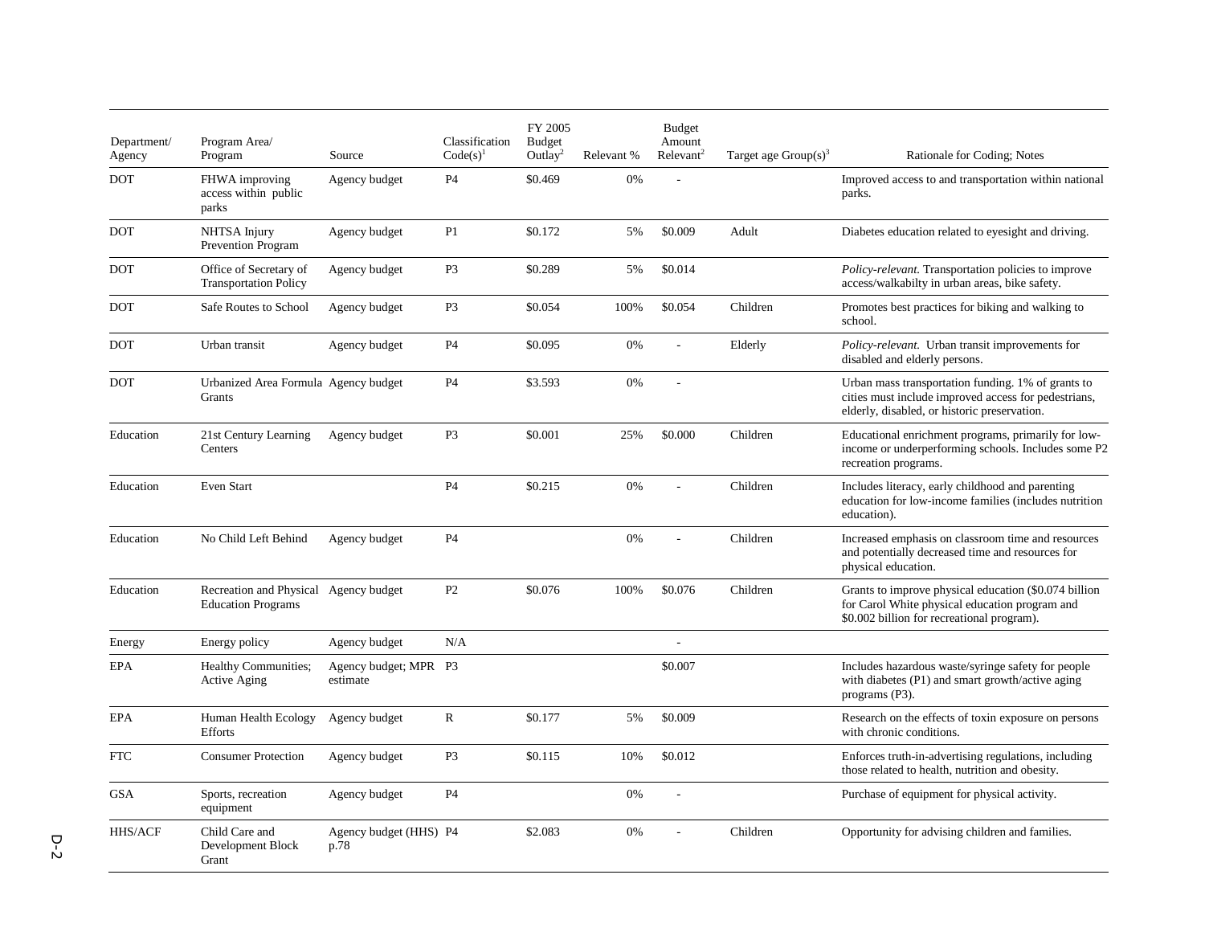| Department/ Agency | Program Area/ Program | Source | Classification Code(s)[1] | FY 2005 Budget Outlay[2] | Relevant % | Budget Amount Relevant[2] | Target age Group(s)[3] | Rationale for Coding; Notes |
|---|---|---|---|---|---|---|---|---|
| DOT | FHWA improving access within public parks | Agency budget | P4 | $0.469 | 0% | - | | Improved access to and transportation within national parks. |
| DOT | NHTSA Injury Prevention Program | Agency budget | P1 | $0.172 | 5% | $0.009 | Adult | Diabetes education related to eyesight and driving. |
| DOT | Office of Secretary of Transportation Policy | Agency budget | P3 | $0.289 | 5% | $0.014 | | *Policy-relevant.* Transportation policies to improve access/walkabilty in urban areas, bike safety. |
| DOT | Safe Routes to School | Agency budget | P3 | $0.054 | 100% | $0.054 | Children | Promotes best practices for biking and walking to school. |
| DOT | Urban transit | Agency budget | P4 | $0.095 | 0% | - | Elderly | *Policy-relevant.* Urban transit improvements for disabled and elderly persons. |
| DOT | Urbanized Area Formula Grants | Agency budget | P4 | $3.593 | 0% | - | | Urban mass transportation funding. 1% of grants to cities must include improved access for pedestrians, elderly, disabled, or historic preservation. |
| Education | 21st Century Learning Centers | Agency budget | P3 | $0.001 | 25% | $0.000 | Children | Educational enrichment programs, primarily for low-income or underperforming schools. Includes some P2 recreation programs. |
| Education | Even Start | | P4 | $0.215 | 0% | - | Children | Includes literacy, early childhood and parenting education for low-income families (includes nutrition education). |
| Education | No Child Left Behind | Agency budget | P4 | | 0% | - | Children | Increased emphasis on classroom time and resources and potentially decreased time and resources for physical education. |
| Education | Recreation and Physical Education Programs | Agency budget | P2 | $0.076 | 100% | $0.076 | Children | Grants to improve physical education ($0.074 billion for Carol White physical education program and $0.002 billion for recreational program). |
| Energy | Energy policy | Agency budget | N/A | | | - | | |
| EPA | Healthy Communities; Active Aging | Agency budget; MPR estimate | P3 | | | $0.007 | | Includes hazardous waste/syringe safety for people with diabetes (P1) and smart growth/active aging programs (P3). |
| EPA | Human Health Ecology Efforts | Agency budget | R | $0.177 | 5% | $0.009 | | Research on the effects of toxin exposure on persons with chronic conditions. |
| FTC | Consumer Protection | Agency budget | P3 | $0.115 | 10% | $0.012 | | Enforces truth-in-advertising regulations, including those related to health, nutrition and obesity. |
| GSA | Sports, recreation equipment | Agency budget | P4 | | 0% | - | | Purchase of equipment for physical activity. |
| HHS/ACF | Child Care and Development Block Grant | Agency budget (HHS) p.78 | P4 | $2.083 | 0% | - | Children | Opportunity for advising children and families. |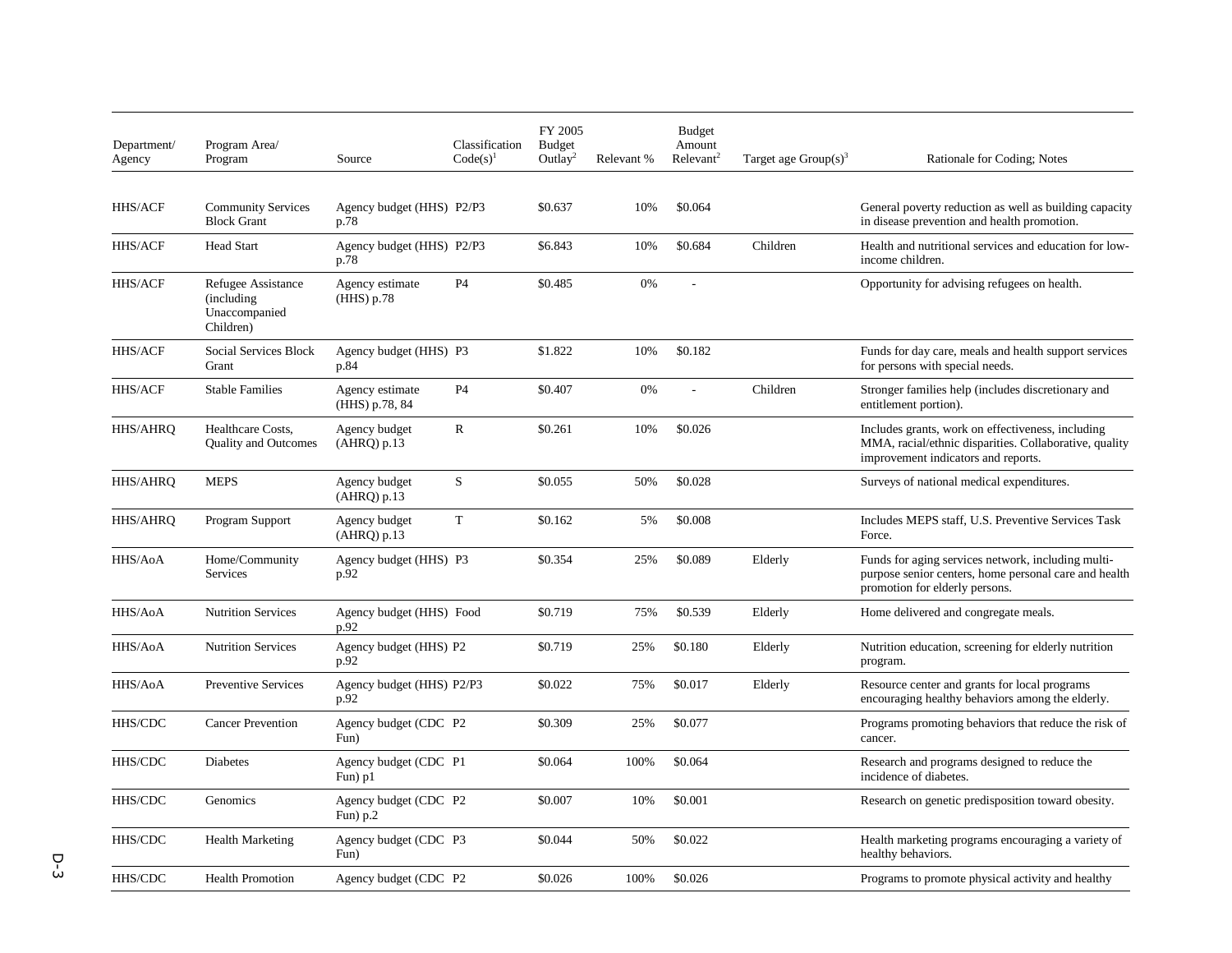| Department/ Agency | Program Area/ Program | Source | Classification Code(s)[1] | FY 2005 Budget Outlay[2] | Relevant % | Budget Amount Relevant[2] | Target age Group(s)[3] | Rationale for Coding; Notes |
|---|---|---|---|---|---|---|---|---|
| HHS/ACF | Community Services Block Grant | Agency budget (HHS) p.78 | P2/P3 | $0.637 | 10% | $0.064 | | General poverty reduction as well as building capacity in disease prevention and health promotion. |
| HHS/ACF | Head Start | Agency budget (HHS) p.78 | P2/P3 | $6.843 | 10% | $0.684 | Children | Health and nutritional services and education for low-income children. |
| HHS/ACF | Refugee Assistance (including Unaccompanied Children) | Agency estimate (HHS) p.78 | P4 | $0.485 | 0% | - | | Opportunity for advising refugees on health. |
| HHS/ACF | Social Services Block Grant | Agency budget (HHS) p.84 | P3 | $1.822 | 10% | $0.182 | | Funds for day care, meals and health support services for persons with special needs. |
| HHS/ACF | Stable Families | Agency estimate (HHS) p.78, 84 | P4 | $0.407 | 0% | - | Children | Stronger families help (includes discretionary and entitlement portion). |
| HHS/AHRQ | Healthcare Costs, Quality and Outcomes | Agency budget (AHRQ) p.13 | R | $0.261 | 10% | $0.026 | | Includes grants, work on effectiveness, including MMA, racial/ethnic disparities. Collaborative, quality improvement indicators and reports. |
| HHS/AHRQ | MEPS | Agency budget (AHRQ) p.13 | S | $0.055 | 50% | $0.028 | | Surveys of national medical expenditures. |
| HHS/AHRQ | Program Support | Agency budget (AHRQ) p.13 | T | $0.162 | 5% | $0.008 | | Includes MEPS staff, U.S. Preventive Services Task Force. |
| HHS/AoA | Home/Community Services | Agency budget (HHS) p.92 | P3 | $0.354 | 25% | $0.089 | Elderly | Funds for aging services network, including multi-purpose senior centers, home personal care and health promotion for elderly persons. |
| HHS/AoA | Nutrition Services | Agency budget (HHS) p.92 | Food | $0.719 | 75% | $0.539 | Elderly | Home delivered and congregate meals. |
| HHS/AoA | Nutrition Services | Agency budget (HHS) p.92 | P2 | $0.719 | 25% | $0.180 | Elderly | Nutrition education, screening for elderly nutrition program. |
| HHS/AoA | Preventive Services | Agency budget (HHS) p.92 | P2/P3 | $0.022 | 75% | $0.017 | Elderly | Resource center and grants for local programs encouraging healthy behaviors among the elderly. |
| HHS/CDC | Cancer Prevention | Agency budget (CDC Fun) | P2 | $0.309 | 25% | $0.077 | | Programs promoting behaviors that reduce the risk of cancer. |
| HHS/CDC | Diabetes | Agency budget (CDC Fun) p1 | P1 | $0.064 | 100% | $0.064 | | Research and programs designed to reduce the incidence of diabetes. |
| HHS/CDC | Genomics | Agency budget (CDC Fun) p.2 | P2 | $0.007 | 10% | $0.001 | | Research on genetic predisposition toward obesity. |
| HHS/CDC | Health Marketing | Agency budget (CDC Fun) | P3 | $0.044 | 50% | $0.022 | | Health marketing programs encouraging a variety of healthy behaviors. |
| HHS/CDC | Health Promotion | Agency budget (CDC | P2 | $0.026 | 100% | $0.026 | | Programs to promote physical activity and healthy |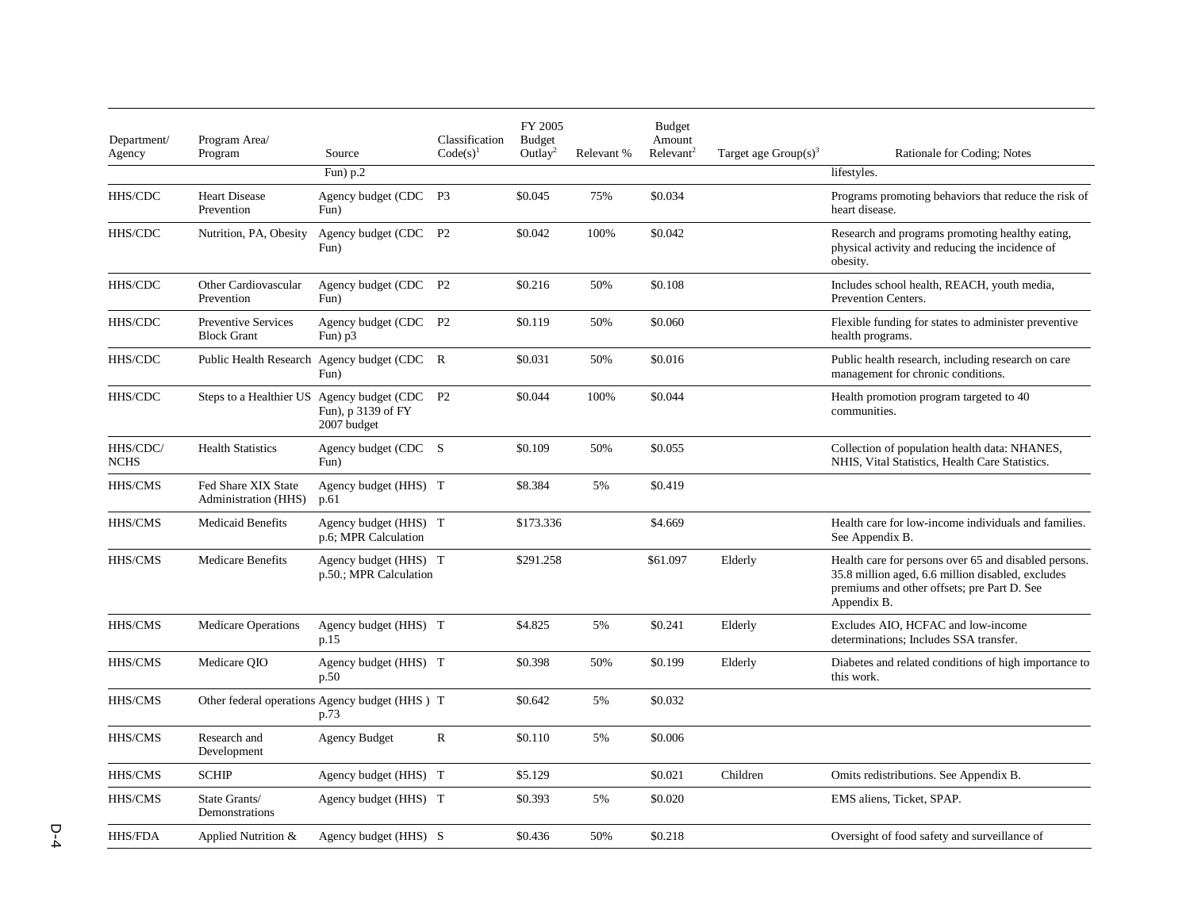| Department/ Agency | Program Area/ Program | Source | Classification Code(s)[1] | FY 2005 Budget Outlay[2] | Relevant % | Budget Amount Relevant[2] | Target age Group(s)[3] | Rationale for Coding; Notes |
|---|---|---|---|---|---|---|---|---|
| | | Fun) p.2 | | | | | | lifestyles. |
| HHS/CDC | Heart Disease Prevention | Agency budget (CDC Fun) | P3 | $0.045 | 75% | $0.034 | | Programs promoting behaviors that reduce the risk of heart disease. |
| HHS/CDC | Nutrition, PA, Obesity | Agency budget (CDC Fun) | P2 | $0.042 | 100% | $0.042 | | Research and programs promoting healthy eating, physical activity and reducing the incidence of obesity. |
| HHS/CDC | Other Cardiovascular Prevention | Agency budget (CDC Fun) | P2 | $0.216 | 50% | $0.108 | | Includes school health, REACH, youth media, Prevention Centers. |
| HHS/CDC | Preventive Services Block Grant | Agency budget (CDC Fun) p3 | P2 | $0.119 | 50% | $0.060 | | Flexible funding for states to administer preventive health programs. |
| HHS/CDC | Public Health Research | Agency budget (CDC Fun) | R | $0.031 | 50% | $0.016 | | Public health research, including research on care management for chronic conditions. |
| HHS/CDC | Steps to a Healthier US | Agency budget (CDC Fun), p 3139 of FY 2007 budget | P2 | $0.044 | 100% | $0.044 | | Health promotion program targeted to 40 communities. |
| HHS/CDC/ NCHS | Health Statistics | Agency budget (CDC Fun) | S | $0.109 | 50% | $0.055 | | Collection of population health data: NHANES, NHIS, Vital Statistics, Health Care Statistics. |
| HHS/CMS | Fed Share XIX State Administration (HHS) | Agency budget (HHS) p.61 | T | $8.384 | 5% | $0.419 | | |
| HHS/CMS | Medicaid Benefits | Agency budget (HHS) p.6; MPR Calculation | T | $173.336 | | $4.669 | | Health care for low-income individuals and families. See Appendix B. |
| HHS/CMS | Medicare Benefits | Agency budget (HHS) p.50.; MPR Calculation | T | $291.258 | | $61.097 | Elderly | Health care for persons over 65 and disabled persons. 35.8 million aged, 6.6 million disabled, excludes premiums and other offsets; pre Part D. See Appendix B. |
| HHS/CMS | Medicare Operations | Agency budget (HHS) p.15 | T | $4.825 | 5% | $0.241 | Elderly | Excludes AIO, HCFAC and low-income determinations; Includes SSA transfer. |
| HHS/CMS | Medicare QIO | Agency budget (HHS) p.50 | T | $0.398 | 50% | $0.199 | Elderly | Diabetes and related conditions of high importance to this work. |
| HHS/CMS | Other federal operations | Agency budget (HHS ) p.73 | T | $0.642 | 5% | $0.032 | | |
| HHS/CMS | Research and Development | Agency Budget | R | $0.110 | 5% | $0.006 | | |
| HHS/CMS | SCHIP | Agency budget (HHS) | T | $5.129 | | $0.021 | Children | Omits redistributions. See Appendix B. |
| HHS/CMS | State Grants/ Demonstrations | Agency budget (HHS) | T | $0.393 | 5% | $0.020 | | EMS aliens, Ticket, SPAP. |
| HHS/FDA | Applied Nutrition & | Agency budget (HHS) | S | $0.436 | 50% | $0.218 | | Oversight of food safety and surveillance of |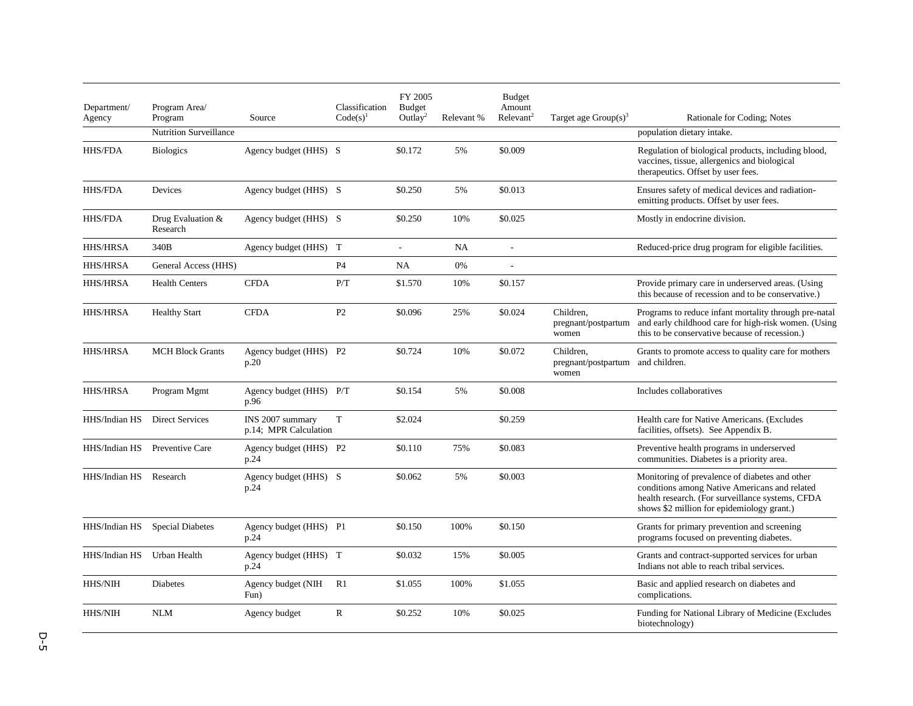| Department/ Agency | Program Area/ Program | Source | Classification Code(s)[1] | FY 2005 Budget Outlay[2] | Relevant % | Budget Amount Relevant[2] | Target age Group(s)[3] | Rationale for Coding; Notes |
|---|---|---|---|---|---|---|---|---|
| | Nutrition Surveillance | | | | | | | population dietary intake. |
| HHS/FDA | Biologics | Agency budget (HHS) | S | $0.172 | 5% | $0.009 | | Regulation of biological products, including blood, vaccines, tissue, allergenics and biological therapeutics. Offset by user fees. |
| HHS/FDA | Devices | Agency budget (HHS) | S | $0.250 | 5% | $0.013 | | Ensures safety of medical devices and radiation-emitting products. Offset by user fees. |
| HHS/FDA | Drug Evaluation & Research | Agency budget (HHS) | S | $0.250 | 10% | $0.025 | | Mostly in endocrine division. |
| HHS/HRSA | 340B | Agency budget (HHS) | T | - | NA | - | | Reduced-price drug program for eligible facilities. |
| HHS/HRSA | General Access (HHS) | | P4 | NA | 0% | - | | |
| HHS/HRSA | Health Centers | CFDA | P/T | $1.570 | 10% | $0.157 | | Provide primary care in underserved areas. (Using this because of recession and to be conservative.) |
| HHS/HRSA | Healthy Start | CFDA | P2 | $0.096 | 25% | $0.024 | Children, pregnant/postpartum women | Programs to reduce infant mortality through pre-natal and early childhood care for high-risk women. (Using this to be conservative because of recession.) |
| HHS/HRSA | MCH Block Grants | Agency budget (HHS) p.20 | P2 | $0.724 | 10% | $0.072 | Children, pregnant/postpartum women | Grants to promote access to quality care for mothers and children. |
| HHS/HRSA | Program Mgmt | Agency budget (HHS) p.96 | P/T | $0.154 | 5% | $0.008 | | Includes collaboratives |
| HHS/Indian HS | Direct Services | INS 2007 summary p.14; MPR Calculation | T | $2.024 | | $0.259 | | Health care for Native Americans. (Excludes facilities, offsets). See Appendix B. |
| HHS/Indian HS | Preventive Care | Agency budget (HHS) p.24 | P2 | $0.110 | 75% | $0.083 | | Preventive health programs in underserved communities. Diabetes is a priority area. |
| HHS/Indian HS | Research | Agency budget (HHS) p.24 | S | $0.062 | 5% | $0.003 | | Monitoring of prevalence of diabetes and other conditions among Native Americans and related health research. (For surveillance systems, CFDA shows $2 million for epidemiology grant.) |
| HHS/Indian HS | Special Diabetes | Agency budget (HHS) p.24 | P1 | $0.150 | 100% | $0.150 | | Grants for primary prevention and screening programs focused on preventing diabetes. |
| HHS/Indian HS | Urban Health | Agency budget (HHS) p.24 | T | $0.032 | 15% | $0.005 | | Grants and contract-supported services for urban Indians not able to reach tribal services. |
| HHS/NIH | Diabetes | Agency budget (NIH Fun) | R1 | $1.055 | 100% | $1.055 | | Basic and applied research on diabetes and complications. |
| HHS/NIH | NLM | Agency budget | R | $0.252 | 10% | $0.025 | | Funding for National Library of Medicine (Excludes biotechnology) |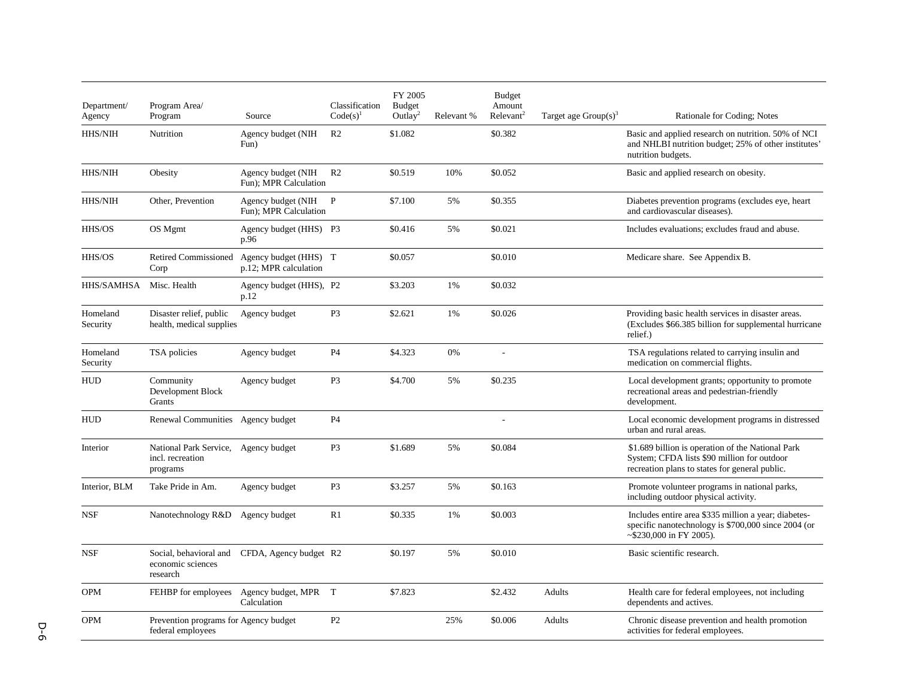| Department/ Agency | Program Area/ Program | Source | Classification Code(s)[1] | FY 2005 Budget Outlay[2] | Relevant % | Budget Amount Relevant[2] | Target age Group(s)[3] | Rationale for Coding; Notes |
|---|---|---|---|---|---|---|---|---|
| HHS/NIH | Nutrition | Agency budget (NIH Fun) | R2 | $1.082 | | $0.382 | | Basic and applied research on nutrition. 50% of NCI and NHLBI nutrition budget; 25% of other institutes' nutrition budgets. |
| HHS/NIH | Obesity | Agency budget (NIH Fun); MPR Calculation | R2 | $0.519 | 10% | $0.052 | | Basic and applied research on obesity. |
| HHS/NIH | Other, Prevention | Agency budget (NIH Fun); MPR Calculation | P | $7.100 | 5% | $0.355 | | Diabetes prevention programs (excludes eye, heart and cardiovascular diseases). |
| HHS/OS | OS Mgmt | Agency budget (HHS) p.96 | P3 | $0.416 | 5% | $0.021 | | Includes evaluations; excludes fraud and abuse. |
| HHS/OS | Retired Commissioned Corp | Agency budget (HHS) p.12; MPR calculation | T | $0.057 | | $0.010 | | Medicare share. See Appendix B. |
| HHS/SAMHSA | Misc. Health | Agency budget (HHS), p.12 | P2 | $3.203 | 1% | $0.032 | | |
| Homeland Security | Disaster relief, public health, medical supplies | Agency budget | P3 | $2.621 | 1% | $0.026 | | Providing basic health services in disaster areas. (Excludes $66.385 billion for supplemental hurricane relief.) |
| Homeland Security | TSA policies | Agency budget | P4 | $4.323 | 0% | - | | TSA regulations related to carrying insulin and medication on commercial flights. |
| HUD | Community Development Block Grants | Agency budget | P3 | $4.700 | 5% | $0.235 | | Local development grants; opportunity to promote recreational areas and pedestrian-friendly development. |
| HUD | Renewal Communities | Agency budget | P4 | | | - | | Local economic development programs in distressed urban and rural areas. |
| Interior | National Park Service, incl. recreation programs | Agency budget | P3 | $1.689 | 5% | $0.084 | | $1.689 billion is operation of the National Park System; CFDA lists $90 million for outdoor recreation plans to states for general public. |
| Interior, BLM | Take Pride in Am. | Agency budget | P3 | $3.257 | 5% | $0.163 | | Promote volunteer programs in national parks, including outdoor physical activity. |
| NSF | Nanotechnology R&D | Agency budget | R1 | $0.335 | 1% | $0.003 | | Includes entire area $335 million a year; diabetes-specific nanotechnology is $700,000 since 2004 (or ~$230,000 in FY 2005). |
| NSF | Social, behavioral and economic sciences research | CFDA, Agency budget | R2 | $0.197 | 5% | $0.010 | | Basic scientific research. |
| OPM | FEHBP for employees | Agency budget, MPR Calculation | T | $7.823 | | $2.432 | Adults | Health care for federal employees, not including dependents and actives. |
| OPM | Prevention programs for federal employees | Agency budget | P2 | | 25% | $0.006 | Adults | Chronic disease prevention and health promotion activities for federal employees. |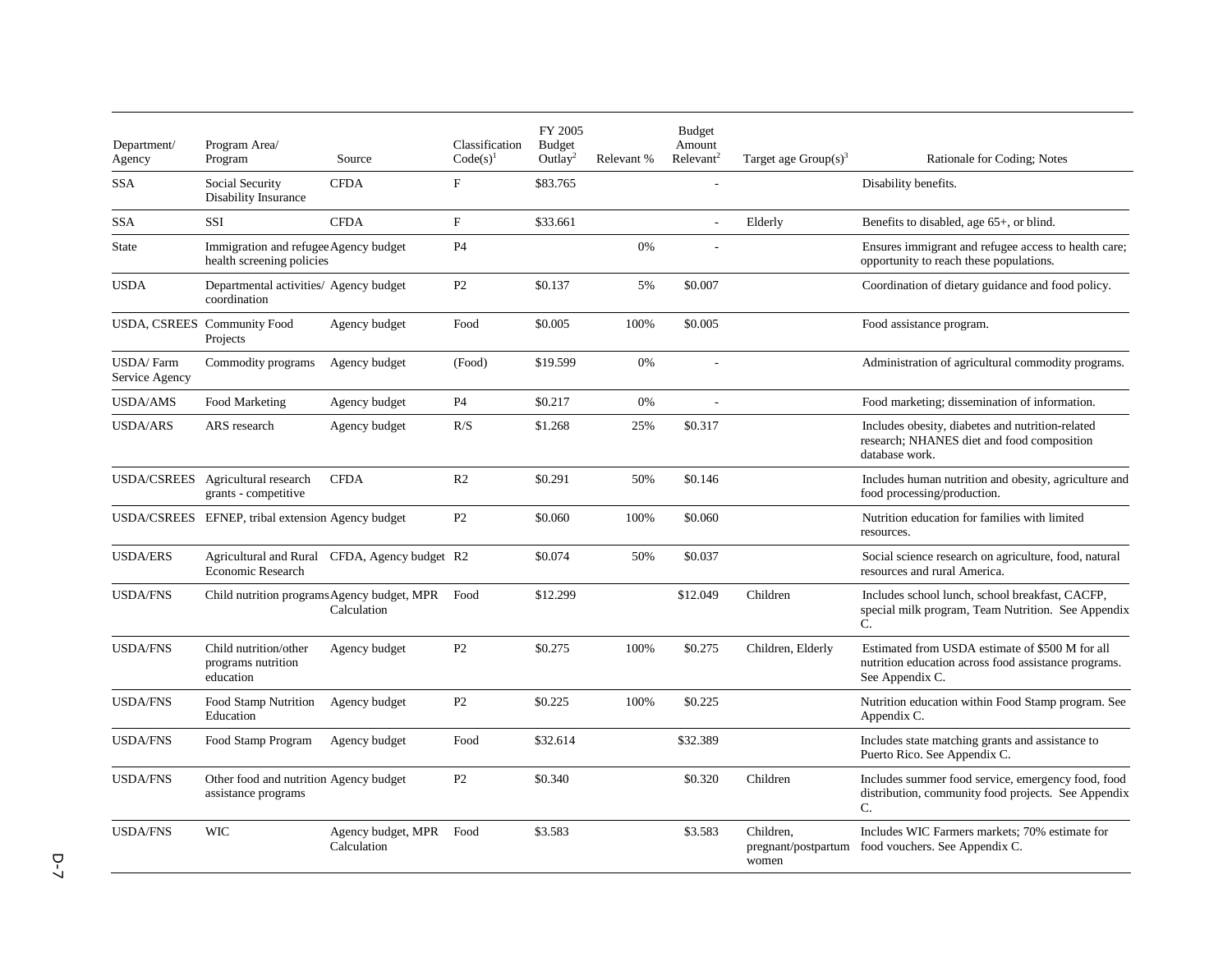| Department/ Agency | Program Area/ Program | Source | Classification Code(s)[1] | FY 2005 Budget Outlay[2] | Relevant % | Budget Amount Relevant[2] | Target age Group(s)[3] | Rationale for Coding; Notes |
|---|---|---|---|---|---|---|---|---|
| SSA | Social Security Disability Insurance | CFDA | F | $83.765 | | - | | Disability benefits. |
| SSA | SSI | CFDA | F | $33.661 | | - | Elderly | Benefits to disabled, age 65+, or blind. |
| State | Immigration and refugee health screening policies | Agency budget | P4 | | 0% | - | | Ensures immigrant and refugee access to health care; opportunity to reach these populations. |
| USDA | Departmental activities/ coordination | Agency budget | P2 | $0.137 | 5% | $0.007 | | Coordination of dietary guidance and food policy. |
| USDA, CSREES | Community Food Projects | Agency budget | Food | $0.005 | 100% | $0.005 | | Food assistance program. |
| USDA/ Farm Service Agency | Commodity programs | Agency budget | (Food) | $19.599 | 0% | - | | Administration of agricultural commodity programs. |
| USDA/AMS | Food Marketing | Agency budget | P4 | $0.217 | 0% | - | | Food marketing; dissemination of information. |
| USDA/ARS | ARS research | Agency budget | R/S | $1.268 | 25% | $0.317 | | Includes obesity, diabetes and nutrition-related research; NHANES diet and food composition database work. |
| USDA/CSREES | Agricultural research grants - competitive | CFDA | R2 | $0.291 | 50% | $0.146 | | Includes human nutrition and obesity, agriculture and food processing/production. |
| USDA/CSREES | EFNEP, tribal extension | Agency budget | P2 | $0.060 | 100% | $0.060 | | Nutrition education for families with limited resources. |
| USDA/ERS | Agricultural and Rural Economic Research | CFDA, Agency budget | R2 | $0.074 | 50% | $0.037 | | Social science research on agriculture, food, natural resources and rural America. |
| USDA/FNS | Child nutrition programs | Agency budget, MPR Calculation | Food | $12.299 | | $12.049 | Children | Includes school lunch, school breakfast, CACFP, special milk program, Team Nutrition. See Appendix C. |
| USDA/FNS | Child nutrition/other programs nutrition education | Agency budget | P2 | $0.275 | 100% | $0.275 | Children, Elderly | Estimated from USDA estimate of $500 M for all nutrition education across food assistance programs. See Appendix C. |
| USDA/FNS | Food Stamp Nutrition Education | Agency budget | P2 | $0.225 | 100% | $0.225 | | Nutrition education within Food Stamp program. See Appendix C. |
| USDA/FNS | Food Stamp Program | Agency budget | Food | $32.614 | | $32.389 | | Includes state matching grants and assistance to Puerto Rico. See Appendix C. |
| USDA/FNS | Other food and nutrition assistance programs | Agency budget | P2 | $0.340 | | $0.320 | Children | Includes summer food service, emergency food, food distribution, community food projects. See Appendix C. |
| USDA/FNS | WIC | Agency budget, MPR Calculation | Food | $3.583 | | $3.583 | Children, pregnant/postpartum women | Includes WIC Farmers markets; 70% estimate for food vouchers. See Appendix C. |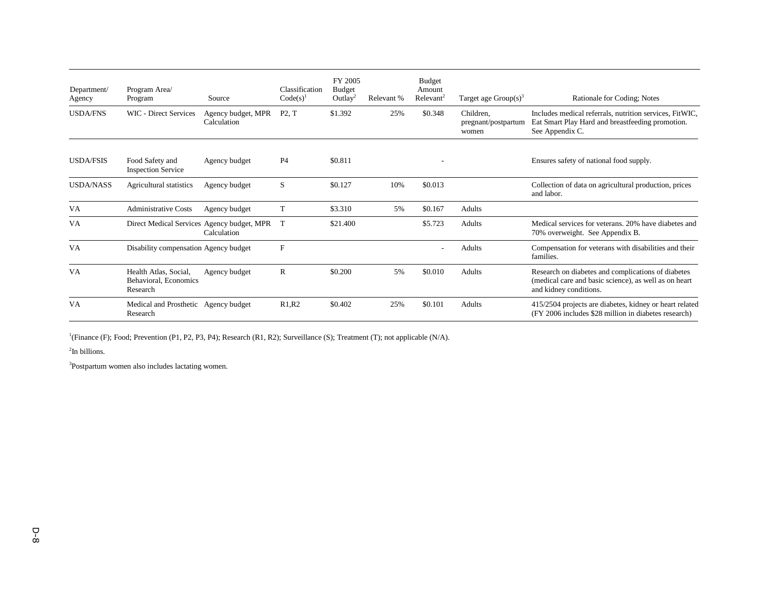| Department/ Agency | Program Area/ Program | Source | Classification Code(s)[1] | FY 2005 Budget Outlay[2] | Relevant % | Budget Amount Relevant[2] | Target age Group(s)[3] | Rationale for Coding; Notes |
|---|---|---|---|---|---|---|---|---|
| USDA/FNS | WIC - Direct Services | Agency budget, MPR Calculation | P2, T | $1.392 | 25% | $0.348 | Children, pregnant/postpartum women | Includes medical referrals, nutrition services, FitWIC, Eat Smart Play Hard and breastfeeding promotion. See Appendix C. |
| USDA/FSIS | Food Safety and Inspection Service | Agency budget | P4 | $0.811 | | - | | Ensures safety of national food supply. |
| USDA/NASS | Agricultural statistics | Agency budget | S | $0.127 | 10% | $0.013 | | Collection of data on agricultural production, prices and labor. |
| VA | Administrative Costs | Agency budget | T | $3.310 | 5% | $0.167 | Adults | |
| VA | Direct Medical Services | Agency budget, MPR Calculation | T | $21.400 | | $5.723 | Adults | Medical services for veterans. 20% have diabetes and 70% overweight. See Appendix B. |
| VA | Disability compensation | Agency budget | F | | | - | Adults | Compensation for veterans with disabilities and their families. |
| VA | Health Atlas, Social, Behavioral, Economics Research | Agency budget | R | $0.200 | 5% | $0.010 | Adults | Research on diabetes and complications of diabetes (medical care and basic science), as well as on heart and kidney conditions. |
| VA | Medical and Prosthetic Research | Agency budget | R1,R2 | $0.402 | 25% | $0.101 | Adults | 415/2504 projects are diabetes, kidney or heart related (FY 2006 includes $28 million in diabetes research) |

[1](Finance (F); Food; Prevention (P1, P2, P3, P4); Research (R1, R2); Surveillance (S); Treatment (T); not applicable (N/A).

[2]In billions.

[3]Postpartum women also includes lactating women.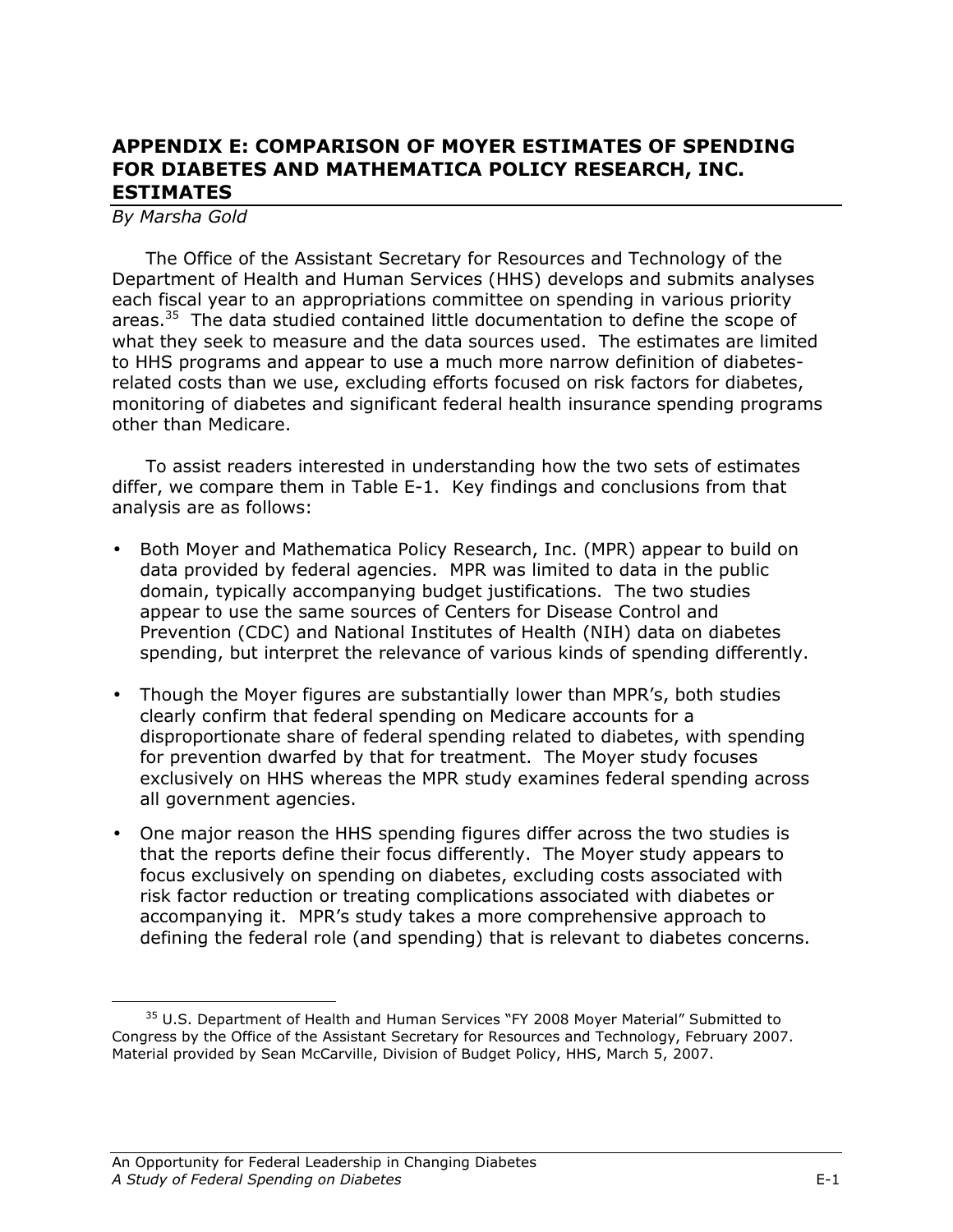## APPENDIX E: COMPARISON OF MOYER ESTIMATES OF SPENDING FOR DIABETES AND MATHEMATICA POLICY RESEARCH, INC. ESTIMATES

*By Marsha Gold*

The Office of the Assistant Secretary for Resources and Technology of the Department of Health and Human Services (HHS) develops and submits analyses each fiscal year to an appropriations committee on spending in various priority areas.[35] The data studied contained little documentation to define the scope of what they seek to measure and the data sources used. The estimates are limited to HHS programs and appear to use a much more narrow definition of diabetes-related costs than we use, excluding efforts focused on risk factors for diabetes, monitoring of diabetes and significant federal health insurance spending programs other than Medicare.

To assist readers interested in understanding how the two sets of estimates differ, we compare them in Table E-1. Key findings and conclusions from that analysis are as follows:

- Both Moyer and Mathematica Policy Research, Inc. (MPR) appear to build on data provided by federal agencies. MPR was limited to data in the public domain, typically accompanying budget justifications. The two studies appear to use the same sources of Centers for Disease Control and Prevention (CDC) and National Institutes of Health (NIH) data on diabetes spending, but interpret the relevance of various kinds of spending differently.

- Though the Moyer figures are substantially lower than MPR's, both studies clearly confirm that federal spending on Medicare accounts for a disproportionate share of federal spending related to diabetes, with spending for prevention dwarfed by that for treatment. The Moyer study focuses exclusively on HHS whereas the MPR study examines federal spending across all government agencies.

- One major reason the HHS spending figures differ across the two studies is that the reports define their focus differently. The Moyer study appears to focus exclusively on spending on diabetes, excluding costs associated with risk factor reduction or treating complications associated with diabetes or accompanying it. MPR's study takes a more comprehensive approach to defining the federal role (and spending) that is relevant to diabetes concerns.

---

[35] U.S. Department of Health and Human Services "FY 2008 Moyer Material" Submitted to Congress by the Office of the Assistant Secretary for Resources and Technology, February 2007. Material provided by Sean McCarville, Division of Budget Policy, HHS, March 5, 2007.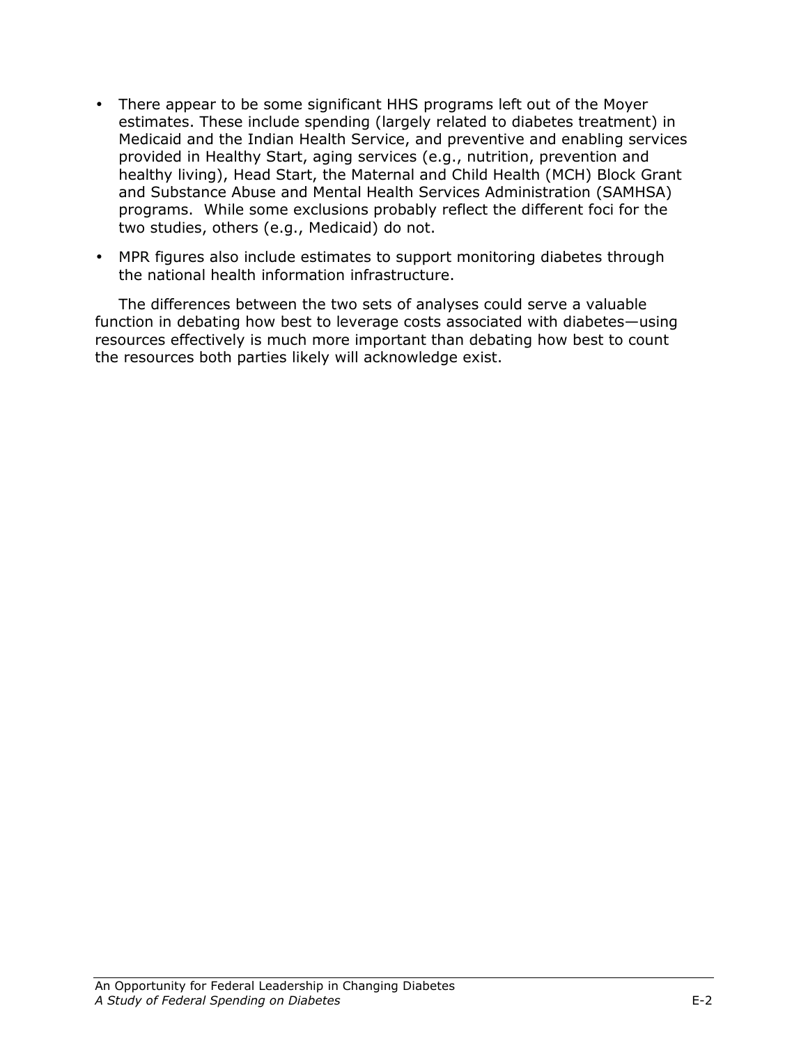- There appear to be some significant HHS programs left out of the Moyer estimates. These include spending (largely related to diabetes treatment) in Medicaid and the Indian Health Service, and preventive and enabling services provided in Healthy Start, aging services (e.g., nutrition, prevention and healthy living), Head Start, the Maternal and Child Health (MCH) Block Grant and Substance Abuse and Mental Health Services Administration (SAMHSA) programs. While some exclusions probably reflect the different foci for the two studies, others (e.g., Medicaid) do not.
- MPR figures also include estimates to support monitoring diabetes through the national health information infrastructure.

The differences between the two sets of analyses could serve a valuable function in debating how best to leverage costs associated with diabetes—using resources effectively is much more important than debating how best to count the resources both parties likely will acknowledge exist.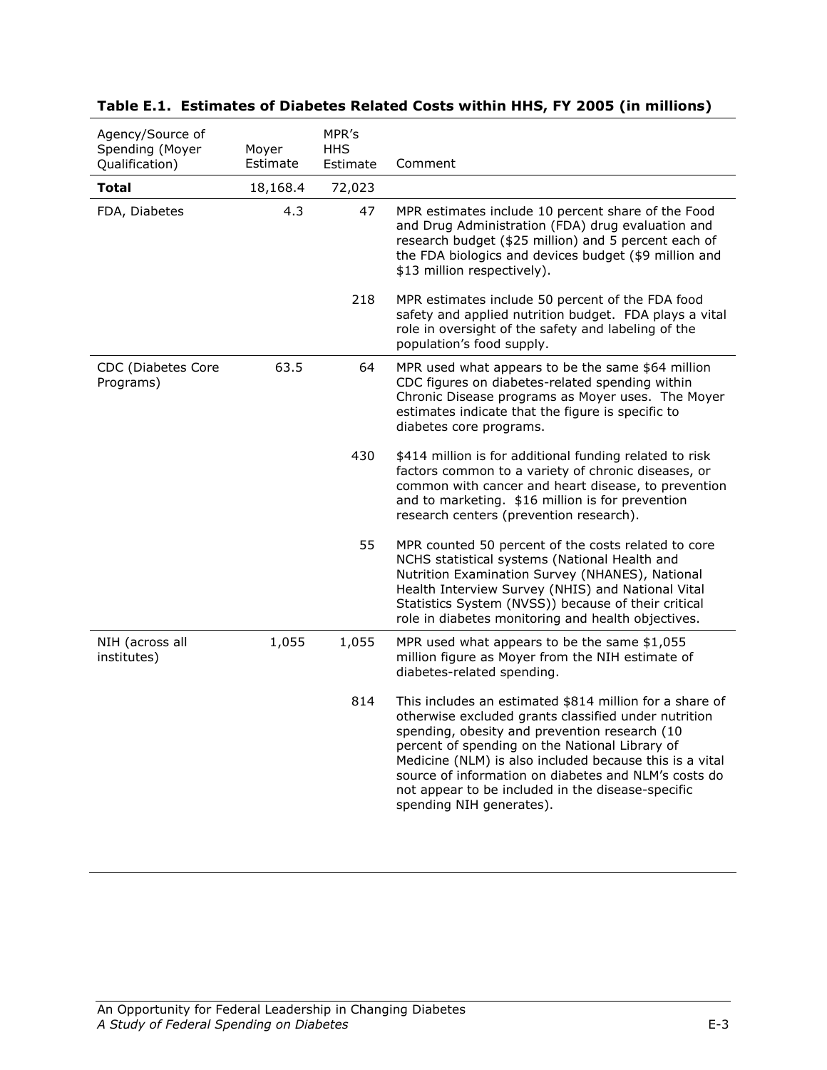**Table E.1. Estimates of Diabetes Related Costs within HHS, FY 2005 (in millions)**

| Agency/Source of Spending (Moyer Qualification) | Moyer Estimate | MPR's HHS Estimate | Comment |
|---|---|---|---|
| **Total** | 18,168.4 | 72,023 | |
| FDA, Diabetes | 4.3 | 47 | MPR estimates include 10 percent share of the Food and Drug Administration (FDA) drug evaluation and research budget ($25 million) and 5 percent each of the FDA biologics and devices budget ($9 million and $13 million respectively). |
| | | 218 | MPR estimates include 50 percent of the FDA food safety and applied nutrition budget. FDA plays a vital role in oversight of the safety and labeling of the population's food supply. |
| CDC (Diabetes Core Programs) | 63.5 | 64 | MPR used what appears to be the same $64 million CDC figures on diabetes-related spending within Chronic Disease programs as Moyer uses. The Moyer estimates indicate that the figure is specific to diabetes core programs. |
| | | 430 | $414 million is for additional funding related to risk factors common to a variety of chronic diseases, or common with cancer and heart disease, to prevention and to marketing. $16 million is for prevention research centers (prevention research). |
| | | 55 | MPR counted 50 percent of the costs related to core NCHS statistical systems (National Health and Nutrition Examination Survey (NHANES), National Health Interview Survey (NHIS) and National Vital Statistics System (NVSS)) because of their critical role in diabetes monitoring and health objectives. |
| NIH (across all institutes) | 1,055 | 1,055 | MPR used what appears to be the same $1,055 million figure as Moyer from the NIH estimate of diabetes-related spending. |
| | | 814 | This includes an estimated $814 million for a share of otherwise excluded grants classified under nutrition spending, obesity and prevention research (10 percent of spending on the National Library of Medicine (NLM) is also included because this is a vital source of information on diabetes and NLM's costs do not appear to be included in the disease-specific spending NIH generates). |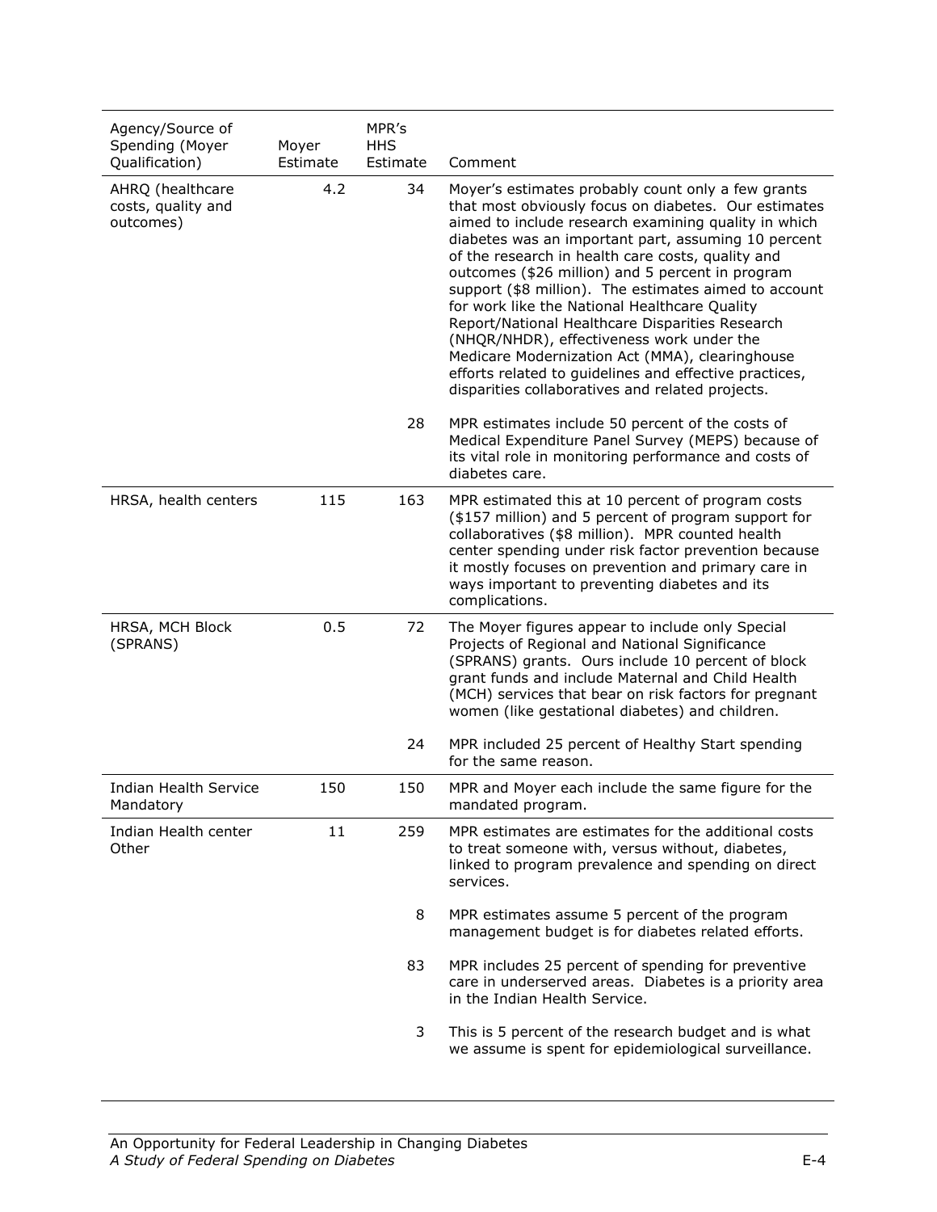| Agency/Source of Spending (Moyer Qualification) | Moyer Estimate | MPR's HHS Estimate | Comment |
|---|---|---|---|
| AHRQ (healthcare costs, quality and outcomes) | 4.2 | 34 | Moyer's estimates probably count only a few grants that most obviously focus on diabetes. Our estimates aimed to include research examining quality in which diabetes was an important part, assuming 10 percent of the research in health care costs, quality and outcomes ($26 million) and 5 percent in program support ($8 million). The estimates aimed to account for work like the National Healthcare Quality Report/National Healthcare Disparities Research (NHQR/NHDR), effectiveness work under the Medicare Modernization Act (MMA), clearinghouse efforts related to guidelines and effective practices, disparities collaboratives and related projects. |
| | | 28 | MPR estimates include 50 percent of the costs of Medical Expenditure Panel Survey (MEPS) because of its vital role in monitoring performance and costs of diabetes care. |
| HRSA, health centers | 115 | 163 | MPR estimated this at 10 percent of program costs ($157 million) and 5 percent of program support for collaboratives ($8 million). MPR counted health center spending under risk factor prevention because it mostly focuses on prevention and primary care in ways important to preventing diabetes and its complications. |
| HRSA, MCH Block (SPRANS) | 0.5 | 72 | The Moyer figures appear to include only Special Projects of Regional and National Significance (SPRANS) grants. Ours include 10 percent of block grant funds and include Maternal and Child Health (MCH) services that bear on risk factors for pregnant women (like gestational diabetes) and children. |
| | | 24 | MPR included 25 percent of Healthy Start spending for the same reason. |
| Indian Health Service Mandatory | 150 | 150 | MPR and Moyer each include the same figure for the mandated program. |
| Indian Health center Other | 11 | 259 | MPR estimates are estimates for the additional costs to treat someone with, versus without, diabetes, linked to program prevalence and spending on direct services. |
| | | 8 | MPR estimates assume 5 percent of the program management budget is for diabetes related efforts. |
| | | 83 | MPR includes 25 percent of spending for preventive care in underserved areas. Diabetes is a priority area in the Indian Health Service. |
| | | 3 | This is 5 percent of the research budget and is what we assume is spent for epidemiological surveillance. |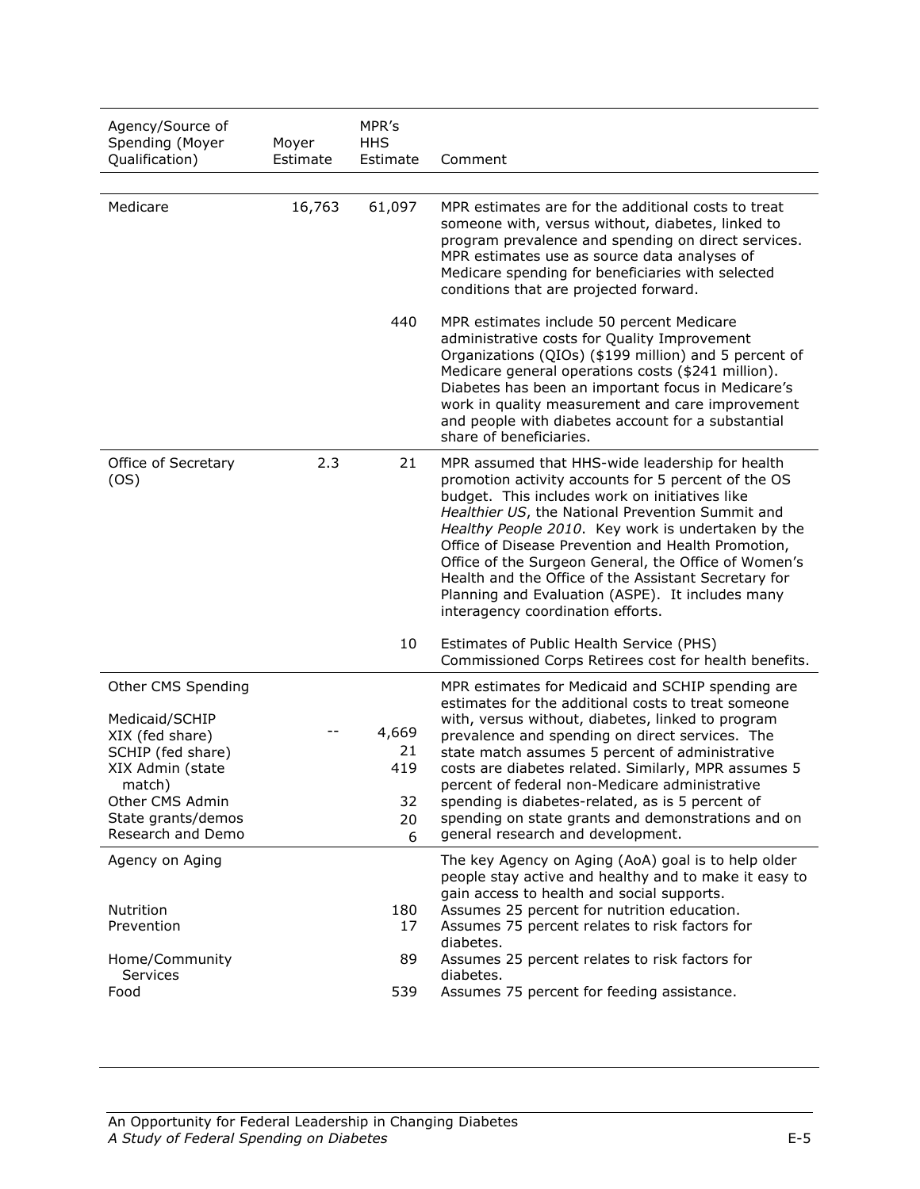| Agency/Source of Spending (Moyer Qualification) | Moyer Estimate | MPR's HHS Estimate | Comment |
|---|---|---|---|
| Medicare | 16,763 | 61,097 | MPR estimates are for the additional costs to treat someone with, versus without, diabetes, linked to program prevalence and spending on direct services. MPR estimates use as source data analyses of Medicare spending for beneficiaries with selected conditions that are projected forward. |
| | | 440 | MPR estimates include 50 percent Medicare administrative costs for Quality Improvement Organizations (QIOs) ($199 million) and 5 percent of Medicare general operations costs ($241 million). Diabetes has been an important focus in Medicare's work in quality measurement and care improvement and people with diabetes account for a substantial share of beneficiaries. |
| Office of Secretary (OS) | 2.3 | 21 | MPR assumed that HHS-wide leadership for health promotion activity accounts for 5 percent of the OS budget. This includes work on initiatives like *Healthier US*, the National Prevention Summit and *Healthy People 2010*. Key work is undertaken by the Office of Disease Prevention and Health Promotion, Office of the Surgeon General, the Office of Women's Health and the Office of the Assistant Secretary for Planning and Evaluation (ASPE). It includes many interagency coordination efforts. |
| | | 10 | Estimates of Public Health Service (PHS) Commissioned Corps Retirees cost for health benefits. |
| Other CMS Spending | | | MPR estimates for Medicaid and SCHIP spending are estimates for the additional costs to treat someone with, versus without, diabetes, linked to program prevalence and spending on direct services. The state match assumes 5 percent of administrative costs are diabetes related. Similarly, MPR assumes 5 percent of federal non-Medicare administrative spending is diabetes-related, as is 5 percent of spending on state grants and demonstrations and on general research and development. |
| Medicaid/SCHIP | | | |
| XIX (fed share) | -- | 4,669 | |
| SCHIP (fed share) | | 21 | |
| XIX Admin (state match) | | 419 | |
| Other CMS Admin | | 32 | |
| State grants/demos | | 20 | |
| Research and Demo | | 6 | |
| Agency on Aging | | | The key Agency on Aging (AoA) goal is to help older people stay active and healthy and to make it easy to gain access to health and social supports. |
| Nutrition | | 180 | Assumes 25 percent for nutrition education. |
| Prevention | | 17 | Assumes 75 percent relates to risk factors for diabetes. |
| Home/Community Services | | 89 | Assumes 25 percent relates to risk factors for diabetes. |
| Food | | 539 | Assumes 75 percent for feeding assistance. |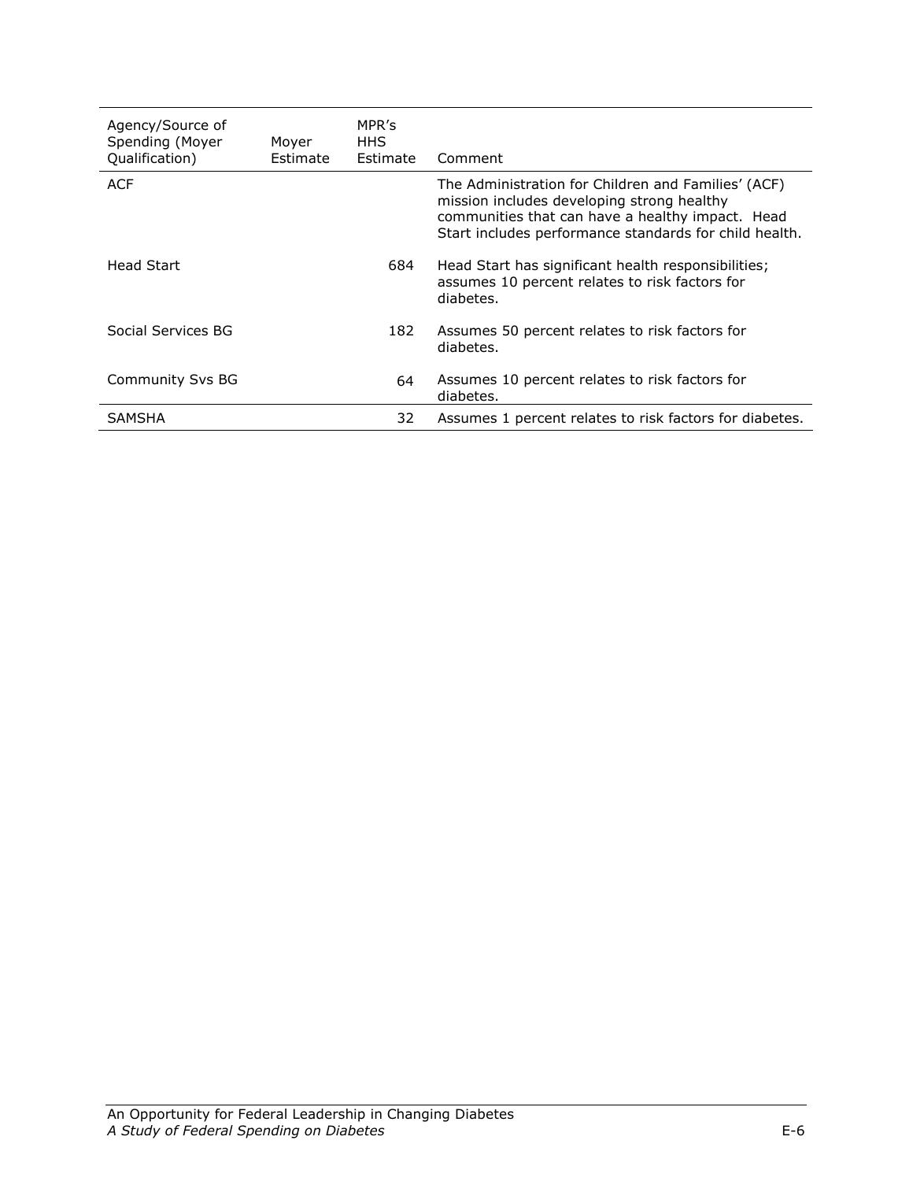| Agency/Source of Spending (Moyer Qualification) | Moyer Estimate | MPR's HHS Estimate | Comment |
|---|---|---|---|
| ACF | | | The Administration for Children and Families' (ACF) mission includes developing strong healthy communities that can have a healthy impact. Head Start includes performance standards for child health. |
| Head Start | | 684 | Head Start has significant health responsibilities; assumes 10 percent relates to risk factors for diabetes. |
| Social Services BG | | 182 | Assumes 50 percent relates to risk factors for diabetes. |
| Community Svs BG | | 64 | Assumes 10 percent relates to risk factors for diabetes. |
| SAMSHA | | 32 | Assumes 1 percent relates to risk factors for diabetes. |